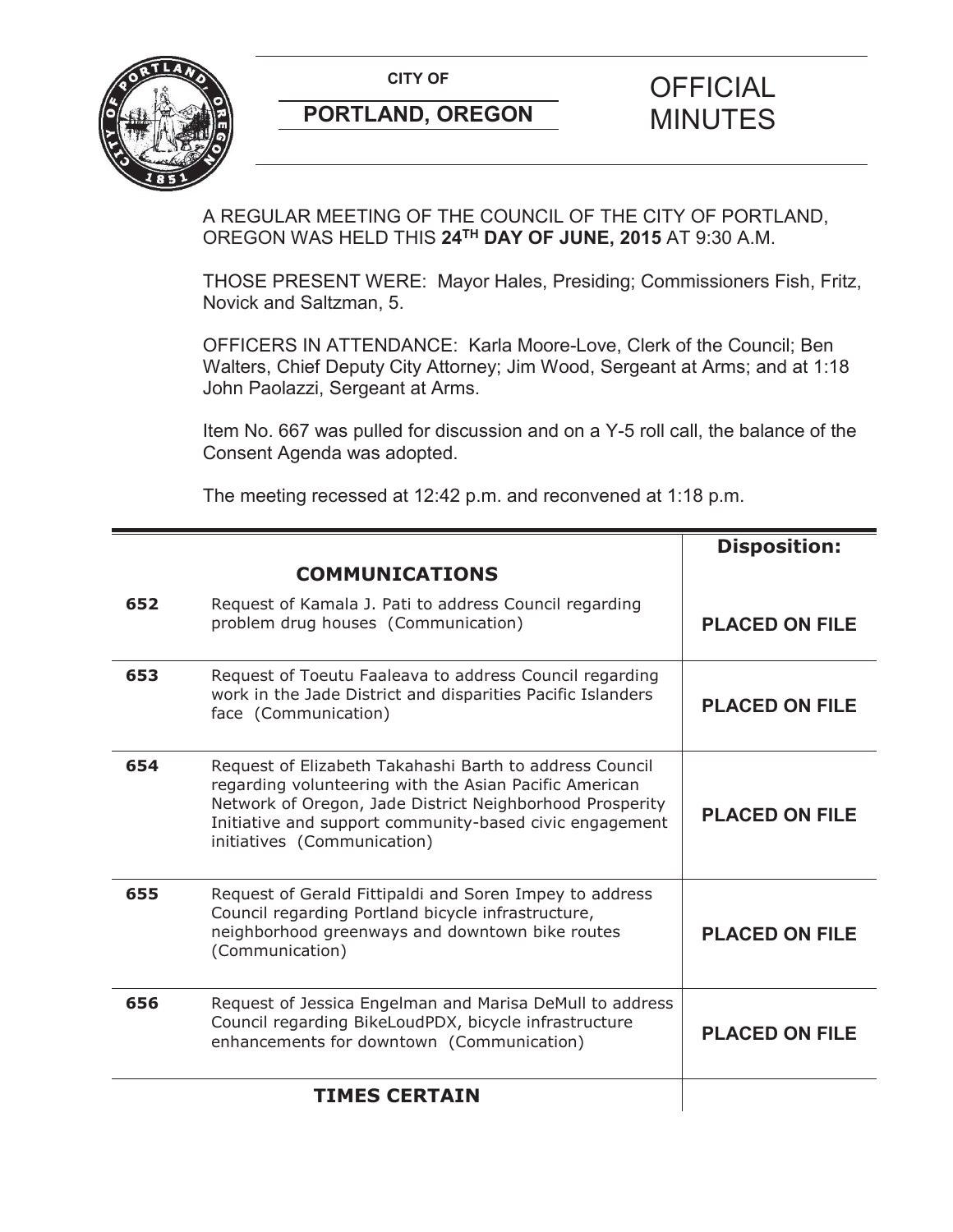**CITY OF**

**PORTLAND, OREGON**

# OFFICIAL MINUTES

A REGULAR MEETING OF THE COUNCIL OF THE CITY OF PORTLAND, OREGON WAS HELD THIS **24TH DAY OF JUNE, 2015** AT 9:30 A.M.

THOSE PRESENT WERE: Mayor Hales, Presiding; Commissioners Fish, Fritz, Novick and Saltzman, 5.

OFFICERS IN ATTENDANCE: Karla Moore-Love, Clerk of the Council; Ben Walters, Chief Deputy City Attorney; Jim Wood, Sergeant at Arms; and at 1:18 John Paolazzi, Sergeant at Arms.

Item No. 667 was pulled for discussion and on a Y-5 roll call, the balance of the Consent Agenda was adopted.

The meeting recessed at 12:42 p.m. and reconvened at 1:18 p.m.

| | | **Disposition:** |
|---|---|---|
| | **COMMUNICATIONS** | |
| **652** | Request of Kamala J. Pati to address Council regarding problem drug houses (Communication) | **PLACED ON FILE** |
| **653** | Request of Toeutu Faaleava to address Council regarding work in the Jade District and disparities Pacific Islanders face (Communication) | **PLACED ON FILE** |
| **654** | Request of Elizabeth Takahashi Barth to address Council regarding volunteering with the Asian Pacific American Network of Oregon, Jade District Neighborhood Prosperity Initiative and support community-based civic engagement initiatives (Communication) | **PLACED ON FILE** |
| **655** | Request of Gerald Fittipaldi and Soren Impey to address Council regarding Portland bicycle infrastructure, neighborhood greenways and downtown bike routes (Communication) | **PLACED ON FILE** |
| **656** | Request of Jessica Engelman and Marisa DeMull to address Council regarding BikeLoudPDX, bicycle infrastructure enhancements for downtown (Communication) | **PLACED ON FILE** |
| | **TIMES CERTAIN** | |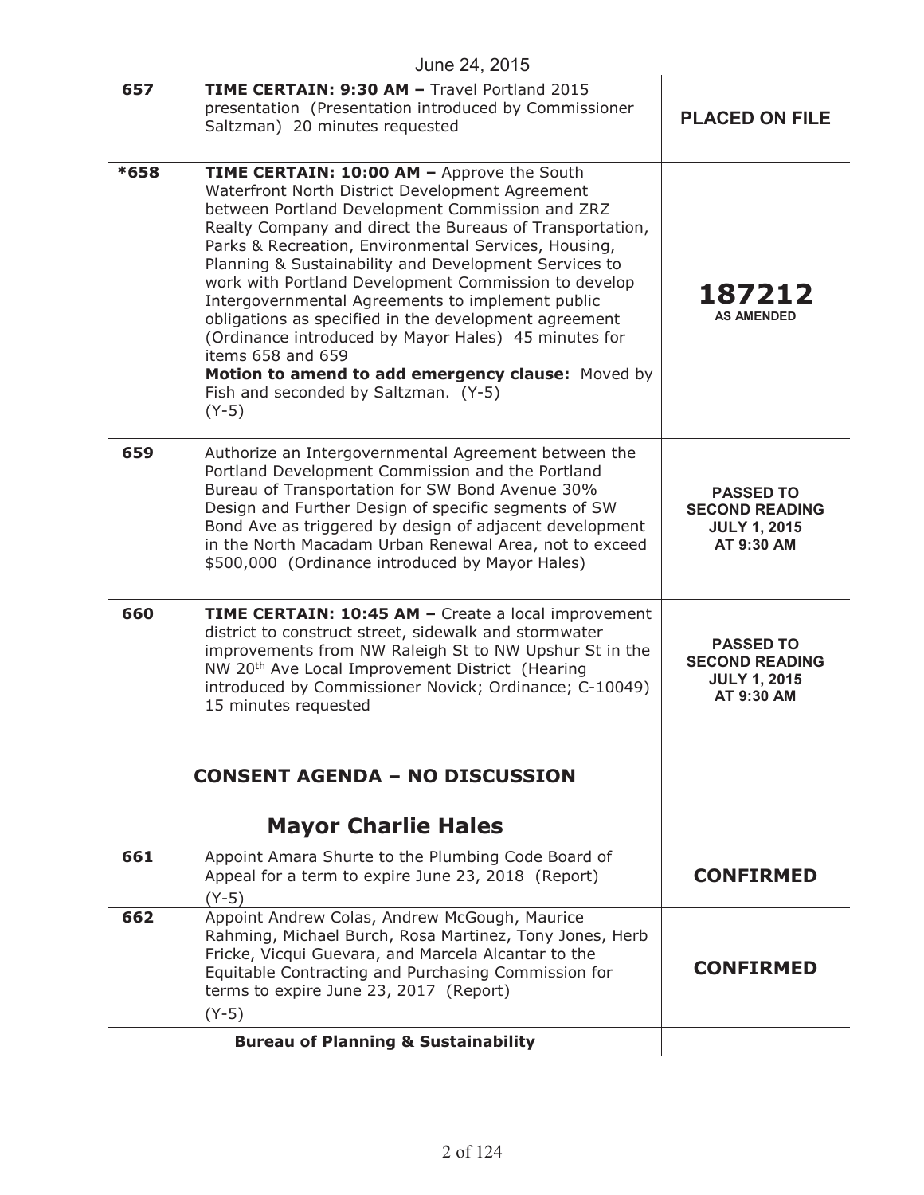June 24, 2015

| | | |
|---|---|---|
| 657 | **TIME CERTAIN: 9:30 AM –** Travel Portland 2015 presentation (Presentation introduced by Commissioner Saltzman) 20 minutes requested | **PLACED ON FILE** |
| *658 | **TIME CERTAIN: 10:00 AM –** Approve the South Waterfront North District Development Agreement between Portland Development Commission and ZRZ Realty Company and direct the Bureaus of Transportation, Parks & Recreation, Environmental Services, Housing, Planning & Sustainability and Development Services to work with Portland Development Commission to develop Intergovernmental Agreements to implement public obligations as specified in the development agreement (Ordinance introduced by Mayor Hales) 45 minutes for items 658 and 659<br>**Motion to amend to add emergency clause:** Moved by Fish and seconded by Saltzman. (Y-5)<br>(Y-5) | **187212**<br>**AS AMENDED** |
| 659 | Authorize an Intergovernmental Agreement between the Portland Development Commission and the Portland Bureau of Transportation for SW Bond Avenue 30% Design and Further Design of specific segments of SW Bond Ave as triggered by design of adjacent development in the North Macadam Urban Renewal Area, not to exceed $500,000 (Ordinance introduced by Mayor Hales) | **PASSED TO SECOND READING JULY 1, 2015 AT 9:30 AM** |
| 660 | **TIME CERTAIN: 10:45 AM –** Create a local improvement district to construct street, sidewalk and stormwater improvements from NW Raleigh St to NW Upshur St in the NW 20th Ave Local Improvement District (Hearing introduced by Commissioner Novick; Ordinance; C-10049) 15 minutes requested | **PASSED TO SECOND READING JULY 1, 2015 AT 9:30 AM** |

## CONSENT AGENDA – NO DISCUSSION

### Mayor Charlie Hales

| | | |
|---|---|---|
| 661 | Appoint Amara Shurte to the Plumbing Code Board of Appeal for a term to expire June 23, 2018 (Report)<br>(Y-5) | **CONFIRMED** |
| 662 | Appoint Andrew Colas, Andrew McGough, Maurice Rahming, Michael Burch, Rosa Martinez, Tony Jones, Herb Fricke, Vicqui Guevara, and Marcela Alcantar to the Equitable Contracting and Purchasing Commission for terms to expire June 23, 2017 (Report)<br>(Y-5) | **CONFIRMED** |

**Bureau of Planning & Sustainability**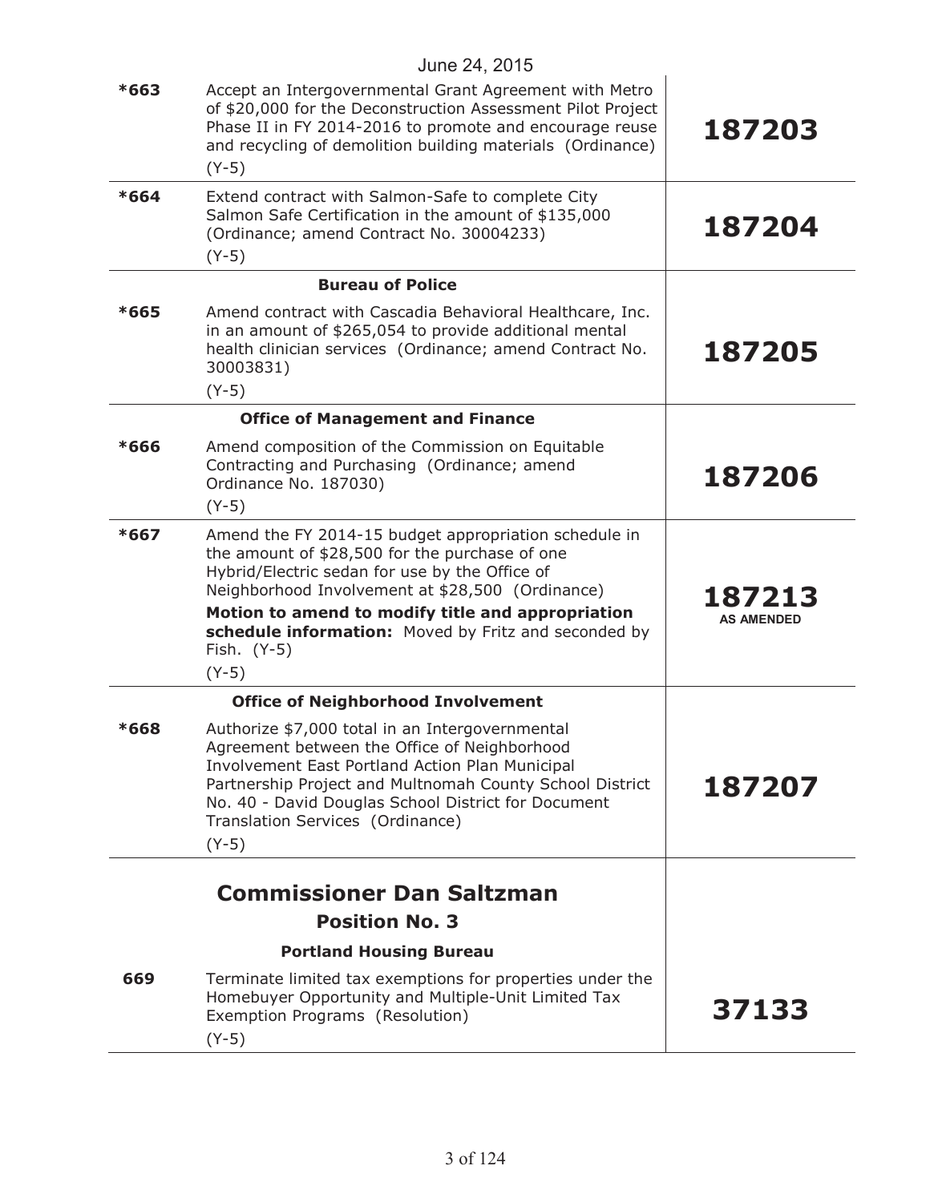June 24, 2015

| | | |
|---|---|---|
| *663 | Accept an Intergovernmental Grant Agreement with Metro of $20,000 for the Deconstruction Assessment Pilot Project Phase II in FY 2014-2016 to promote and encourage reuse and recycling of demolition building materials (Ordinance)<br>(Y-5) | **187203** |
| *664 | Extend contract with Salmon-Safe to complete City Salmon Safe Certification in the amount of $135,000 (Ordinance; amend Contract No. 30004233)<br>(Y-5) | **187204** |
| | **Bureau of Police** | |
| *665 | Amend contract with Cascadia Behavioral Healthcare, Inc. in an amount of $265,054 to provide additional mental health clinician services (Ordinance; amend Contract No. 30003831)<br>(Y-5) | **187205** |
| | **Office of Management and Finance** | |
| *666 | Amend composition of the Commission on Equitable Contracting and Purchasing (Ordinance; amend Ordinance No. 187030)<br>(Y-5) | **187206** |
| *667 | Amend the FY 2014-15 budget appropriation schedule in the amount of $28,500 for the purchase of one Hybrid/Electric sedan for use by the Office of Neighborhood Involvement at $28,500 (Ordinance)<br>**Motion to amend to modify title and appropriation schedule information:** Moved by Fritz and seconded by Fish. (Y-5)<br>(Y-5) | **187213**<br>**AS AMENDED** |
| | **Office of Neighborhood Involvement** | |
| *668 | Authorize $7,000 total in an Intergovernmental Agreement between the Office of Neighborhood Involvement East Portland Action Plan Municipal Partnership Project and Multnomah County School District No. 40 - David Douglas School District for Document Translation Services (Ordinance)<br>(Y-5) | **187207** |
| | **Commissioner Dan Saltzman**<br>**Position No. 3** | |
| | **Portland Housing Bureau** | |
| 669 | Terminate limited tax exemptions for properties under the Homebuyer Opportunity and Multiple-Unit Limited Tax Exemption Programs (Resolution)<br>(Y-5) | **37133** |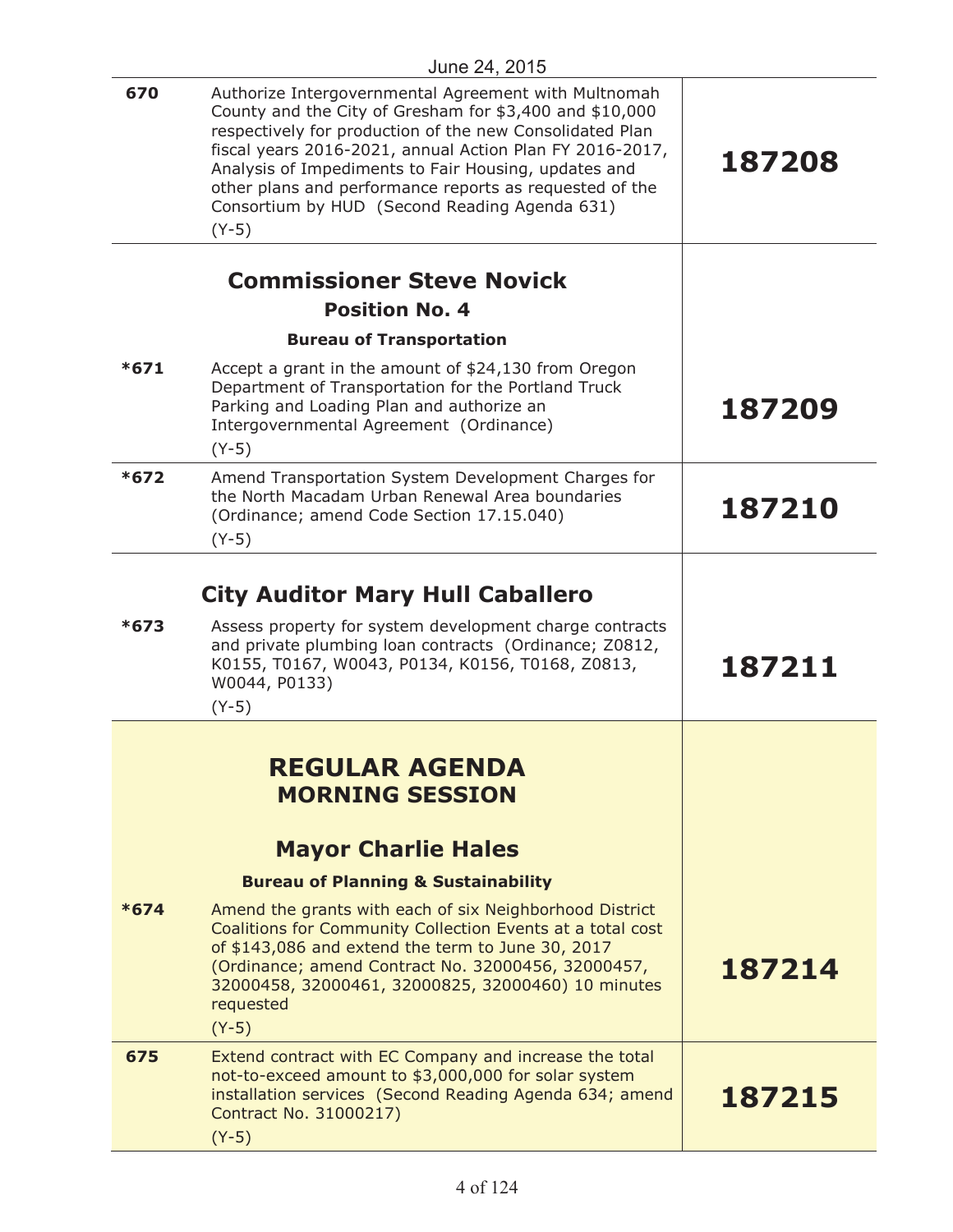June 24, 2015

| | | |
|---|---|---|
| 670 | Authorize Intergovernmental Agreement with Multnomah County and the City of Gresham for $3,400 and $10,000 respectively for production of the new Consolidated Plan fiscal years 2016-2021, annual Action Plan FY 2016-2017, Analysis of Impediments to Fair Housing, updates and other plans and performance reports as requested of the Consortium by HUD (Second Reading Agenda 631) (Y-5) | **187208** |
| | **Commissioner Steve Novick** **Position No. 4** **Bureau of Transportation** | |
| *671 | Accept a grant in the amount of $24,130 from Oregon Department of Transportation for the Portland Truck Parking and Loading Plan and authorize an Intergovernmental Agreement (Ordinance) (Y-5) | **187209** |
| *672 | Amend Transportation System Development Charges for the North Macadam Urban Renewal Area boundaries (Ordinance; amend Code Section 17.15.040) (Y-5) | **187210** |
| | **City Auditor Mary Hull Caballero** | |
| *673 | Assess property for system development charge contracts and private plumbing loan contracts (Ordinance; Z0812, K0155, T0167, W0043, P0134, K0156, T0168, Z0813, W0044, P0133) (Y-5) | **187211** |
| | **REGULAR AGENDA** **MORNING SESSION** | |
| | **Mayor Charlie Hales** **Bureau of Planning & Sustainability** | |
| *674 | Amend the grants with each of six Neighborhood District Coalitions for Community Collection Events at a total cost of $143,086 and extend the term to June 30, 2017 (Ordinance; amend Contract No. 32000456, 32000457, 32000458, 32000461, 32000825, 32000460) 10 minutes requested (Y-5) | **187214** |
| 675 | Extend contract with EC Company and increase the total not-to-exceed amount to $3,000,000 for solar system installation services (Second Reading Agenda 634; amend Contract No. 31000217) (Y-5) | **187215** |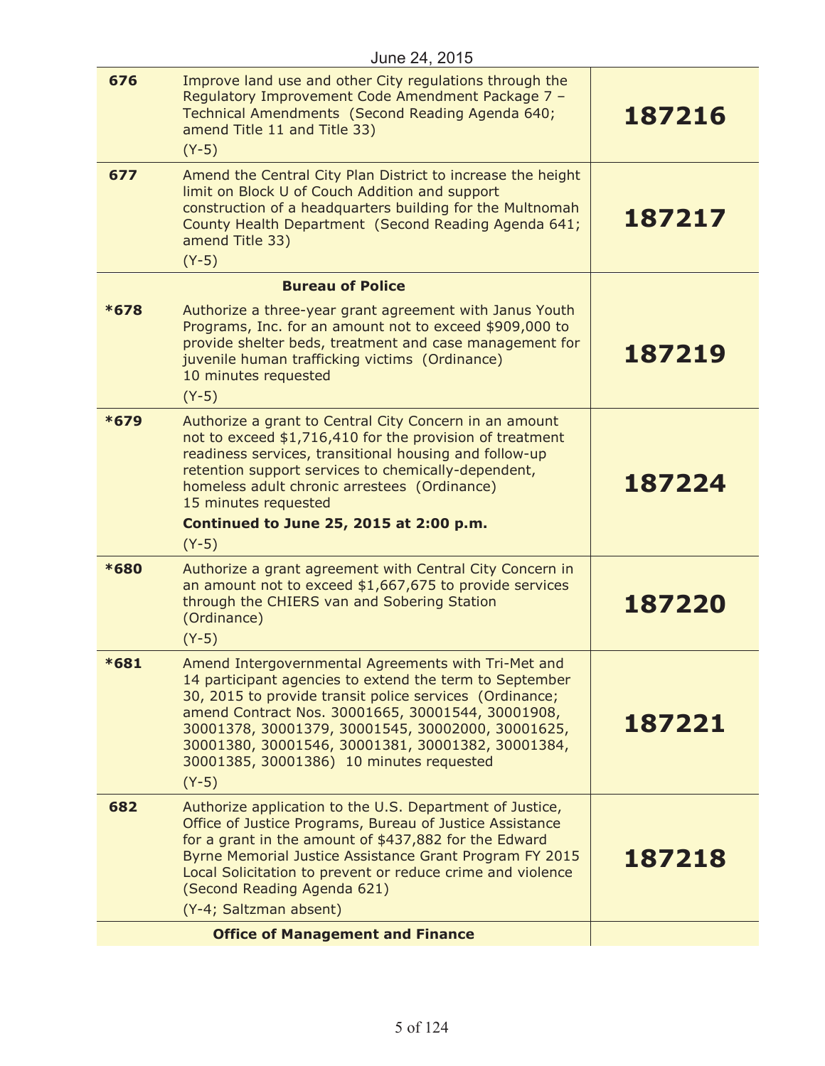June 24, 2015

| | | |
|---|---|---|
| **676** | Improve land use and other City regulations through the Regulatory Improvement Code Amendment Package 7 – Technical Amendments (Second Reading Agenda 640; amend Title 11 and Title 33)<br>(Y-5) | **187216** |
| **677** | Amend the Central City Plan District to increase the height limit on Block U of Couch Addition and support construction of a headquarters building for the Multnomah County Health Department (Second Reading Agenda 641; amend Title 33)<br>(Y-5) | **187217** |
| | **Bureau of Police** | |
| ***678** | Authorize a three-year grant agreement with Janus Youth Programs, Inc. for an amount not to exceed $909,000 to provide shelter beds, treatment and case management for juvenile human trafficking victims (Ordinance)<br>10 minutes requested<br>(Y-5) | **187219** |
| ***679** | Authorize a grant to Central City Concern in an amount not to exceed $1,716,410 for the provision of treatment readiness services, transitional housing and follow-up retention support services to chemically-dependent, homeless adult chronic arrestees (Ordinance)<br>15 minutes requested<br>**Continued to June 25, 2015 at 2:00 p.m.**<br>(Y-5) | **187224** |
| ***680** | Authorize a grant agreement with Central City Concern in an amount not to exceed $1,667,675 to provide services through the CHIERS van and Sobering Station (Ordinance)<br>(Y-5) | **187220** |
| ***681** | Amend Intergovernmental Agreements with Tri-Met and 14 participant agencies to extend the term to September 30, 2015 to provide transit police services (Ordinance; amend Contract Nos. 30001665, 30001544, 30001908, 30001378, 30001379, 30001545, 30002000, 30001625, 30001380, 30001546, 30001381, 30001382, 30001384, 30001385, 30001386) 10 minutes requested<br>(Y-5) | **187221** |
| **682** | Authorize application to the U.S. Department of Justice, Office of Justice Programs, Bureau of Justice Assistance for a grant in the amount of $437,882 for the Edward Byrne Memorial Justice Assistance Grant Program FY 2015 Local Solicitation to prevent or reduce crime and violence (Second Reading Agenda 621)<br>(Y-4; Saltzman absent) | **187218** |
| | **Office of Management and Finance** | |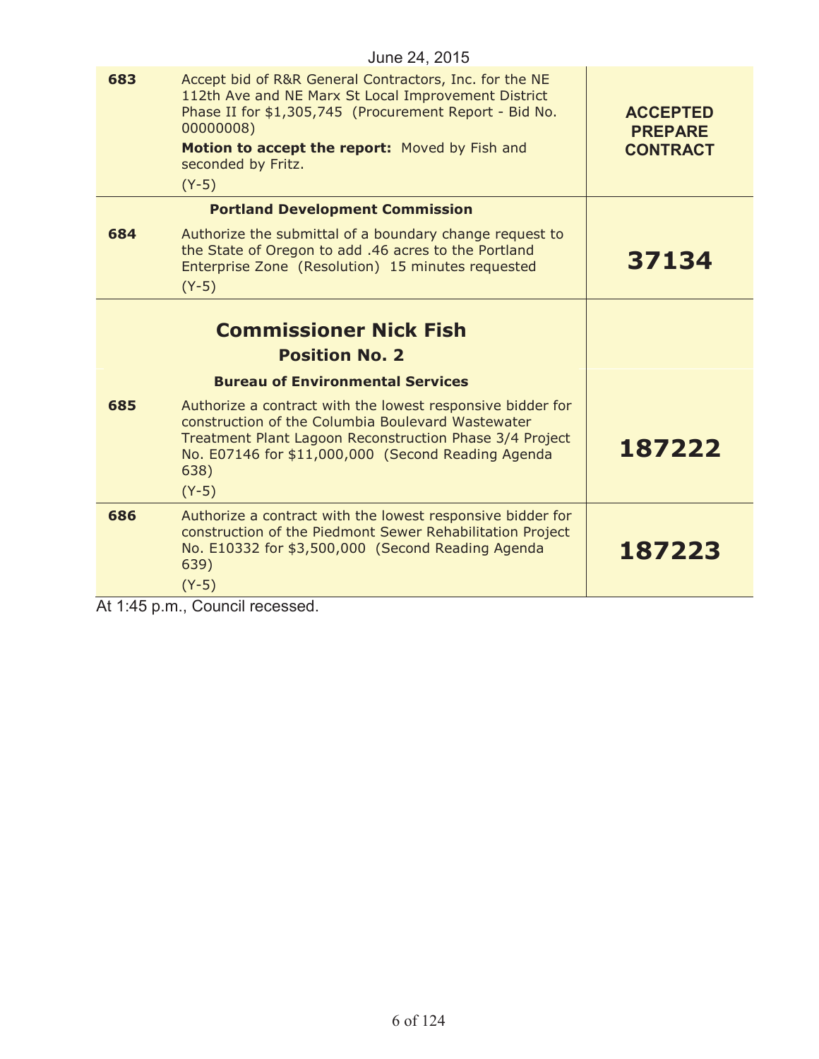June 24, 2015

| | | |
|---|---|---|
| **683** | Accept bid of R&R General Contractors, Inc. for the NE 112th Ave and NE Marx St Local Improvement District Phase II for $1,305,745 (Procurement Report - Bid No. 00000008)<br>**Motion to accept the report:** Moved by Fish and seconded by Fritz.<br>(Y-5) | **ACCEPTED PREPARE CONTRACT** |
| | **Portland Development Commission** | |
| **684** | Authorize the submittal of a boundary change request to the State of Oregon to add .46 acres to the Portland Enterprise Zone (Resolution) 15 minutes requested<br>(Y-5) | **37134** |
| | **Commissioner Nick Fish**<br>**Position No. 2** | |
| | **Bureau of Environmental Services** | |
| **685** | Authorize a contract with the lowest responsive bidder for construction of the Columbia Boulevard Wastewater Treatment Plant Lagoon Reconstruction Phase 3/4 Project No. E07146 for $11,000,000 (Second Reading Agenda 638)<br>(Y-5) | **187222** |
| **686** | Authorize a contract with the lowest responsive bidder for construction of the Piedmont Sewer Rehabilitation Project No. E10332 for $3,500,000 (Second Reading Agenda 639)<br>(Y-5) | **187223** |

At 1:45 p.m., Council recessed.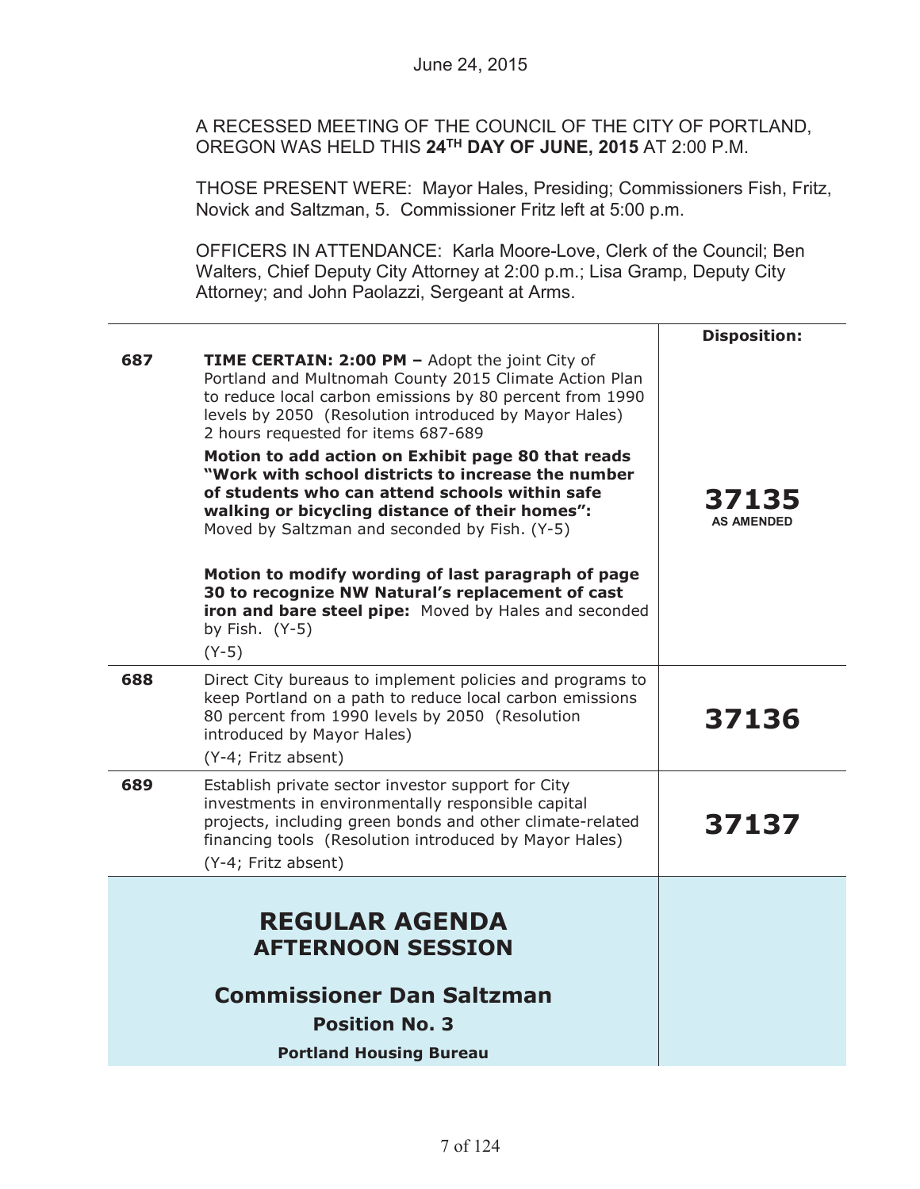June 24, 2015

A RECESSED MEETING OF THE COUNCIL OF THE CITY OF PORTLAND, OREGON WAS HELD THIS **24TH DAY OF JUNE, 2015** AT 2:00 P.M.

THOSE PRESENT WERE: Mayor Hales, Presiding; Commissioners Fish, Fritz, Novick and Saltzman, 5. Commissioner Fritz left at 5:00 p.m.

OFFICERS IN ATTENDANCE: Karla Moore-Love, Clerk of the Council; Ben Walters, Chief Deputy City Attorney at 2:00 p.m.; Lisa Gramp, Deputy City Attorney; and John Paolazzi, Sergeant at Arms.

| | | **Disposition:** |
|---|---|---|
| **687** | **TIME CERTAIN: 2:00 PM –** Adopt the joint City of Portland and Multnomah County 2015 Climate Action Plan to reduce local carbon emissions by 80 percent from 1990 levels by 2050 (Resolution introduced by Mayor Hales) 2 hours requested for items 687-689<br><br>**Motion to add action on Exhibit page 80 that reads "Work with school districts to increase the number of students who can attend schools within safe walking or bicycling distance of their homes":** Moved by Saltzman and seconded by Fish. (Y-5)<br><br>**Motion to modify wording of last paragraph of page 30 to recognize NW Natural's replacement of cast iron and bare steel pipe:** Moved by Hales and seconded by Fish. (Y-5)<br><br>(Y-5) | **37135** AS AMENDED |
| **688** | Direct City bureaus to implement policies and programs to keep Portland on a path to reduce local carbon emissions 80 percent from 1990 levels by 2050 (Resolution introduced by Mayor Hales)<br><br>(Y-4; Fritz absent) | **37136** |
| **689** | Establish private sector investor support for City investments in environmentally responsible capital projects, including green bonds and other climate-related financing tools (Resolution introduced by Mayor Hales)<br><br>(Y-4; Fritz absent) | **37137** |

## REGULAR AGENDA
### AFTERNOON SESSION

## Commissioner Dan Saltzman

### Position No. 3

**Portland Housing Bureau**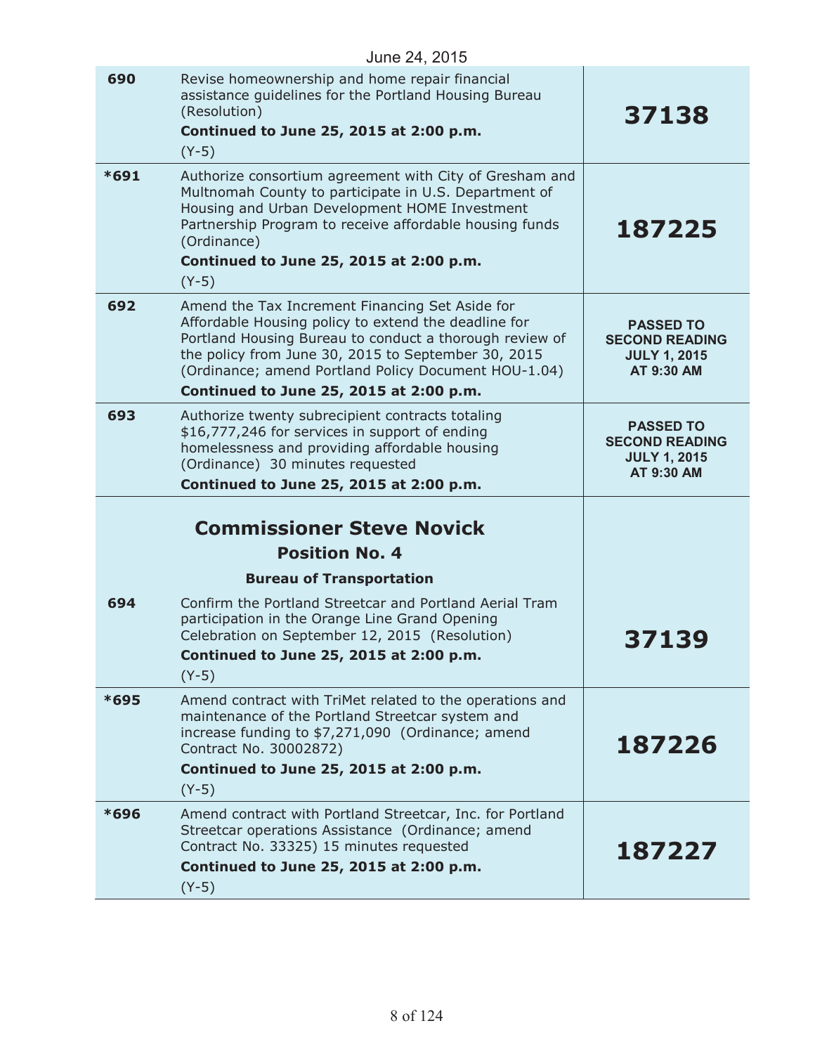June 24, 2015

| | | |
|---|---|---|
| 690 | Revise homeownership and home repair financial assistance guidelines for the Portland Housing Bureau (Resolution)<br>**Continued to June 25, 2015 at 2:00 p.m.**<br>(Y-5) | **37138** |
| *691 | Authorize consortium agreement with City of Gresham and Multnomah County to participate in U.S. Department of Housing and Urban Development HOME Investment Partnership Program to receive affordable housing funds (Ordinance)<br>**Continued to June 25, 2015 at 2:00 p.m.**<br>(Y-5) | **187225** |
| 692 | Amend the Tax Increment Financing Set Aside for Affordable Housing policy to extend the deadline for Portland Housing Bureau to conduct a thorough review of the policy from June 30, 2015 to September 30, 2015 (Ordinance; amend Portland Policy Document HOU-1.04)<br>**Continued to June 25, 2015 at 2:00 p.m.** | **PASSED TO SECOND READING JULY 1, 2015 AT 9:30 AM** |
| 693 | Authorize twenty subrecipient contracts totaling $16,777,246 for services in support of ending homelessness and providing affordable housing (Ordinance) 30 minutes requested<br>**Continued to June 25, 2015 at 2:00 p.m.** | **PASSED TO SECOND READING JULY 1, 2015 AT 9:30 AM** |
| | **Commissioner Steve Novick**<br>**Position No. 4**<br>**Bureau of Transportation** | |
| 694 | Confirm the Portland Streetcar and Portland Aerial Tram participation in the Orange Line Grand Opening Celebration on September 12, 2015 (Resolution)<br>**Continued to June 25, 2015 at 2:00 p.m.**<br>(Y-5) | **37139** |
| *695 | Amend contract with TriMet related to the operations and maintenance of the Portland Streetcar system and increase funding to $7,271,090 (Ordinance; amend Contract No. 30002872)<br>**Continued to June 25, 2015 at 2:00 p.m.**<br>(Y-5) | **187226** |
| *696 | Amend contract with Portland Streetcar, Inc. for Portland Streetcar operations Assistance (Ordinance; amend Contract No. 33325) 15 minutes requested<br>**Continued to June 25, 2015 at 2:00 p.m.**<br>(Y-5) | **187227** |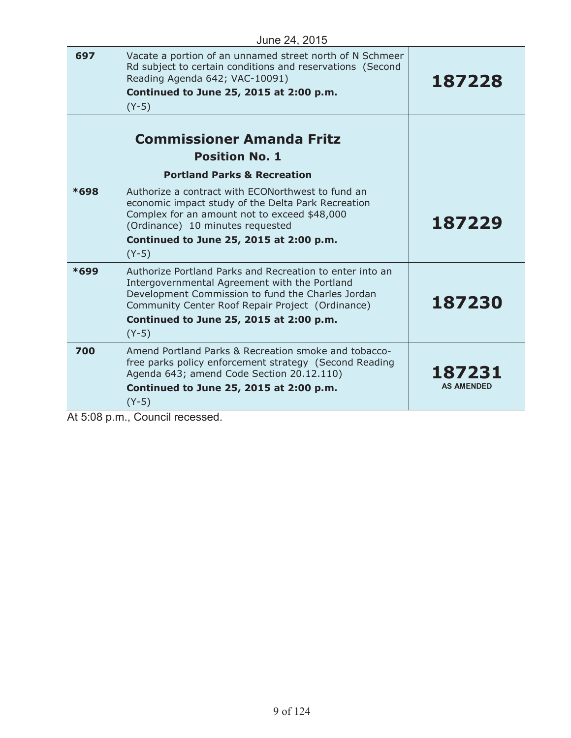June 24, 2015

| | | |
|---|---|---|
| **697** | Vacate a portion of an unnamed street north of N Schmeer Rd subject to certain conditions and reservations (Second Reading Agenda 642; VAC-10091)<br>**Continued to June 25, 2015 at 2:00 p.m.**<br>(Y-5) | **187228** |
| | **Commissioner Amanda Fritz**<br>**Position No. 1**<br>**Portland Parks & Recreation** | |
| ***698** | Authorize a contract with ECONorthwest to fund an economic impact study of the Delta Park Recreation Complex for an amount not to exceed $48,000 (Ordinance) 10 minutes requested<br>**Continued to June 25, 2015 at 2:00 p.m.**<br>(Y-5) | **187229** |
| ***699** | Authorize Portland Parks and Recreation to enter into an Intergovernmental Agreement with the Portland Development Commission to fund the Charles Jordan Community Center Roof Repair Project (Ordinance)<br>**Continued to June 25, 2015 at 2:00 p.m.**<br>(Y-5) | **187230** |
| **700** | Amend Portland Parks & Recreation smoke and tobacco-free parks policy enforcement strategy (Second Reading Agenda 643; amend Code Section 20.12.110)<br>**Continued to June 25, 2015 at 2:00 p.m.**<br>(Y-5) | **187231**<br>**AS AMENDED** |

At 5:08 p.m., Council recessed.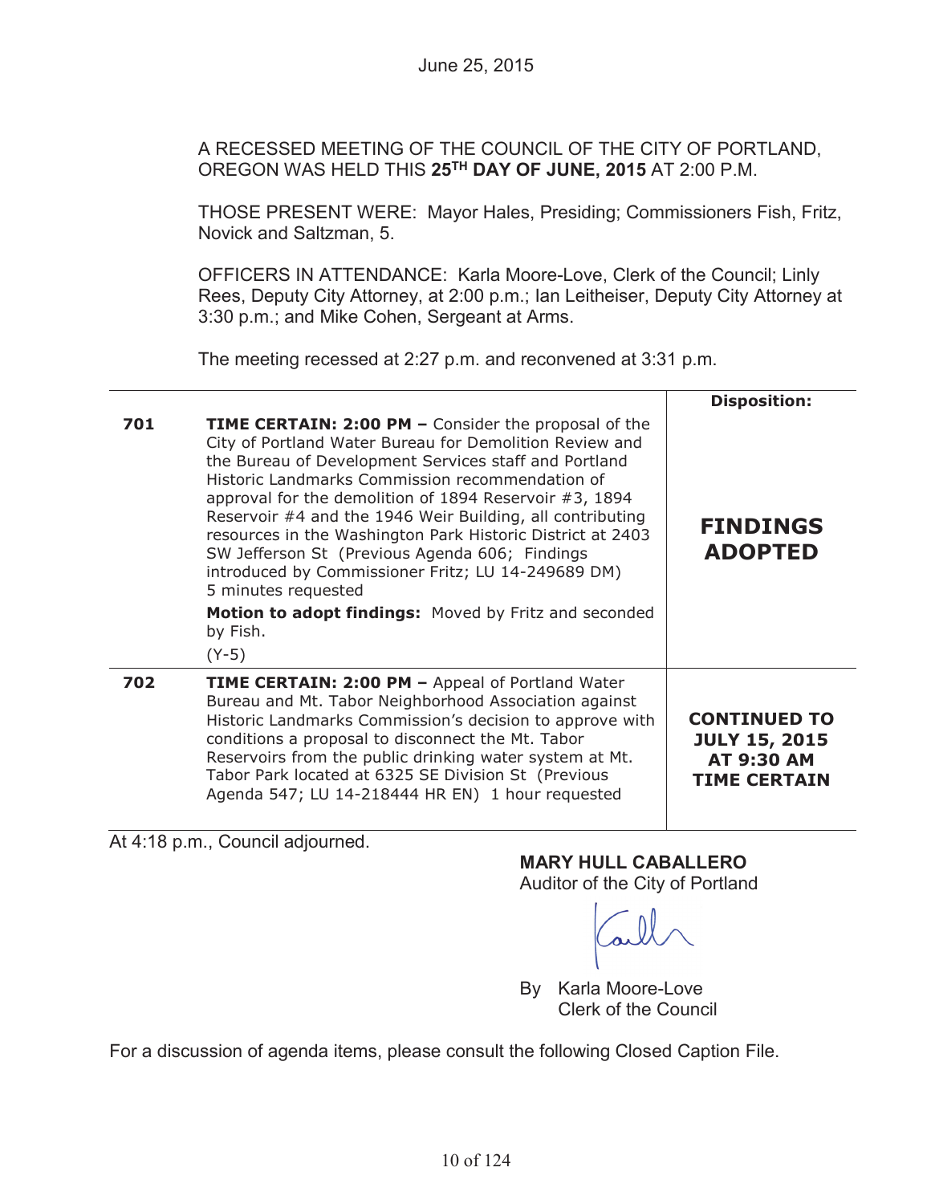June 25, 2015

A RECESSED MEETING OF THE COUNCIL OF THE CITY OF PORTLAND, OREGON WAS HELD THIS **25TH DAY OF JUNE, 2015** AT 2:00 P.M.

THOSE PRESENT WERE: Mayor Hales, Presiding; Commissioners Fish, Fritz, Novick and Saltzman, 5.

OFFICERS IN ATTENDANCE: Karla Moore-Love, Clerk of the Council; Linly Rees, Deputy City Attorney, at 2:00 p.m.; Ian Leitheiser, Deputy City Attorney at 3:30 p.m.; and Mike Cohen, Sergeant at Arms.

The meeting recessed at 2:27 p.m. and reconvened at 3:31 p.m.

| | | **Disposition:** |
|---|---|---|
| **701** | **TIME CERTAIN: 2:00 PM –** Consider the proposal of the City of Portland Water Bureau for Demolition Review and the Bureau of Development Services staff and Portland Historic Landmarks Commission recommendation of approval for the demolition of 1894 Reservoir #3, 1894 Reservoir #4 and the 1946 Weir Building, all contributing resources in the Washington Park Historic District at 2403 SW Jefferson St (Previous Agenda 606; Findings introduced by Commissioner Fritz; LU 14-249689 DM) 5 minutes requested<br>**Motion to adopt findings:** Moved by Fritz and seconded by Fish.<br>(Y-5) | **FINDINGS ADOPTED** |
| **702** | **TIME CERTAIN: 2:00 PM –** Appeal of Portland Water Bureau and Mt. Tabor Neighborhood Association against Historic Landmarks Commission's decision to approve with conditions a proposal to disconnect the Mt. Tabor Reservoirs from the public drinking water system at Mt. Tabor Park located at 6325 SE Division St (Previous Agenda 547; LU 14-218444 HR EN) 1 hour requested | **CONTINUED TO JULY 15, 2015 AT 9:30 AM TIME CERTAIN** |

At 4:18 p.m., Council adjourned.

**MARY HULL CABALLERO**
Auditor of the City of Portland

By Karla Moore-Love
Clerk of the Council

For a discussion of agenda items, please consult the following Closed Caption File.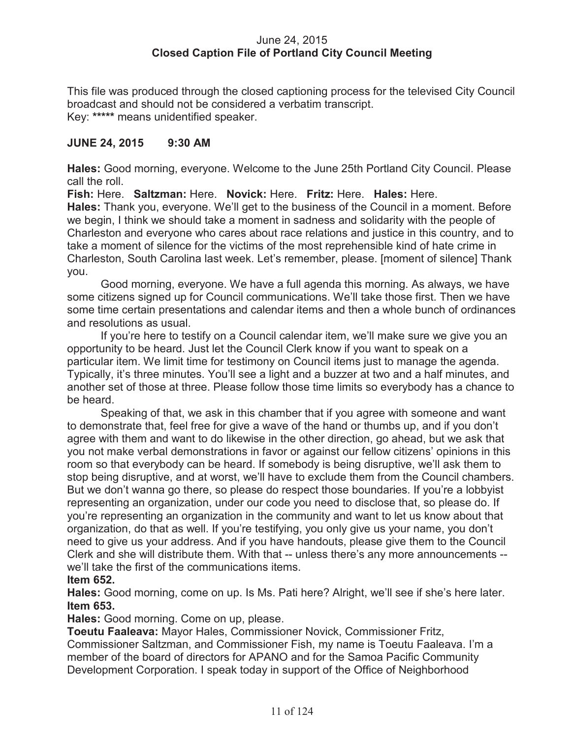June 24, 2015
**Closed Caption File of Portland City Council Meeting**

This file was produced through the closed captioning process for the televised City Council broadcast and should not be considered a verbatim transcript.
Key: ***** means unidentified speaker.

## JUNE 24, 2015 9:30 AM

**Hales:** Good morning, everyone. Welcome to the June 25th Portland City Council. Please call the roll.
**Fish:** Here. **Saltzman:** Here. **Novick:** Here. **Fritz:** Here. **Hales:** Here.
**Hales:** Thank you, everyone. We'll get to the business of the Council in a moment. Before we begin, I think we should take a moment in sadness and solidarity with the people of Charleston and everyone who cares about race relations and justice in this country, and to take a moment of silence for the victims of the most reprehensible kind of hate crime in Charleston, South Carolina last week. Let's remember, please. [moment of silence] Thank you.

Good morning, everyone. We have a full agenda this morning. As always, we have some citizens signed up for Council communications. We'll take those first. Then we have some time certain presentations and calendar items and then a whole bunch of ordinances and resolutions as usual.

If you're here to testify on a Council calendar item, we'll make sure we give you an opportunity to be heard. Just let the Council Clerk know if you want to speak on a particular item. We limit time for testimony on Council items just to manage the agenda. Typically, it's three minutes. You'll see a light and a buzzer at two and a half minutes, and another set of those at three. Please follow those time limits so everybody has a chance to be heard.

Speaking of that, we ask in this chamber that if you agree with someone and want to demonstrate that, feel free for give a wave of the hand or thumbs up, and if you don't agree with them and want to do likewise in the other direction, go ahead, but we ask that you not make verbal demonstrations in favor or against our fellow citizens' opinions in this room so that everybody can be heard. If somebody is being disruptive, we'll ask them to stop being disruptive, and at worst, we'll have to exclude them from the Council chambers. But we don't wanna go there, so please do respect those boundaries. If you're a lobbyist representing an organization, under our code you need to disclose that, so please do. If you're representing an organization in the community and want to let us know about that organization, do that as well. If you're testifying, you only give us your name, you don't need to give us your address. And if you have handouts, please give them to the Council Clerk and she will distribute them. With that -- unless there's any more announcements -- we'll take the first of the communications items.
**Item 652.**
**Hales:** Good morning, come on up. Is Ms. Pati here? Alright, we'll see if she's here later.
**Item 653.**
**Hales:** Good morning. Come on up, please.
**Toeutu Faaleava:** Mayor Hales, Commissioner Novick, Commissioner Fritz, Commissioner Saltzman, and Commissioner Fish, my name is Toeutu Faaleava. I'm a member of the board of directors for APANO and for the Samoa Pacific Community Development Corporation. I speak today in support of the Office of Neighborhood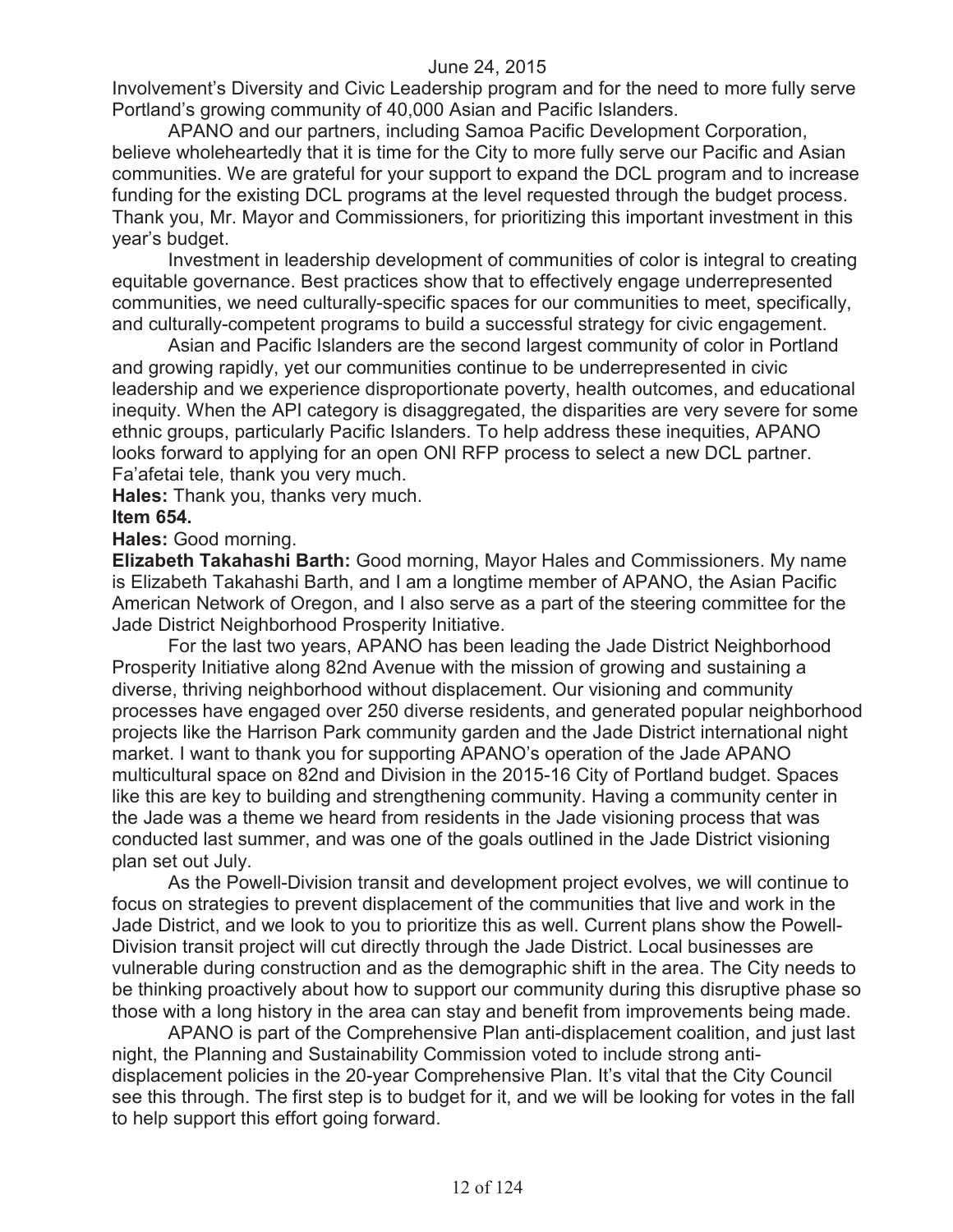Involvement's Diversity and Civic Leadership program and for the need to more fully serve Portland's growing community of 40,000 Asian and Pacific Islanders.

APANO and our partners, including Samoa Pacific Development Corporation, believe wholeheartedly that it is time for the City to more fully serve our Pacific and Asian communities. We are grateful for your support to expand the DCL program and to increase funding for the existing DCL programs at the level requested through the budget process. Thank you, Mr. Mayor and Commissioners, for prioritizing this important investment in this year's budget.

Investment in leadership development of communities of color is integral to creating equitable governance. Best practices show that to effectively engage underrepresented communities, we need culturally-specific spaces for our communities to meet, specifically, and culturally-competent programs to build a successful strategy for civic engagement.

Asian and Pacific Islanders are the second largest community of color in Portland and growing rapidly, yet our communities continue to be underrepresented in civic leadership and we experience disproportionate poverty, health outcomes, and educational inequity. When the API category is disaggregated, the disparities are very severe for some ethnic groups, particularly Pacific Islanders. To help address these inequities, APANO looks forward to applying for an open ONI RFP process to select a new DCL partner. Fa'afetai tele, thank you very much.

**Hales:** Thank you, thanks very much.

**Item 654.**

**Hales:** Good morning.

**Elizabeth Takahashi Barth:** Good morning, Mayor Hales and Commissioners. My name is Elizabeth Takahashi Barth, and I am a longtime member of APANO, the Asian Pacific American Network of Oregon, and I also serve as a part of the steering committee for the Jade District Neighborhood Prosperity Initiative.

For the last two years, APANO has been leading the Jade District Neighborhood Prosperity Initiative along 82nd Avenue with the mission of growing and sustaining a diverse, thriving neighborhood without displacement. Our visioning and community processes have engaged over 250 diverse residents, and generated popular neighborhood projects like the Harrison Park community garden and the Jade District international night market. I want to thank you for supporting APANO's operation of the Jade APANO multicultural space on 82nd and Division in the 2015-16 City of Portland budget. Spaces like this are key to building and strengthening community. Having a community center in the Jade was a theme we heard from residents in the Jade visioning process that was conducted last summer, and was one of the goals outlined in the Jade District visioning plan set out July.

As the Powell-Division transit and development project evolves, we will continue to focus on strategies to prevent displacement of the communities that live and work in the Jade District, and we look to you to prioritize this as well. Current plans show the Powell-Division transit project will cut directly through the Jade District. Local businesses are vulnerable during construction and as the demographic shift in the area. The City needs to be thinking proactively about how to support our community during this disruptive phase so those with a long history in the area can stay and benefit from improvements being made.

APANO is part of the Comprehensive Plan anti-displacement coalition, and just last night, the Planning and Sustainability Commission voted to include strong anti-displacement policies in the 20-year Comprehensive Plan. It's vital that the City Council see this through. The first step is to budget for it, and we will be looking for votes in the fall to help support this effort going forward.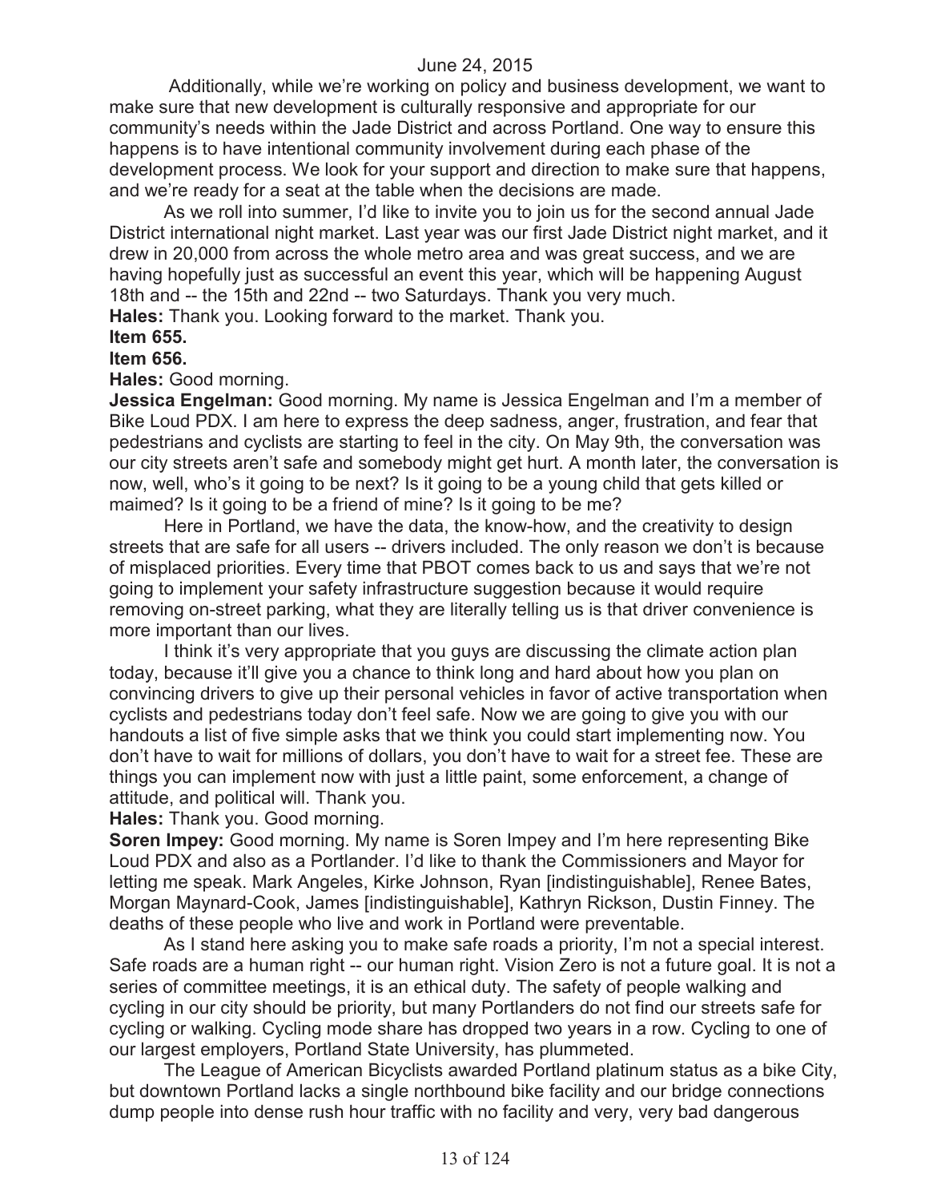Additionally, while we're working on policy and business development, we want to make sure that new development is culturally responsive and appropriate for our community's needs within the Jade District and across Portland. One way to ensure this happens is to have intentional community involvement during each phase of the development process. We look for your support and direction to make sure that happens, and we're ready for a seat at the table when the decisions are made.

As we roll into summer, I'd like to invite you to join us for the second annual Jade District international night market. Last year was our first Jade District night market, and it drew in 20,000 from across the whole metro area and was great success, and we are having hopefully just as successful an event this year, which will be happening August 18th and -- the 15th and 22nd -- two Saturdays. Thank you very much.

**Hales:** Thank you. Looking forward to the market. Thank you.

**Item 655.**

**Item 656.**

**Hales:** Good morning.

**Jessica Engelman:** Good morning. My name is Jessica Engelman and I'm a member of Bike Loud PDX. I am here to express the deep sadness, anger, frustration, and fear that pedestrians and cyclists are starting to feel in the city. On May 9th, the conversation was our city streets aren't safe and somebody might get hurt. A month later, the conversation is now, well, who's it going to be next? Is it going to be a young child that gets killed or maimed? Is it going to be a friend of mine? Is it going to be me?

Here in Portland, we have the data, the know-how, and the creativity to design streets that are safe for all users -- drivers included. The only reason we don't is because of misplaced priorities. Every time that PBOT comes back to us and says that we're not going to implement your safety infrastructure suggestion because it would require removing on-street parking, what they are literally telling us is that driver convenience is more important than our lives.

I think it's very appropriate that you guys are discussing the climate action plan today, because it'll give you a chance to think long and hard about how you plan on convincing drivers to give up their personal vehicles in favor of active transportation when cyclists and pedestrians today don't feel safe. Now we are going to give you with our handouts a list of five simple asks that we think you could start implementing now. You don't have to wait for millions of dollars, you don't have to wait for a street fee. These are things you can implement now with just a little paint, some enforcement, a change of attitude, and political will. Thank you.

**Hales:** Thank you. Good morning.

**Soren Impey:** Good morning. My name is Soren Impey and I'm here representing Bike Loud PDX and also as a Portlander. I'd like to thank the Commissioners and Mayor for letting me speak. Mark Angeles, Kirke Johnson, Ryan [indistinguishable], Renee Bates, Morgan Maynard-Cook, James [indistinguishable], Kathryn Rickson, Dustin Finney. The deaths of these people who live and work in Portland were preventable.

As I stand here asking you to make safe roads a priority, I'm not a special interest. Safe roads are a human right -- our human right. Vision Zero is not a future goal. It is not a series of committee meetings, it is an ethical duty. The safety of people walking and cycling in our city should be priority, but many Portlanders do not find our streets safe for cycling or walking. Cycling mode share has dropped two years in a row. Cycling to one of our largest employers, Portland State University, has plummeted.

The League of American Bicyclists awarded Portland platinum status as a bike City, but downtown Portland lacks a single northbound bike facility and our bridge connections dump people into dense rush hour traffic with no facility and very, very bad dangerous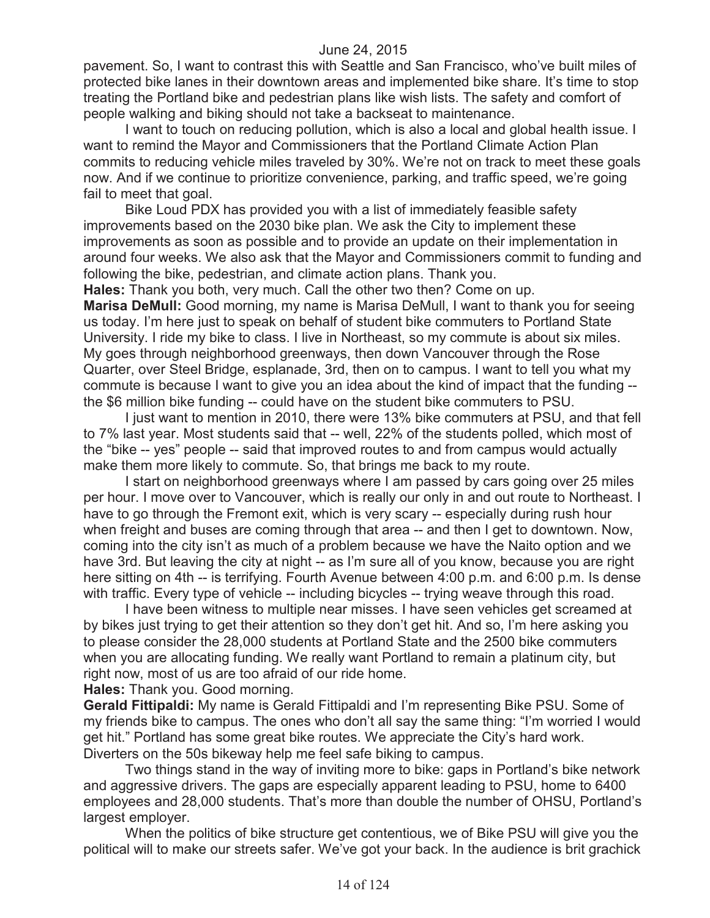pavement. So, I want to contrast this with Seattle and San Francisco, who've built miles of protected bike lanes in their downtown areas and implemented bike share. It's time to stop treating the Portland bike and pedestrian plans like wish lists. The safety and comfort of people walking and biking should not take a backseat to maintenance.

I want to touch on reducing pollution, which is also a local and global health issue. I want to remind the Mayor and Commissioners that the Portland Climate Action Plan commits to reducing vehicle miles traveled by 30%. We're not on track to meet these goals now. And if we continue to prioritize convenience, parking, and traffic speed, we're going fail to meet that goal.

Bike Loud PDX has provided you with a list of immediately feasible safety improvements based on the 2030 bike plan. We ask the City to implement these improvements as soon as possible and to provide an update on their implementation in around four weeks. We also ask that the Mayor and Commissioners commit to funding and following the bike, pedestrian, and climate action plans. Thank you.

**Hales:** Thank you both, very much. Call the other two then? Come on up.

**Marisa DeMull:** Good morning, my name is Marisa DeMull, I want to thank you for seeing us today. I'm here just to speak on behalf of student bike commuters to Portland State University. I ride my bike to class. I live in Northeast, so my commute is about six miles. My goes through neighborhood greenways, then down Vancouver through the Rose Quarter, over Steel Bridge, esplanade, 3rd, then on to campus. I want to tell you what my commute is because I want to give you an idea about the kind of impact that the funding -- the $6 million bike funding -- could have on the student bike commuters to PSU.

I just want to mention in 2010, there were 13% bike commuters at PSU, and that fell to 7% last year. Most students said that -- well, 22% of the students polled, which most of the "bike -- yes" people -- said that improved routes to and from campus would actually make them more likely to commute. So, that brings me back to my route.

I start on neighborhood greenways where I am passed by cars going over 25 miles per hour. I move over to Vancouver, which is really our only in and out route to Northeast. I have to go through the Fremont exit, which is very scary -- especially during rush hour when freight and buses are coming through that area -- and then I get to downtown. Now, coming into the city isn't as much of a problem because we have the Naito option and we have 3rd. But leaving the city at night -- as I'm sure all of you know, because you are right here sitting on 4th -- is terrifying. Fourth Avenue between 4:00 p.m. and 6:00 p.m. Is dense with traffic. Every type of vehicle -- including bicycles -- trying weave through this road.

I have been witness to multiple near misses. I have seen vehicles get screamed at by bikes just trying to get their attention so they don't get hit. And so, I'm here asking you to please consider the 28,000 students at Portland State and the 2500 bike commuters when you are allocating funding. We really want Portland to remain a platinum city, but right now, most of us are too afraid of our ride home.

**Hales:** Thank you. Good morning.

**Gerald Fittipaldi:** My name is Gerald Fittipaldi and I'm representing Bike PSU. Some of my friends bike to campus. The ones who don't all say the same thing: "I'm worried I would get hit." Portland has some great bike routes. We appreciate the City's hard work. Diverters on the 50s bikeway help me feel safe biking to campus.

Two things stand in the way of inviting more to bike: gaps in Portland's bike network and aggressive drivers. The gaps are especially apparent leading to PSU, home to 6400 employees and 28,000 students. That's more than double the number of OHSU, Portland's largest employer.

When the politics of bike structure get contentious, we of Bike PSU will give you the political will to make our streets safer. We've got your back. In the audience is brit grachick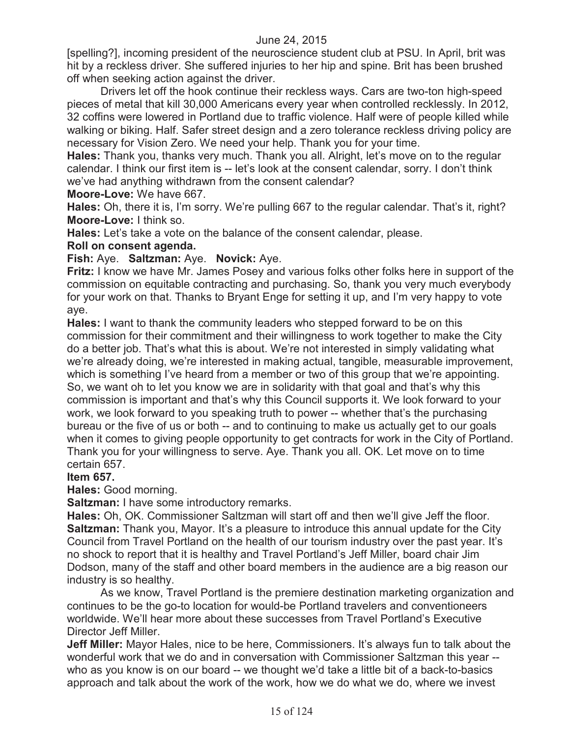[spelling?], incoming president of the neuroscience student club at PSU. In April, brit was hit by a reckless driver. She suffered injuries to her hip and spine. Brit has been brushed off when seeking action against the driver.

Drivers let off the hook continue their reckless ways. Cars are two-ton high-speed pieces of metal that kill 30,000 Americans every year when controlled recklessly. In 2012, 32 coffins were lowered in Portland due to traffic violence. Half were of people killed while walking or biking. Half. Safer street design and a zero tolerance reckless driving policy are necessary for Vision Zero. We need your help. Thank you for your time.

**Hales:** Thank you, thanks very much. Thank you all. Alright, let's move on to the regular calendar. I think our first item is -- let's look at the consent calendar, sorry. I don't think we've had anything withdrawn from the consent calendar?

**Moore-Love:** We have 667.

**Hales:** Oh, there it is, I'm sorry. We're pulling 667 to the regular calendar. That's it, right?

**Moore-Love:** I think so.

**Hales:** Let's take a vote on the balance of the consent calendar, please.

**Roll on consent agenda.**

**Fish:** Aye. **Saltzman:** Aye. **Novick:** Aye.

**Fritz:** I know we have Mr. James Posey and various folks other folks here in support of the commission on equitable contracting and purchasing. So, thank you very much everybody for your work on that. Thanks to Bryant Enge for setting it up, and I'm very happy to vote aye.

**Hales:** I want to thank the community leaders who stepped forward to be on this commission for their commitment and their willingness to work together to make the City do a better job. That's what this is about. We're not interested in simply validating what we're already doing, we're interested in making actual, tangible, measurable improvement, which is something I've heard from a member or two of this group that we're appointing. So, we want oh to let you know we are in solidarity with that goal and that's why this commission is important and that's why this Council supports it. We look forward to your work, we look forward to you speaking truth to power -- whether that's the purchasing bureau or the five of us or both -- and to continuing to make us actually get to our goals when it comes to giving people opportunity to get contracts for work in the City of Portland. Thank you for your willingness to serve. Aye. Thank you all. OK. Let move on to time certain 657.

**Item 657.**

**Hales:** Good morning.

**Saltzman:** I have some introductory remarks.

**Hales:** Oh, OK. Commissioner Saltzman will start off and then we'll give Jeff the floor.

**Saltzman:** Thank you, Mayor. It's a pleasure to introduce this annual update for the City Council from Travel Portland on the health of our tourism industry over the past year. It's no shock to report that it is healthy and Travel Portland's Jeff Miller, board chair Jim Dodson, many of the staff and other board members in the audience are a big reason our industry is so healthy.

As we know, Travel Portland is the premiere destination marketing organization and continues to be the go-to location for would-be Portland travelers and conventioneers worldwide. We'll hear more about these successes from Travel Portland's Executive Director Jeff Miller.

**Jeff Miller:** Mayor Hales, nice to be here, Commissioners. It's always fun to talk about the wonderful work that we do and in conversation with Commissioner Saltzman this year -- who as you know is on our board -- we thought we'd take a little bit of a back-to-basics approach and talk about the work of the work, how we do what we do, where we invest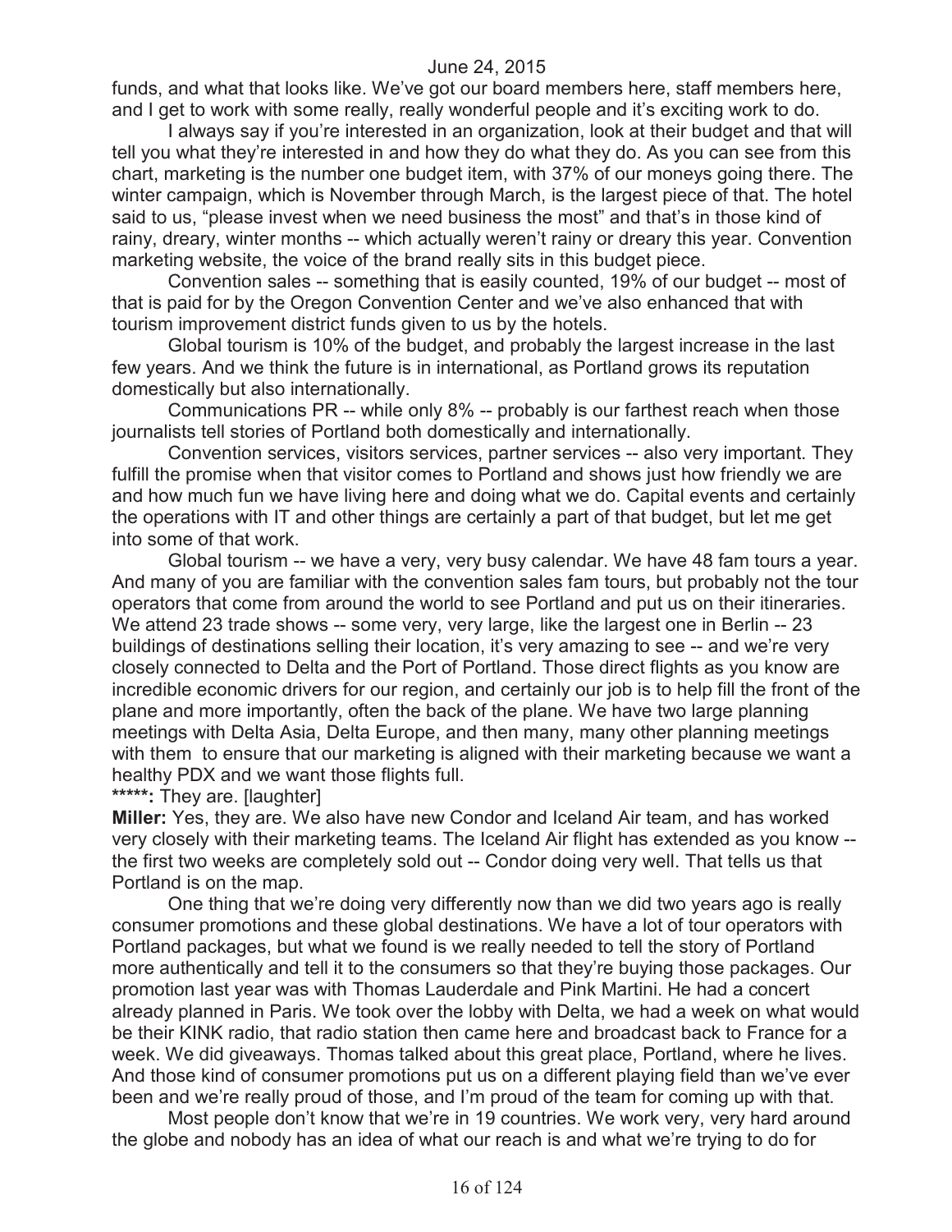funds, and what that looks like. We've got our board members here, staff members here, and I get to work with some really, really wonderful people and it's exciting work to do.

I always say if you're interested in an organization, look at their budget and that will tell you what they're interested in and how they do what they do. As you can see from this chart, marketing is the number one budget item, with 37% of our moneys going there. The winter campaign, which is November through March, is the largest piece of that. The hotel said to us, "please invest when we need business the most" and that's in those kind of rainy, dreary, winter months -- which actually weren't rainy or dreary this year. Convention marketing website, the voice of the brand really sits in this budget piece.

Convention sales -- something that is easily counted, 19% of our budget -- most of that is paid for by the Oregon Convention Center and we've also enhanced that with tourism improvement district funds given to us by the hotels.

Global tourism is 10% of the budget, and probably the largest increase in the last few years. And we think the future is in international, as Portland grows its reputation domestically but also internationally.

Communications PR -- while only 8% -- probably is our farthest reach when those journalists tell stories of Portland both domestically and internationally.

Convention services, visitors services, partner services -- also very important. They fulfill the promise when that visitor comes to Portland and shows just how friendly we are and how much fun we have living here and doing what we do. Capital events and certainly the operations with IT and other things are certainly a part of that budget, but let me get into some of that work.

Global tourism -- we have a very, very busy calendar. We have 48 fam tours a year. And many of you are familiar with the convention sales fam tours, but probably not the tour operators that come from around the world to see Portland and put us on their itineraries. We attend 23 trade shows -- some very, very large, like the largest one in Berlin -- 23 buildings of destinations selling their location, it's very amazing to see -- and we're very closely connected to Delta and the Port of Portland. Those direct flights as you know are incredible economic drivers for our region, and certainly our job is to help fill the front of the plane and more importantly, often the back of the plane. We have two large planning meetings with Delta Asia, Delta Europe, and then many, many other planning meetings with them to ensure that our marketing is aligned with their marketing because we want a healthy PDX and we want those flights full.

**\*\*\*\*\*:** They are. [laughter]

**Miller:** Yes, they are. We also have new Condor and Iceland Air team, and has worked very closely with their marketing teams. The Iceland Air flight has extended as you know -- the first two weeks are completely sold out -- Condor doing very well. That tells us that Portland is on the map.

One thing that we're doing very differently now than we did two years ago is really consumer promotions and these global destinations. We have a lot of tour operators with Portland packages, but what we found is we really needed to tell the story of Portland more authentically and tell it to the consumers so that they're buying those packages. Our promotion last year was with Thomas Lauderdale and Pink Martini. He had a concert already planned in Paris. We took over the lobby with Delta, we had a week on what would be their KINK radio, that radio station then came here and broadcast back to France for a week. We did giveaways. Thomas talked about this great place, Portland, where he lives. And those kind of consumer promotions put us on a different playing field than we've ever been and we're really proud of those, and I'm proud of the team for coming up with that.

Most people don't know that we're in 19 countries. We work very, very hard around the globe and nobody has an idea of what our reach is and what we're trying to do for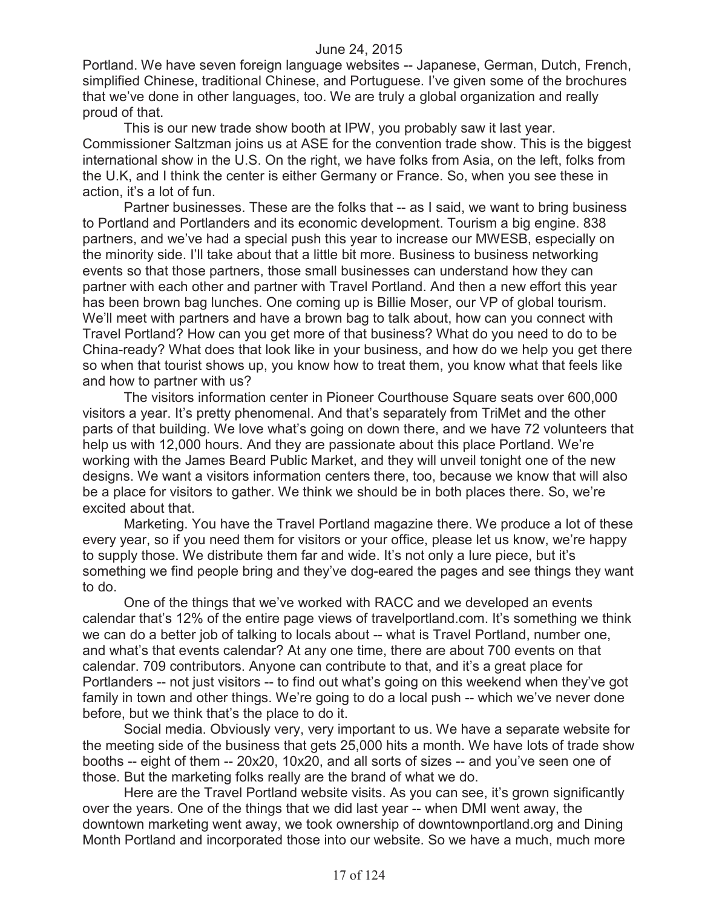Portland. We have seven foreign language websites -- Japanese, German, Dutch, French, simplified Chinese, traditional Chinese, and Portuguese. I've given some of the brochures that we've done in other languages, too. We are truly a global organization and really proud of that.

This is our new trade show booth at IPW, you probably saw it last year. Commissioner Saltzman joins us at ASE for the convention trade show. This is the biggest international show in the U.S. On the right, we have folks from Asia, on the left, folks from the U.K, and I think the center is either Germany or France. So, when you see these in action, it's a lot of fun.

Partner businesses. These are the folks that -- as I said, we want to bring business to Portland and Portlanders and its economic development. Tourism a big engine. 838 partners, and we've had a special push this year to increase our MWESB, especially on the minority side. I'll take about that a little bit more. Business to business networking events so that those partners, those small businesses can understand how they can partner with each other and partner with Travel Portland. And then a new effort this year has been brown bag lunches. One coming up is Billie Moser, our VP of global tourism. We'll meet with partners and have a brown bag to talk about, how can you connect with Travel Portland? How can you get more of that business? What do you need to do to be China-ready? What does that look like in your business, and how do we help you get there so when that tourist shows up, you know how to treat them, you know what that feels like and how to partner with us?

The visitors information center in Pioneer Courthouse Square seats over 600,000 visitors a year. It's pretty phenomenal. And that's separately from TriMet and the other parts of that building. We love what's going on down there, and we have 72 volunteers that help us with 12,000 hours. And they are passionate about this place Portland. We're working with the James Beard Public Market, and they will unveil tonight one of the new designs. We want a visitors information centers there, too, because we know that will also be a place for visitors to gather. We think we should be in both places there. So, we're excited about that.

Marketing. You have the Travel Portland magazine there. We produce a lot of these every year, so if you need them for visitors or your office, please let us know, we're happy to supply those. We distribute them far and wide. It's not only a lure piece, but it's something we find people bring and they've dog-eared the pages and see things they want to do.

One of the things that we've worked with RACC and we developed an events calendar that's 12% of the entire page views of travelportland.com. It's something we think we can do a better job of talking to locals about -- what is Travel Portland, number one, and what's that events calendar? At any one time, there are about 700 events on that calendar. 709 contributors. Anyone can contribute to that, and it's a great place for Portlanders -- not just visitors -- to find out what's going on this weekend when they've got family in town and other things. We're going to do a local push -- which we've never done before, but we think that's the place to do it.

Social media. Obviously very, very important to us. We have a separate website for the meeting side of the business that gets 25,000 hits a month. We have lots of trade show booths -- eight of them -- 20x20, 10x20, and all sorts of sizes -- and you've seen one of those. But the marketing folks really are the brand of what we do.

Here are the Travel Portland website visits. As you can see, it's grown significantly over the years. One of the things that we did last year -- when DMI went away, the downtown marketing went away, we took ownership of downtownportland.org and Dining Month Portland and incorporated those into our website. So we have a much, much more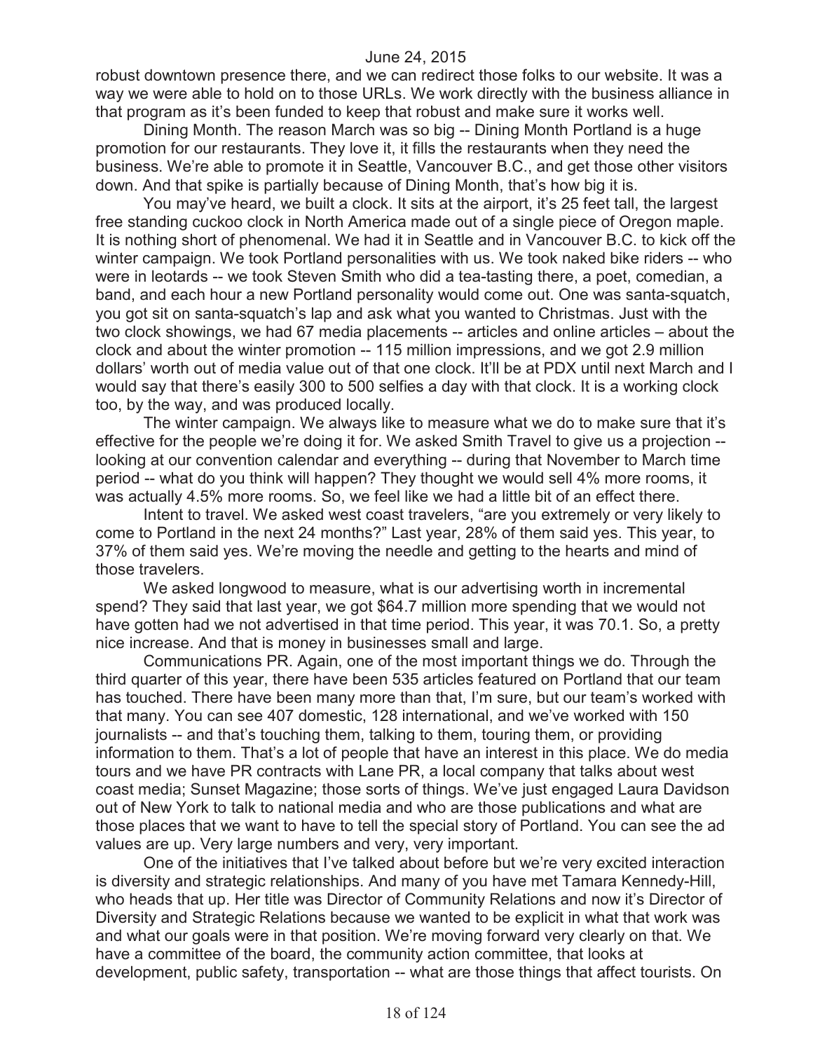robust downtown presence there, and we can redirect those folks to our website. It was a way we were able to hold on to those URLs. We work directly with the business alliance in that program as it's been funded to keep that robust and make sure it works well.

Dining Month. The reason March was so big -- Dining Month Portland is a huge promotion for our restaurants. They love it, it fills the restaurants when they need the business. We're able to promote it in Seattle, Vancouver B.C., and get those other visitors down. And that spike is partially because of Dining Month, that's how big it is.

You may've heard, we built a clock. It sits at the airport, it's 25 feet tall, the largest free standing cuckoo clock in North America made out of a single piece of Oregon maple. It is nothing short of phenomenal. We had it in Seattle and in Vancouver B.C. to kick off the winter campaign. We took Portland personalities with us. We took naked bike riders -- who were in leotards -- we took Steven Smith who did a tea-tasting there, a poet, comedian, a band, and each hour a new Portland personality would come out. One was santa-squatch, you got sit on santa-squatch's lap and ask what you wanted to Christmas. Just with the two clock showings, we had 67 media placements -- articles and online articles – about the clock and about the winter promotion -- 115 million impressions, and we got 2.9 million dollars' worth out of media value out of that one clock. It'll be at PDX until next March and I would say that there's easily 300 to 500 selfies a day with that clock. It is a working clock too, by the way, and was produced locally.

The winter campaign. We always like to measure what we do to make sure that it's effective for the people we're doing it for. We asked Smith Travel to give us a projection -- looking at our convention calendar and everything -- during that November to March time period -- what do you think will happen? They thought we would sell 4% more rooms, it was actually 4.5% more rooms. So, we feel like we had a little bit of an effect there.

Intent to travel. We asked west coast travelers, "are you extremely or very likely to come to Portland in the next 24 months?" Last year, 28% of them said yes. This year, to 37% of them said yes. We're moving the needle and getting to the hearts and mind of those travelers.

We asked longwood to measure, what is our advertising worth in incremental spend? They said that last year, we got $64.7 million more spending that we would not have gotten had we not advertised in that time period. This year, it was 70.1. So, a pretty nice increase. And that is money in businesses small and large.

Communications PR. Again, one of the most important things we do. Through the third quarter of this year, there have been 535 articles featured on Portland that our team has touched. There have been many more than that, I'm sure, but our team's worked with that many. You can see 407 domestic, 128 international, and we've worked with 150 journalists -- and that's touching them, talking to them, touring them, or providing information to them. That's a lot of people that have an interest in this place. We do media tours and we have PR contracts with Lane PR, a local company that talks about west coast media; Sunset Magazine; those sorts of things. We've just engaged Laura Davidson out of New York to talk to national media and who are those publications and what are those places that we want to have to tell the special story of Portland. You can see the ad values are up. Very large numbers and very, very important.

One of the initiatives that I've talked about before but we're very excited interaction is diversity and strategic relationships. And many of you have met Tamara Kennedy-Hill, who heads that up. Her title was Director of Community Relations and now it's Director of Diversity and Strategic Relations because we wanted to be explicit in what that work was and what our goals were in that position. We're moving forward very clearly on that. We have a committee of the board, the community action committee, that looks at development, public safety, transportation -- what are those things that affect tourists. On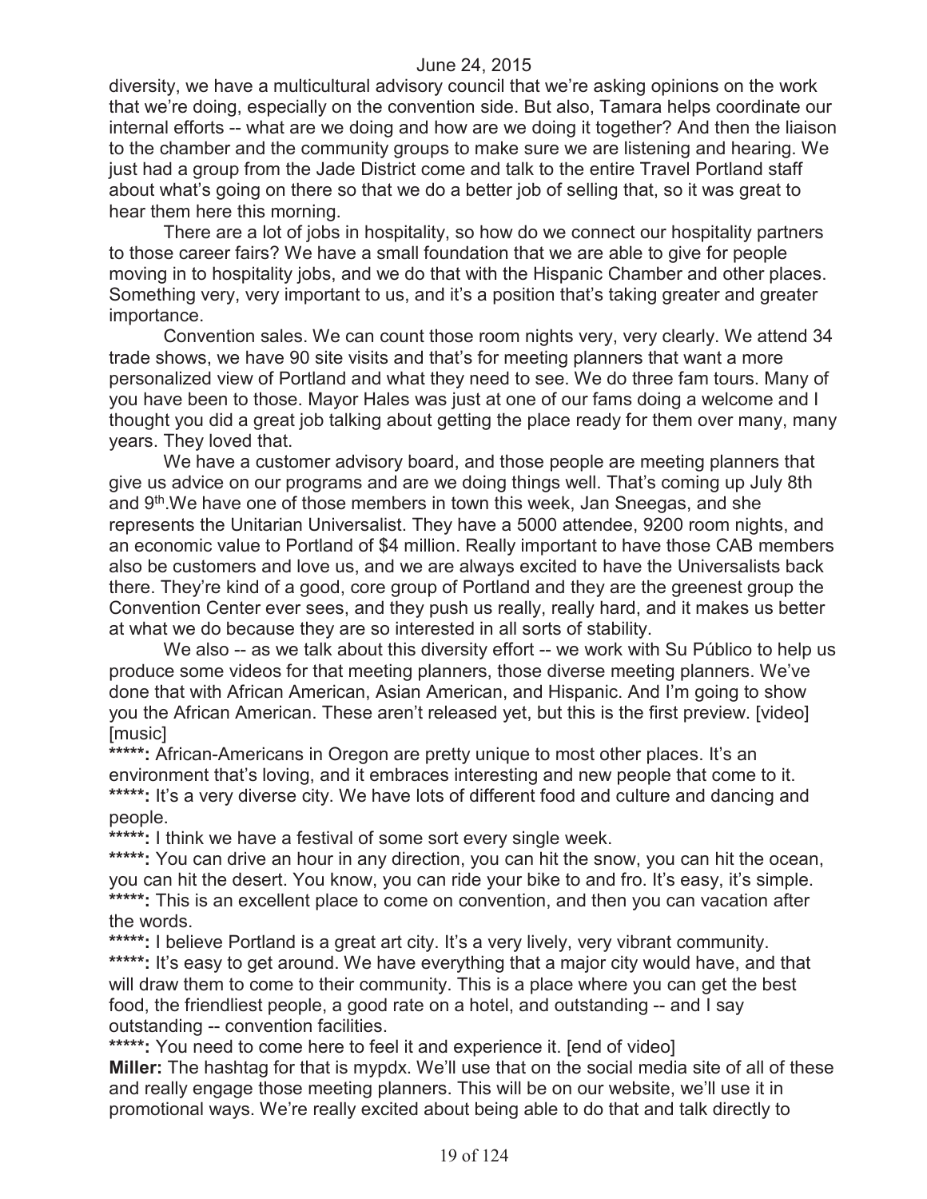diversity, we have a multicultural advisory council that we're asking opinions on the work that we're doing, especially on the convention side. But also, Tamara helps coordinate our internal efforts -- what are we doing and how are we doing it together? And then the liaison to the chamber and the community groups to make sure we are listening and hearing. We just had a group from the Jade District come and talk to the entire Travel Portland staff about what's going on there so that we do a better job of selling that, so it was great to hear them here this morning.

There are a lot of jobs in hospitality, so how do we connect our hospitality partners to those career fairs? We have a small foundation that we are able to give for people moving in to hospitality jobs, and we do that with the Hispanic Chamber and other places. Something very, very important to us, and it's a position that's taking greater and greater importance.

Convention sales. We can count those room nights very, very clearly. We attend 34 trade shows, we have 90 site visits and that's for meeting planners that want a more personalized view of Portland and what they need to see. We do three fam tours. Many of you have been to those. Mayor Hales was just at one of our fams doing a welcome and I thought you did a great job talking about getting the place ready for them over many, many years. They loved that.

We have a customer advisory board, and those people are meeting planners that give us advice on our programs and are we doing things well. That's coming up July 8th and 9th.We have one of those members in town this week, Jan Sneegas, and she represents the Unitarian Universalist. They have a 5000 attendee, 9200 room nights, and an economic value to Portland of $4 million. Really important to have those CAB members also be customers and love us, and we are always excited to have the Universalists back there. They're kind of a good, core group of Portland and they are the greenest group the Convention Center ever sees, and they push us really, really hard, and it makes us better at what we do because they are so interested in all sorts of stability.

We also -- as we talk about this diversity effort -- we work with Su Público to help us produce some videos for that meeting planners, those diverse meeting planners. We've done that with African American, Asian American, and Hispanic. And I'm going to show you the African American. These aren't released yet, but this is the first preview. [video] [music]

**\*\*\*\*\*:** African-Americans in Oregon are pretty unique to most other places. It's an environment that's loving, and it embraces interesting and new people that come to it.

**\*\*\*\*\*:** It's a very diverse city. We have lots of different food and culture and dancing and people.

**\*\*\*\*\*:** I think we have a festival of some sort every single week.

**\*\*\*\*\*:** You can drive an hour in any direction, you can hit the snow, you can hit the ocean, you can hit the desert. You know, you can ride your bike to and fro. It's easy, it's simple.

**\*\*\*\*\*:** This is an excellent place to come on convention, and then you can vacation after the words.

**\*\*\*\*\*:** I believe Portland is a great art city. It's a very lively, very vibrant community.

**\*\*\*\*\*:** It's easy to get around. We have everything that a major city would have, and that will draw them to come to their community. This is a place where you can get the best food, the friendliest people, a good rate on a hotel, and outstanding -- and I say outstanding -- convention facilities.

**\*\*\*\*\*:** You need to come here to feel it and experience it. [end of video]

**Miller:** The hashtag for that is mypdx. We'll use that on the social media site of all of these and really engage those meeting planners. This will be on our website, we'll use it in promotional ways. We're really excited about being able to do that and talk directly to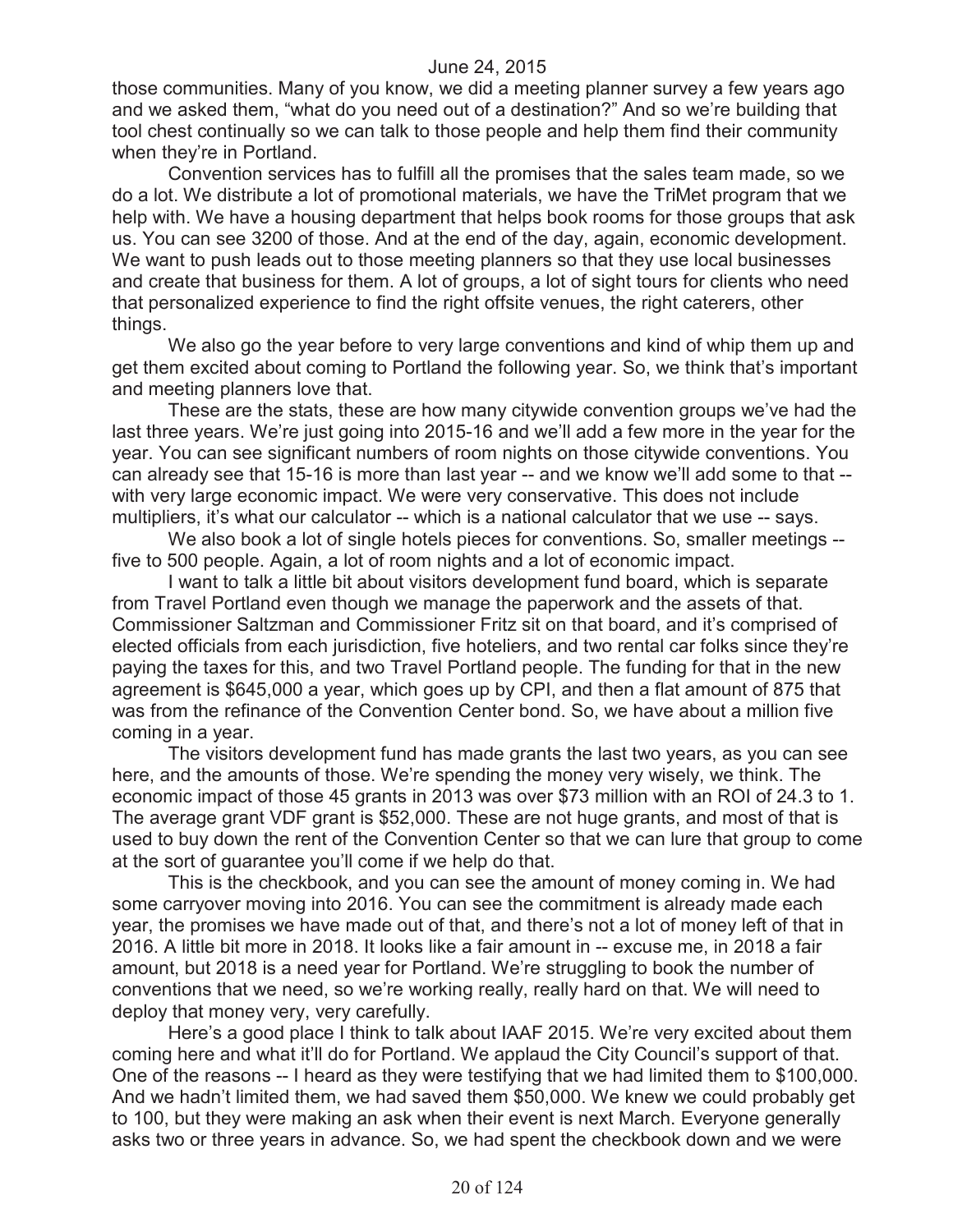those communities. Many of you know, we did a meeting planner survey a few years ago and we asked them, "what do you need out of a destination?" And so we're building that tool chest continually so we can talk to those people and help them find their community when they're in Portland.

Convention services has to fulfill all the promises that the sales team made, so we do a lot. We distribute a lot of promotional materials, we have the TriMet program that we help with. We have a housing department that helps book rooms for those groups that ask us. You can see 3200 of those. And at the end of the day, again, economic development. We want to push leads out to those meeting planners so that they use local businesses and create that business for them. A lot of groups, a lot of sight tours for clients who need that personalized experience to find the right offsite venues, the right caterers, other things.

We also go the year before to very large conventions and kind of whip them up and get them excited about coming to Portland the following year. So, we think that's important and meeting planners love that.

These are the stats, these are how many citywide convention groups we've had the last three years. We're just going into 2015-16 and we'll add a few more in the year for the year. You can see significant numbers of room nights on those citywide conventions. You can already see that 15-16 is more than last year -- and we know we'll add some to that -- with very large economic impact. We were very conservative. This does not include multipliers, it's what our calculator -- which is a national calculator that we use -- says.

We also book a lot of single hotels pieces for conventions. So, smaller meetings -- five to 500 people. Again, a lot of room nights and a lot of economic impact.

I want to talk a little bit about visitors development fund board, which is separate from Travel Portland even though we manage the paperwork and the assets of that. Commissioner Saltzman and Commissioner Fritz sit on that board, and it's comprised of elected officials from each jurisdiction, five hoteliers, and two rental car folks since they're paying the taxes for this, and two Travel Portland people. The funding for that in the new agreement is $645,000 a year, which goes up by CPI, and then a flat amount of 875 that was from the refinance of the Convention Center bond. So, we have about a million five coming in a year.

The visitors development fund has made grants the last two years, as you can see here, and the amounts of those. We're spending the money very wisely, we think. The economic impact of those 45 grants in 2013 was over $73 million with an ROI of 24.3 to 1. The average grant VDF grant is $52,000. These are not huge grants, and most of that is used to buy down the rent of the Convention Center so that we can lure that group to come at the sort of guarantee you'll come if we help do that.

This is the checkbook, and you can see the amount of money coming in. We had some carryover moving into 2016. You can see the commitment is already made each year, the promises we have made out of that, and there's not a lot of money left of that in 2016. A little bit more in 2018. It looks like a fair amount in -- excuse me, in 2018 a fair amount, but 2018 is a need year for Portland. We're struggling to book the number of conventions that we need, so we're working really, really hard on that. We will need to deploy that money very, very carefully.

Here's a good place I think to talk about IAAF 2015. We're very excited about them coming here and what it'll do for Portland. We applaud the City Council's support of that. One of the reasons -- I heard as they were testifying that we had limited them to $100,000. And we hadn't limited them, we had saved them $50,000. We knew we could probably get to 100, but they were making an ask when their event is next March. Everyone generally asks two or three years in advance. So, we had spent the checkbook down and we were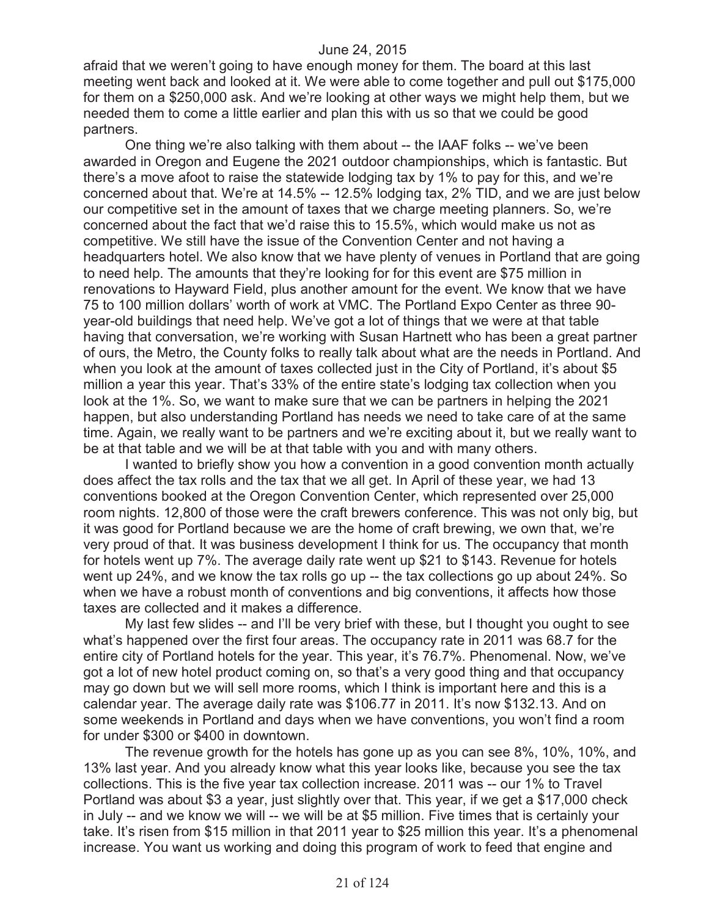June 24, 2015

afraid that we weren't going to have enough money for them. The board at this last meeting went back and looked at it. We were able to come together and pull out $175,000 for them on a $250,000 ask. And we're looking at other ways we might help them, but we needed them to come a little earlier and plan this with us so that we could be good partners.

One thing we're also talking with them about -- the IAAF folks -- we've been awarded in Oregon and Eugene the 2021 outdoor championships, which is fantastic. But there's a move afoot to raise the statewide lodging tax by 1% to pay for this, and we're concerned about that. We're at 14.5% -- 12.5% lodging tax, 2% TID, and we are just below our competitive set in the amount of taxes that we charge meeting planners. So, we're concerned about the fact that we'd raise this to 15.5%, which would make us not as competitive. We still have the issue of the Convention Center and not having a headquarters hotel. We also know that we have plenty of venues in Portland that are going to need help. The amounts that they're looking for for this event are $75 million in renovations to Hayward Field, plus another amount for the event. We know that we have 75 to 100 million dollars' worth of work at VMC. The Portland Expo Center as three 90-year-old buildings that need help. We've got a lot of things that we were at that table having that conversation, we're working with Susan Hartnett who has been a great partner of ours, the Metro, the County folks to really talk about what are the needs in Portland. And when you look at the amount of taxes collected just in the City of Portland, it's about $5 million a year this year. That's 33% of the entire state's lodging tax collection when you look at the 1%. So, we want to make sure that we can be partners in helping the 2021 happen, but also understanding Portland has needs we need to take care of at the same time. Again, we really want to be partners and we're exciting about it, but we really want to be at that table and we will be at that table with you and with many others.

I wanted to briefly show you how a convention in a good convention month actually does affect the tax rolls and the tax that we all get. In April of these year, we had 13 conventions booked at the Oregon Convention Center, which represented over 25,000 room nights. 12,800 of those were the craft brewers conference. This was not only big, but it was good for Portland because we are the home of craft brewing, we own that, we're very proud of that. It was business development I think for us. The occupancy that month for hotels went up 7%. The average daily rate went up $21 to $143. Revenue for hotels went up 24%, and we know the tax rolls go up -- the tax collections go up about 24%. So when we have a robust month of conventions and big conventions, it affects how those taxes are collected and it makes a difference.

My last few slides -- and I'll be very brief with these, but I thought you ought to see what's happened over the first four areas. The occupancy rate in 2011 was 68.7 for the entire city of Portland hotels for the year. This year, it's 76.7%. Phenomenal. Now, we've got a lot of new hotel product coming on, so that's a very good thing and that occupancy may go down but we will sell more rooms, which I think is important here and this is a calendar year. The average daily rate was $106.77 in 2011. It's now $132.13. And on some weekends in Portland and days when we have conventions, you won't find a room for under $300 or $400 in downtown.

The revenue growth for the hotels has gone up as you can see 8%, 10%, 10%, and 13% last year. And you already know what this year looks like, because you see the tax collections. This is the five year tax collection increase. 2011 was -- our 1% to Travel Portland was about $3 a year, just slightly over that. This year, if we get a $17,000 check in July -- and we know we will -- we will be at $5 million. Five times that is certainly your take. It's risen from $15 million in that 2011 year to $25 million this year. It's a phenomenal increase. You want us working and doing this program of work to feed that engine and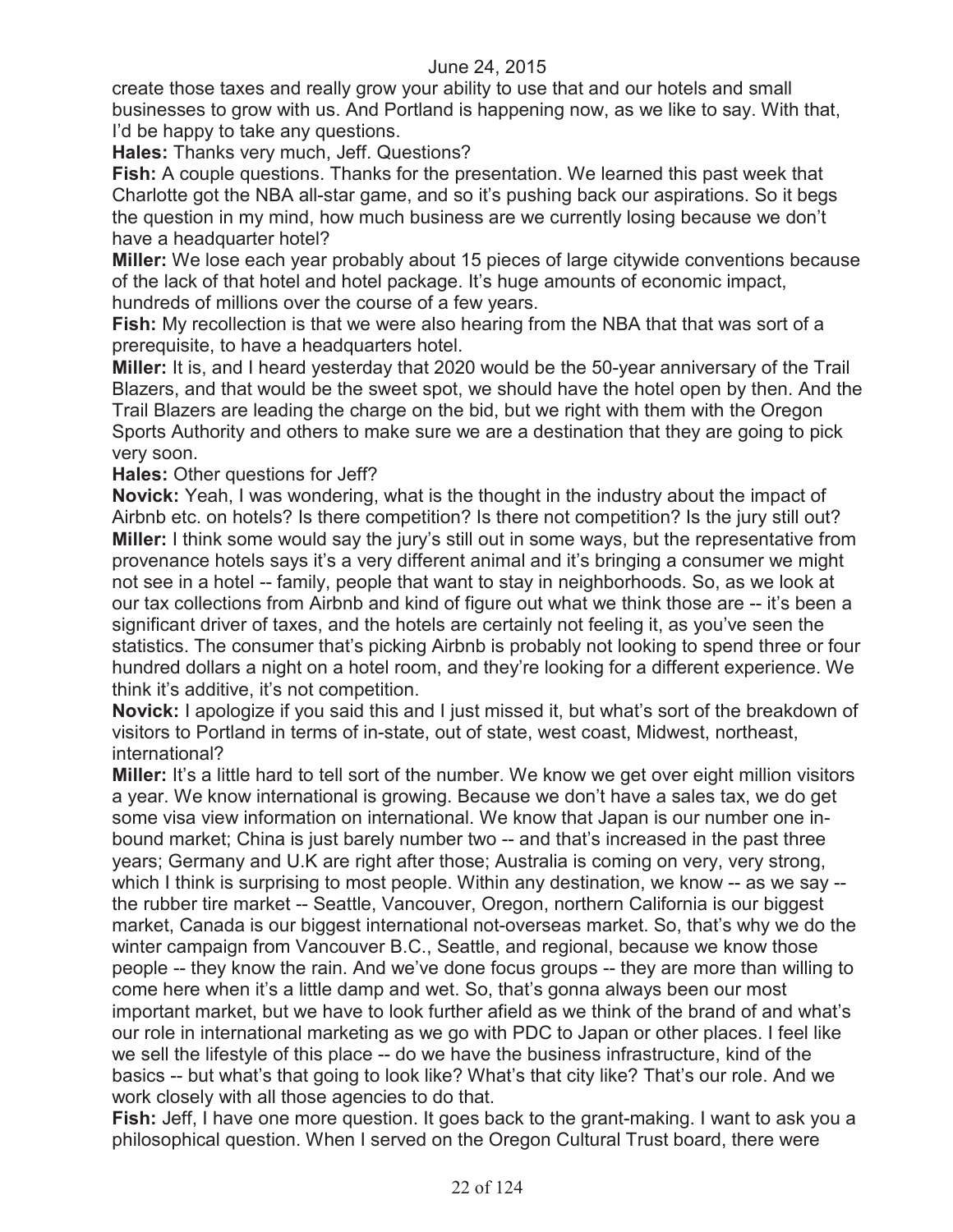create those taxes and really grow your ability to use that and our hotels and small businesses to grow with us. And Portland is happening now, as we like to say. With that, I'd be happy to take any questions.

**Hales:** Thanks very much, Jeff. Questions?

**Fish:** A couple questions. Thanks for the presentation. We learned this past week that Charlotte got the NBA all-star game, and so it's pushing back our aspirations. So it begs the question in my mind, how much business are we currently losing because we don't have a headquarter hotel?

**Miller:** We lose each year probably about 15 pieces of large citywide conventions because of the lack of that hotel and hotel package. It's huge amounts of economic impact, hundreds of millions over the course of a few years.

**Fish:** My recollection is that we were also hearing from the NBA that that was sort of a prerequisite, to have a headquarters hotel.

**Miller:** It is, and I heard yesterday that 2020 would be the 50-year anniversary of the Trail Blazers, and that would be the sweet spot, we should have the hotel open by then. And the Trail Blazers are leading the charge on the bid, but we right with them with the Oregon Sports Authority and others to make sure we are a destination that they are going to pick very soon.

**Hales:** Other questions for Jeff?

**Novick:** Yeah, I was wondering, what is the thought in the industry about the impact of Airbnb etc. on hotels? Is there competition? Is there not competition? Is the jury still out?

**Miller:** I think some would say the jury's still out in some ways, but the representative from provenance hotels says it's a very different animal and it's bringing a consumer we might not see in a hotel -- family, people that want to stay in neighborhoods. So, as we look at our tax collections from Airbnb and kind of figure out what we think those are -- it's been a significant driver of taxes, and the hotels are certainly not feeling it, as you've seen the statistics. The consumer that's picking Airbnb is probably not looking to spend three or four hundred dollars a night on a hotel room, and they're looking for a different experience. We think it's additive, it's not competition.

**Novick:** I apologize if you said this and I just missed it, but what's sort of the breakdown of visitors to Portland in terms of in-state, out of state, west coast, Midwest, northeast, international?

**Miller:** It's a little hard to tell sort of the number. We know we get over eight million visitors a year. We know international is growing. Because we don't have a sales tax, we do get some visa view information on international. We know that Japan is our number one in-bound market; China is just barely number two -- and that's increased in the past three years; Germany and U.K are right after those; Australia is coming on very, very strong, which I think is surprising to most people. Within any destination, we know -- as we say -- the rubber tire market -- Seattle, Vancouver, Oregon, northern California is our biggest market, Canada is our biggest international not-overseas market. So, that's why we do the winter campaign from Vancouver B.C., Seattle, and regional, because we know those people -- they know the rain. And we've done focus groups -- they are more than willing to come here when it's a little damp and wet. So, that's gonna always been our most important market, but we have to look further afield as we think of the brand of and what's our role in international marketing as we go with PDC to Japan or other places. I feel like we sell the lifestyle of this place -- do we have the business infrastructure, kind of the basics -- but what's that going to look like? What's that city like? That's our role. And we work closely with all those agencies to do that.

**Fish:** Jeff, I have one more question. It goes back to the grant-making. I want to ask you a philosophical question. When I served on the Oregon Cultural Trust board, there were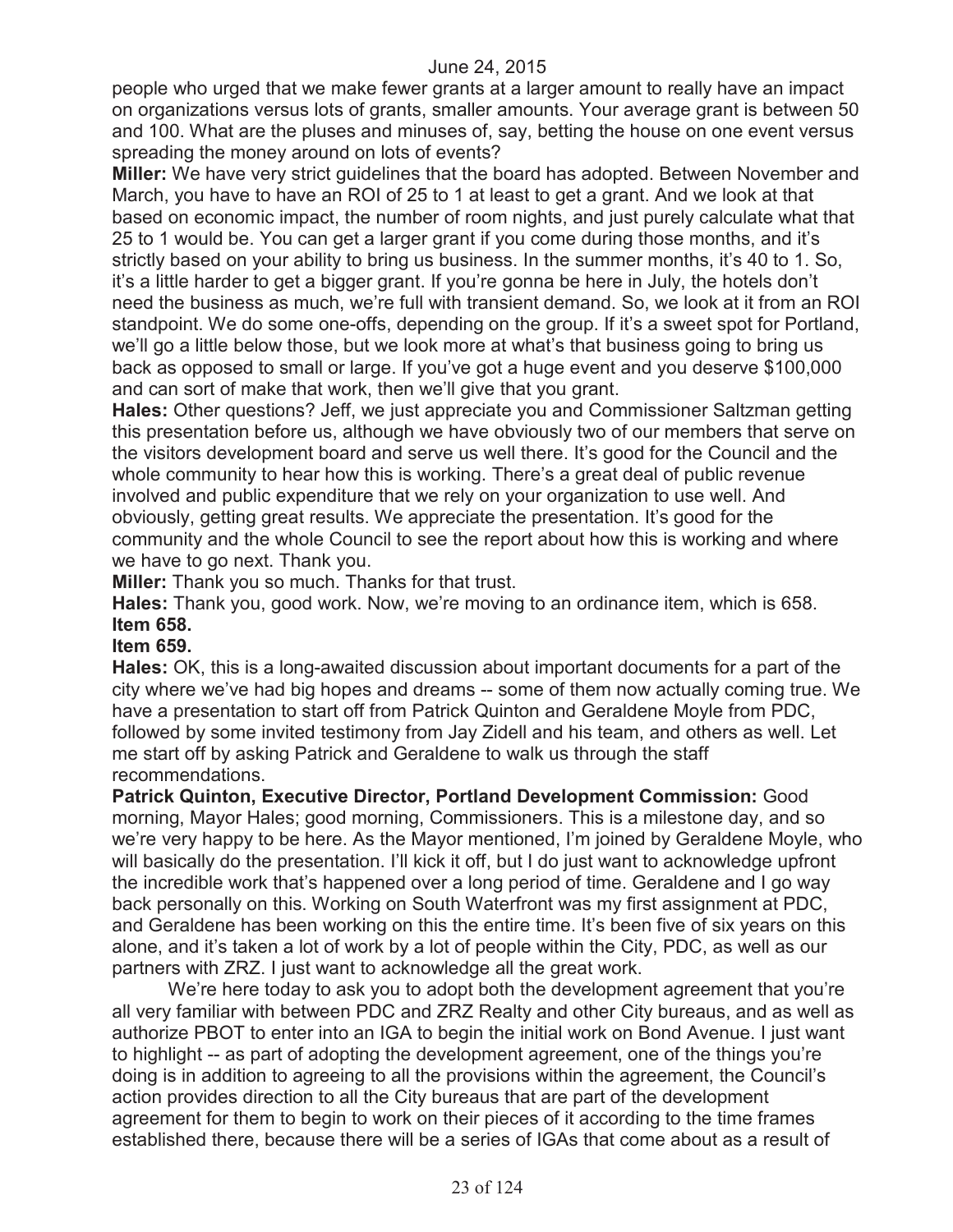people who urged that we make fewer grants at a larger amount to really have an impact on organizations versus lots of grants, smaller amounts. Your average grant is between 50 and 100. What are the pluses and minuses of, say, betting the house on one event versus spreading the money around on lots of events?

**Miller:** We have very strict guidelines that the board has adopted. Between November and March, you have to have an ROI of 25 to 1 at least to get a grant. And we look at that based on economic impact, the number of room nights, and just purely calculate what that 25 to 1 would be. You can get a larger grant if you come during those months, and it's strictly based on your ability to bring us business. In the summer months, it's 40 to 1. So, it's a little harder to get a bigger grant. If you're gonna be here in July, the hotels don't need the business as much, we're full with transient demand. So, we look at it from an ROI standpoint. We do some one-offs, depending on the group. If it's a sweet spot for Portland, we'll go a little below those, but we look more at what's that business going to bring us back as opposed to small or large. If you've got a huge event and you deserve $100,000 and can sort of make that work, then we'll give that you grant.

**Hales:** Other questions? Jeff, we just appreciate you and Commissioner Saltzman getting this presentation before us, although we have obviously two of our members that serve on the visitors development board and serve us well there. It's good for the Council and the whole community to hear how this is working. There's a great deal of public revenue involved and public expenditure that we rely on your organization to use well. And obviously, getting great results. We appreciate the presentation. It's good for the community and the whole Council to see the report about how this is working and where we have to go next. Thank you.

**Miller:** Thank you so much. Thanks for that trust.

**Hales:** Thank you, good work. Now, we're moving to an ordinance item, which is 658.

**Item 658.**

**Item 659.**

**Hales:** OK, this is a long-awaited discussion about important documents for a part of the city where we've had big hopes and dreams -- some of them now actually coming true. We have a presentation to start off from Patrick Quinton and Geraldene Moyle from PDC, followed by some invited testimony from Jay Zidell and his team, and others as well. Let me start off by asking Patrick and Geraldene to walk us through the staff recommendations.

**Patrick Quinton, Executive Director, Portland Development Commission:** Good morning, Mayor Hales; good morning, Commissioners. This is a milestone day, and so we're very happy to be here. As the Mayor mentioned, I'm joined by Geraldene Moyle, who will basically do the presentation. I'll kick it off, but I do just want to acknowledge upfront the incredible work that's happened over a long period of time. Geraldene and I go way back personally on this. Working on South Waterfront was my first assignment at PDC, and Geraldene has been working on this the entire time. It's been five of six years on this alone, and it's taken a lot of work by a lot of people within the City, PDC, as well as our partners with ZRZ. I just want to acknowledge all the great work.

We're here today to ask you to adopt both the development agreement that you're all very familiar with between PDC and ZRZ Realty and other City bureaus, and as well as authorize PBOT to enter into an IGA to begin the initial work on Bond Avenue. I just want to highlight -- as part of adopting the development agreement, one of the things you're doing is in addition to agreeing to all the provisions within the agreement, the Council's action provides direction to all the City bureaus that are part of the development agreement for them to begin to work on their pieces of it according to the time frames established there, because there will be a series of IGAs that come about as a result of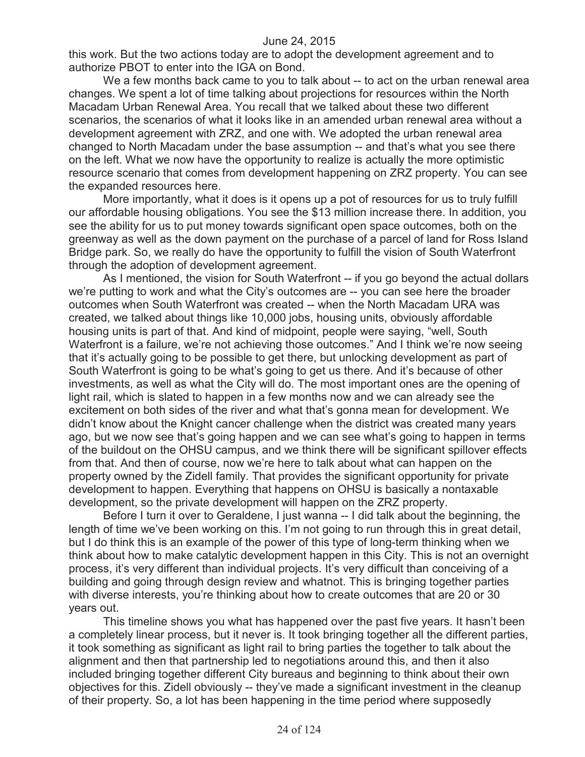this work. But the two actions today are to adopt the development agreement and to authorize PBOT to enter into the IGA on Bond.

We a few months back came to you to talk about -- to act on the urban renewal area changes. We spent a lot of time talking about projections for resources within the North Macadam Urban Renewal Area. You recall that we talked about these two different scenarios, the scenarios of what it looks like in an amended urban renewal area without a development agreement with ZRZ, and one with. We adopted the urban renewal area changed to North Macadam under the base assumption -- and that's what you see there on the left. What we now have the opportunity to realize is actually the more optimistic resource scenario that comes from development happening on ZRZ property. You can see the expanded resources here.

More importantly, what it does is it opens up a pot of resources for us to truly fulfill our affordable housing obligations. You see the $13 million increase there. In addition, you see the ability for us to put money towards significant open space outcomes, both on the greenway as well as the down payment on the purchase of a parcel of land for Ross Island Bridge park. So, we really do have the opportunity to fulfill the vision of South Waterfront through the adoption of development agreement.

As I mentioned, the vision for South Waterfront -- if you go beyond the actual dollars we're putting to work and what the City's outcomes are -- you can see here the broader outcomes when South Waterfront was created -- when the North Macadam URA was created, we talked about things like 10,000 jobs, housing units, obviously affordable housing units is part of that. And kind of midpoint, people were saying, "well, South Waterfront is a failure, we're not achieving those outcomes." And I think we're now seeing that it's actually going to be possible to get there, but unlocking development as part of South Waterfront is going to be what's going to get us there. And it's because of other investments, as well as what the City will do. The most important ones are the opening of light rail, which is slated to happen in a few months now and we can already see the excitement on both sides of the river and what that's gonna mean for development. We didn't know about the Knight cancer challenge when the district was created many years ago, but we now see that's going happen and we can see what's going to happen in terms of the buildout on the OHSU campus, and we think there will be significant spillover effects from that. And then of course, now we're here to talk about what can happen on the property owned by the Zidell family. That provides the significant opportunity for private development to happen. Everything that happens on OHSU is basically a nontaxable development, so the private development will happen on the ZRZ property.

Before I turn it over to Geraldene, I just wanna -- I did talk about the beginning, the length of time we've been working on this. I'm not going to run through this in great detail, but I do think this is an example of the power of this type of long-term thinking when we think about how to make catalytic development happen in this City. This is not an overnight process, it's very different than individual projects. It's very difficult than conceiving of a building and going through design review and whatnot. This is bringing together parties with diverse interests, you're thinking about how to create outcomes that are 20 or 30 years out.

This timeline shows you what has happened over the past five years. It hasn't been a completely linear process, but it never is. It took bringing together all the different parties, it took something as significant as light rail to bring parties the together to talk about the alignment and then that partnership led to negotiations around this, and then it also included bringing together different City bureaus and beginning to think about their own objectives for this. Zidell obviously -- they've made a significant investment in the cleanup of their property. So, a lot has been happening in the time period where supposedly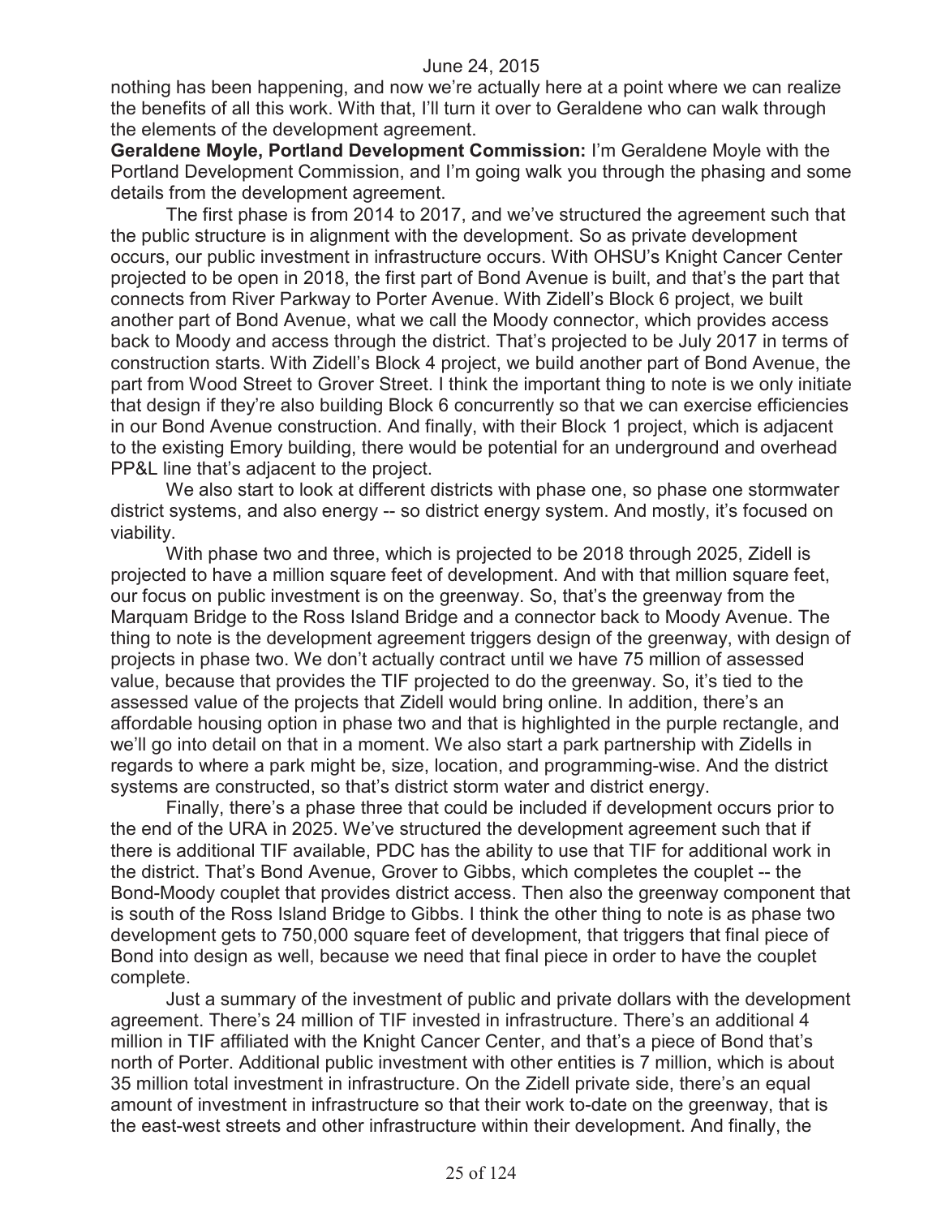nothing has been happening, and now we're actually here at a point where we can realize the benefits of all this work. With that, I'll turn it over to Geraldene who can walk through the elements of the development agreement.

**Geraldene Moyle, Portland Development Commission:** I'm Geraldene Moyle with the Portland Development Commission, and I'm going walk you through the phasing and some details from the development agreement.

The first phase is from 2014 to 2017, and we've structured the agreement such that the public structure is in alignment with the development. So as private development occurs, our public investment in infrastructure occurs. With OHSU's Knight Cancer Center projected to be open in 2018, the first part of Bond Avenue is built, and that's the part that connects from River Parkway to Porter Avenue. With Zidell's Block 6 project, we built another part of Bond Avenue, what we call the Moody connector, which provides access back to Moody and access through the district. That's projected to be July 2017 in terms of construction starts. With Zidell's Block 4 project, we build another part of Bond Avenue, the part from Wood Street to Grover Street. I think the important thing to note is we only initiate that design if they're also building Block 6 concurrently so that we can exercise efficiencies in our Bond Avenue construction. And finally, with their Block 1 project, which is adjacent to the existing Emory building, there would be potential for an underground and overhead PP&L line that's adjacent to the project.

We also start to look at different districts with phase one, so phase one stormwater district systems, and also energy -- so district energy system. And mostly, it's focused on viability.

With phase two and three, which is projected to be 2018 through 2025, Zidell is projected to have a million square feet of development. And with that million square feet, our focus on public investment is on the greenway. So, that's the greenway from the Marquam Bridge to the Ross Island Bridge and a connector back to Moody Avenue. The thing to note is the development agreement triggers design of the greenway, with design of projects in phase two. We don't actually contract until we have 75 million of assessed value, because that provides the TIF projected to do the greenway. So, it's tied to the assessed value of the projects that Zidell would bring online. In addition, there's an affordable housing option in phase two and that is highlighted in the purple rectangle, and we'll go into detail on that in a moment. We also start a park partnership with Zidells in regards to where a park might be, size, location, and programming-wise. And the district systems are constructed, so that's district storm water and district energy.

Finally, there's a phase three that could be included if development occurs prior to the end of the URA in 2025. We've structured the development agreement such that if there is additional TIF available, PDC has the ability to use that TIF for additional work in the district. That's Bond Avenue, Grover to Gibbs, which completes the couplet -- the Bond-Moody couplet that provides district access. Then also the greenway component that is south of the Ross Island Bridge to Gibbs. I think the other thing to note is as phase two development gets to 750,000 square feet of development, that triggers that final piece of Bond into design as well, because we need that final piece in order to have the couplet complete.

Just a summary of the investment of public and private dollars with the development agreement. There's 24 million of TIF invested in infrastructure. There's an additional 4 million in TIF affiliated with the Knight Cancer Center, and that's a piece of Bond that's north of Porter. Additional public investment with other entities is 7 million, which is about 35 million total investment in infrastructure. On the Zidell private side, there's an equal amount of investment in infrastructure so that their work to-date on the greenway, that is the east-west streets and other infrastructure within their development. And finally, the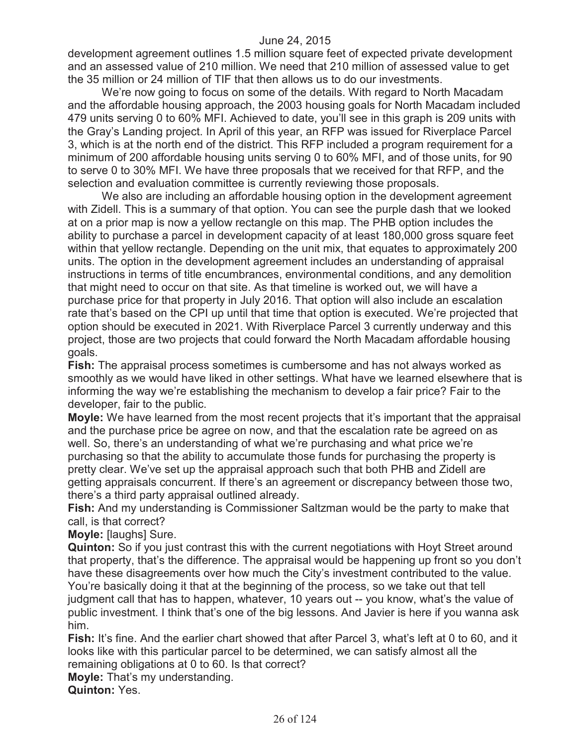development agreement outlines 1.5 million square feet of expected private development and an assessed value of 210 million. We need that 210 million of assessed value to get the 35 million or 24 million of TIF that then allows us to do our investments.

We're now going to focus on some of the details. With regard to North Macadam and the affordable housing approach, the 2003 housing goals for North Macadam included 479 units serving 0 to 60% MFI. Achieved to date, you'll see in this graph is 209 units with the Gray's Landing project. In April of this year, an RFP was issued for Riverplace Parcel 3, which is at the north end of the district. This RFP included a program requirement for a minimum of 200 affordable housing units serving 0 to 60% MFI, and of those units, for 90 to serve 0 to 30% MFI. We have three proposals that we received for that RFP, and the selection and evaluation committee is currently reviewing those proposals.

We also are including an affordable housing option in the development agreement with Zidell. This is a summary of that option. You can see the purple dash that we looked at on a prior map is now a yellow rectangle on this map. The PHB option includes the ability to purchase a parcel in development capacity of at least 180,000 gross square feet within that yellow rectangle. Depending on the unit mix, that equates to approximately 200 units. The option in the development agreement includes an understanding of appraisal instructions in terms of title encumbrances, environmental conditions, and any demolition that might need to occur on that site. As that timeline is worked out, we will have a purchase price for that property in July 2016. That option will also include an escalation rate that's based on the CPI up until that time that option is executed. We're projected that option should be executed in 2021. With Riverplace Parcel 3 currently underway and this project, those are two projects that could forward the North Macadam affordable housing goals.

**Fish:** The appraisal process sometimes is cumbersome and has not always worked as smoothly as we would have liked in other settings. What have we learned elsewhere that is informing the way we're establishing the mechanism to develop a fair price? Fair to the developer, fair to the public.

**Moyle:** We have learned from the most recent projects that it's important that the appraisal and the purchase price be agree on now, and that the escalation rate be agreed on as well. So, there's an understanding of what we're purchasing and what price we're purchasing so that the ability to accumulate those funds for purchasing the property is pretty clear. We've set up the appraisal approach such that both PHB and Zidell are getting appraisals concurrent. If there's an agreement or discrepancy between those two, there's a third party appraisal outlined already.

**Fish:** And my understanding is Commissioner Saltzman would be the party to make that call, is that correct?

**Moyle:** [laughs] Sure.

**Quinton:** So if you just contrast this with the current negotiations with Hoyt Street around that property, that's the difference. The appraisal would be happening up front so you don't have these disagreements over how much the City's investment contributed to the value. You're basically doing it that at the beginning of the process, so we take out that tell judgment call that has to happen, whatever, 10 years out -- you know, what's the value of public investment. I think that's one of the big lessons. And Javier is here if you wanna ask him.

**Fish:** It's fine. And the earlier chart showed that after Parcel 3, what's left at 0 to 60, and it looks like with this particular parcel to be determined, we can satisfy almost all the remaining obligations at 0 to 60. Is that correct?

**Moyle:** That's my understanding.

**Quinton:** Yes.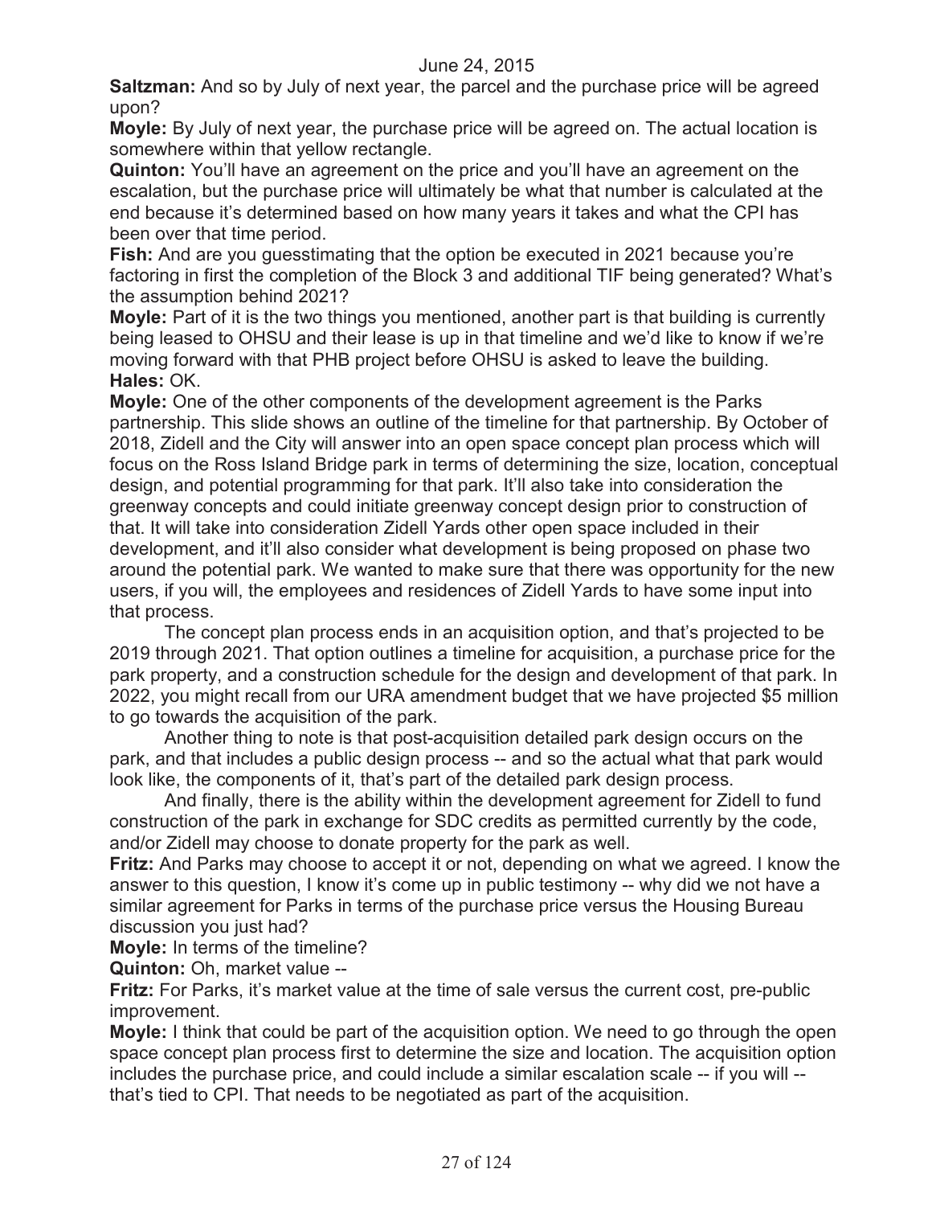**Saltzman:** And so by July of next year, the parcel and the purchase price will be agreed upon?

**Moyle:** By July of next year, the purchase price will be agreed on. The actual location is somewhere within that yellow rectangle.

**Quinton:** You'll have an agreement on the price and you'll have an agreement on the escalation, but the purchase price will ultimately be what that number is calculated at the end because it's determined based on how many years it takes and what the CPI has been over that time period.

**Fish:** And are you guesstimating that the option be executed in 2021 because you're factoring in first the completion of the Block 3 and additional TIF being generated? What's the assumption behind 2021?

**Moyle:** Part of it is the two things you mentioned, another part is that building is currently being leased to OHSU and their lease is up in that timeline and we'd like to know if we're moving forward with that PHB project before OHSU is asked to leave the building.

**Hales:** OK.

**Moyle:** One of the other components of the development agreement is the Parks partnership. This slide shows an outline of the timeline for that partnership. By October of 2018, Zidell and the City will answer into an open space concept plan process which will focus on the Ross Island Bridge park in terms of determining the size, location, conceptual design, and potential programming for that park. It'll also take into consideration the greenway concepts and could initiate greenway concept design prior to construction of that. It will take into consideration Zidell Yards other open space included in their development, and it'll also consider what development is being proposed on phase two around the potential park. We wanted to make sure that there was opportunity for the new users, if you will, the employees and residences of Zidell Yards to have some input into that process.

The concept plan process ends in an acquisition option, and that's projected to be 2019 through 2021. That option outlines a timeline for acquisition, a purchase price for the park property, and a construction schedule for the design and development of that park. In 2022, you might recall from our URA amendment budget that we have projected $5 million to go towards the acquisition of the park.

Another thing to note is that post-acquisition detailed park design occurs on the park, and that includes a public design process -- and so the actual what that park would look like, the components of it, that's part of the detailed park design process.

And finally, there is the ability within the development agreement for Zidell to fund construction of the park in exchange for SDC credits as permitted currently by the code, and/or Zidell may choose to donate property for the park as well.

**Fritz:** And Parks may choose to accept it or not, depending on what we agreed. I know the answer to this question, I know it's come up in public testimony -- why did we not have a similar agreement for Parks in terms of the purchase price versus the Housing Bureau discussion you just had?

**Moyle:** In terms of the timeline?

**Quinton:** Oh, market value --

**Fritz:** For Parks, it's market value at the time of sale versus the current cost, pre-public improvement.

**Moyle:** I think that could be part of the acquisition option. We need to go through the open space concept plan process first to determine the size and location. The acquisition option includes the purchase price, and could include a similar escalation scale -- if you will -- that's tied to CPI. That needs to be negotiated as part of the acquisition.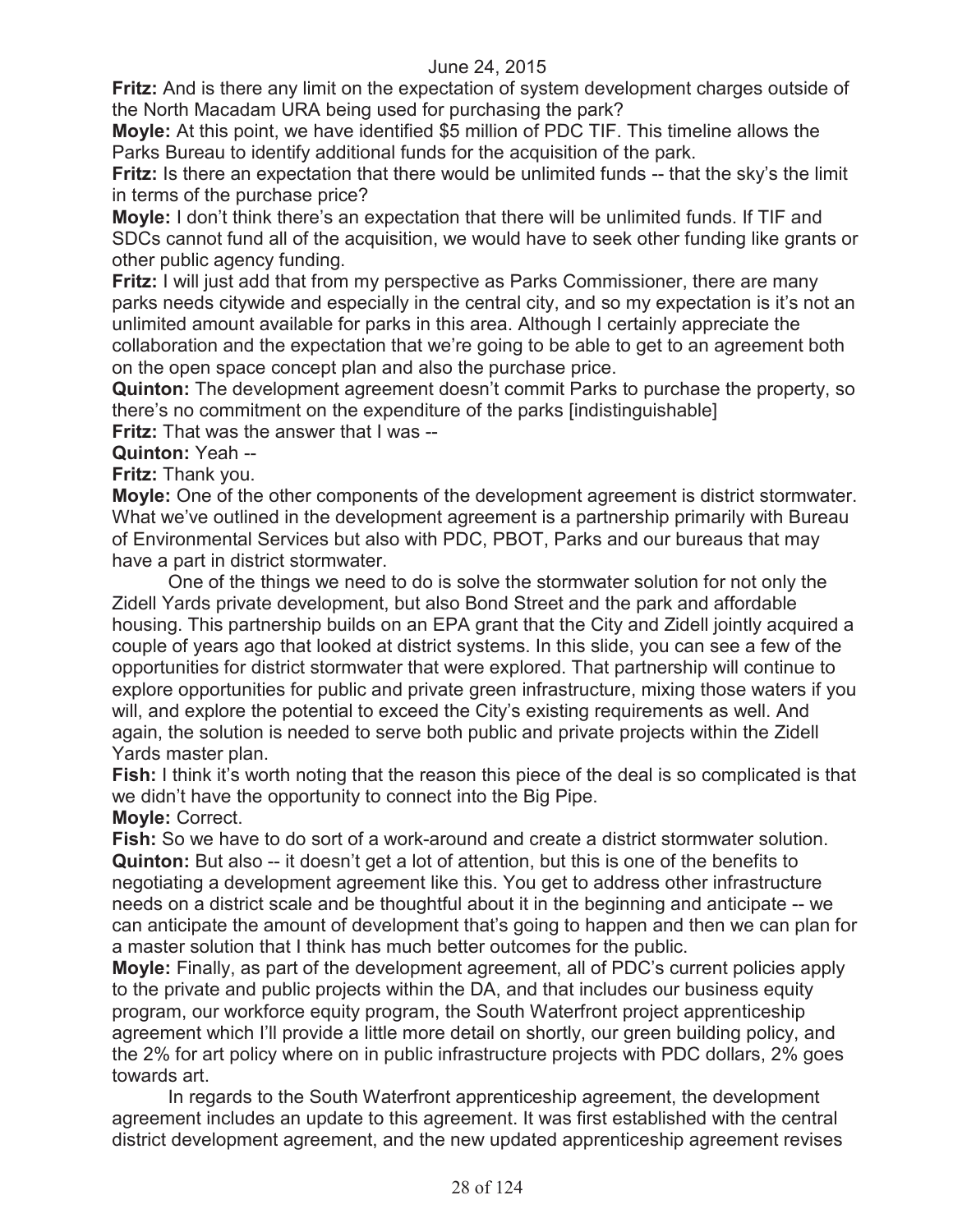June 24, 2015

**Fritz:** And is there any limit on the expectation of system development charges outside of the North Macadam URA being used for purchasing the park?

**Moyle:** At this point, we have identified $5 million of PDC TIF. This timeline allows the Parks Bureau to identify additional funds for the acquisition of the park.

**Fritz:** Is there an expectation that there would be unlimited funds -- that the sky's the limit in terms of the purchase price?

**Moyle:** I don't think there's an expectation that there will be unlimited funds. If TIF and SDCs cannot fund all of the acquisition, we would have to seek other funding like grants or other public agency funding.

**Fritz:** I will just add that from my perspective as Parks Commissioner, there are many parks needs citywide and especially in the central city, and so my expectation is it's not an unlimited amount available for parks in this area. Although I certainly appreciate the collaboration and the expectation that we're going to be able to get to an agreement both on the open space concept plan and also the purchase price.

**Quinton:** The development agreement doesn't commit Parks to purchase the property, so there's no commitment on the expenditure of the parks [indistinguishable]

**Fritz:** That was the answer that I was --

**Quinton:** Yeah --

**Fritz:** Thank you.

**Moyle:** One of the other components of the development agreement is district stormwater. What we've outlined in the development agreement is a partnership primarily with Bureau of Environmental Services but also with PDC, PBOT, Parks and our bureaus that may have a part in district stormwater.

One of the things we need to do is solve the stormwater solution for not only the Zidell Yards private development, but also Bond Street and the park and affordable housing. This partnership builds on an EPA grant that the City and Zidell jointly acquired a couple of years ago that looked at district systems. In this slide, you can see a few of the opportunities for district stormwater that were explored. That partnership will continue to explore opportunities for public and private green infrastructure, mixing those waters if you will, and explore the potential to exceed the City's existing requirements as well. And again, the solution is needed to serve both public and private projects within the Zidell Yards master plan.

**Fish:** I think it's worth noting that the reason this piece of the deal is so complicated is that we didn't have the opportunity to connect into the Big Pipe.

**Moyle:** Correct.

**Fish:** So we have to do sort of a work-around and create a district stormwater solution.

**Quinton:** But also -- it doesn't get a lot of attention, but this is one of the benefits to negotiating a development agreement like this. You get to address other infrastructure needs on a district scale and be thoughtful about it in the beginning and anticipate -- we can anticipate the amount of development that's going to happen and then we can plan for a master solution that I think has much better outcomes for the public.

**Moyle:** Finally, as part of the development agreement, all of PDC's current policies apply to the private and public projects within the DA, and that includes our business equity program, our workforce equity program, the South Waterfront project apprenticeship agreement which I'll provide a little more detail on shortly, our green building policy, and the 2% for art policy where on in public infrastructure projects with PDC dollars, 2% goes towards art.

In regards to the South Waterfront apprenticeship agreement, the development agreement includes an update to this agreement. It was first established with the central district development agreement, and the new updated apprenticeship agreement revises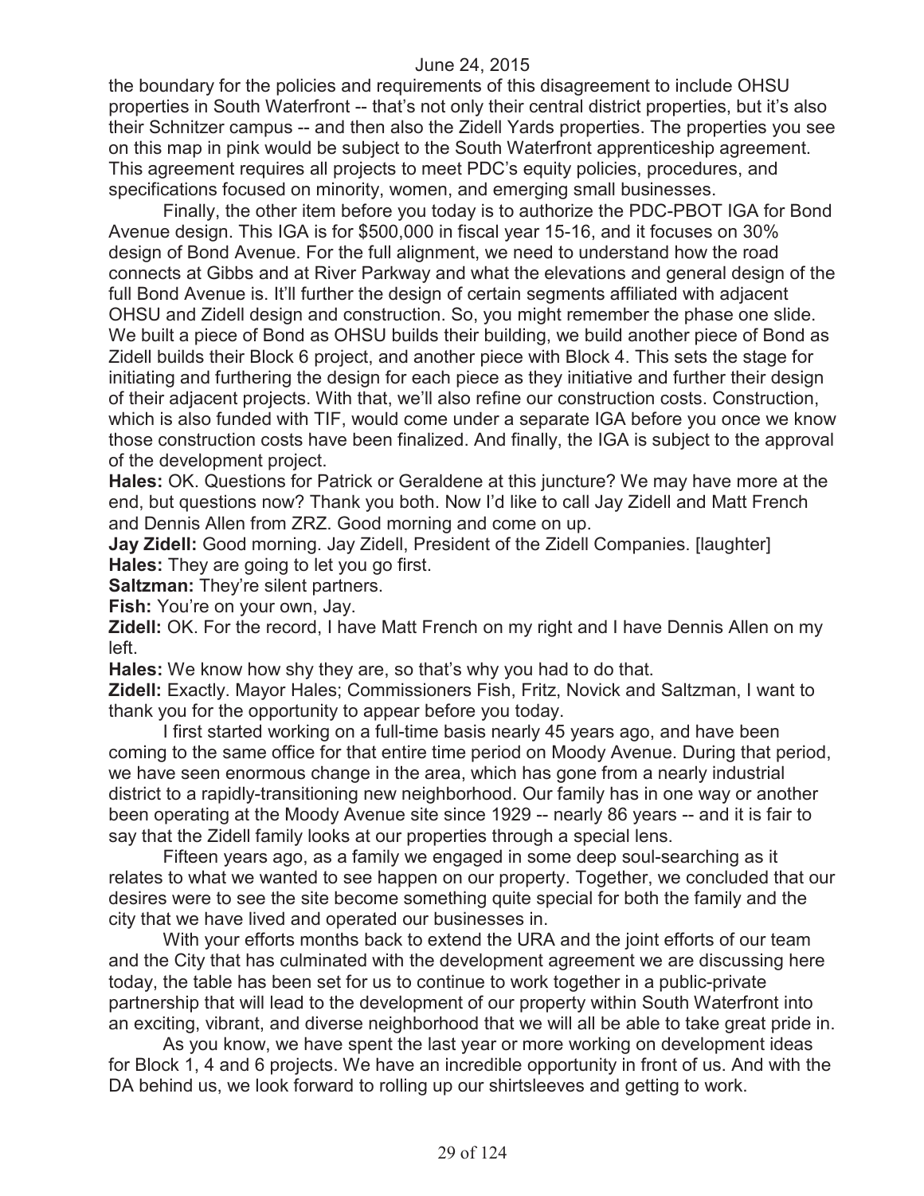the boundary for the policies and requirements of this disagreement to include OHSU properties in South Waterfront -- that's not only their central district properties, but it's also their Schnitzer campus -- and then also the Zidell Yards properties. The properties you see on this map in pink would be subject to the South Waterfront apprenticeship agreement. This agreement requires all projects to meet PDC's equity policies, procedures, and specifications focused on minority, women, and emerging small businesses.

Finally, the other item before you today is to authorize the PDC-PBOT IGA for Bond Avenue design. This IGA is for $500,000 in fiscal year 15-16, and it focuses on 30% design of Bond Avenue. For the full alignment, we need to understand how the road connects at Gibbs and at River Parkway and what the elevations and general design of the full Bond Avenue is. It'll further the design of certain segments affiliated with adjacent OHSU and Zidell design and construction. So, you might remember the phase one slide. We built a piece of Bond as OHSU builds their building, we build another piece of Bond as Zidell builds their Block 6 project, and another piece with Block 4. This sets the stage for initiating and furthering the design for each piece as they initiative and further their design of their adjacent projects. With that, we'll also refine our construction costs. Construction, which is also funded with TIF, would come under a separate IGA before you once we know those construction costs have been finalized. And finally, the IGA is subject to the approval of the development project.

**Hales:** OK. Questions for Patrick or Geraldene at this juncture? We may have more at the end, but questions now? Thank you both. Now I'd like to call Jay Zidell and Matt French and Dennis Allen from ZRZ. Good morning and come on up.

**Jay Zidell:** Good morning. Jay Zidell, President of the Zidell Companies. [laughter]

**Hales:** They are going to let you go first.

**Saltzman:** They're silent partners.

**Fish:** You're on your own, Jay.

**Zidell:** OK. For the record, I have Matt French on my right and I have Dennis Allen on my left.

**Hales:** We know how shy they are, so that's why you had to do that.

**Zidell:** Exactly. Mayor Hales; Commissioners Fish, Fritz, Novick and Saltzman, I want to thank you for the opportunity to appear before you today.

I first started working on a full-time basis nearly 45 years ago, and have been coming to the same office for that entire time period on Moody Avenue. During that period, we have seen enormous change in the area, which has gone from a nearly industrial district to a rapidly-transitioning new neighborhood. Our family has in one way or another been operating at the Moody Avenue site since 1929 -- nearly 86 years -- and it is fair to say that the Zidell family looks at our properties through a special lens.

Fifteen years ago, as a family we engaged in some deep soul-searching as it relates to what we wanted to see happen on our property. Together, we concluded that our desires were to see the site become something quite special for both the family and the city that we have lived and operated our businesses in.

With your efforts months back to extend the URA and the joint efforts of our team and the City that has culminated with the development agreement we are discussing here today, the table has been set for us to continue to work together in a public-private partnership that will lead to the development of our property within South Waterfront into an exciting, vibrant, and diverse neighborhood that we will all be able to take great pride in.

As you know, we have spent the last year or more working on development ideas for Block 1, 4 and 6 projects. We have an incredible opportunity in front of us. And with the DA behind us, we look forward to rolling up our shirtsleeves and getting to work.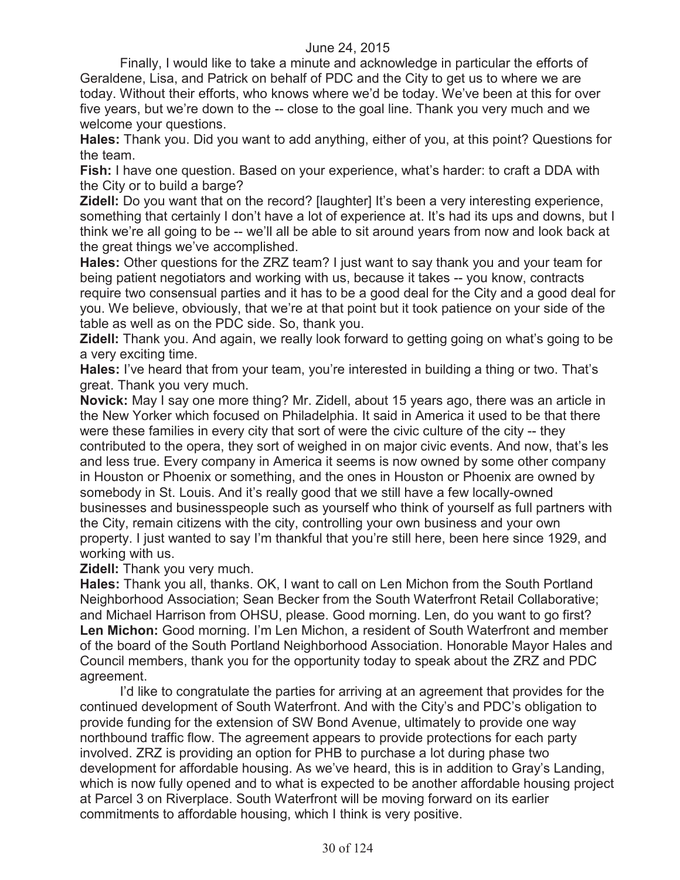Finally, I would like to take a minute and acknowledge in particular the efforts of Geraldene, Lisa, and Patrick on behalf of PDC and the City to get us to where we are today. Without their efforts, who knows where we'd be today. We've been at this for over five years, but we're down to the -- close to the goal line. Thank you very much and we welcome your questions.

**Hales:** Thank you. Did you want to add anything, either of you, at this point? Questions for the team.

**Fish:** I have one question. Based on your experience, what's harder: to craft a DDA with the City or to build a barge?

**Zidell:** Do you want that on the record? [laughter] It's been a very interesting experience, something that certainly I don't have a lot of experience at. It's had its ups and downs, but I think we're all going to be -- we'll all be able to sit around years from now and look back at the great things we've accomplished.

**Hales:** Other questions for the ZRZ team? I just want to say thank you and your team for being patient negotiators and working with us, because it takes -- you know, contracts require two consensual parties and it has to be a good deal for the City and a good deal for you. We believe, obviously, that we're at that point but it took patience on your side of the table as well as on the PDC side. So, thank you.

**Zidell:** Thank you. And again, we really look forward to getting going on what's going to be a very exciting time.

**Hales:** I've heard that from your team, you're interested in building a thing or two. That's great. Thank you very much.

**Novick:** May I say one more thing? Mr. Zidell, about 15 years ago, there was an article in the New Yorker which focused on Philadelphia. It said in America it used to be that there were these families in every city that sort of were the civic culture of the city -- they contributed to the opera, they sort of weighed in on major civic events. And now, that's les and less true. Every company in America it seems is now owned by some other company in Houston or Phoenix or something, and the ones in Houston or Phoenix are owned by somebody in St. Louis. And it's really good that we still have a few locally-owned businesses and businesspeople such as yourself who think of yourself as full partners with the City, remain citizens with the city, controlling your own business and your own property. I just wanted to say I'm thankful that you're still here, been here since 1929, and working with us.

**Zidell:** Thank you very much.

**Hales:** Thank you all, thanks. OK, I want to call on Len Michon from the South Portland Neighborhood Association; Sean Becker from the South Waterfront Retail Collaborative; and Michael Harrison from OHSU, please. Good morning. Len, do you want to go first?

**Len Michon:** Good morning. I'm Len Michon, a resident of South Waterfront and member of the board of the South Portland Neighborhood Association. Honorable Mayor Hales and Council members, thank you for the opportunity today to speak about the ZRZ and PDC agreement.

I'd like to congratulate the parties for arriving at an agreement that provides for the continued development of South Waterfront. And with the City's and PDC's obligation to provide funding for the extension of SW Bond Avenue, ultimately to provide one way northbound traffic flow. The agreement appears to provide protections for each party involved. ZRZ is providing an option for PHB to purchase a lot during phase two development for affordable housing. As we've heard, this is in addition to Gray's Landing, which is now fully opened and to what is expected to be another affordable housing project at Parcel 3 on Riverplace. South Waterfront will be moving forward on its earlier commitments to affordable housing, which I think is very positive.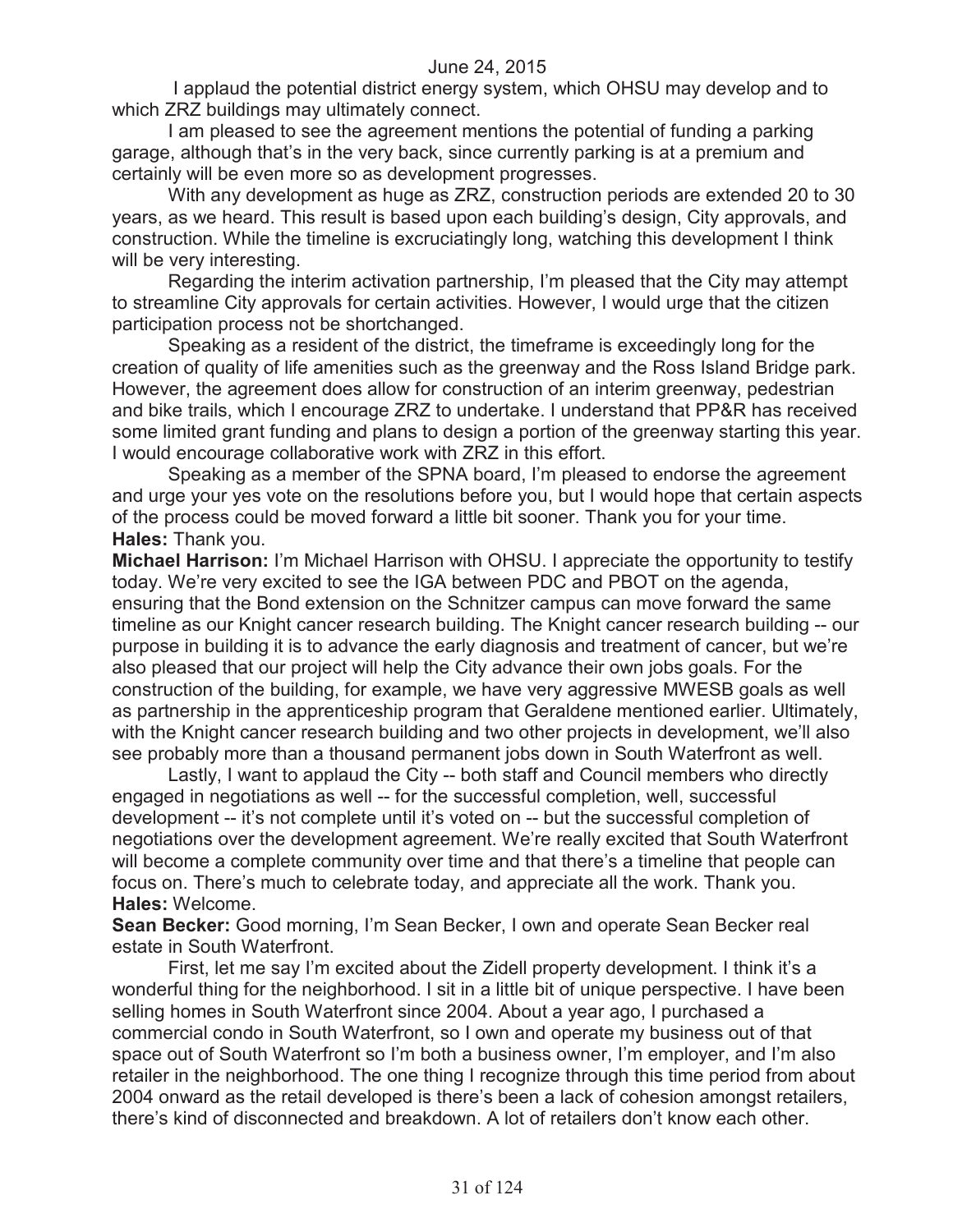I applaud the potential district energy system, which OHSU may develop and to which ZRZ buildings may ultimately connect.

I am pleased to see the agreement mentions the potential of funding a parking garage, although that's in the very back, since currently parking is at a premium and certainly will be even more so as development progresses.

With any development as huge as ZRZ, construction periods are extended 20 to 30 years, as we heard. This result is based upon each building's design, City approvals, and construction. While the timeline is excruciatingly long, watching this development I think will be very interesting.

Regarding the interim activation partnership, I'm pleased that the City may attempt to streamline City approvals for certain activities. However, I would urge that the citizen participation process not be shortchanged.

Speaking as a resident of the district, the timeframe is exceedingly long for the creation of quality of life amenities such as the greenway and the Ross Island Bridge park. However, the agreement does allow for construction of an interim greenway, pedestrian and bike trails, which I encourage ZRZ to undertake. I understand that PP&R has received some limited grant funding and plans to design a portion of the greenway starting this year. I would encourage collaborative work with ZRZ in this effort.

Speaking as a member of the SPNA board, I'm pleased to endorse the agreement and urge your yes vote on the resolutions before you, but I would hope that certain aspects of the process could be moved forward a little bit sooner. Thank you for your time.

**Hales:** Thank you.

**Michael Harrison:** I'm Michael Harrison with OHSU. I appreciate the opportunity to testify today. We're very excited to see the IGA between PDC and PBOT on the agenda, ensuring that the Bond extension on the Schnitzer campus can move forward the same timeline as our Knight cancer research building. The Knight cancer research building -- our purpose in building it is to advance the early diagnosis and treatment of cancer, but we're also pleased that our project will help the City advance their own jobs goals. For the construction of the building, for example, we have very aggressive MWESB goals as well as partnership in the apprenticeship program that Geraldene mentioned earlier. Ultimately, with the Knight cancer research building and two other projects in development, we'll also see probably more than a thousand permanent jobs down in South Waterfront as well.

Lastly, I want to applaud the City -- both staff and Council members who directly engaged in negotiations as well -- for the successful completion, well, successful development -- it's not complete until it's voted on -- but the successful completion of negotiations over the development agreement. We're really excited that South Waterfront will become a complete community over time and that there's a timeline that people can focus on. There's much to celebrate today, and appreciate all the work. Thank you.

**Hales:** Welcome.

**Sean Becker:** Good morning, I'm Sean Becker, I own and operate Sean Becker real estate in South Waterfront.

First, let me say I'm excited about the Zidell property development. I think it's a wonderful thing for the neighborhood. I sit in a little bit of unique perspective. I have been selling homes in South Waterfront since 2004. About a year ago, I purchased a commercial condo in South Waterfront, so I own and operate my business out of that space out of South Waterfront so I'm both a business owner, I'm employer, and I'm also retailer in the neighborhood. The one thing I recognize through this time period from about 2004 onward as the retail developed is there's been a lack of cohesion amongst retailers, there's kind of disconnected and breakdown. A lot of retailers don't know each other.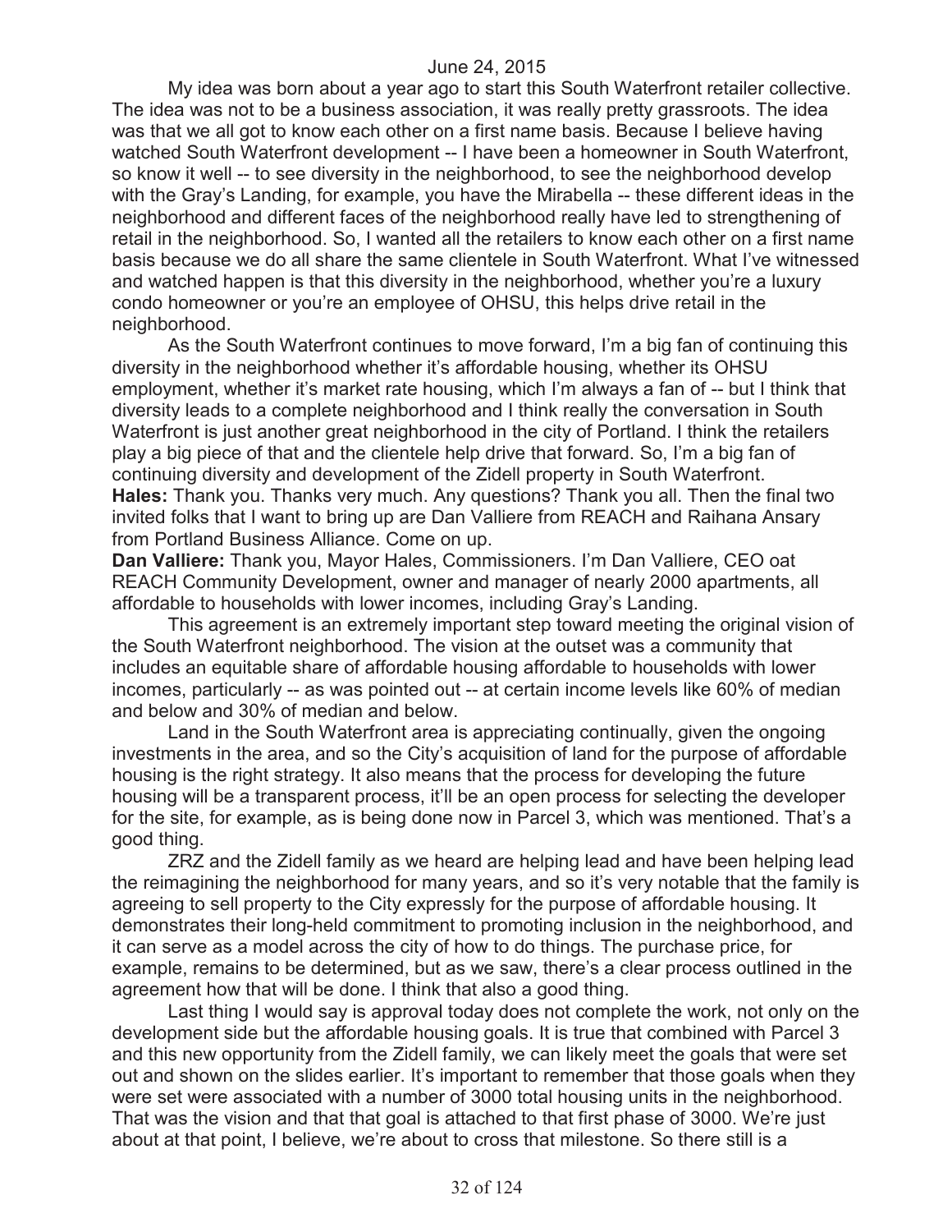My idea was born about a year ago to start this South Waterfront retailer collective. The idea was not to be a business association, it was really pretty grassroots. The idea was that we all got to know each other on a first name basis. Because I believe having watched South Waterfront development -- I have been a homeowner in South Waterfront, so know it well -- to see diversity in the neighborhood, to see the neighborhood develop with the Gray's Landing, for example, you have the Mirabella -- these different ideas in the neighborhood and different faces of the neighborhood really have led to strengthening of retail in the neighborhood. So, I wanted all the retailers to know each other on a first name basis because we do all share the same clientele in South Waterfront. What I've witnessed and watched happen is that this diversity in the neighborhood, whether you're a luxury condo homeowner or you're an employee of OHSU, this helps drive retail in the neighborhood.

As the South Waterfront continues to move forward, I'm a big fan of continuing this diversity in the neighborhood whether it's affordable housing, whether its OHSU employment, whether it's market rate housing, which I'm always a fan of -- but I think that diversity leads to a complete neighborhood and I think really the conversation in South Waterfront is just another great neighborhood in the city of Portland. I think the retailers play a big piece of that and the clientele help drive that forward. So, I'm a big fan of continuing diversity and development of the Zidell property in South Waterfront.

**Hales:** Thank you. Thanks very much. Any questions? Thank you all. Then the final two invited folks that I want to bring up are Dan Valliere from REACH and Raihana Ansary from Portland Business Alliance. Come on up.

**Dan Valliere:** Thank you, Mayor Hales, Commissioners. I'm Dan Valliere, CEO oat REACH Community Development, owner and manager of nearly 2000 apartments, all affordable to households with lower incomes, including Gray's Landing.

This agreement is an extremely important step toward meeting the original vision of the South Waterfront neighborhood. The vision at the outset was a community that includes an equitable share of affordable housing affordable to households with lower incomes, particularly -- as was pointed out -- at certain income levels like 60% of median and below and 30% of median and below.

Land in the South Waterfront area is appreciating continually, given the ongoing investments in the area, and so the City's acquisition of land for the purpose of affordable housing is the right strategy. It also means that the process for developing the future housing will be a transparent process, it'll be an open process for selecting the developer for the site, for example, as is being done now in Parcel 3, which was mentioned. That's a good thing.

ZRZ and the Zidell family as we heard are helping lead and have been helping lead the reimagining the neighborhood for many years, and so it's very notable that the family is agreeing to sell property to the City expressly for the purpose of affordable housing. It demonstrates their long-held commitment to promoting inclusion in the neighborhood, and it can serve as a model across the city of how to do things. The purchase price, for example, remains to be determined, but as we saw, there's a clear process outlined in the agreement how that will be done. I think that also a good thing.

Last thing I would say is approval today does not complete the work, not only on the development side but the affordable housing goals. It is true that combined with Parcel 3 and this new opportunity from the Zidell family, we can likely meet the goals that were set out and shown on the slides earlier. It's important to remember that those goals when they were set were associated with a number of 3000 total housing units in the neighborhood. That was the vision and that that goal is attached to that first phase of 3000. We're just about at that point, I believe, we're about to cross that milestone. So there still is a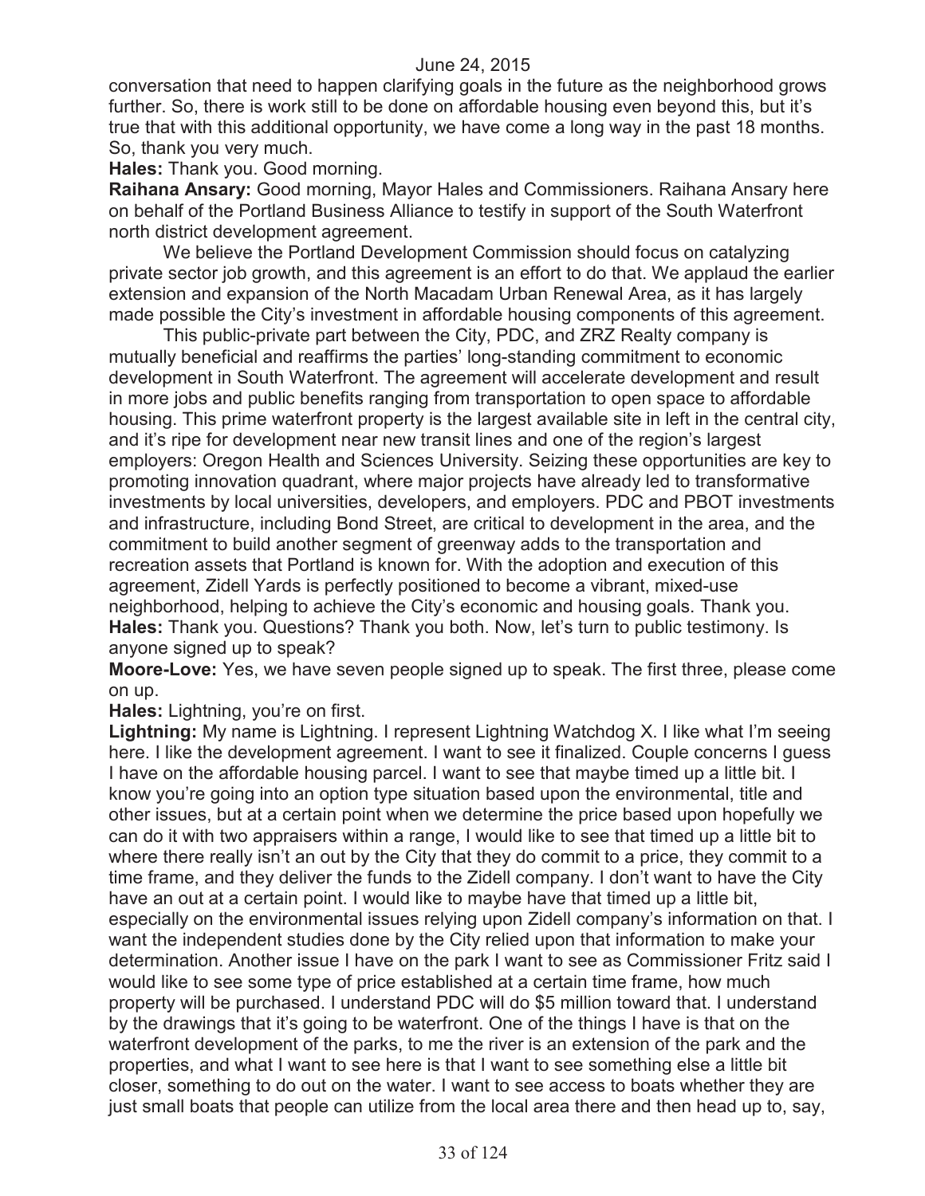conversation that need to happen clarifying goals in the future as the neighborhood grows further. So, there is work still to be done on affordable housing even beyond this, but it's true that with this additional opportunity, we have come a long way in the past 18 months. So, thank you very much.

**Hales:** Thank you. Good morning.

**Raihana Ansary:** Good morning, Mayor Hales and Commissioners. Raihana Ansary here on behalf of the Portland Business Alliance to testify in support of the South Waterfront north district development agreement.

We believe the Portland Development Commission should focus on catalyzing private sector job growth, and this agreement is an effort to do that. We applaud the earlier extension and expansion of the North Macadam Urban Renewal Area, as it has largely made possible the City's investment in affordable housing components of this agreement.

This public-private part between the City, PDC, and ZRZ Realty company is mutually beneficial and reaffirms the parties' long-standing commitment to economic development in South Waterfront. The agreement will accelerate development and result in more jobs and public benefits ranging from transportation to open space to affordable housing. This prime waterfront property is the largest available site in left in the central city, and it's ripe for development near new transit lines and one of the region's largest employers: Oregon Health and Sciences University. Seizing these opportunities are key to promoting innovation quadrant, where major projects have already led to transformative investments by local universities, developers, and employers. PDC and PBOT investments and infrastructure, including Bond Street, are critical to development in the area, and the commitment to build another segment of greenway adds to the transportation and recreation assets that Portland is known for. With the adoption and execution of this agreement, Zidell Yards is perfectly positioned to become a vibrant, mixed-use neighborhood, helping to achieve the City's economic and housing goals. Thank you.

**Hales:** Thank you. Questions? Thank you both. Now, let's turn to public testimony. Is anyone signed up to speak?

**Moore-Love:** Yes, we have seven people signed up to speak. The first three, please come on up.

**Hales:** Lightning, you're on first.

**Lightning:** My name is Lightning. I represent Lightning Watchdog X. I like what I'm seeing here. I like the development agreement. I want to see it finalized. Couple concerns I guess I have on the affordable housing parcel. I want to see that maybe timed up a little bit. I know you're going into an option type situation based upon the environmental, title and other issues, but at a certain point when we determine the price based upon hopefully we can do it with two appraisers within a range, I would like to see that timed up a little bit to where there really isn't an out by the City that they do commit to a price, they commit to a time frame, and they deliver the funds to the Zidell company. I don't want to have the City have an out at a certain point. I would like to maybe have that timed up a little bit, especially on the environmental issues relying upon Zidell company's information on that. I want the independent studies done by the City relied upon that information to make your determination. Another issue I have on the park I want to see as Commissioner Fritz said I would like to see some type of price established at a certain time frame, how much property will be purchased. I understand PDC will do $5 million toward that. I understand by the drawings that it's going to be waterfront. One of the things I have is that on the waterfront development of the parks, to me the river is an extension of the park and the properties, and what I want to see here is that I want to see something else a little bit closer, something to do out on the water. I want to see access to boats whether they are just small boats that people can utilize from the local area there and then head up to, say,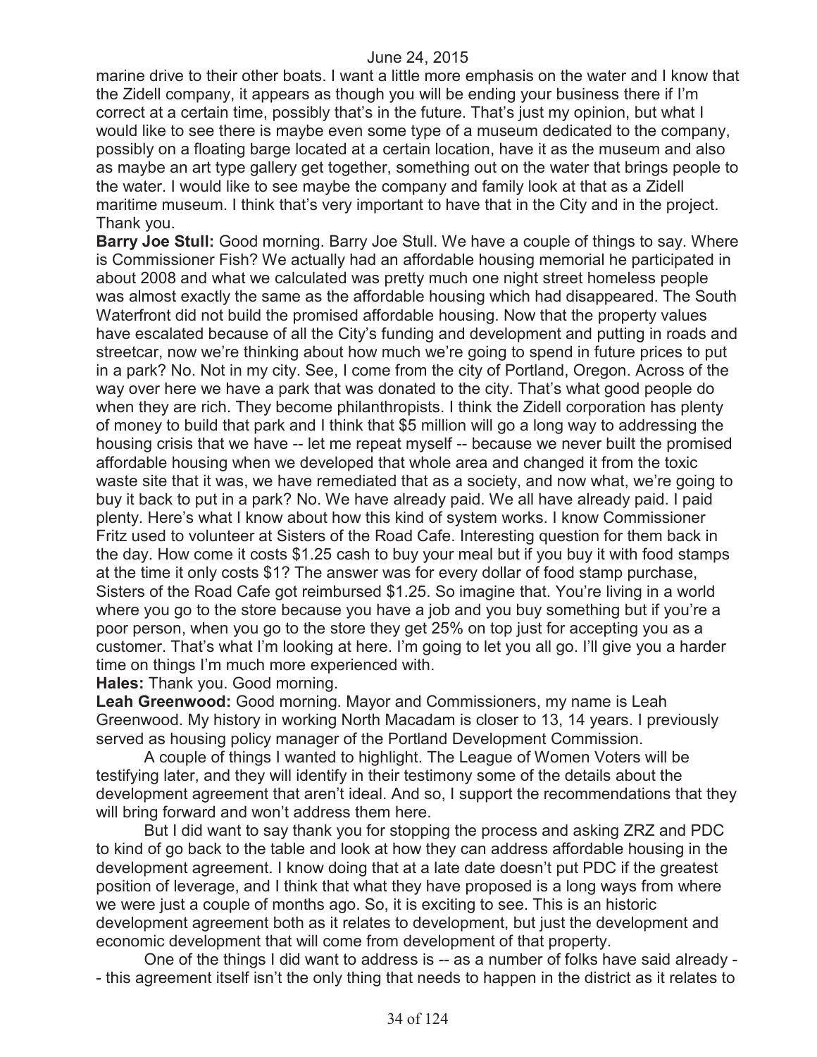marine drive to their other boats. I want a little more emphasis on the water and I know that the Zidell company, it appears as though you will be ending your business there if I'm correct at a certain time, possibly that's in the future. That's just my opinion, but what I would like to see there is maybe even some type of a museum dedicated to the company, possibly on a floating barge located at a certain location, have it as the museum and also as maybe an art type gallery get together, something out on the water that brings people to the water. I would like to see maybe the company and family look at that as a Zidell maritime museum. I think that's very important to have that in the City and in the project. Thank you.

**Barry Joe Stull:** Good morning. Barry Joe Stull. We have a couple of things to say. Where is Commissioner Fish? We actually had an affordable housing memorial he participated in about 2008 and what we calculated was pretty much one night street homeless people was almost exactly the same as the affordable housing which had disappeared. The South Waterfront did not build the promised affordable housing. Now that the property values have escalated because of all the City's funding and development and putting in roads and streetcar, now we're thinking about how much we're going to spend in future prices to put in a park? No. Not in my city. See, I come from the city of Portland, Oregon. Across of the way over here we have a park that was donated to the city. That's what good people do when they are rich. They become philanthropists. I think the Zidell corporation has plenty of money to build that park and I think that $5 million will go a long way to addressing the housing crisis that we have -- let me repeat myself -- because we never built the promised affordable housing when we developed that whole area and changed it from the toxic waste site that it was, we have remediated that as a society, and now what, we're going to buy it back to put in a park? No. We have already paid. We all have already paid. I paid plenty. Here's what I know about how this kind of system works. I know Commissioner Fritz used to volunteer at Sisters of the Road Cafe. Interesting question for them back in the day. How come it costs $1.25 cash to buy your meal but if you buy it with food stamps at the time it only costs $1? The answer was for every dollar of food stamp purchase, Sisters of the Road Cafe got reimbursed $1.25. So imagine that. You're living in a world where you go to the store because you have a job and you buy something but if you're a poor person, when you go to the store they get 25% on top just for accepting you as a customer. That's what I'm looking at here. I'm going to let you all go. I'll give you a harder time on things I'm much more experienced with.

**Hales:** Thank you. Good morning.

**Leah Greenwood:** Good morning. Mayor and Commissioners, my name is Leah Greenwood. My history in working North Macadam is closer to 13, 14 years. I previously served as housing policy manager of the Portland Development Commission.

A couple of things I wanted to highlight. The League of Women Voters will be testifying later, and they will identify in their testimony some of the details about the development agreement that aren't ideal. And so, I support the recommendations that they will bring forward and won't address them here.

But I did want to say thank you for stopping the process and asking ZRZ and PDC to kind of go back to the table and look at how they can address affordable housing in the development agreement. I know doing that at a late date doesn't put PDC if the greatest position of leverage, and I think that what they have proposed is a long ways from where we were just a couple of months ago. So, it is exciting to see. This is an historic development agreement both as it relates to development, but just the development and economic development that will come from development of that property.

One of the things I did want to address is -- as a number of folks have said already -- this agreement itself isn't the only thing that needs to happen in the district as it relates to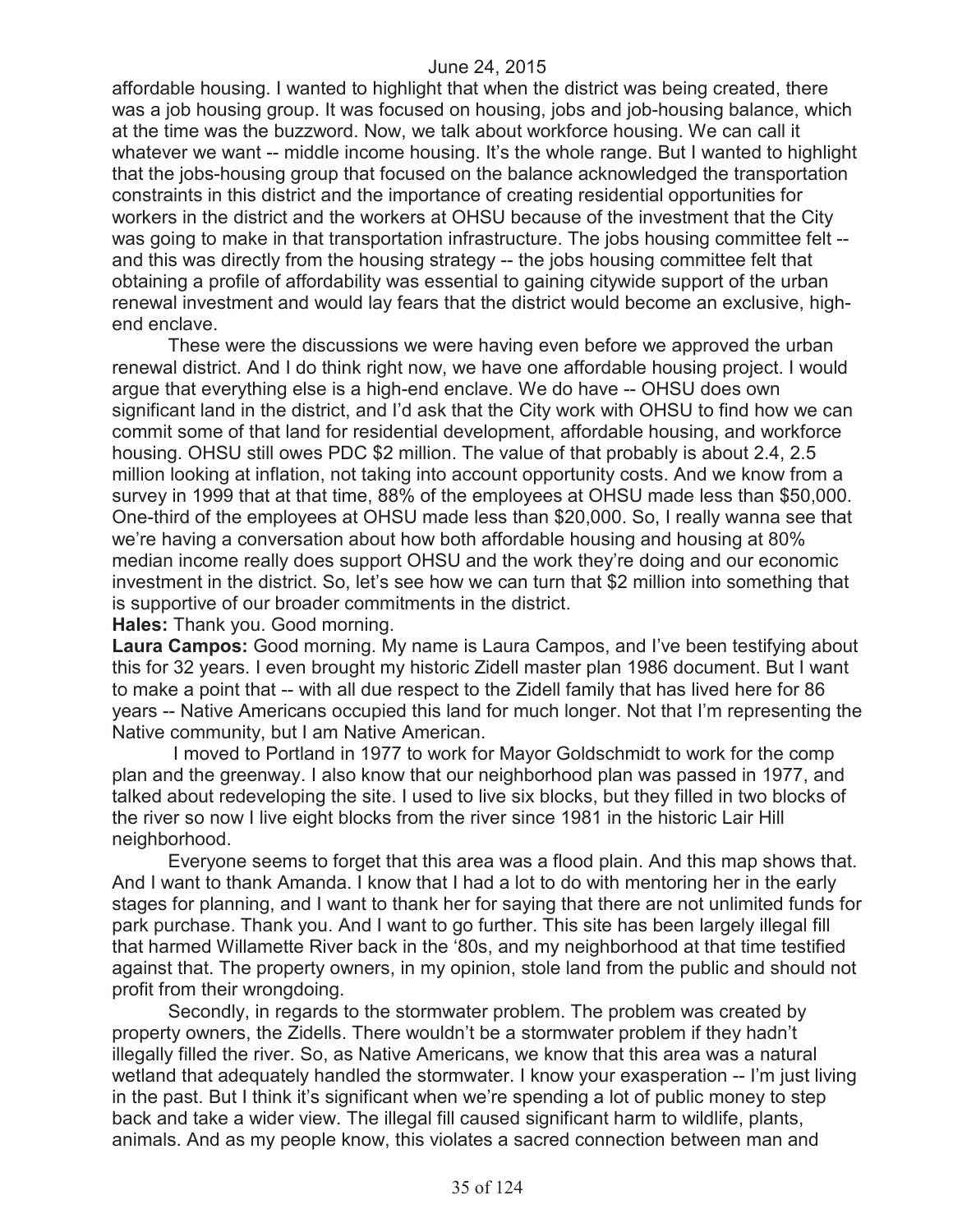affordable housing. I wanted to highlight that when the district was being created, there was a job housing group. It was focused on housing, jobs and job-housing balance, which at the time was the buzzword. Now, we talk about workforce housing. We can call it whatever we want -- middle income housing. It's the whole range. But I wanted to highlight that the jobs-housing group that focused on the balance acknowledged the transportation constraints in this district and the importance of creating residential opportunities for workers in the district and the workers at OHSU because of the investment that the City was going to make in that transportation infrastructure. The jobs housing committee felt -- and this was directly from the housing strategy -- the jobs housing committee felt that obtaining a profile of affordability was essential to gaining citywide support of the urban renewal investment and would lay fears that the district would become an exclusive, high-end enclave.

These were the discussions we were having even before we approved the urban renewal district. And I do think right now, we have one affordable housing project. I would argue that everything else is a high-end enclave. We do have -- OHSU does own significant land in the district, and I'd ask that the City work with OHSU to find how we can commit some of that land for residential development, affordable housing, and workforce housing. OHSU still owes PDC $2 million. The value of that probably is about 2.4, 2.5 million looking at inflation, not taking into account opportunity costs. And we know from a survey in 1999 that at that time, 88% of the employees at OHSU made less than $50,000. One-third of the employees at OHSU made less than $20,000. So, I really wanna see that we're having a conversation about how both affordable housing and housing at 80% median income really does support OHSU and the work they're doing and our economic investment in the district. So, let's see how we can turn that $2 million into something that is supportive of our broader commitments in the district.

**Hales:** Thank you. Good morning.

**Laura Campos:** Good morning. My name is Laura Campos, and I've been testifying about this for 32 years. I even brought my historic Zidell master plan 1986 document. But I want to make a point that -- with all due respect to the Zidell family that has lived here for 86 years -- Native Americans occupied this land for much longer. Not that I'm representing the Native community, but I am Native American.

I moved to Portland in 1977 to work for Mayor Goldschmidt to work for the comp plan and the greenway. I also know that our neighborhood plan was passed in 1977, and talked about redeveloping the site. I used to live six blocks, but they filled in two blocks of the river so now I live eight blocks from the river since 1981 in the historic Lair Hill neighborhood.

Everyone seems to forget that this area was a flood plain. And this map shows that. And I want to thank Amanda. I know that I had a lot to do with mentoring her in the early stages for planning, and I want to thank her for saying that there are not unlimited funds for park purchase. Thank you. And I want to go further. This site has been largely illegal fill that harmed Willamette River back in the '80s, and my neighborhood at that time testified against that. The property owners, in my opinion, stole land from the public and should not profit from their wrongdoing.

Secondly, in regards to the stormwater problem. The problem was created by property owners, the Zidells. There wouldn't be a stormwater problem if they hadn't illegally filled the river. So, as Native Americans, we know that this area was a natural wetland that adequately handled the stormwater. I know your exasperation -- I'm just living in the past. But I think it's significant when we're spending a lot of public money to step back and take a wider view. The illegal fill caused significant harm to wildlife, plants, animals. And as my people know, this violates a sacred connection between man and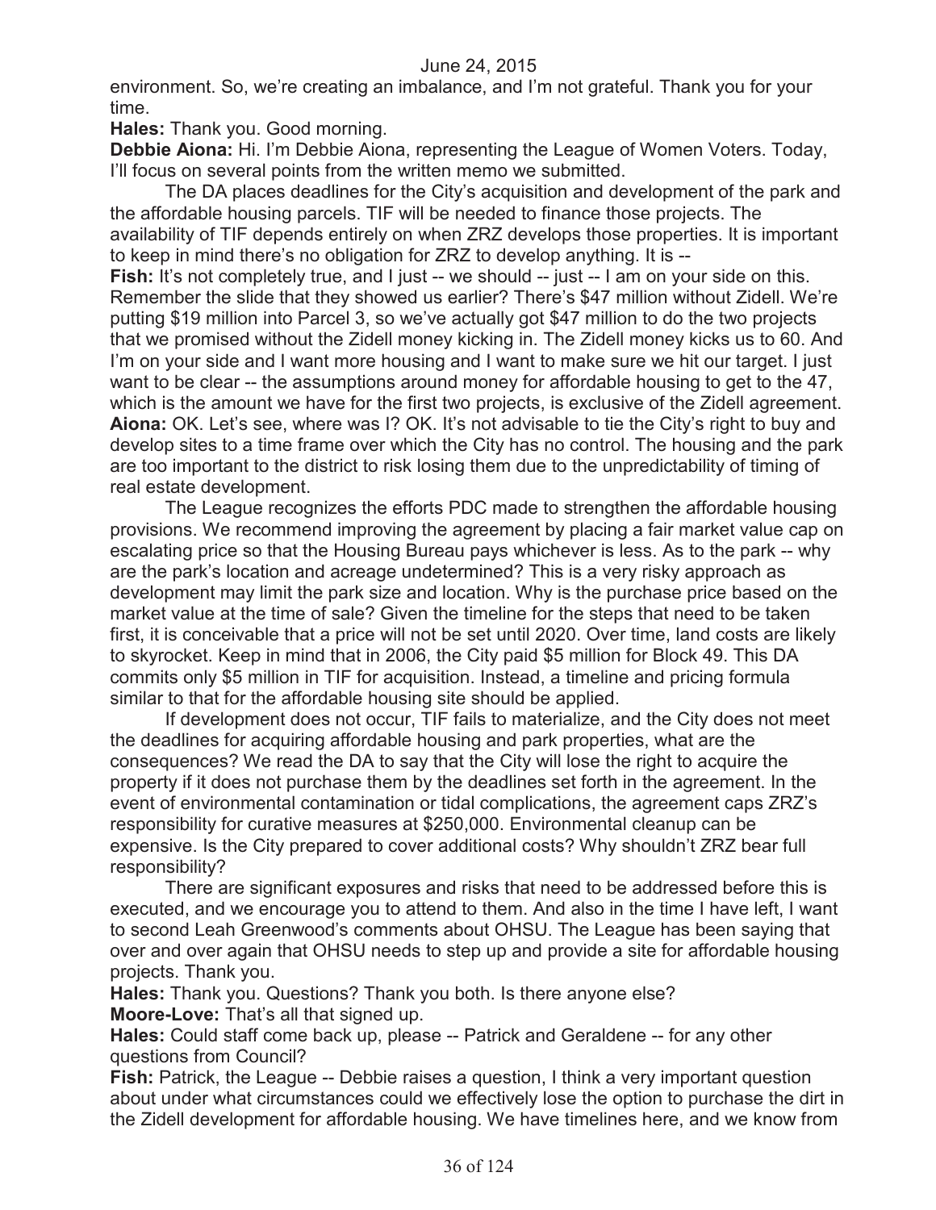environment. So, we're creating an imbalance, and I'm not grateful. Thank you for your time.

**Hales:** Thank you. Good morning.

**Debbie Aiona:** Hi. I'm Debbie Aiona, representing the League of Women Voters. Today, I'll focus on several points from the written memo we submitted.

The DA places deadlines for the City's acquisition and development of the park and the affordable housing parcels. TIF will be needed to finance those projects. The availability of TIF depends entirely on when ZRZ develops those properties. It is important to keep in mind there's no obligation for ZRZ to develop anything. It is --

**Fish:** It's not completely true, and I just -- we should -- just -- I am on your side on this. Remember the slide that they showed us earlier? There's $47 million without Zidell. We're putting $19 million into Parcel 3, so we've actually got $47 million to do the two projects that we promised without the Zidell money kicking in. The Zidell money kicks us to 60. And I'm on your side and I want more housing and I want to make sure we hit our target. I just want to be clear -- the assumptions around money for affordable housing to get to the 47, which is the amount we have for the first two projects, is exclusive of the Zidell agreement.

**Aiona:** OK. Let's see, where was I? OK. It's not advisable to tie the City's right to buy and develop sites to a time frame over which the City has no control. The housing and the park are too important to the district to risk losing them due to the unpredictability of timing of real estate development.

The League recognizes the efforts PDC made to strengthen the affordable housing provisions. We recommend improving the agreement by placing a fair market value cap on escalating price so that the Housing Bureau pays whichever is less. As to the park -- why are the park's location and acreage undetermined? This is a very risky approach as development may limit the park size and location. Why is the purchase price based on the market value at the time of sale? Given the timeline for the steps that need to be taken first, it is conceivable that a price will not be set until 2020. Over time, land costs are likely to skyrocket. Keep in mind that in 2006, the City paid $5 million for Block 49. This DA commits only $5 million in TIF for acquisition. Instead, a timeline and pricing formula similar to that for the affordable housing site should be applied.

If development does not occur, TIF fails to materialize, and the City does not meet the deadlines for acquiring affordable housing and park properties, what are the consequences? We read the DA to say that the City will lose the right to acquire the property if it does not purchase them by the deadlines set forth in the agreement. In the event of environmental contamination or tidal complications, the agreement caps ZRZ's responsibility for curative measures at $250,000. Environmental cleanup can be expensive. Is the City prepared to cover additional costs? Why shouldn't ZRZ bear full responsibility?

There are significant exposures and risks that need to be addressed before this is executed, and we encourage you to attend to them. And also in the time I have left, I want to second Leah Greenwood's comments about OHSU. The League has been saying that over and over again that OHSU needs to step up and provide a site for affordable housing projects. Thank you.

**Hales:** Thank you. Questions? Thank you both. Is there anyone else?

**Moore-Love:** That's all that signed up.

**Hales:** Could staff come back up, please -- Patrick and Geraldene -- for any other questions from Council?

**Fish:** Patrick, the League -- Debbie raises a question, I think a very important question about under what circumstances could we effectively lose the option to purchase the dirt in the Zidell development for affordable housing. We have timelines here, and we know from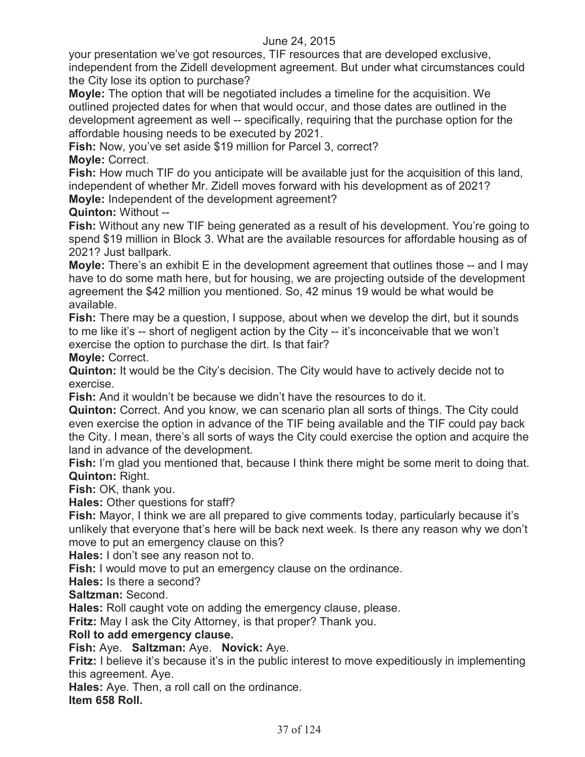your presentation we've got resources, TIF resources that are developed exclusive, independent from the Zidell development agreement. But under what circumstances could the City lose its option to purchase?

**Moyle:** The option that will be negotiated includes a timeline for the acquisition. We outlined projected dates for when that would occur, and those dates are outlined in the development agreement as well -- specifically, requiring that the purchase option for the affordable housing needs to be executed by 2021.

**Fish:** Now, you've set aside $19 million for Parcel 3, correct?

**Moyle:** Correct.

**Fish:** How much TIF do you anticipate will be available just for the acquisition of this land, independent of whether Mr. Zidell moves forward with his development as of 2021?

**Moyle:** Independent of the development agreement?

**Quinton:** Without --

**Fish:** Without any new TIF being generated as a result of his development. You're going to spend $19 million in Block 3. What are the available resources for affordable housing as of 2021? Just ballpark.

**Moyle:** There's an exhibit E in the development agreement that outlines those -- and I may have to do some math here, but for housing, we are projecting outside of the development agreement the $42 million you mentioned. So, 42 minus 19 would be what would be available.

**Fish:** There may be a question, I suppose, about when we develop the dirt, but it sounds to me like it's -- short of negligent action by the City -- it's inconceivable that we won't exercise the option to purchase the dirt. Is that fair?

**Moyle:** Correct.

**Quinton:** It would be the City's decision. The City would have to actively decide not to exercise.

**Fish:** And it wouldn't be because we didn't have the resources to do it.

**Quinton:** Correct. And you know, we can scenario plan all sorts of things. The City could even exercise the option in advance of the TIF being available and the TIF could pay back the City. I mean, there's all sorts of ways the City could exercise the option and acquire the land in advance of the development.

**Fish:** I'm glad you mentioned that, because I think there might be some merit to doing that.

**Quinton:** Right.

**Fish:** OK, thank you.

**Hales:** Other questions for staff?

**Fish:** Mayor, I think we are all prepared to give comments today, particularly because it's unlikely that everyone that's here will be back next week. Is there any reason why we don't move to put an emergency clause on this?

**Hales:** I don't see any reason not to.

**Fish:** I would move to put an emergency clause on the ordinance.

**Hales:** Is there a second?

**Saltzman:** Second.

**Hales:** Roll caught vote on adding the emergency clause, please.

**Fritz:** May I ask the City Attorney, is that proper? Thank you.

**Roll to add emergency clause.**

**Fish:** Aye. **Saltzman:** Aye. **Novick:** Aye.

**Fritz:** I believe it's because it's in the public interest to move expeditiously in implementing this agreement. Aye.

**Hales:** Aye. Then, a roll call on the ordinance.

**Item 658 Roll.**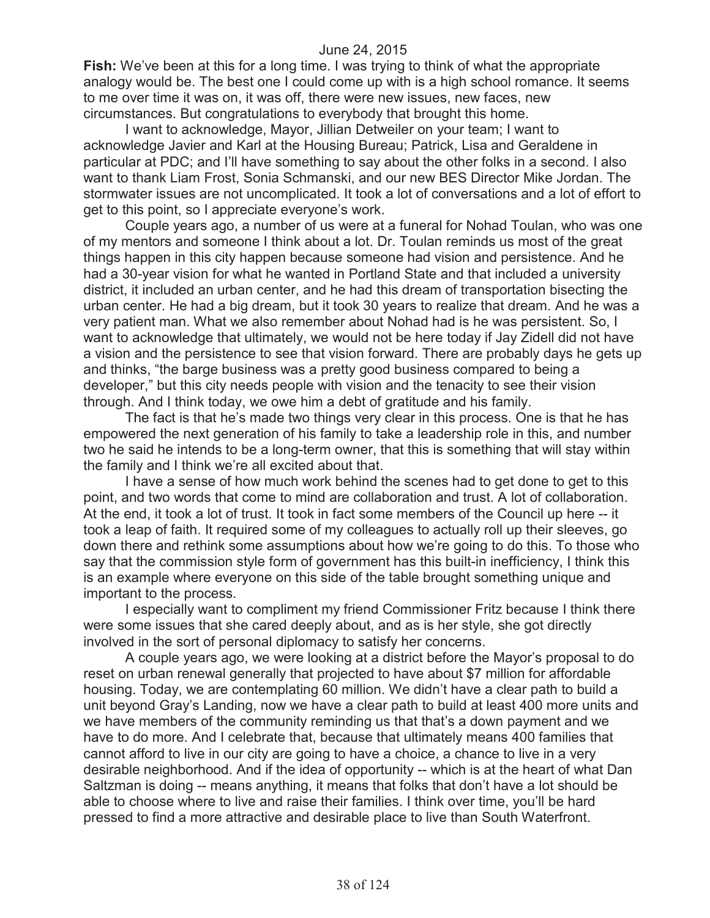**Fish:** We've been at this for a long time. I was trying to think of what the appropriate analogy would be. The best one I could come up with is a high school romance. It seems to me over time it was on, it was off, there were new issues, new faces, new circumstances. But congratulations to everybody that brought this home.

I want to acknowledge, Mayor, Jillian Detweiler on your team; I want to acknowledge Javier and Karl at the Housing Bureau; Patrick, Lisa and Geraldene in particular at PDC; and I'll have something to say about the other folks in a second. I also want to thank Liam Frost, Sonia Schmanski, and our new BES Director Mike Jordan. The stormwater issues are not uncomplicated. It took a lot of conversations and a lot of effort to get to this point, so I appreciate everyone's work.

Couple years ago, a number of us were at a funeral for Nohad Toulan, who was one of my mentors and someone I think about a lot. Dr. Toulan reminds us most of the great things happen in this city happen because someone had vision and persistence. And he had a 30-year vision for what he wanted in Portland State and that included a university district, it included an urban center, and he had this dream of transportation bisecting the urban center. He had a big dream, but it took 30 years to realize that dream. And he was a very patient man. What we also remember about Nohad had is he was persistent. So, I want to acknowledge that ultimately, we would not be here today if Jay Zidell did not have a vision and the persistence to see that vision forward. There are probably days he gets up and thinks, "the barge business was a pretty good business compared to being a developer," but this city needs people with vision and the tenacity to see their vision through. And I think today, we owe him a debt of gratitude and his family.

The fact is that he's made two things very clear in this process. One is that he has empowered the next generation of his family to take a leadership role in this, and number two he said he intends to be a long-term owner, that this is something that will stay within the family and I think we're all excited about that.

I have a sense of how much work behind the scenes had to get done to get to this point, and two words that come to mind are collaboration and trust. A lot of collaboration. At the end, it took a lot of trust. It took in fact some members of the Council up here -- it took a leap of faith. It required some of my colleagues to actually roll up their sleeves, go down there and rethink some assumptions about how we're going to do this. To those who say that the commission style form of government has this built-in inefficiency, I think this is an example where everyone on this side of the table brought something unique and important to the process.

I especially want to compliment my friend Commissioner Fritz because I think there were some issues that she cared deeply about, and as is her style, she got directly involved in the sort of personal diplomacy to satisfy her concerns.

A couple years ago, we were looking at a district before the Mayor's proposal to do reset on urban renewal generally that projected to have about $7 million for affordable housing. Today, we are contemplating 60 million. We didn't have a clear path to build a unit beyond Gray's Landing, now we have a clear path to build at least 400 more units and we have members of the community reminding us that that's a down payment and we have to do more. And I celebrate that, because that ultimately means 400 families that cannot afford to live in our city are going to have a choice, a chance to live in a very desirable neighborhood. And if the idea of opportunity -- which is at the heart of what Dan Saltzman is doing -- means anything, it means that folks that don't have a lot should be able to choose where to live and raise their families. I think over time, you'll be hard pressed to find a more attractive and desirable place to live than South Waterfront.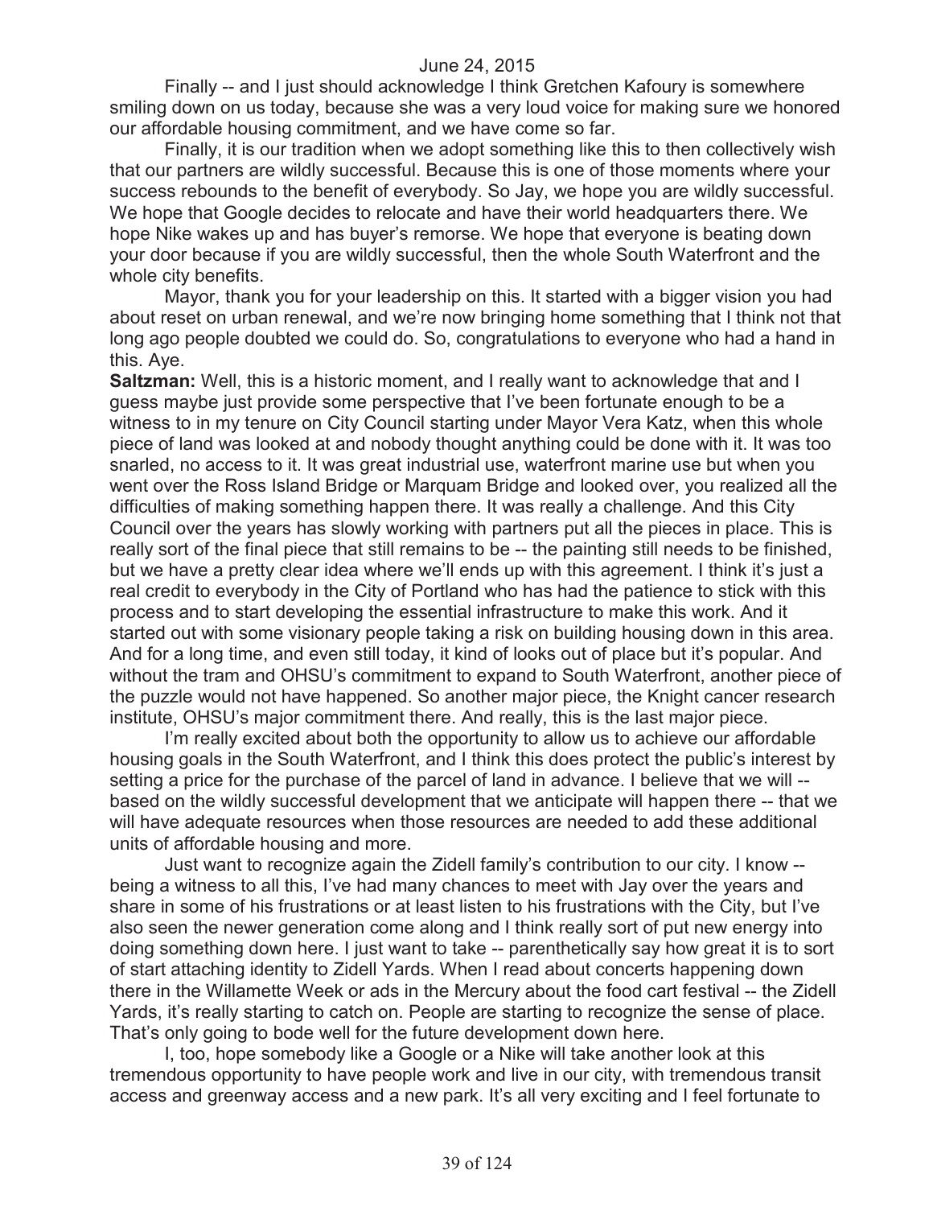Finally -- and I just should acknowledge I think Gretchen Kafoury is somewhere smiling down on us today, because she was a very loud voice for making sure we honored our affordable housing commitment, and we have come so far.

Finally, it is our tradition when we adopt something like this to then collectively wish that our partners are wildly successful. Because this is one of those moments where your success rebounds to the benefit of everybody. So Jay, we hope you are wildly successful. We hope that Google decides to relocate and have their world headquarters there. We hope Nike wakes up and has buyer's remorse. We hope that everyone is beating down your door because if you are wildly successful, then the whole South Waterfront and the whole city benefits.

Mayor, thank you for your leadership on this. It started with a bigger vision you had about reset on urban renewal, and we're now bringing home something that I think not that long ago people doubted we could do. So, congratulations to everyone who had a hand in this. Aye.

**Saltzman:** Well, this is a historic moment, and I really want to acknowledge that and I guess maybe just provide some perspective that I've been fortunate enough to be a witness to in my tenure on City Council starting under Mayor Vera Katz, when this whole piece of land was looked at and nobody thought anything could be done with it. It was too snarled, no access to it. It was great industrial use, waterfront marine use but when you went over the Ross Island Bridge or Marquam Bridge and looked over, you realized all the difficulties of making something happen there. It was really a challenge. And this City Council over the years has slowly working with partners put all the pieces in place. This is really sort of the final piece that still remains to be -- the painting still needs to be finished, but we have a pretty clear idea where we'll ends up with this agreement. I think it's just a real credit to everybody in the City of Portland who has had the patience to stick with this process and to start developing the essential infrastructure to make this work. And it started out with some visionary people taking a risk on building housing down in this area. And for a long time, and even still today, it kind of looks out of place but it's popular. And without the tram and OHSU's commitment to expand to South Waterfront, another piece of the puzzle would not have happened. So another major piece, the Knight cancer research institute, OHSU's major commitment there. And really, this is the last major piece.

I'm really excited about both the opportunity to allow us to achieve our affordable housing goals in the South Waterfront, and I think this does protect the public's interest by setting a price for the purchase of the parcel of land in advance. I believe that we will -- based on the wildly successful development that we anticipate will happen there -- that we will have adequate resources when those resources are needed to add these additional units of affordable housing and more.

Just want to recognize again the Zidell family's contribution to our city. I know -- being a witness to all this, I've had many chances to meet with Jay over the years and share in some of his frustrations or at least listen to his frustrations with the City, but I've also seen the newer generation come along and I think really sort of put new energy into doing something down here. I just want to take -- parenthetically say how great it is to sort of start attaching identity to Zidell Yards. When I read about concerts happening down there in the Willamette Week or ads in the Mercury about the food cart festival -- the Zidell Yards, it's really starting to catch on. People are starting to recognize the sense of place. That's only going to bode well for the future development down here.

I, too, hope somebody like a Google or a Nike will take another look at this tremendous opportunity to have people work and live in our city, with tremendous transit access and greenway access and a new park. It's all very exciting and I feel fortunate to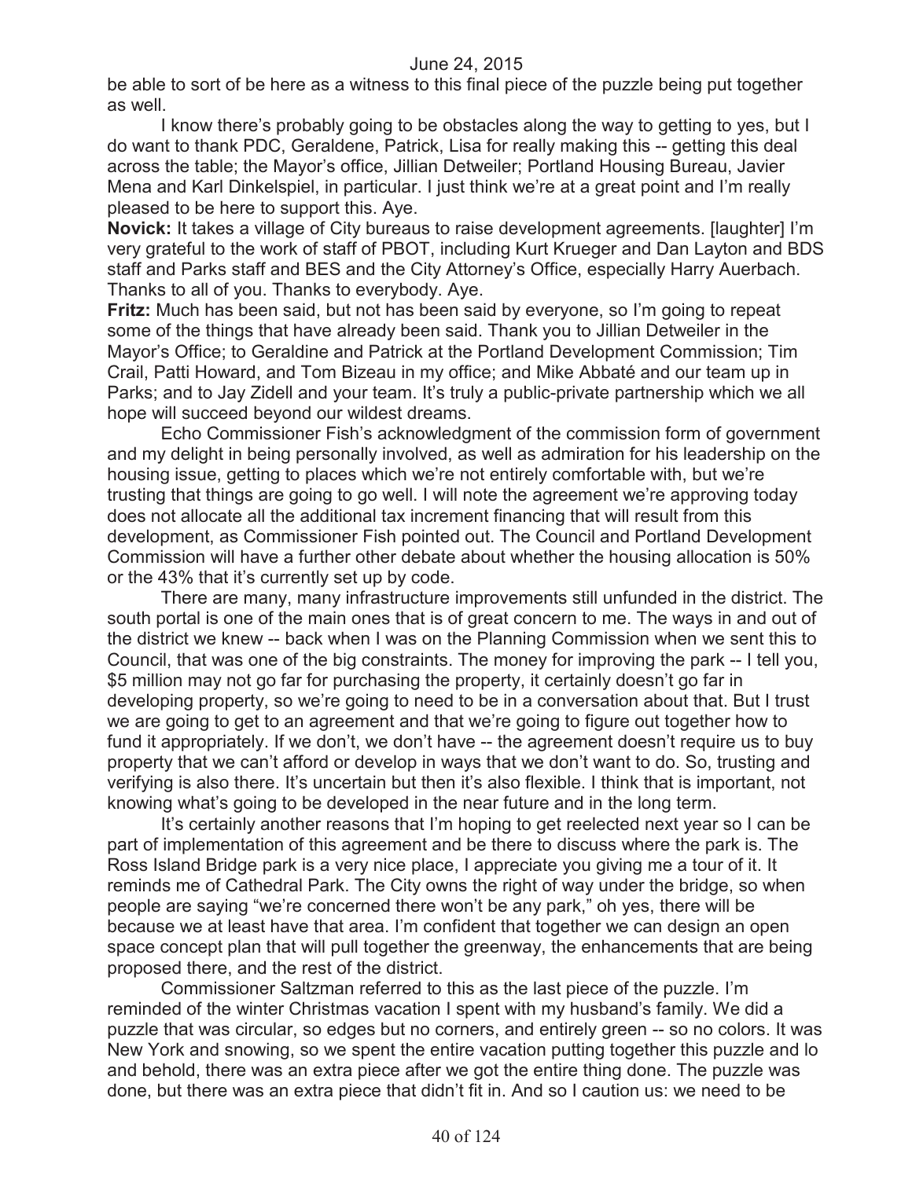be able to sort of be here as a witness to this final piece of the puzzle being put together as well.

I know there's probably going to be obstacles along the way to getting to yes, but I do want to thank PDC, Geraldene, Patrick, Lisa for really making this -- getting this deal across the table; the Mayor's office, Jillian Detweiler; Portland Housing Bureau, Javier Mena and Karl Dinkelspiel, in particular. I just think we're at a great point and I'm really pleased to be here to support this. Aye.

**Novick:** It takes a village of City bureaus to raise development agreements. [laughter] I'm very grateful to the work of staff of PBOT, including Kurt Krueger and Dan Layton and BDS staff and Parks staff and BES and the City Attorney's Office, especially Harry Auerbach. Thanks to all of you. Thanks to everybody. Aye.

**Fritz:** Much has been said, but not has been said by everyone, so I'm going to repeat some of the things that have already been said. Thank you to Jillian Detweiler in the Mayor's Office; to Geraldine and Patrick at the Portland Development Commission; Tim Crail, Patti Howard, and Tom Bizeau in my office; and Mike Abbaté and our team up in Parks; and to Jay Zidell and your team. It's truly a public-private partnership which we all hope will succeed beyond our wildest dreams.

Echo Commissioner Fish's acknowledgment of the commission form of government and my delight in being personally involved, as well as admiration for his leadership on the housing issue, getting to places which we're not entirely comfortable with, but we're trusting that things are going to go well. I will note the agreement we're approving today does not allocate all the additional tax increment financing that will result from this development, as Commissioner Fish pointed out. The Council and Portland Development Commission will have a further other debate about whether the housing allocation is 50% or the 43% that it's currently set up by code.

There are many, many infrastructure improvements still unfunded in the district. The south portal is one of the main ones that is of great concern to me. The ways in and out of the district we knew -- back when I was on the Planning Commission when we sent this to Council, that was one of the big constraints. The money for improving the park -- I tell you, $5 million may not go far for purchasing the property, it certainly doesn't go far in developing property, so we're going to need to be in a conversation about that. But I trust we are going to get to an agreement and that we're going to figure out together how to fund it appropriately. If we don't, we don't have -- the agreement doesn't require us to buy property that we can't afford or develop in ways that we don't want to do. So, trusting and verifying is also there. It's uncertain but then it's also flexible. I think that is important, not knowing what's going to be developed in the near future and in the long term.

It's certainly another reasons that I'm hoping to get reelected next year so I can be part of implementation of this agreement and be there to discuss where the park is. The Ross Island Bridge park is a very nice place, I appreciate you giving me a tour of it. It reminds me of Cathedral Park. The City owns the right of way under the bridge, so when people are saying "we're concerned there won't be any park," oh yes, there will be because we at least have that area. I'm confident that together we can design an open space concept plan that will pull together the greenway, the enhancements that are being proposed there, and the rest of the district.

Commissioner Saltzman referred to this as the last piece of the puzzle. I'm reminded of the winter Christmas vacation I spent with my husband's family. We did a puzzle that was circular, so edges but no corners, and entirely green -- so no colors. It was New York and snowing, so we spent the entire vacation putting together this puzzle and lo and behold, there was an extra piece after we got the entire thing done. The puzzle was done, but there was an extra piece that didn't fit in. And so I caution us: we need to be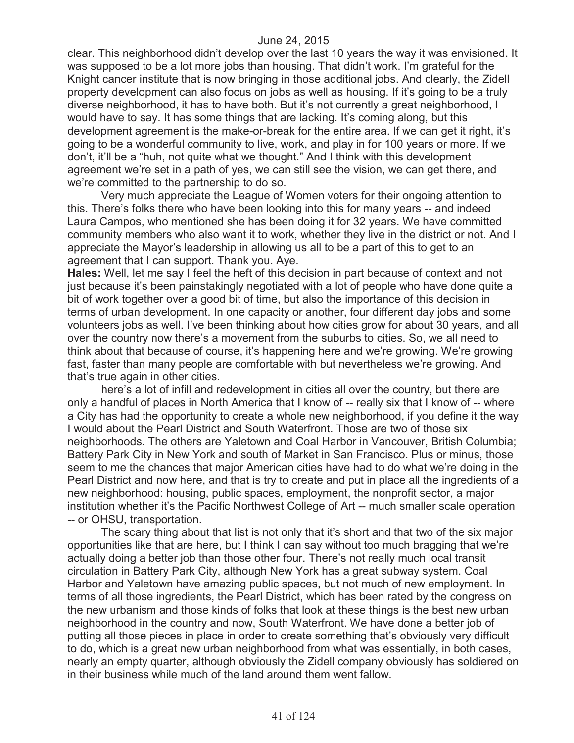clear. This neighborhood didn't develop over the last 10 years the way it was envisioned. It was supposed to be a lot more jobs than housing. That didn't work. I'm grateful for the Knight cancer institute that is now bringing in those additional jobs. And clearly, the Zidell property development can also focus on jobs as well as housing. If it's going to be a truly diverse neighborhood, it has to have both. But it's not currently a great neighborhood, I would have to say. It has some things that are lacking. It's coming along, but this development agreement is the make-or-break for the entire area. If we can get it right, it's going to be a wonderful community to live, work, and play in for 100 years or more. If we don't, it'll be a "huh, not quite what we thought." And I think with this development agreement we're set in a path of yes, we can still see the vision, we can get there, and we're committed to the partnership to do so.

Very much appreciate the League of Women voters for their ongoing attention to this. There's folks there who have been looking into this for many years -- and indeed Laura Campos, who mentioned she has been doing it for 32 years. We have committed community members who also want it to work, whether they live in the district or not. And I appreciate the Mayor's leadership in allowing us all to be a part of this to get to an agreement that I can support. Thank you. Aye.

**Hales:** Well, let me say I feel the heft of this decision in part because of context and not just because it's been painstakingly negotiated with a lot of people who have done quite a bit of work together over a good bit of time, but also the importance of this decision in terms of urban development. In one capacity or another, four different day jobs and some volunteers jobs as well. I've been thinking about how cities grow for about 30 years, and all over the country now there's a movement from the suburbs to cities. So, we all need to think about that because of course, it's happening here and we're growing. We're growing fast, faster than many people are comfortable with but nevertheless we're growing. And that's true again in other cities.

here's a lot of infill and redevelopment in cities all over the country, but there are only a handful of places in North America that I know of -- really six that I know of -- where a City has had the opportunity to create a whole new neighborhood, if you define it the way I would about the Pearl District and South Waterfront. Those are two of those six neighborhoods. The others are Yaletown and Coal Harbor in Vancouver, British Columbia; Battery Park City in New York and south of Market in San Francisco. Plus or minus, those seem to me the chances that major American cities have had to do what we're doing in the Pearl District and now here, and that is try to create and put in place all the ingredients of a new neighborhood: housing, public spaces, employment, the nonprofit sector, a major institution whether it's the Pacific Northwest College of Art -- much smaller scale operation -- or OHSU, transportation.

The scary thing about that list is not only that it's short and that two of the six major opportunities like that are here, but I think I can say without too much bragging that we're actually doing a better job than those other four. There's not really much local transit circulation in Battery Park City, although New York has a great subway system. Coal Harbor and Yaletown have amazing public spaces, but not much of new employment. In terms of all those ingredients, the Pearl District, which has been rated by the congress on the new urbanism and those kinds of folks that look at these things is the best new urban neighborhood in the country and now, South Waterfront. We have done a better job of putting all those pieces in place in order to create something that's obviously very difficult to do, which is a great new urban neighborhood from what was essentially, in both cases, nearly an empty quarter, although obviously the Zidell company obviously has soldiered on in their business while much of the land around them went fallow.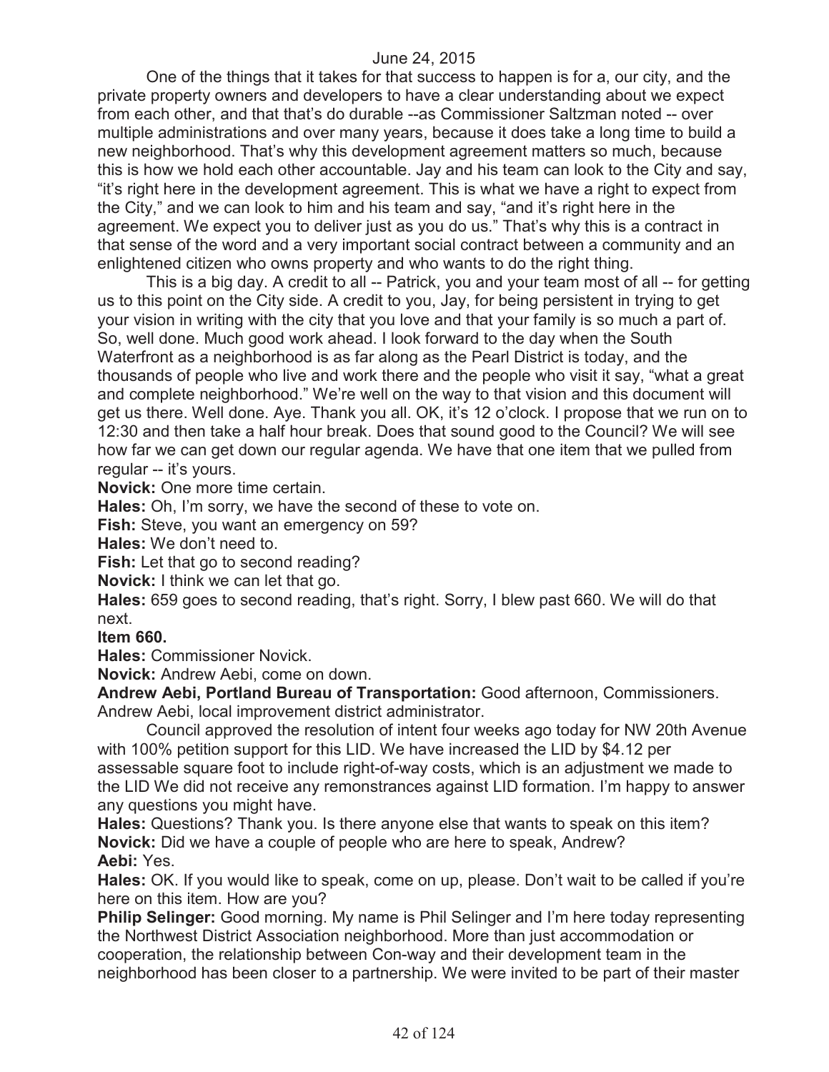June 24, 2015

One of the things that it takes for that success to happen is for a, our city, and the private property owners and developers to have a clear understanding about we expect from each other, and that that's do durable --as Commissioner Saltzman noted -- over multiple administrations and over many years, because it does take a long time to build a new neighborhood. That's why this development agreement matters so much, because this is how we hold each other accountable. Jay and his team can look to the City and say, "it's right here in the development agreement. This is what we have a right to expect from the City," and we can look to him and his team and say, "and it's right here in the agreement. We expect you to deliver just as you do us." That's why this is a contract in that sense of the word and a very important social contract between a community and an enlightened citizen who owns property and who wants to do the right thing.

This is a big day. A credit to all -- Patrick, you and your team most of all -- for getting us to this point on the City side. A credit to you, Jay, for being persistent in trying to get your vision in writing with the city that you love and that your family is so much a part of. So, well done. Much good work ahead. I look forward to the day when the South Waterfront as a neighborhood is as far along as the Pearl District is today, and the thousands of people who live and work there and the people who visit it say, "what a great and complete neighborhood." We're well on the way to that vision and this document will get us there. Well done. Aye. Thank you all. OK, it's 12 o'clock. I propose that we run on to 12:30 and then take a half hour break. Does that sound good to the Council? We will see how far we can get down our regular agenda. We have that one item that we pulled from regular -- it's yours.

**Novick:** One more time certain.

**Hales:** Oh, I'm sorry, we have the second of these to vote on.

**Fish:** Steve, you want an emergency on 59?

**Hales:** We don't need to.

**Fish:** Let that go to second reading?

**Novick:** I think we can let that go.

**Hales:** 659 goes to second reading, that's right. Sorry, I blew past 660. We will do that next.

**Item 660.**

**Hales:** Commissioner Novick.

**Novick:** Andrew Aebi, come on down.

**Andrew Aebi, Portland Bureau of Transportation:** Good afternoon, Commissioners. Andrew Aebi, local improvement district administrator.

Council approved the resolution of intent four weeks ago today for NW 20th Avenue with 100% petition support for this LID. We have increased the LID by $4.12 per assessable square foot to include right-of-way costs, which is an adjustment we made to the LID We did not receive any remonstrances against LID formation. I'm happy to answer any questions you might have.

**Hales:** Questions? Thank you. Is there anyone else that wants to speak on this item?

**Novick:** Did we have a couple of people who are here to speak, Andrew?

**Aebi:** Yes.

**Hales:** OK. If you would like to speak, come on up, please. Don't wait to be called if you're here on this item. How are you?

**Philip Selinger:** Good morning. My name is Phil Selinger and I'm here today representing the Northwest District Association neighborhood. More than just accommodation or cooperation, the relationship between Con-way and their development team in the neighborhood has been closer to a partnership. We were invited to be part of their master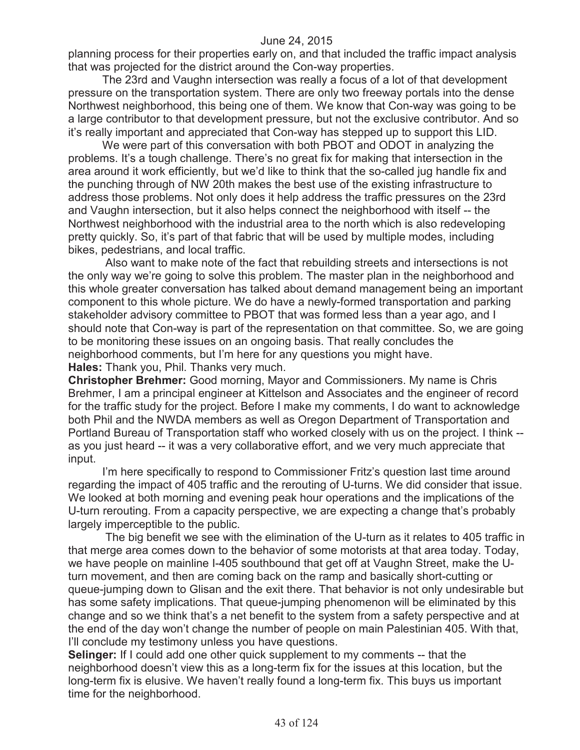planning process for their properties early on, and that included the traffic impact analysis that was projected for the district around the Con-way properties.

The 23rd and Vaughn intersection was really a focus of a lot of that development pressure on the transportation system. There are only two freeway portals into the dense Northwest neighborhood, this being one of them. We know that Con-way was going to be a large contributor to that development pressure, but not the exclusive contributor. And so it's really important and appreciated that Con-way has stepped up to support this LID.

We were part of this conversation with both PBOT and ODOT in analyzing the problems. It's a tough challenge. There's no great fix for making that intersection in the area around it work efficiently, but we'd like to think that the so-called jug handle fix and the punching through of NW 20th makes the best use of the existing infrastructure to address those problems. Not only does it help address the traffic pressures on the 23rd and Vaughn intersection, but it also helps connect the neighborhood with itself -- the Northwest neighborhood with the industrial area to the north which is also redeveloping pretty quickly. So, it's part of that fabric that will be used by multiple modes, including bikes, pedestrians, and local traffic.

Also want to make note of the fact that rebuilding streets and intersections is not the only way we're going to solve this problem. The master plan in the neighborhood and this whole greater conversation has talked about demand management being an important component to this whole picture. We do have a newly-formed transportation and parking stakeholder advisory committee to PBOT that was formed less than a year ago, and I should note that Con-way is part of the representation on that committee. So, we are going to be monitoring these issues on an ongoing basis. That really concludes the neighborhood comments, but I'm here for any questions you might have.

**Hales:** Thank you, Phil. Thanks very much.

**Christopher Brehmer:** Good morning, Mayor and Commissioners. My name is Chris Brehmer, I am a principal engineer at Kittelson and Associates and the engineer of record for the traffic study for the project. Before I make my comments, I do want to acknowledge both Phil and the NWDA members as well as Oregon Department of Transportation and Portland Bureau of Transportation staff who worked closely with us on the project. I think -- as you just heard -- it was a very collaborative effort, and we very much appreciate that input.

I'm here specifically to respond to Commissioner Fritz's question last time around regarding the impact of 405 traffic and the rerouting of U-turns. We did consider that issue. We looked at both morning and evening peak hour operations and the implications of the U-turn rerouting. From a capacity perspective, we are expecting a change that's probably largely imperceptible to the public.

The big benefit we see with the elimination of the U-turn as it relates to 405 traffic in that merge area comes down to the behavior of some motorists at that area today. Today, we have people on mainline I-405 southbound that get off at Vaughn Street, make the U-turn movement, and then are coming back on the ramp and basically short-cutting or queue-jumping down to Glisan and the exit there. That behavior is not only undesirable but has some safety implications. That queue-jumping phenomenon will be eliminated by this change and so we think that's a net benefit to the system from a safety perspective and at the end of the day won't change the number of people on main Palestinian 405. With that, I'll conclude my testimony unless you have questions.

**Selinger:** If I could add one other quick supplement to my comments -- that the neighborhood doesn't view this as a long-term fix for the issues at this location, but the long-term fix is elusive. We haven't really found a long-term fix. This buys us important time for the neighborhood.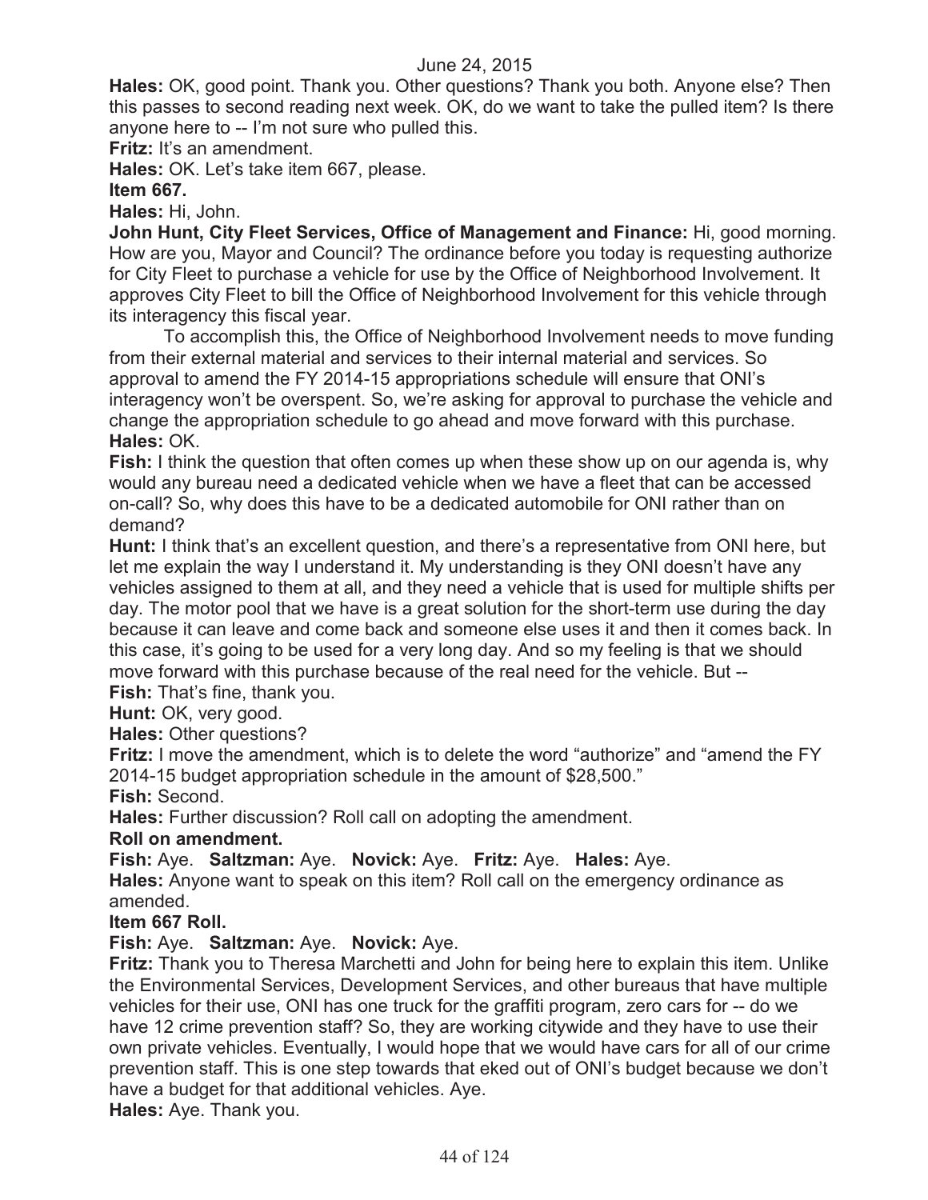**Hales:** OK, good point. Thank you. Other questions? Thank you both. Anyone else? Then this passes to second reading next week. OK, do we want to take the pulled item? Is there anyone here to -- I'm not sure who pulled this.

**Fritz:** It's an amendment.

**Hales:** OK. Let's take item 667, please.

**Item 667.**

**Hales:** Hi, John.

**John Hunt, City Fleet Services, Office of Management and Finance:** Hi, good morning. How are you, Mayor and Council? The ordinance before you today is requesting authorize for City Fleet to purchase a vehicle for use by the Office of Neighborhood Involvement. It approves City Fleet to bill the Office of Neighborhood Involvement for this vehicle through its interagency this fiscal year.

To accomplish this, the Office of Neighborhood Involvement needs to move funding from their external material and services to their internal material and services. So approval to amend the FY 2014-15 appropriations schedule will ensure that ONI's interagency won't be overspent. So, we're asking for approval to purchase the vehicle and change the appropriation schedule to go ahead and move forward with this purchase.

**Hales:** OK.

**Fish:** I think the question that often comes up when these show up on our agenda is, why would any bureau need a dedicated vehicle when we have a fleet that can be accessed on-call? So, why does this have to be a dedicated automobile for ONI rather than on demand?

**Hunt:** I think that's an excellent question, and there's a representative from ONI here, but let me explain the way I understand it. My understanding is they ONI doesn't have any vehicles assigned to them at all, and they need a vehicle that is used for multiple shifts per day. The motor pool that we have is a great solution for the short-term use during the day because it can leave and come back and someone else uses it and then it comes back. In this case, it's going to be used for a very long day. And so my feeling is that we should move forward with this purchase because of the real need for the vehicle. But --

**Fish:** That's fine, thank you.

**Hunt:** OK, very good.

**Hales:** Other questions?

**Fritz:** I move the amendment, which is to delete the word "authorize" and "amend the FY 2014-15 budget appropriation schedule in the amount of $28,500."

**Fish:** Second.

**Hales:** Further discussion? Roll call on adopting the amendment.

**Roll on amendment.**

**Fish:** Aye. **Saltzman:** Aye. **Novick:** Aye. **Fritz:** Aye. **Hales:** Aye.

**Hales:** Anyone want to speak on this item? Roll call on the emergency ordinance as amended.

**Item 667 Roll.**

**Fish:** Aye. **Saltzman:** Aye. **Novick:** Aye.

**Fritz:** Thank you to Theresa Marchetti and John for being here to explain this item. Unlike the Environmental Services, Development Services, and other bureaus that have multiple vehicles for their use, ONI has one truck for the graffiti program, zero cars for -- do we have 12 crime prevention staff? So, they are working citywide and they have to use their own private vehicles. Eventually, I would hope that we would have cars for all of our crime prevention staff. This is one step towards that eked out of ONI's budget because we don't have a budget for that additional vehicles. Aye.

**Hales:** Aye. Thank you.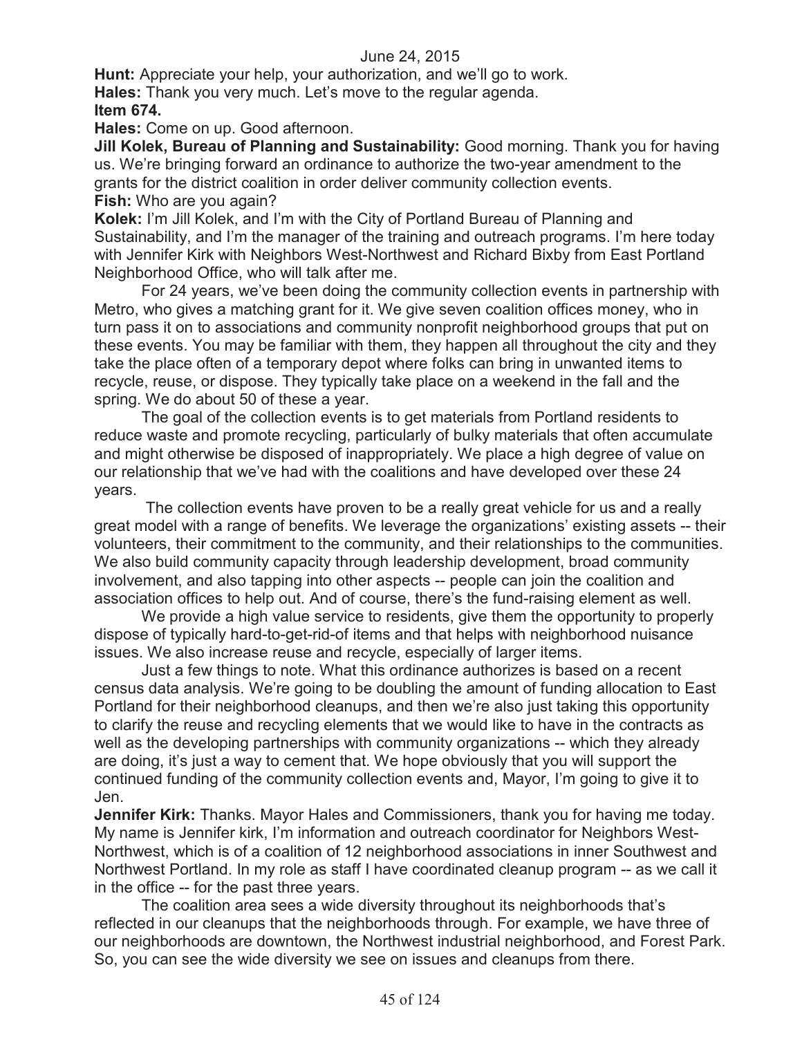**Hunt:** Appreciate your help, your authorization, and we'll go to work.

**Hales:** Thank you very much. Let's move to the regular agenda.

**Item 674.**

**Hales:** Come on up. Good afternoon.

**Jill Kolek, Bureau of Planning and Sustainability:** Good morning. Thank you for having us. We're bringing forward an ordinance to authorize the two-year amendment to the grants for the district coalition in order deliver community collection events.

**Fish:** Who are you again?

**Kolek:** I'm Jill Kolek, and I'm with the City of Portland Bureau of Planning and Sustainability, and I'm the manager of the training and outreach programs. I'm here today with Jennifer Kirk with Neighbors West-Northwest and Richard Bixby from East Portland Neighborhood Office, who will talk after me.

For 24 years, we've been doing the community collection events in partnership with Metro, who gives a matching grant for it. We give seven coalition offices money, who in turn pass it on to associations and community nonprofit neighborhood groups that put on these events. You may be familiar with them, they happen all throughout the city and they take the place often of a temporary depot where folks can bring in unwanted items to recycle, reuse, or dispose. They typically take place on a weekend in the fall and the spring. We do about 50 of these a year.

The goal of the collection events is to get materials from Portland residents to reduce waste and promote recycling, particularly of bulky materials that often accumulate and might otherwise be disposed of inappropriately. We place a high degree of value on our relationship that we've had with the coalitions and have developed over these 24 years.

The collection events have proven to be a really great vehicle for us and a really great model with a range of benefits. We leverage the organizations' existing assets -- their volunteers, their commitment to the community, and their relationships to the communities. We also build community capacity through leadership development, broad community involvement, and also tapping into other aspects -- people can join the coalition and association offices to help out. And of course, there's the fund-raising element as well.

We provide a high value service to residents, give them the opportunity to properly dispose of typically hard-to-get-rid-of items and that helps with neighborhood nuisance issues. We also increase reuse and recycle, especially of larger items.

Just a few things to note. What this ordinance authorizes is based on a recent census data analysis. We're going to be doubling the amount of funding allocation to East Portland for their neighborhood cleanups, and then we're also just taking this opportunity to clarify the reuse and recycling elements that we would like to have in the contracts as well as the developing partnerships with community organizations -- which they already are doing, it's just a way to cement that. We hope obviously that you will support the continued funding of the community collection events and, Mayor, I'm going to give it to Jen.

**Jennifer Kirk:** Thanks. Mayor Hales and Commissioners, thank you for having me today. My name is Jennifer kirk, I'm information and outreach coordinator for Neighbors West-Northwest, which is of a coalition of 12 neighborhood associations in inner Southwest and Northwest Portland. In my role as staff I have coordinated cleanup program -- as we call it in the office -- for the past three years.

The coalition area sees a wide diversity throughout its neighborhoods that's reflected in our cleanups that the neighborhoods through. For example, we have three of our neighborhoods are downtown, the Northwest industrial neighborhood, and Forest Park. So, you can see the wide diversity we see on issues and cleanups from there.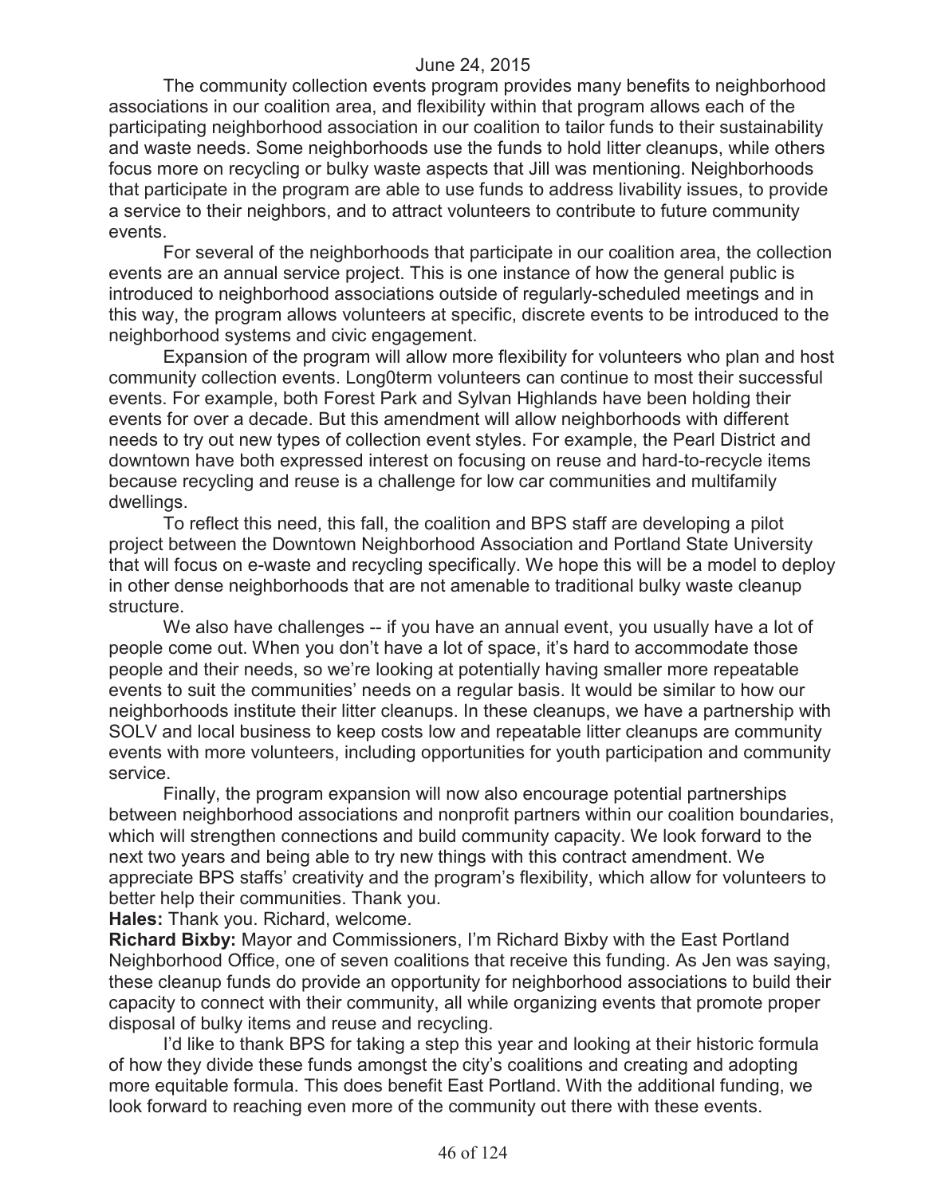June 24, 2015

The community collection events program provides many benefits to neighborhood associations in our coalition area, and flexibility within that program allows each of the participating neighborhood association in our coalition to tailor funds to their sustainability and waste needs. Some neighborhoods use the funds to hold litter cleanups, while others focus more on recycling or bulky waste aspects that Jill was mentioning. Neighborhoods that participate in the program are able to use funds to address livability issues, to provide a service to their neighbors, and to attract volunteers to contribute to future community events.

For several of the neighborhoods that participate in our coalition area, the collection events are an annual service project. This is one instance of how the general public is introduced to neighborhood associations outside of regularly-scheduled meetings and in this way, the program allows volunteers at specific, discrete events to be introduced to the neighborhood systems and civic engagement.

Expansion of the program will allow more flexibility for volunteers who plan and host community collection events. Long0term volunteers can continue to most their successful events. For example, both Forest Park and Sylvan Highlands have been holding their events for over a decade. But this amendment will allow neighborhoods with different needs to try out new types of collection event styles. For example, the Pearl District and downtown have both expressed interest on focusing on reuse and hard-to-recycle items because recycling and reuse is a challenge for low car communities and multifamily dwellings.

To reflect this need, this fall, the coalition and BPS staff are developing a pilot project between the Downtown Neighborhood Association and Portland State University that will focus on e-waste and recycling specifically. We hope this will be a model to deploy in other dense neighborhoods that are not amenable to traditional bulky waste cleanup structure.

We also have challenges -- if you have an annual event, you usually have a lot of people come out. When you don't have a lot of space, it's hard to accommodate those people and their needs, so we're looking at potentially having smaller more repeatable events to suit the communities' needs on a regular basis. It would be similar to how our neighborhoods institute their litter cleanups. In these cleanups, we have a partnership with SOLV and local business to keep costs low and repeatable litter cleanups are community events with more volunteers, including opportunities for youth participation and community service.

Finally, the program expansion will now also encourage potential partnerships between neighborhood associations and nonprofit partners within our coalition boundaries, which will strengthen connections and build community capacity. We look forward to the next two years and being able to try new things with this contract amendment. We appreciate BPS staffs' creativity and the program's flexibility, which allow for volunteers to better help their communities. Thank you.

**Hales:** Thank you. Richard, welcome.

**Richard Bixby:** Mayor and Commissioners, I'm Richard Bixby with the East Portland Neighborhood Office, one of seven coalitions that receive this funding. As Jen was saying, these cleanup funds do provide an opportunity for neighborhood associations to build their capacity to connect with their community, all while organizing events that promote proper disposal of bulky items and reuse and recycling.

I'd like to thank BPS for taking a step this year and looking at their historic formula of how they divide these funds amongst the city's coalitions and creating and adopting more equitable formula. This does benefit East Portland. With the additional funding, we look forward to reaching even more of the community out there with these events.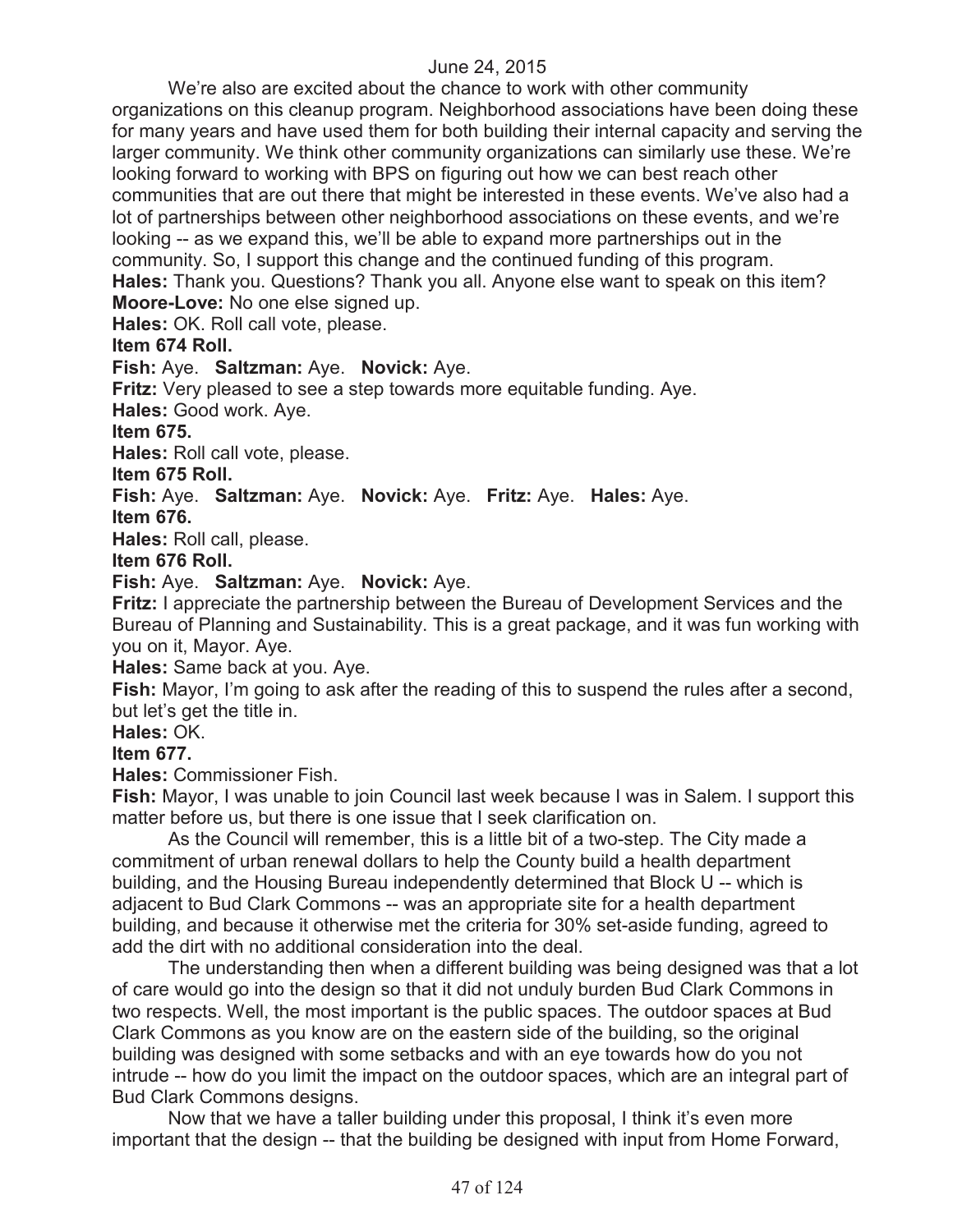June 24, 2015

We're also are excited about the chance to work with other community organizations on this cleanup program. Neighborhood associations have been doing these for many years and have used them for both building their internal capacity and serving the larger community. We think other community organizations can similarly use these. We're looking forward to working with BPS on figuring out how we can best reach other communities that are out there that might be interested in these events. We've also had a lot of partnerships between other neighborhood associations on these events, and we're looking -- as we expand this, we'll be able to expand more partnerships out in the community. So, I support this change and the continued funding of this program.

**Hales:** Thank you. Questions? Thank you all. Anyone else want to speak on this item?

**Moore-Love:** No one else signed up.

**Hales:** OK. Roll call vote, please.

**Item 674 Roll.**

**Fish:** Aye. **Saltzman:** Aye. **Novick:** Aye.

**Fritz:** Very pleased to see a step towards more equitable funding. Aye.

**Hales:** Good work. Aye.

**Item 675.**

**Hales:** Roll call vote, please.

**Item 675 Roll.**

**Fish:** Aye. **Saltzman:** Aye. **Novick:** Aye. **Fritz:** Aye. **Hales:** Aye.

**Item 676.**

**Hales:** Roll call, please.

**Item 676 Roll.**

**Fish:** Aye. **Saltzman:** Aye. **Novick:** Aye.

**Fritz:** I appreciate the partnership between the Bureau of Development Services and the Bureau of Planning and Sustainability. This is a great package, and it was fun working with you on it, Mayor. Aye.

**Hales:** Same back at you. Aye.

**Fish:** Mayor, I'm going to ask after the reading of this to suspend the rules after a second, but let's get the title in.

**Hales:** OK.

**Item 677.**

**Hales:** Commissioner Fish.

**Fish:** Mayor, I was unable to join Council last week because I was in Salem. I support this matter before us, but there is one issue that I seek clarification on.

As the Council will remember, this is a little bit of a two-step. The City made a commitment of urban renewal dollars to help the County build a health department building, and the Housing Bureau independently determined that Block U -- which is adjacent to Bud Clark Commons -- was an appropriate site for a health department building, and because it otherwise met the criteria for 30% set-aside funding, agreed to add the dirt with no additional consideration into the deal.

The understanding then when a different building was being designed was that a lot of care would go into the design so that it did not unduly burden Bud Clark Commons in two respects. Well, the most important is the public spaces. The outdoor spaces at Bud Clark Commons as you know are on the eastern side of the building, so the original building was designed with some setbacks and with an eye towards how do you not intrude -- how do you limit the impact on the outdoor spaces, which are an integral part of Bud Clark Commons designs.

Now that we have a taller building under this proposal, I think it's even more important that the design -- that the building be designed with input from Home Forward,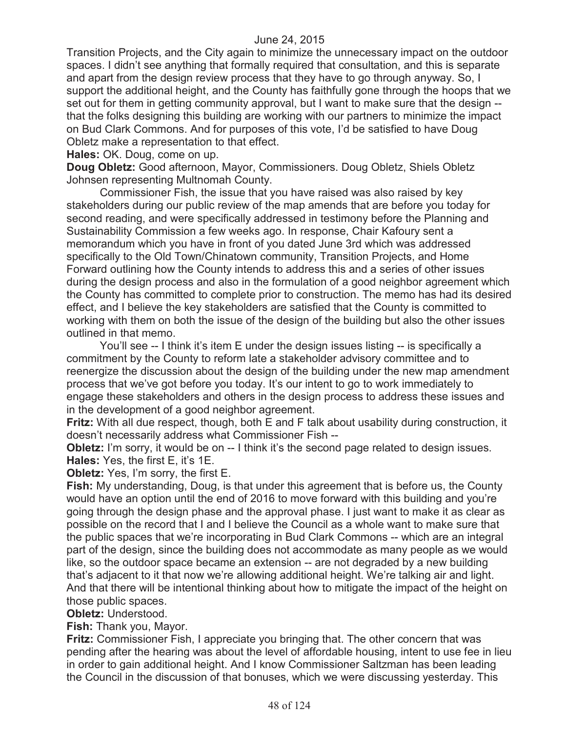Transition Projects, and the City again to minimize the unnecessary impact on the outdoor spaces. I didn't see anything that formally required that consultation, and this is separate and apart from the design review process that they have to go through anyway. So, I support the additional height, and the County has faithfully gone through the hoops that we set out for them in getting community approval, but I want to make sure that the design -- that the folks designing this building are working with our partners to minimize the impact on Bud Clark Commons. And for purposes of this vote, I'd be satisfied to have Doug Obletz make a representation to that effect.

**Hales:** OK. Doug, come on up.

**Doug Obletz:** Good afternoon, Mayor, Commissioners. Doug Obletz, Shiels Obletz Johnsen representing Multnomah County.

Commissioner Fish, the issue that you have raised was also raised by key stakeholders during our public review of the map amends that are before you today for second reading, and were specifically addressed in testimony before the Planning and Sustainability Commission a few weeks ago. In response, Chair Kafoury sent a memorandum which you have in front of you dated June 3rd which was addressed specifically to the Old Town/Chinatown community, Transition Projects, and Home Forward outlining how the County intends to address this and a series of other issues during the design process and also in the formulation of a good neighbor agreement which the County has committed to complete prior to construction. The memo has had its desired effect, and I believe the key stakeholders are satisfied that the County is committed to working with them on both the issue of the design of the building but also the other issues outlined in that memo.

You'll see -- I think it's item E under the design issues listing -- is specifically a commitment by the County to reform late a stakeholder advisory committee and to reenergize the discussion about the design of the building under the new map amendment process that we've got before you today. It's our intent to go to work immediately to engage these stakeholders and others in the design process to address these issues and in the development of a good neighbor agreement.

**Fritz:** With all due respect, though, both E and F talk about usability during construction, it doesn't necessarily address what Commissioner Fish --

**Obletz:** I'm sorry, it would be on -- I think it's the second page related to design issues.

**Hales:** Yes, the first E, it's 1E.

**Obletz:** Yes, I'm sorry, the first E.

**Fish:** My understanding, Doug, is that under this agreement that is before us, the County would have an option until the end of 2016 to move forward with this building and you're going through the design phase and the approval phase. I just want to make it as clear as possible on the record that I and I believe the Council as a whole want to make sure that the public spaces that we're incorporating in Bud Clark Commons -- which are an integral part of the design, since the building does not accommodate as many people as we would like, so the outdoor space became an extension -- are not degraded by a new building that's adjacent to it that now we're allowing additional height. We're talking air and light. And that there will be intentional thinking about how to mitigate the impact of the height on those public spaces.

**Obletz:** Understood.

**Fish:** Thank you, Mayor.

**Fritz:** Commissioner Fish, I appreciate you bringing that. The other concern that was pending after the hearing was about the level of affordable housing, intent to use fee in lieu in order to gain additional height. And I know Commissioner Saltzman has been leading the Council in the discussion of that bonuses, which we were discussing yesterday. This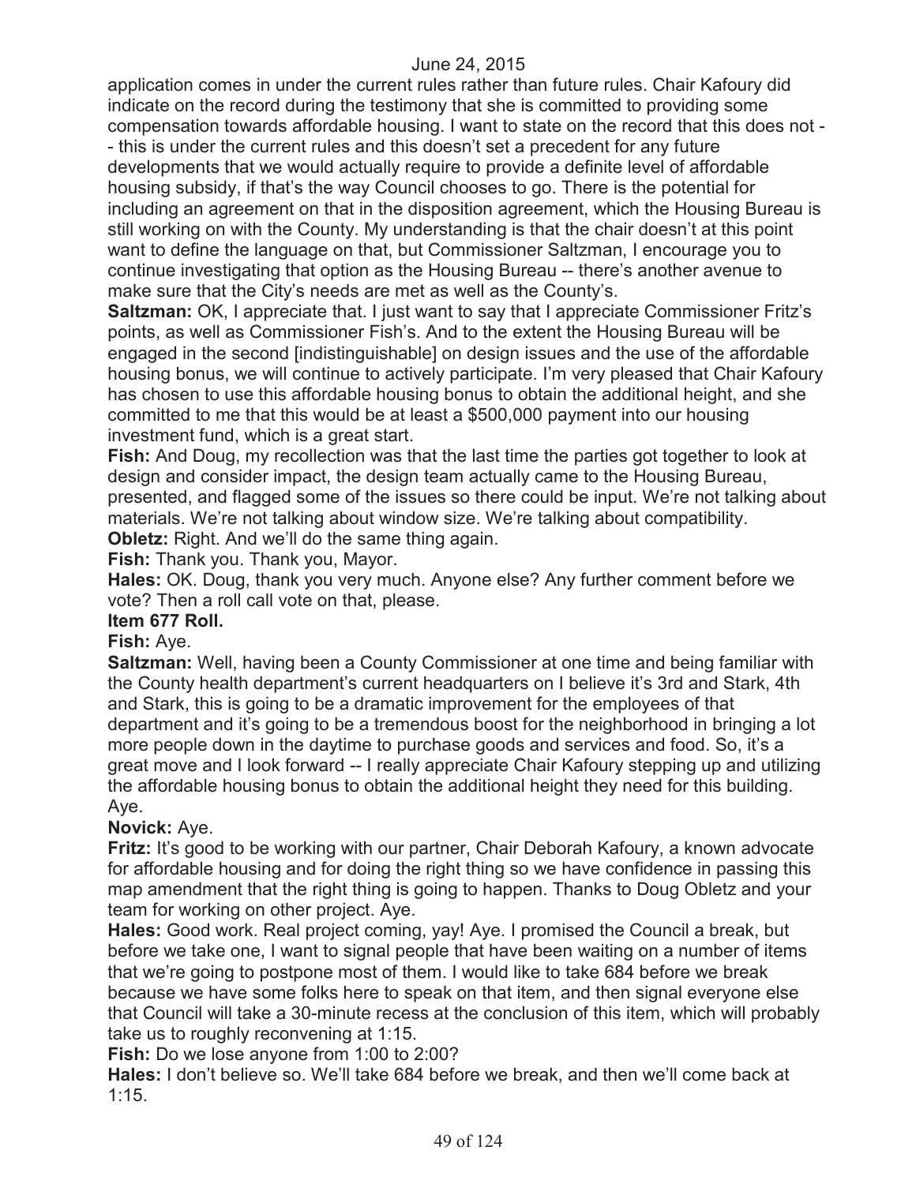application comes in under the current rules rather than future rules. Chair Kafoury did indicate on the record during the testimony that she is committed to providing some compensation towards affordable housing. I want to state on the record that this does not -- this is under the current rules and this doesn't set a precedent for any future developments that we would actually require to provide a definite level of affordable housing subsidy, if that's the way Council chooses to go. There is the potential for including an agreement on that in the disposition agreement, which the Housing Bureau is still working on with the County. My understanding is that the chair doesn't at this point want to define the language on that, but Commissioner Saltzman, I encourage you to continue investigating that option as the Housing Bureau -- there's another avenue to make sure that the City's needs are met as well as the County's.

**Saltzman:** OK, I appreciate that. I just want to say that I appreciate Commissioner Fritz's points, as well as Commissioner Fish's. And to the extent the Housing Bureau will be engaged in the second [indistinguishable] on design issues and the use of the affordable housing bonus, we will continue to actively participate. I'm very pleased that Chair Kafoury has chosen to use this affordable housing bonus to obtain the additional height, and she committed to me that this would be at least a $500,000 payment into our housing investment fund, which is a great start.

**Fish:** And Doug, my recollection was that the last time the parties got together to look at design and consider impact, the design team actually came to the Housing Bureau, presented, and flagged some of the issues so there could be input. We're not talking about materials. We're not talking about window size. We're talking about compatibility.

**Obletz:** Right. And we'll do the same thing again.

**Fish:** Thank you. Thank you, Mayor.

**Hales:** OK. Doug, thank you very much. Anyone else? Any further comment before we vote? Then a roll call vote on that, please.

**Item 677 Roll.**

**Fish:** Aye.

**Saltzman:** Well, having been a County Commissioner at one time and being familiar with the County health department's current headquarters on I believe it's 3rd and Stark, 4th and Stark, this is going to be a dramatic improvement for the employees of that department and it's going to be a tremendous boost for the neighborhood in bringing a lot more people down in the daytime to purchase goods and services and food. So, it's a great move and I look forward -- I really appreciate Chair Kafoury stepping up and utilizing the affordable housing bonus to obtain the additional height they need for this building. Aye.

**Novick:** Aye.

**Fritz:** It's good to be working with our partner, Chair Deborah Kafoury, a known advocate for affordable housing and for doing the right thing so we have confidence in passing this map amendment that the right thing is going to happen. Thanks to Doug Obletz and your team for working on other project. Aye.

**Hales:** Good work. Real project coming, yay! Aye. I promised the Council a break, but before we take one, I want to signal people that have been waiting on a number of items that we're going to postpone most of them. I would like to take 684 before we break because we have some folks here to speak on that item, and then signal everyone else that Council will take a 30-minute recess at the conclusion of this item, which will probably take us to roughly reconvening at 1:15.

**Fish:** Do we lose anyone from 1:00 to 2:00?

**Hales:** I don't believe so. We'll take 684 before we break, and then we'll come back at 1:15.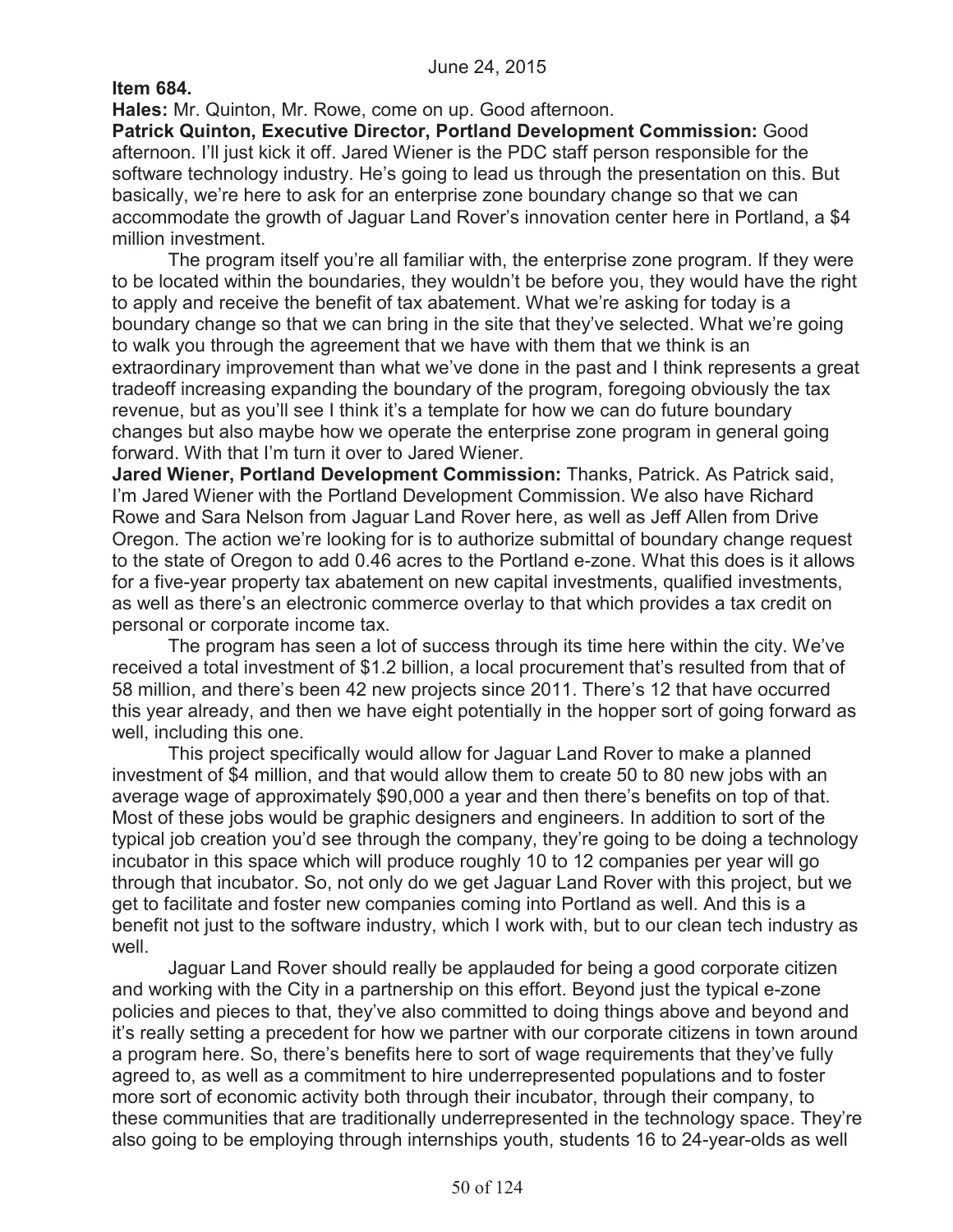June 24, 2015

**Item 684.**

**Hales:** Mr. Quinton, Mr. Rowe, come on up. Good afternoon.

**Patrick Quinton, Executive Director, Portland Development Commission:** Good afternoon. I'll just kick it off. Jared Wiener is the PDC staff person responsible for the software technology industry. He's going to lead us through the presentation on this. But basically, we're here to ask for an enterprise zone boundary change so that we can accommodate the growth of Jaguar Land Rover's innovation center here in Portland, a $4 million investment.

The program itself you're all familiar with, the enterprise zone program. If they were to be located within the boundaries, they wouldn't be before you, they would have the right to apply and receive the benefit of tax abatement. What we're asking for today is a boundary change so that we can bring in the site that they've selected. What we're going to walk you through the agreement that we have with them that we think is an extraordinary improvement than what we've done in the past and I think represents a great tradeoff increasing expanding the boundary of the program, foregoing obviously the tax revenue, but as you'll see I think it's a template for how we can do future boundary changes but also maybe how we operate the enterprise zone program in general going forward. With that I'm turn it over to Jared Wiener.

**Jared Wiener, Portland Development Commission:** Thanks, Patrick. As Patrick said, I'm Jared Wiener with the Portland Development Commission. We also have Richard Rowe and Sara Nelson from Jaguar Land Rover here, as well as Jeff Allen from Drive Oregon. The action we're looking for is to authorize submittal of boundary change request to the state of Oregon to add 0.46 acres to the Portland e-zone. What this does is it allows for a five-year property tax abatement on new capital investments, qualified investments, as well as there's an electronic commerce overlay to that which provides a tax credit on personal or corporate income tax.

The program has seen a lot of success through its time here within the city. We've received a total investment of $1.2 billion, a local procurement that's resulted from that of 58 million, and there's been 42 new projects since 2011. There's 12 that have occurred this year already, and then we have eight potentially in the hopper sort of going forward as well, including this one.

This project specifically would allow for Jaguar Land Rover to make a planned investment of $4 million, and that would allow them to create 50 to 80 new jobs with an average wage of approximately $90,000 a year and then there's benefits on top of that. Most of these jobs would be graphic designers and engineers. In addition to sort of the typical job creation you'd see through the company, they're going to be doing a technology incubator in this space which will produce roughly 10 to 12 companies per year will go through that incubator. So, not only do we get Jaguar Land Rover with this project, but we get to facilitate and foster new companies coming into Portland as well. And this is a benefit not just to the software industry, which I work with, but to our clean tech industry as well.

Jaguar Land Rover should really be applauded for being a good corporate citizen and working with the City in a partnership on this effort. Beyond just the typical e-zone policies and pieces to that, they've also committed to doing things above and beyond and it's really setting a precedent for how we partner with our corporate citizens in town around a program here. So, there's benefits here to sort of wage requirements that they've fully agreed to, as well as a commitment to hire underrepresented populations and to foster more sort of economic activity both through their incubator, through their company, to these communities that are traditionally underrepresented in the technology space. They're also going to be employing through internships youth, students 16 to 24-year-olds as well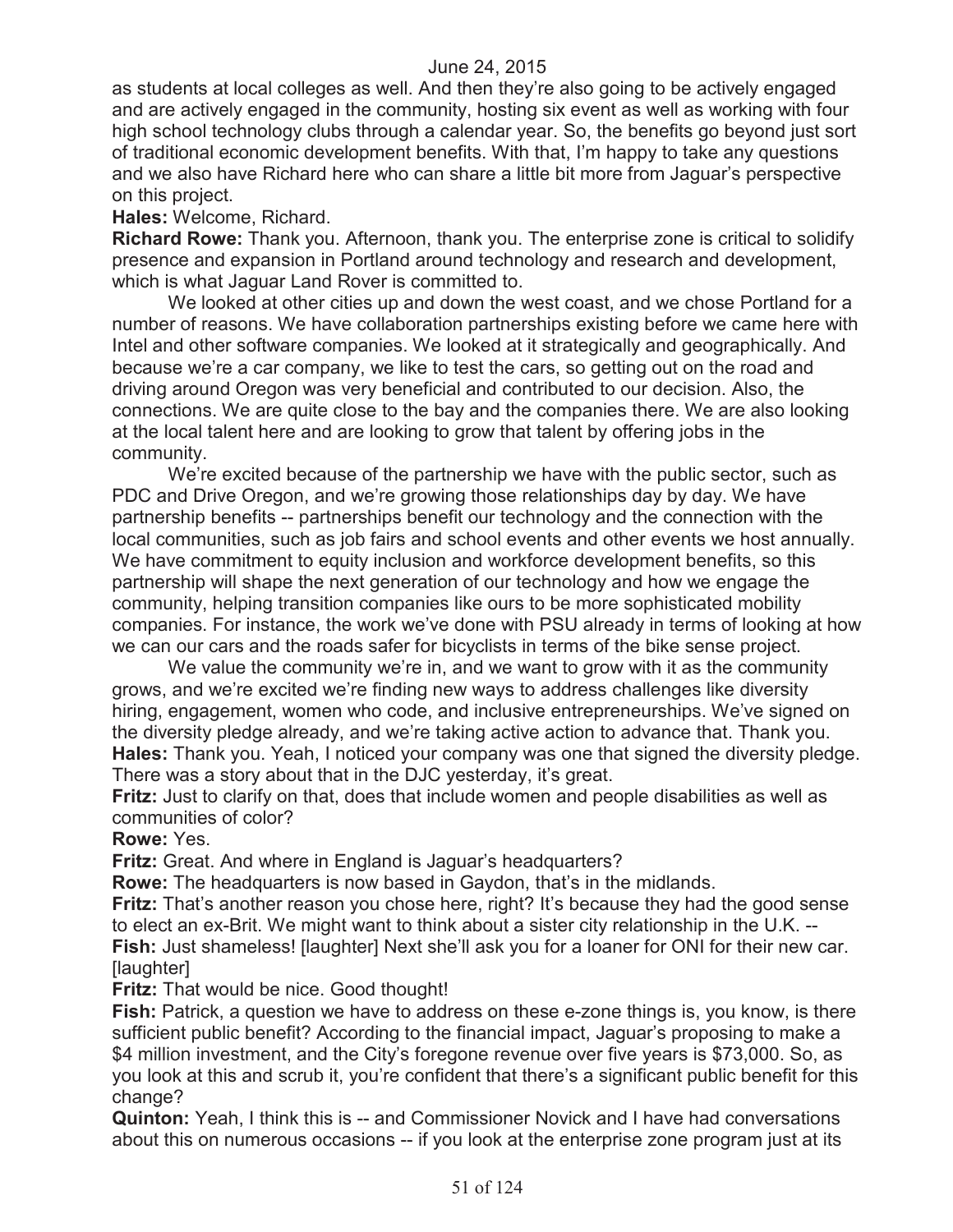as students at local colleges as well. And then they're also going to be actively engaged and are actively engaged in the community, hosting six event as well as working with four high school technology clubs through a calendar year. So, the benefits go beyond just sort of traditional economic development benefits. With that, I'm happy to take any questions and we also have Richard here who can share a little bit more from Jaguar's perspective on this project.

**Hales:** Welcome, Richard.

**Richard Rowe:** Thank you. Afternoon, thank you. The enterprise zone is critical to solidify presence and expansion in Portland around technology and research and development, which is what Jaguar Land Rover is committed to.

We looked at other cities up and down the west coast, and we chose Portland for a number of reasons. We have collaboration partnerships existing before we came here with Intel and other software companies. We looked at it strategically and geographically. And because we're a car company, we like to test the cars, so getting out on the road and driving around Oregon was very beneficial and contributed to our decision. Also, the connections. We are quite close to the bay and the companies there. We are also looking at the local talent here and are looking to grow that talent by offering jobs in the community.

We're excited because of the partnership we have with the public sector, such as PDC and Drive Oregon, and we're growing those relationships day by day. We have partnership benefits -- partnerships benefit our technology and the connection with the local communities, such as job fairs and school events and other events we host annually. We have commitment to equity inclusion and workforce development benefits, so this partnership will shape the next generation of our technology and how we engage the community, helping transition companies like ours to be more sophisticated mobility companies. For instance, the work we've done with PSU already in terms of looking at how we can our cars and the roads safer for bicyclists in terms of the bike sense project.

We value the community we're in, and we want to grow with it as the community grows, and we're excited we're finding new ways to address challenges like diversity hiring, engagement, women who code, and inclusive entrepreneurships. We've signed on the diversity pledge already, and we're taking active action to advance that. Thank you.

**Hales:** Thank you. Yeah, I noticed your company was one that signed the diversity pledge. There was a story about that in the DJC yesterday, it's great.

**Fritz:** Just to clarify on that, does that include women and people disabilities as well as communities of color?

**Rowe:** Yes.

**Fritz:** Great. And where in England is Jaguar's headquarters?

**Rowe:** The headquarters is now based in Gaydon, that's in the midlands.

**Fritz:** That's another reason you chose here, right? It's because they had the good sense to elect an ex-Brit. We might want to think about a sister city relationship in the U.K. --

**Fish:** Just shameless! [laughter] Next she'll ask you for a loaner for ONI for their new car. [laughter]

**Fritz:** That would be nice. Good thought!

**Fish:** Patrick, a question we have to address on these e-zone things is, you know, is there sufficient public benefit? According to the financial impact, Jaguar's proposing to make a $4 million investment, and the City's foregone revenue over five years is $73,000. So, as you look at this and scrub it, you're confident that there's a significant public benefit for this change?

**Quinton:** Yeah, I think this is -- and Commissioner Novick and I have had conversations about this on numerous occasions -- if you look at the enterprise zone program just at its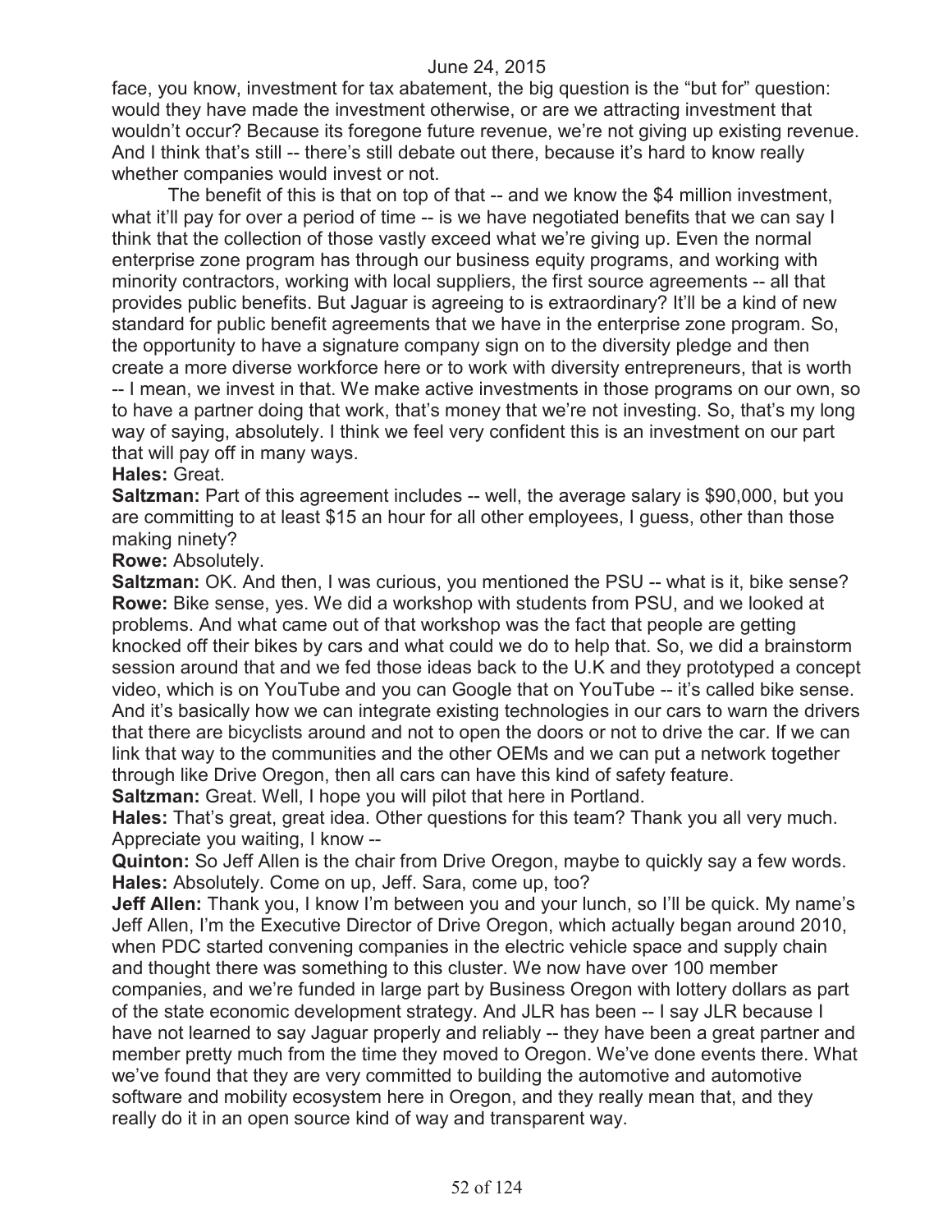face, you know, investment for tax abatement, the big question is the "but for" question: would they have made the investment otherwise, or are we attracting investment that wouldn't occur? Because its foregone future revenue, we're not giving up existing revenue. And I think that's still -- there's still debate out there, because it's hard to know really whether companies would invest or not.

The benefit of this is that on top of that -- and we know the $4 million investment, what it'll pay for over a period of time -- is we have negotiated benefits that we can say I think that the collection of those vastly exceed what we're giving up. Even the normal enterprise zone program has through our business equity programs, and working with minority contractors, working with local suppliers, the first source agreements -- all that provides public benefits. But Jaguar is agreeing to is extraordinary? It'll be a kind of new standard for public benefit agreements that we have in the enterprise zone program. So, the opportunity to have a signature company sign on to the diversity pledge and then create a more diverse workforce here or to work with diversity entrepreneurs, that is worth -- I mean, we invest in that. We make active investments in those programs on our own, so to have a partner doing that work, that's money that we're not investing. So, that's my long way of saying, absolutely. I think we feel very confident this is an investment on our part that will pay off in many ways.

**Hales:** Great.

**Saltzman:** Part of this agreement includes -- well, the average salary is $90,000, but you are committing to at least $15 an hour for all other employees, I guess, other than those making ninety?

**Rowe:** Absolutely.

**Saltzman:** OK. And then, I was curious, you mentioned the PSU -- what is it, bike sense?

**Rowe:** Bike sense, yes. We did a workshop with students from PSU, and we looked at problems. And what came out of that workshop was the fact that people are getting knocked off their bikes by cars and what could we do to help that. So, we did a brainstorm session around that and we fed those ideas back to the U.K and they prototyped a concept video, which is on YouTube and you can Google that on YouTube -- it's called bike sense. And it's basically how we can integrate existing technologies in our cars to warn the drivers that there are bicyclists around and not to open the doors or not to drive the car. If we can link that way to the communities and the other OEMs and we can put a network together through like Drive Oregon, then all cars can have this kind of safety feature.

**Saltzman:** Great. Well, I hope you will pilot that here in Portland.

**Hales:** That's great, great idea. Other questions for this team? Thank you all very much. Appreciate you waiting, I know --

**Quinton:** So Jeff Allen is the chair from Drive Oregon, maybe to quickly say a few words.

**Hales:** Absolutely. Come on up, Jeff. Sara, come up, too?

**Jeff Allen:** Thank you, I know I'm between you and your lunch, so I'll be quick. My name's Jeff Allen, I'm the Executive Director of Drive Oregon, which actually began around 2010, when PDC started convening companies in the electric vehicle space and supply chain and thought there was something to this cluster. We now have over 100 member companies, and we're funded in large part by Business Oregon with lottery dollars as part of the state economic development strategy. And JLR has been -- I say JLR because I have not learned to say Jaguar properly and reliably -- they have been a great partner and member pretty much from the time they moved to Oregon. We've done events there. What we've found that they are very committed to building the automotive and automotive software and mobility ecosystem here in Oregon, and they really mean that, and they really do it in an open source kind of way and transparent way.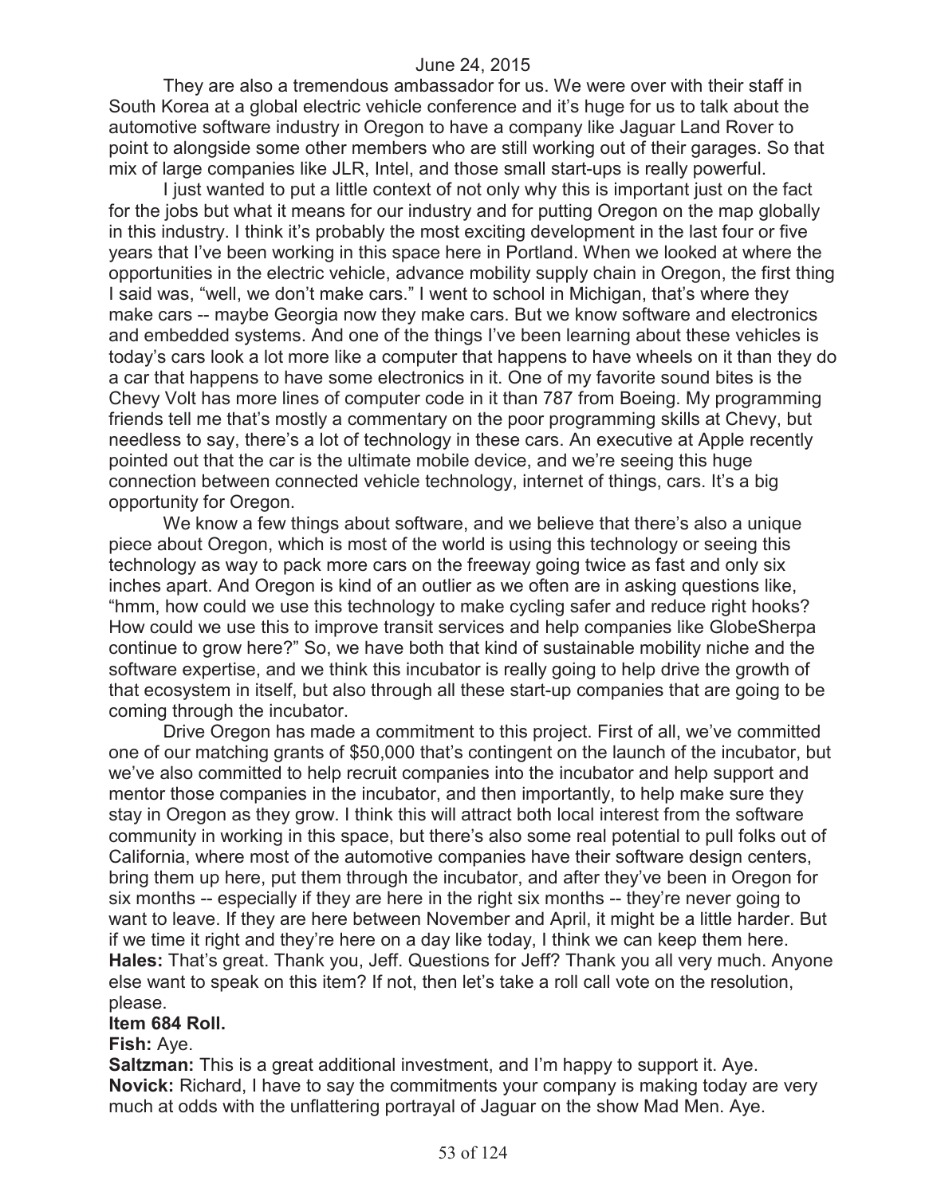They are also a tremendous ambassador for us. We were over with their staff in South Korea at a global electric vehicle conference and it's huge for us to talk about the automotive software industry in Oregon to have a company like Jaguar Land Rover to point to alongside some other members who are still working out of their garages. So that mix of large companies like JLR, Intel, and those small start-ups is really powerful.

I just wanted to put a little context of not only why this is important just on the fact for the jobs but what it means for our industry and for putting Oregon on the map globally in this industry. I think it's probably the most exciting development in the last four or five years that I've been working in this space here in Portland. When we looked at where the opportunities in the electric vehicle, advance mobility supply chain in Oregon, the first thing I said was, "well, we don't make cars." I went to school in Michigan, that's where they make cars -- maybe Georgia now they make cars. But we know software and electronics and embedded systems. And one of the things I've been learning about these vehicles is today's cars look a lot more like a computer that happens to have wheels on it than they do a car that happens to have some electronics in it. One of my favorite sound bites is the Chevy Volt has more lines of computer code in it than 787 from Boeing. My programming friends tell me that's mostly a commentary on the poor programming skills at Chevy, but needless to say, there's a lot of technology in these cars. An executive at Apple recently pointed out that the car is the ultimate mobile device, and we're seeing this huge connection between connected vehicle technology, internet of things, cars. It's a big opportunity for Oregon.

We know a few things about software, and we believe that there's also a unique piece about Oregon, which is most of the world is using this technology or seeing this technology as way to pack more cars on the freeway going twice as fast and only six inches apart. And Oregon is kind of an outlier as we often are in asking questions like, "hmm, how could we use this technology to make cycling safer and reduce right hooks? How could we use this to improve transit services and help companies like GlobeSherpa continue to grow here?" So, we have both that kind of sustainable mobility niche and the software expertise, and we think this incubator is really going to help drive the growth of that ecosystem in itself, but also through all these start-up companies that are going to be coming through the incubator.

Drive Oregon has made a commitment to this project. First of all, we've committed one of our matching grants of $50,000 that's contingent on the launch of the incubator, but we've also committed to help recruit companies into the incubator and help support and mentor those companies in the incubator, and then importantly, to help make sure they stay in Oregon as they grow. I think this will attract both local interest from the software community in working in this space, but there's also some real potential to pull folks out of California, where most of the automotive companies have their software design centers, bring them up here, put them through the incubator, and after they've been in Oregon for six months -- especially if they are here in the right six months -- they're never going to want to leave. If they are here between November and April, it might be a little harder. But if we time it right and they're here on a day like today, I think we can keep them here.

**Hales:** That's great. Thank you, Jeff. Questions for Jeff? Thank you all very much. Anyone else want to speak on this item? If not, then let's take a roll call vote on the resolution, please.

**Item 684 Roll.**

**Fish:** Aye.

**Saltzman:** This is a great additional investment, and I'm happy to support it. Aye.

**Novick:** Richard, I have to say the commitments your company is making today are very much at odds with the unflattering portrayal of Jaguar on the show Mad Men. Aye.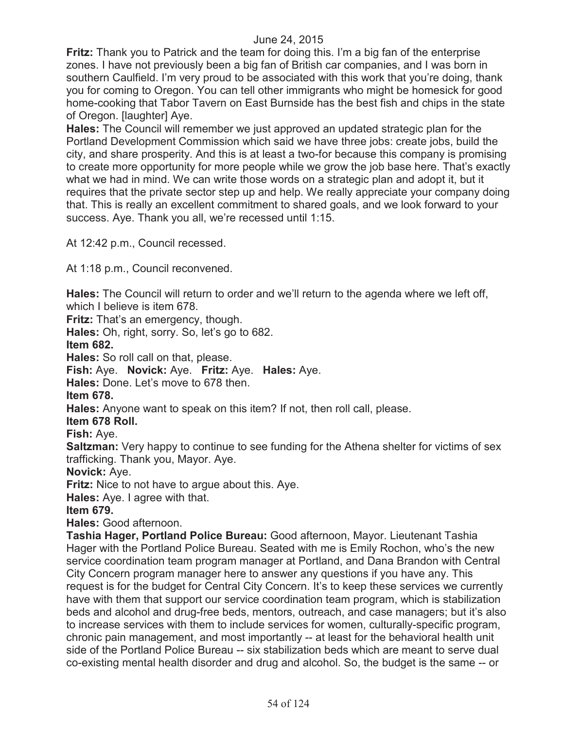**Fritz:** Thank you to Patrick and the team for doing this. I'm a big fan of the enterprise zones. I have not previously been a big fan of British car companies, and I was born in southern Caulfield. I'm very proud to be associated with this work that you're doing, thank you for coming to Oregon. You can tell other immigrants who might be homesick for good home-cooking that Tabor Tavern on East Burnside has the best fish and chips in the state of Oregon. [laughter] Aye.

**Hales:** The Council will remember we just approved an updated strategic plan for the Portland Development Commission which said we have three jobs: create jobs, build the city, and share prosperity. And this is at least a two-for because this company is promising to create more opportunity for more people while we grow the job base here. That's exactly what we had in mind. We can write those words on a strategic plan and adopt it, but it requires that the private sector step up and help. We really appreciate your company doing that. This is really an excellent commitment to shared goals, and we look forward to your success. Aye. Thank you all, we're recessed until 1:15.

At 12:42 p.m., Council recessed.

At 1:18 p.m., Council reconvened.

**Hales:** The Council will return to order and we'll return to the agenda where we left off, which I believe is item 678.

**Fritz:** That's an emergency, though.

**Hales:** Oh, right, sorry. So, let's go to 682.

**Item 682.**

**Hales:** So roll call on that, please.

**Fish:** Aye. **Novick:** Aye. **Fritz:** Aye. **Hales:** Aye.

**Hales:** Done. Let's move to 678 then.

**Item 678.**

**Hales:** Anyone want to speak on this item? If not, then roll call, please.

**Item 678 Roll.**

**Fish:** Aye.

**Saltzman:** Very happy to continue to see funding for the Athena shelter for victims of sex trafficking. Thank you, Mayor. Aye.

**Novick:** Aye.

**Fritz:** Nice to not have to argue about this. Aye.

**Hales:** Aye. I agree with that.

**Item 679.**

**Hales:** Good afternoon.

**Tashia Hager, Portland Police Bureau:** Good afternoon, Mayor. Lieutenant Tashia Hager with the Portland Police Bureau. Seated with me is Emily Rochon, who's the new service coordination team program manager at Portland, and Dana Brandon with Central City Concern program manager here to answer any questions if you have any. This request is for the budget for Central City Concern. It's to keep these services we currently have with them that support our service coordination team program, which is stabilization beds and alcohol and drug-free beds, mentors, outreach, and case managers; but it's also to increase services with them to include services for women, culturally-specific program, chronic pain management, and most importantly -- at least for the behavioral health unit side of the Portland Police Bureau -- six stabilization beds which are meant to serve dual co-existing mental health disorder and drug and alcohol. So, the budget is the same -- or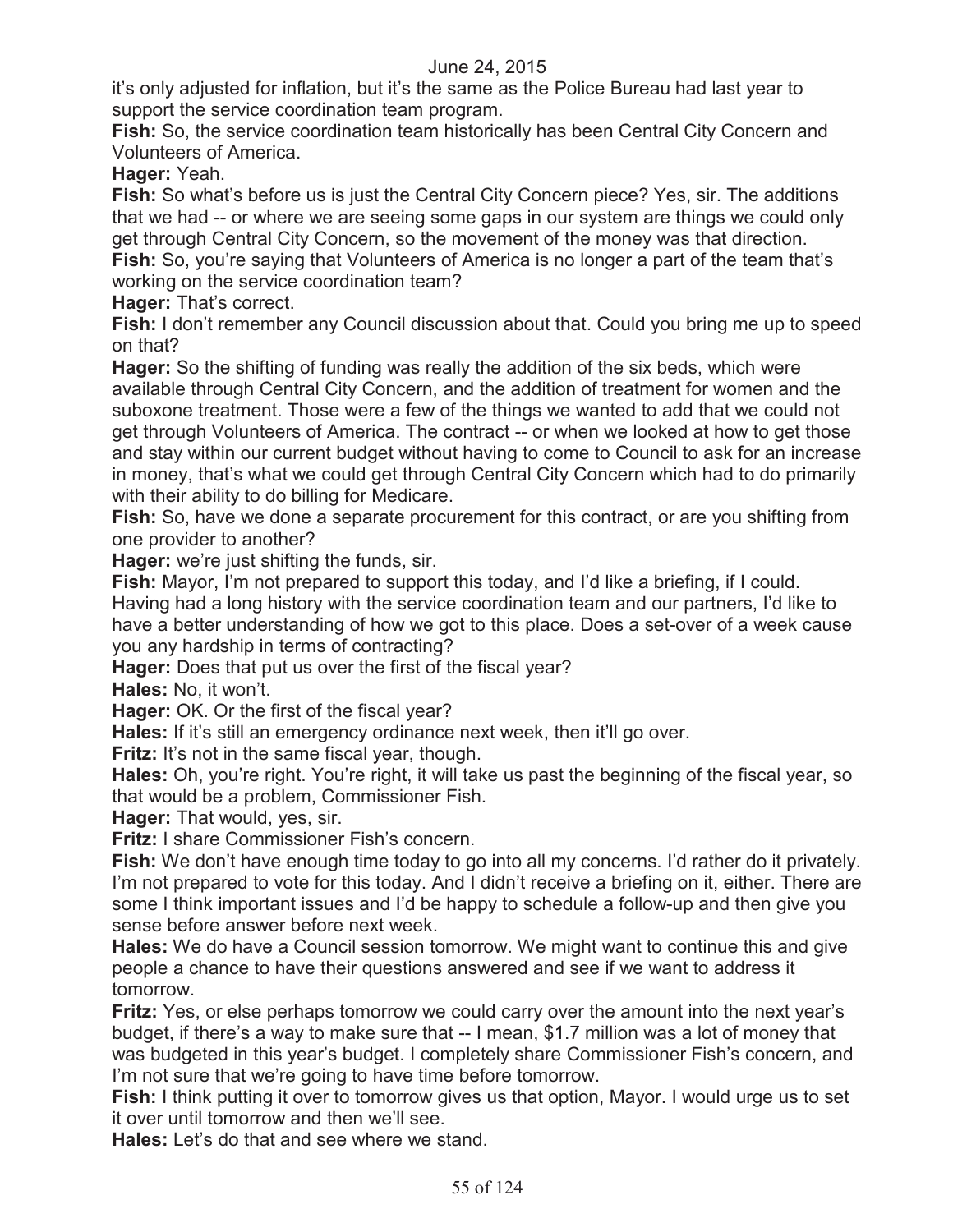it's only adjusted for inflation, but it's the same as the Police Bureau had last year to support the service coordination team program.

**Fish:** So, the service coordination team historically has been Central City Concern and Volunteers of America.

**Hager:** Yeah.

**Fish:** So what's before us is just the Central City Concern piece? Yes, sir. The additions that we had -- or where we are seeing some gaps in our system are things we could only get through Central City Concern, so the movement of the money was that direction.

**Fish:** So, you're saying that Volunteers of America is no longer a part of the team that's working on the service coordination team?

**Hager:** That's correct.

**Fish:** I don't remember any Council discussion about that. Could you bring me up to speed on that?

**Hager:** So the shifting of funding was really the addition of the six beds, which were available through Central City Concern, and the addition of treatment for women and the suboxone treatment. Those were a few of the things we wanted to add that we could not get through Volunteers of America. The contract -- or when we looked at how to get those and stay within our current budget without having to come to Council to ask for an increase in money, that's what we could get through Central City Concern which had to do primarily with their ability to do billing for Medicare.

**Fish:** So, have we done a separate procurement for this contract, or are you shifting from one provider to another?

**Hager:** we're just shifting the funds, sir.

**Fish:** Mayor, I'm not prepared to support this today, and I'd like a briefing, if I could. Having had a long history with the service coordination team and our partners, I'd like to have a better understanding of how we got to this place. Does a set-over of a week cause you any hardship in terms of contracting?

**Hager:** Does that put us over the first of the fiscal year?

**Hales:** No, it won't.

**Hager:** OK. Or the first of the fiscal year?

**Hales:** If it's still an emergency ordinance next week, then it'll go over.

**Fritz:** It's not in the same fiscal year, though.

**Hales:** Oh, you're right. You're right, it will take us past the beginning of the fiscal year, so that would be a problem, Commissioner Fish.

**Hager:** That would, yes, sir.

**Fritz:** I share Commissioner Fish's concern.

**Fish:** We don't have enough time today to go into all my concerns. I'd rather do it privately. I'm not prepared to vote for this today. And I didn't receive a briefing on it, either. There are some I think important issues and I'd be happy to schedule a follow-up and then give you sense before answer before next week.

**Hales:** We do have a Council session tomorrow. We might want to continue this and give people a chance to have their questions answered and see if we want to address it tomorrow.

**Fritz:** Yes, or else perhaps tomorrow we could carry over the amount into the next year's budget, if there's a way to make sure that -- I mean, $1.7 million was a lot of money that was budgeted in this year's budget. I completely share Commissioner Fish's concern, and I'm not sure that we're going to have time before tomorrow.

**Fish:** I think putting it over to tomorrow gives us that option, Mayor. I would urge us to set it over until tomorrow and then we'll see.

**Hales:** Let's do that and see where we stand.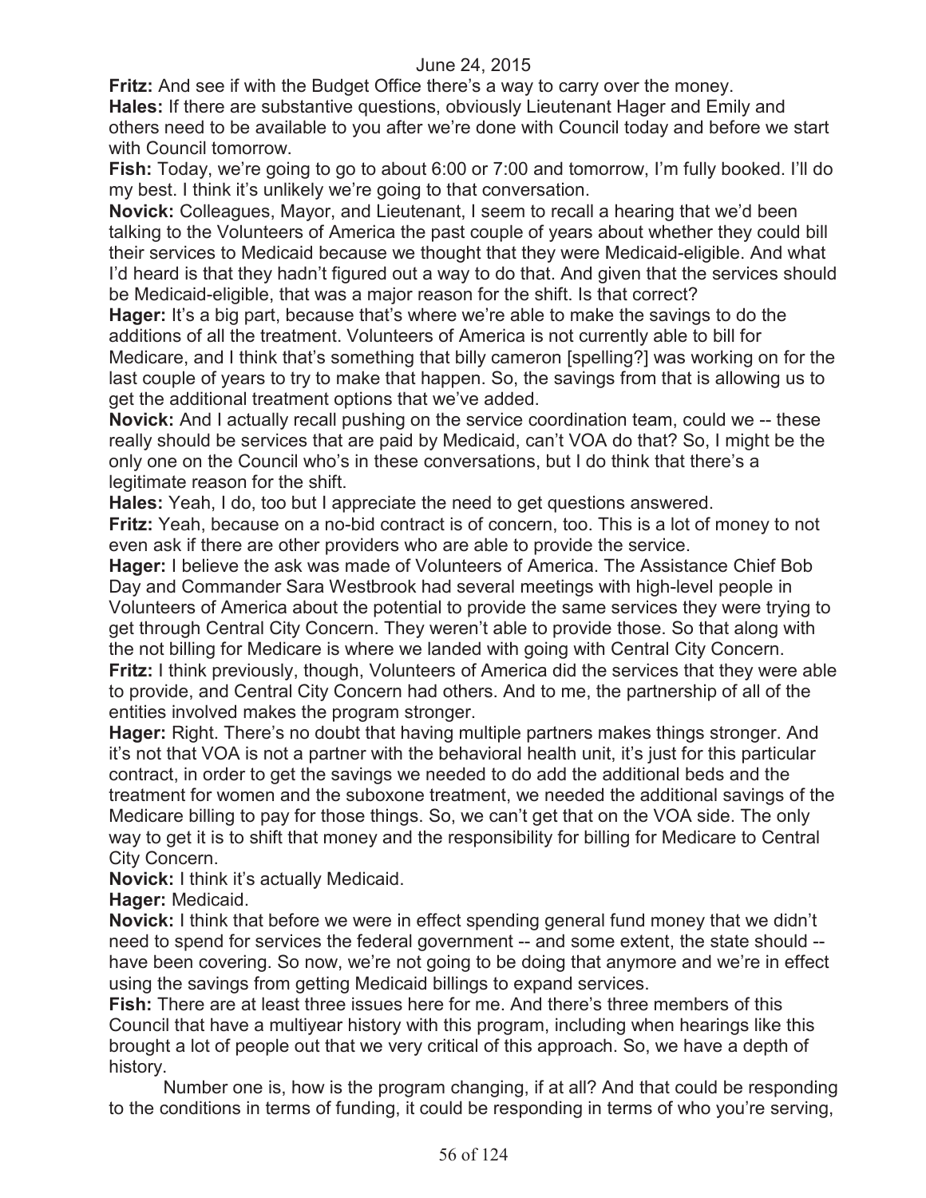**Fritz:** And see if with the Budget Office there's a way to carry over the money.

**Hales:** If there are substantive questions, obviously Lieutenant Hager and Emily and others need to be available to you after we're done with Council today and before we start with Council tomorrow.

**Fish:** Today, we're going to go to about 6:00 or 7:00 and tomorrow, I'm fully booked. I'll do my best. I think it's unlikely we're going to that conversation.

**Novick:** Colleagues, Mayor, and Lieutenant, I seem to recall a hearing that we'd been talking to the Volunteers of America the past couple of years about whether they could bill their services to Medicaid because we thought that they were Medicaid-eligible. And what I'd heard is that they hadn't figured out a way to do that. And given that the services should be Medicaid-eligible, that was a major reason for the shift. Is that correct?

**Hager:** It's a big part, because that's where we're able to make the savings to do the additions of all the treatment. Volunteers of America is not currently able to bill for Medicare, and I think that's something that billy cameron [spelling?] was working on for the last couple of years to try to make that happen. So, the savings from that is allowing us to get the additional treatment options that we've added.

**Novick:** And I actually recall pushing on the service coordination team, could we -- these really should be services that are paid by Medicaid, can't VOA do that? So, I might be the only one on the Council who's in these conversations, but I do think that there's a legitimate reason for the shift.

**Hales:** Yeah, I do, too but I appreciate the need to get questions answered.

**Fritz:** Yeah, because on a no-bid contract is of concern, too. This is a lot of money to not even ask if there are other providers who are able to provide the service.

**Hager:** I believe the ask was made of Volunteers of America. The Assistance Chief Bob Day and Commander Sara Westbrook had several meetings with high-level people in Volunteers of America about the potential to provide the same services they were trying to get through Central City Concern. They weren't able to provide those. So that along with the not billing for Medicare is where we landed with going with Central City Concern.

**Fritz:** I think previously, though, Volunteers of America did the services that they were able to provide, and Central City Concern had others. And to me, the partnership of all of the entities involved makes the program stronger.

**Hager:** Right. There's no doubt that having multiple partners makes things stronger. And it's not that VOA is not a partner with the behavioral health unit, it's just for this particular contract, in order to get the savings we needed to do add the additional beds and the treatment for women and the suboxone treatment, we needed the additional savings of the Medicare billing to pay for those things. So, we can't get that on the VOA side. The only way to get it is to shift that money and the responsibility for billing for Medicare to Central City Concern.

**Novick:** I think it's actually Medicaid.

**Hager:** Medicaid.

**Novick:** I think that before we were in effect spending general fund money that we didn't need to spend for services the federal government -- and some extent, the state should -- have been covering. So now, we're not going to be doing that anymore and we're in effect using the savings from getting Medicaid billings to expand services.

**Fish:** There are at least three issues here for me. And there's three members of this Council that have a multiyear history with this program, including when hearings like this brought a lot of people out that we very critical of this approach. So, we have a depth of history.

Number one is, how is the program changing, if at all? And that could be responding to the conditions in terms of funding, it could be responding in terms of who you're serving,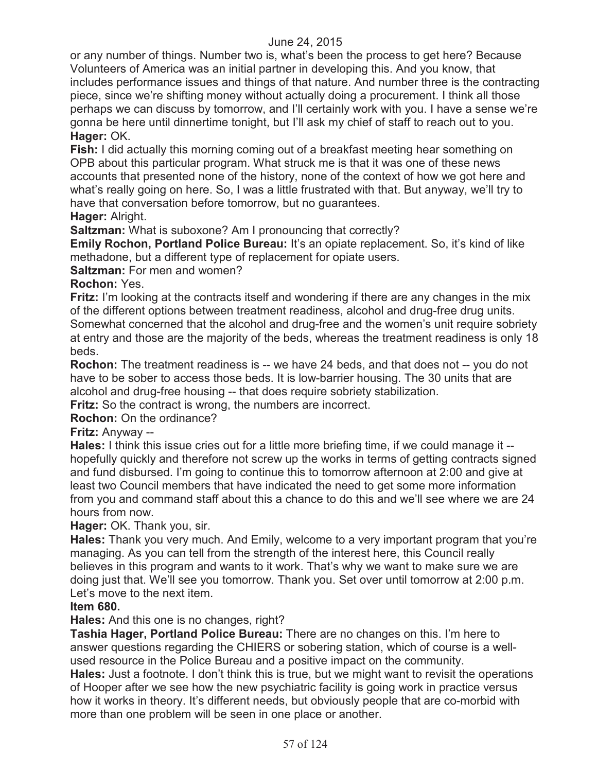or any number of things. Number two is, what's been the process to get here? Because Volunteers of America was an initial partner in developing this. And you know, that includes performance issues and things of that nature. And number three is the contracting piece, since we're shifting money without actually doing a procurement. I think all those perhaps we can discuss by tomorrow, and I'll certainly work with you. I have a sense we're gonna be here until dinnertime tonight, but I'll ask my chief of staff to reach out to you.

**Hager:** OK.

**Fish:** I did actually this morning coming out of a breakfast meeting hear something on OPB about this particular program. What struck me is that it was one of these news accounts that presented none of the history, none of the context of how we got here and what's really going on here. So, I was a little frustrated with that. But anyway, we'll try to have that conversation before tomorrow, but no guarantees.

**Hager:** Alright.

**Saltzman:** What is suboxone? Am I pronouncing that correctly?

**Emily Rochon, Portland Police Bureau:** It's an opiate replacement. So, it's kind of like methadone, but a different type of replacement for opiate users.

**Saltzman:** For men and women?

**Rochon:** Yes.

**Fritz:** I'm looking at the contracts itself and wondering if there are any changes in the mix of the different options between treatment readiness, alcohol and drug-free drug units. Somewhat concerned that the alcohol and drug-free and the women's unit require sobriety at entry and those are the majority of the beds, whereas the treatment readiness is only 18 beds.

**Rochon:** The treatment readiness is -- we have 24 beds, and that does not -- you do not have to be sober to access those beds. It is low-barrier housing. The 30 units that are alcohol and drug-free housing -- that does require sobriety stabilization.

**Fritz:** So the contract is wrong, the numbers are incorrect.

**Rochon:** On the ordinance?

**Fritz:** Anyway --

**Hales:** I think this issue cries out for a little more briefing time, if we could manage it -- hopefully quickly and therefore not screw up the works in terms of getting contracts signed and fund disbursed. I'm going to continue this to tomorrow afternoon at 2:00 and give at least two Council members that have indicated the need to get some more information from you and command staff about this a chance to do this and we'll see where we are 24 hours from now.

**Hager:** OK. Thank you, sir.

**Hales:** Thank you very much. And Emily, welcome to a very important program that you're managing. As you can tell from the strength of the interest here, this Council really believes in this program and wants to it work. That's why we want to make sure we are doing just that. We'll see you tomorrow. Thank you. Set over until tomorrow at 2:00 p.m. Let's move to the next item.

**Item 680.**

**Hales:** And this one is no changes, right?

**Tashia Hager, Portland Police Bureau:** There are no changes on this. I'm here to answer questions regarding the CHIERS or sobering station, which of course is a well-used resource in the Police Bureau and a positive impact on the community.

**Hales:** Just a footnote. I don't think this is true, but we might want to revisit the operations of Hooper after we see how the new psychiatric facility is going work in practice versus how it works in theory. It's different needs, but obviously people that are co-morbid with more than one problem will be seen in one place or another.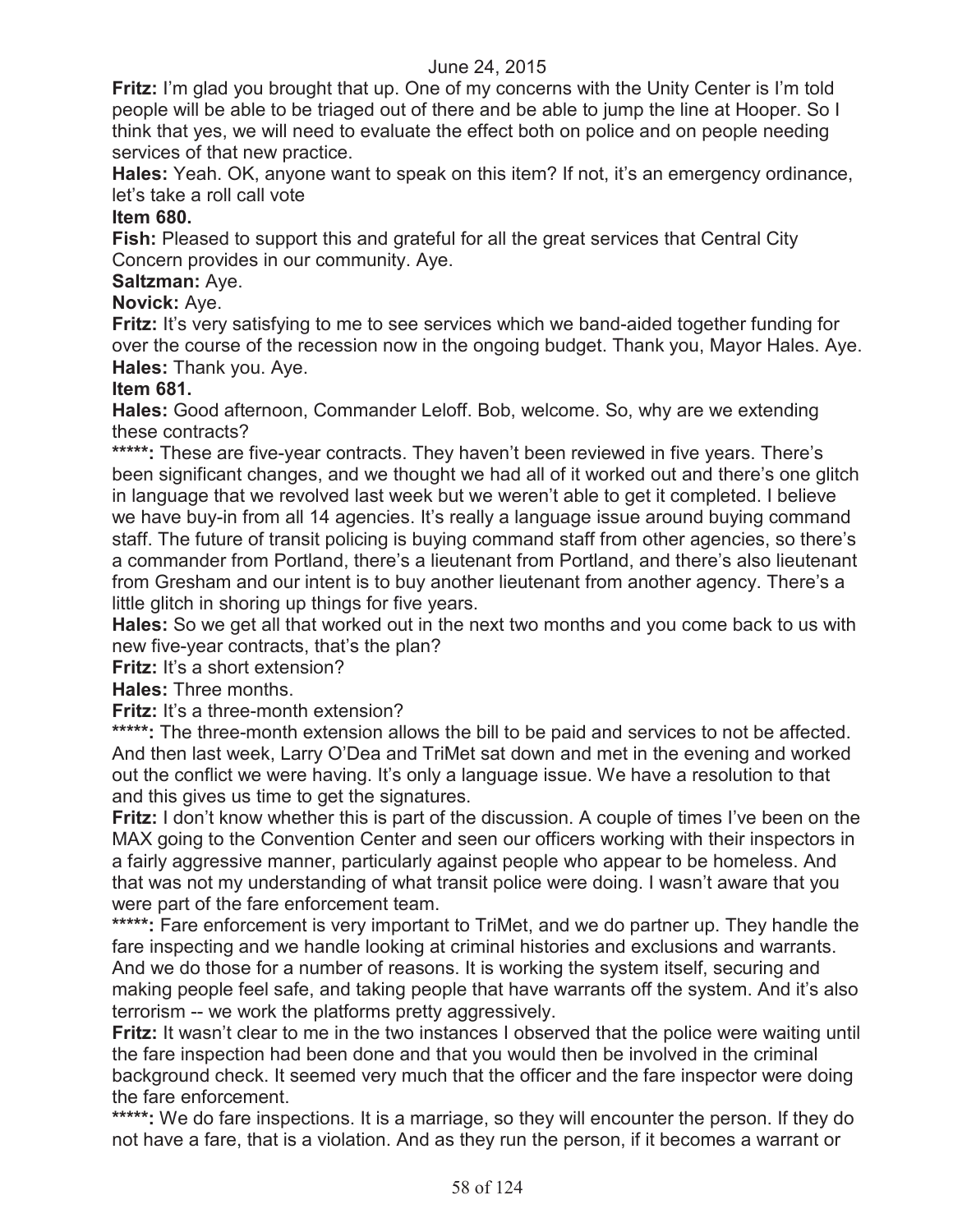**Fritz:** I'm glad you brought that up. One of my concerns with the Unity Center is I'm told people will be able to be triaged out of there and be able to jump the line at Hooper. So I think that yes, we will need to evaluate the effect both on police and on people needing services of that new practice.

**Hales:** Yeah. OK, anyone want to speak on this item? If not, it's an emergency ordinance, let's take a roll call vote

**Item 680.**

**Fish:** Pleased to support this and grateful for all the great services that Central City Concern provides in our community. Aye.

**Saltzman:** Aye.

**Novick:** Aye.

**Fritz:** It's very satisfying to me to see services which we band-aided together funding for over the course of the recession now in the ongoing budget. Thank you, Mayor Hales. Aye.

**Hales:** Thank you. Aye.

**Item 681.**

**Hales:** Good afternoon, Commander Leloff. Bob, welcome. So, why are we extending these contracts?

*****:** These are five-year contracts. They haven't been reviewed in five years. There's been significant changes, and we thought we had all of it worked out and there's one glitch in language that we revolved last week but we weren't able to get it completed. I believe we have buy-in from all 14 agencies. It's really a language issue around buying command staff. The future of transit policing is buying command staff from other agencies, so there's a commander from Portland, there's a lieutenant from Portland, and there's also lieutenant from Gresham and our intent is to buy another lieutenant from another agency. There's a little glitch in shoring up things for five years.

**Hales:** So we get all that worked out in the next two months and you come back to us with new five-year contracts, that's the plan?

**Fritz:** It's a short extension?

**Hales:** Three months.

**Fritz:** It's a three-month extension?

*****:** The three-month extension allows the bill to be paid and services to not be affected. And then last week, Larry O'Dea and TriMet sat down and met in the evening and worked out the conflict we were having. It's only a language issue. We have a resolution to that and this gives us time to get the signatures.

**Fritz:** I don't know whether this is part of the discussion. A couple of times I've been on the MAX going to the Convention Center and seen our officers working with their inspectors in a fairly aggressive manner, particularly against people who appear to be homeless. And that was not my understanding of what transit police were doing. I wasn't aware that you were part of the fare enforcement team.

*****:** Fare enforcement is very important to TriMet, and we do partner up. They handle the fare inspecting and we handle looking at criminal histories and exclusions and warrants. And we do those for a number of reasons. It is working the system itself, securing and making people feel safe, and taking people that have warrants off the system. And it's also terrorism -- we work the platforms pretty aggressively.

**Fritz:** It wasn't clear to me in the two instances I observed that the police were waiting until the fare inspection had been done and that you would then be involved in the criminal background check. It seemed very much that the officer and the fare inspector were doing the fare enforcement.

*****:** We do fare inspections. It is a marriage, so they will encounter the person. If they do not have a fare, that is a violation. And as they run the person, if it becomes a warrant or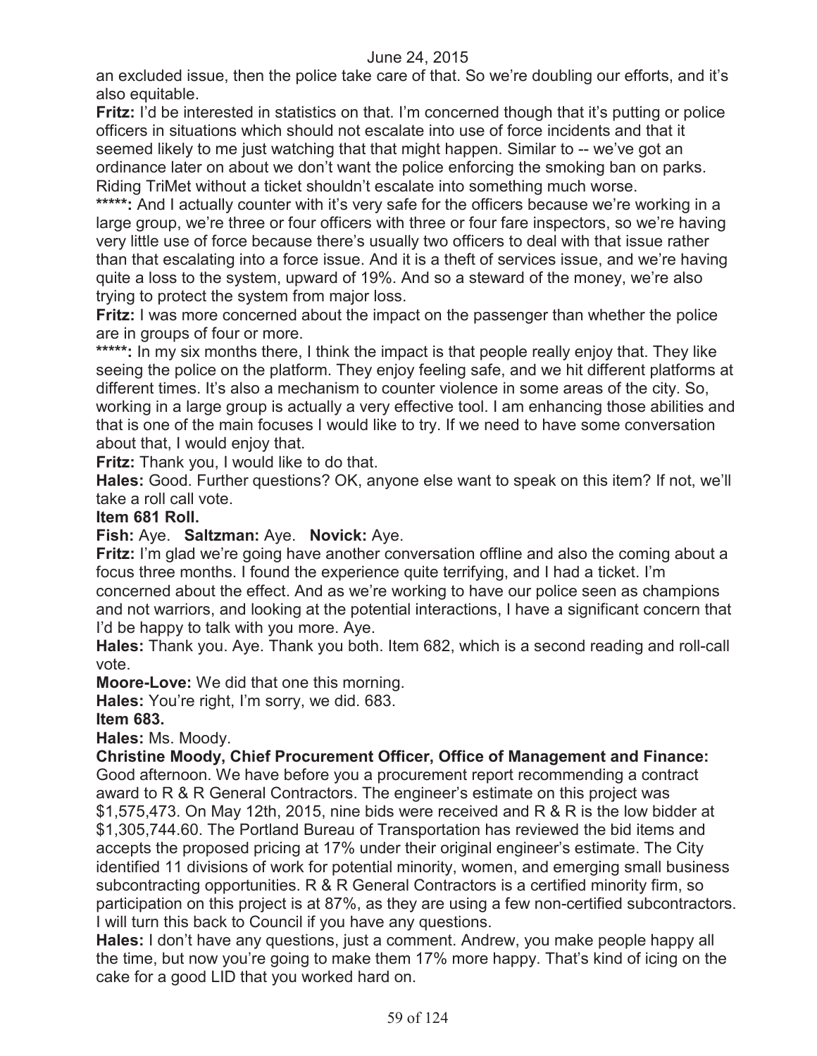an excluded issue, then the police take care of that. So we're doubling our efforts, and it's also equitable.

**Fritz:** I'd be interested in statistics on that. I'm concerned though that it's putting or police officers in situations which should not escalate into use of force incidents and that it seemed likely to me just watching that that might happen. Similar to -- we've got an ordinance later on about we don't want the police enforcing the smoking ban on parks. Riding TriMet without a ticket shouldn't escalate into something much worse.

**\*\*\*\*\*:** And I actually counter with it's very safe for the officers because we're working in a large group, we're three or four officers with three or four fare inspectors, so we're having very little use of force because there's usually two officers to deal with that issue rather than that escalating into a force issue. And it is a theft of services issue, and we're having quite a loss to the system, upward of 19%. And so a steward of the money, we're also trying to protect the system from major loss.

**Fritz:** I was more concerned about the impact on the passenger than whether the police are in groups of four or more.

**\*\*\*\*\*:** In my six months there, I think the impact is that people really enjoy that. They like seeing the police on the platform. They enjoy feeling safe, and we hit different platforms at different times. It's also a mechanism to counter violence in some areas of the city. So, working in a large group is actually a very effective tool. I am enhancing those abilities and that is one of the main focuses I would like to try. If we need to have some conversation about that, I would enjoy that.

**Fritz:** Thank you, I would like to do that.

**Hales:** Good. Further questions? OK, anyone else want to speak on this item? If not, we'll take a roll call vote.

**Item 681 Roll.**

**Fish:** Aye. **Saltzman:** Aye. **Novick:** Aye.

**Fritz:** I'm glad we're going have another conversation offline and also the coming about a focus three months. I found the experience quite terrifying, and I had a ticket. I'm concerned about the effect. And as we're working to have our police seen as champions and not warriors, and looking at the potential interactions, I have a significant concern that I'd be happy to talk with you more. Aye.

**Hales:** Thank you. Aye. Thank you both. Item 682, which is a second reading and roll-call vote.

**Moore-Love:** We did that one this morning.

**Hales:** You're right, I'm sorry, we did. 683.

**Item 683.**

**Hales:** Ms. Moody.

**Christine Moody, Chief Procurement Officer, Office of Management and Finance:** Good afternoon. We have before you a procurement report recommending a contract award to R & R General Contractors. The engineer's estimate on this project was $1,575,473. On May 12th, 2015, nine bids were received and R & R is the low bidder at $1,305,744.60. The Portland Bureau of Transportation has reviewed the bid items and accepts the proposed pricing at 17% under their original engineer's estimate. The City identified 11 divisions of work for potential minority, women, and emerging small business subcontracting opportunities. R & R General Contractors is a certified minority firm, so participation on this project is at 87%, as they are using a few non-certified subcontractors. I will turn this back to Council if you have any questions.

**Hales:** I don't have any questions, just a comment. Andrew, you make people happy all the time, but now you're going to make them 17% more happy. That's kind of icing on the cake for a good LID that you worked hard on.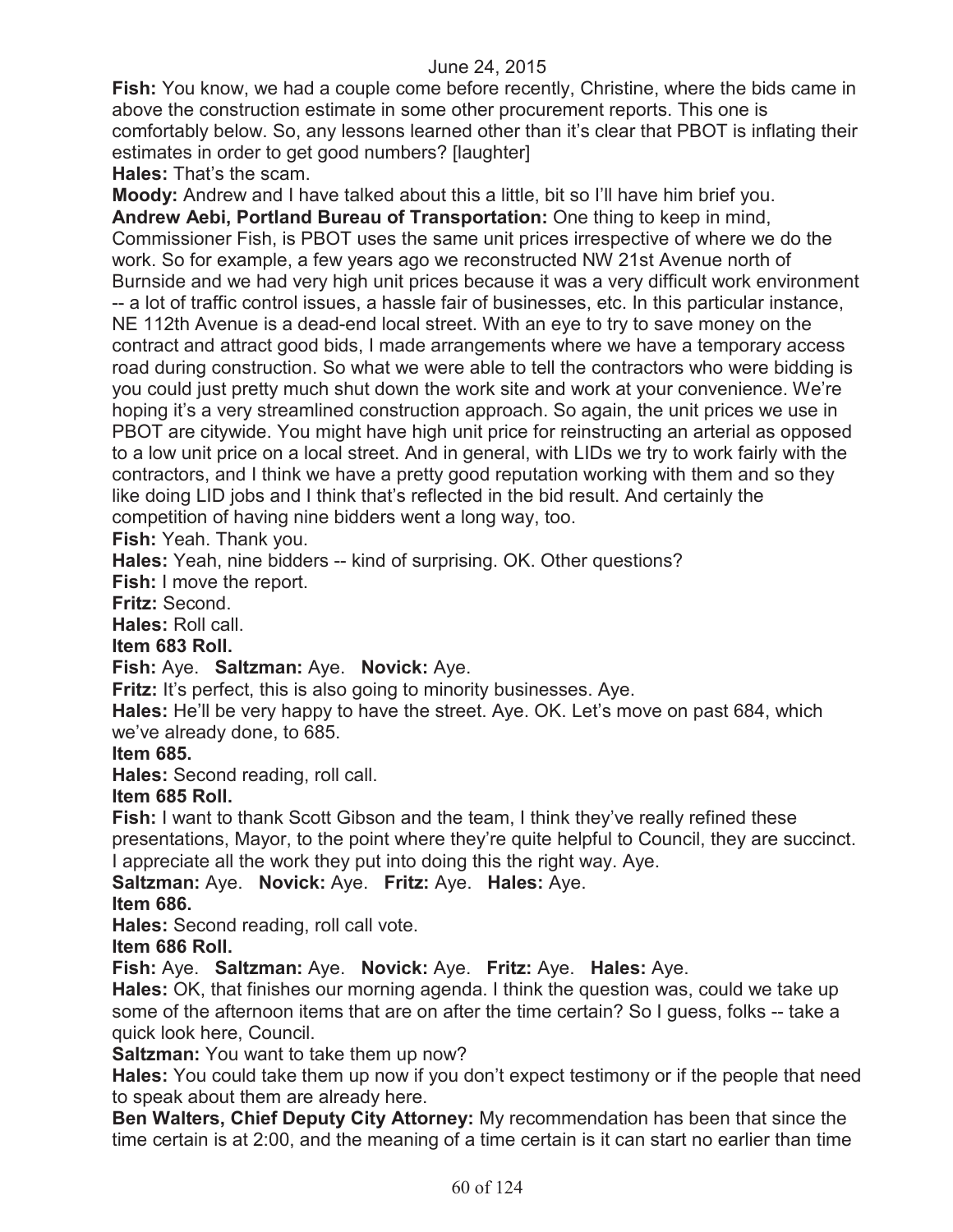**Fish:** You know, we had a couple come before recently, Christine, where the bids came in above the construction estimate in some other procurement reports. This one is comfortably below. So, any lessons learned other than it's clear that PBOT is inflating their estimates in order to get good numbers? [laughter]

**Hales:** That's the scam.

**Moody:** Andrew and I have talked about this a little, bit so I'll have him brief you.

**Andrew Aebi, Portland Bureau of Transportation:** One thing to keep in mind, Commissioner Fish, is PBOT uses the same unit prices irrespective of where we do the work. So for example, a few years ago we reconstructed NW 21st Avenue north of Burnside and we had very high unit prices because it was a very difficult work environment -- a lot of traffic control issues, a hassle fair of businesses, etc. In this particular instance, NE 112th Avenue is a dead-end local street. With an eye to try to save money on the contract and attract good bids, I made arrangements where we have a temporary access road during construction. So what we were able to tell the contractors who were bidding is you could just pretty much shut down the work site and work at your convenience. We're hoping it's a very streamlined construction approach. So again, the unit prices we use in PBOT are citywide. You might have high unit price for reinstructing an arterial as opposed to a low unit price on a local street. And in general, with LIDs we try to work fairly with the contractors, and I think we have a pretty good reputation working with them and so they like doing LID jobs and I think that's reflected in the bid result. And certainly the competition of having nine bidders went a long way, too.

**Fish:** Yeah. Thank you.

**Hales:** Yeah, nine bidders -- kind of surprising. OK. Other questions?

**Fish:** I move the report.

**Fritz:** Second.

**Hales:** Roll call.

**Item 683 Roll.**

**Fish:** Aye. **Saltzman:** Aye. **Novick:** Aye.

**Fritz:** It's perfect, this is also going to minority businesses. Aye.

**Hales:** He'll be very happy to have the street. Aye. OK. Let's move on past 684, which we've already done, to 685.

**Item 685.**

**Hales:** Second reading, roll call.

**Item 685 Roll.**

**Fish:** I want to thank Scott Gibson and the team, I think they've really refined these presentations, Mayor, to the point where they're quite helpful to Council, they are succinct. I appreciate all the work they put into doing this the right way. Aye.

**Saltzman:** Aye. **Novick:** Aye. **Fritz:** Aye. **Hales:** Aye.

**Item 686.**

**Hales:** Second reading, roll call vote.

**Item 686 Roll.**

**Fish:** Aye. **Saltzman:** Aye. **Novick:** Aye. **Fritz:** Aye. **Hales:** Aye.

**Hales:** OK, that finishes our morning agenda. I think the question was, could we take up some of the afternoon items that are on after the time certain? So I guess, folks -- take a quick look here, Council.

**Saltzman:** You want to take them up now?

**Hales:** You could take them up now if you don't expect testimony or if the people that need to speak about them are already here.

**Ben Walters, Chief Deputy City Attorney:** My recommendation has been that since the time certain is at 2:00, and the meaning of a time certain is it can start no earlier than time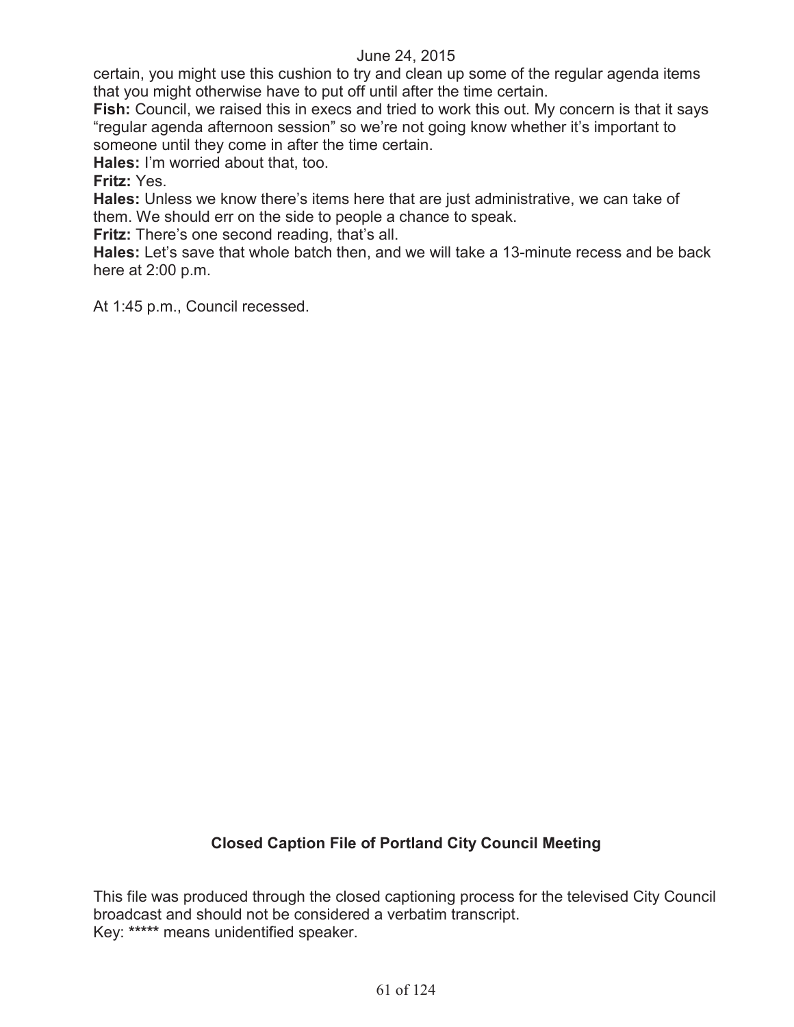certain, you might use this cushion to try and clean up some of the regular agenda items that you might otherwise have to put off until after the time certain.

**Fish:** Council, we raised this in execs and tried to work this out. My concern is that it says "regular agenda afternoon session" so we're not going know whether it's important to someone until they come in after the time certain.

**Hales:** I'm worried about that, too.

**Fritz:** Yes.

**Hales:** Unless we know there's items here that are just administrative, we can take of them. We should err on the side to people a chance to speak.

**Fritz:** There's one second reading, that's all.

**Hales:** Let's save that whole batch then, and we will take a 13-minute recess and be back here at 2:00 p.m.

At 1:45 p.m., Council recessed.

**Closed Caption File of Portland City Council Meeting**

This file was produced through the closed captioning process for the televised City Council broadcast and should not be considered a verbatim transcript.
Key: ***** means unidentified speaker.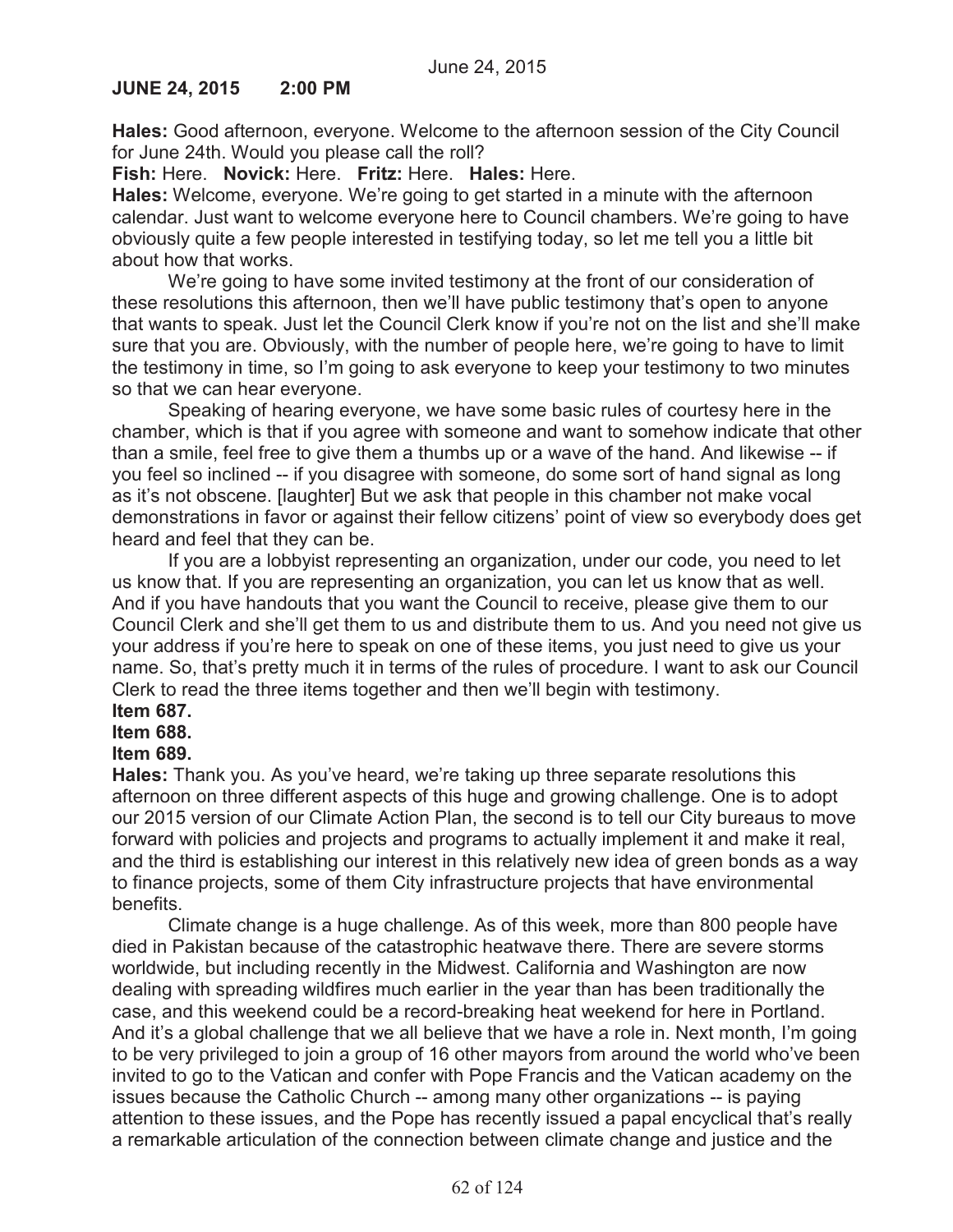**JUNE 24, 2015 2:00 PM**

**Hales:** Good afternoon, everyone. Welcome to the afternoon session of the City Council for June 24th. Would you please call the roll?

**Fish:** Here. **Novick:** Here. **Fritz:** Here. **Hales:** Here.

**Hales:** Welcome, everyone. We're going to get started in a minute with the afternoon calendar. Just want to welcome everyone here to Council chambers. We're going to have obviously quite a few people interested in testifying today, so let me tell you a little bit about how that works.

We're going to have some invited testimony at the front of our consideration of these resolutions this afternoon, then we'll have public testimony that's open to anyone that wants to speak. Just let the Council Clerk know if you're not on the list and she'll make sure that you are. Obviously, with the number of people here, we're going to have to limit the testimony in time, so I'm going to ask everyone to keep your testimony to two minutes so that we can hear everyone.

Speaking of hearing everyone, we have some basic rules of courtesy here in the chamber, which is that if you agree with someone and want to somehow indicate that other than a smile, feel free to give them a thumbs up or a wave of the hand. And likewise -- if you feel so inclined -- if you disagree with someone, do some sort of hand signal as long as it's not obscene. [laughter] But we ask that people in this chamber not make vocal demonstrations in favor or against their fellow citizens' point of view so everybody does get heard and feel that they can be.

If you are a lobbyist representing an organization, under our code, you need to let us know that. If you are representing an organization, you can let us know that as well. And if you have handouts that you want the Council to receive, please give them to our Council Clerk and she'll get them to us and distribute them to us. And you need not give us your address if you're here to speak on one of these items, you just need to give us your name. So, that's pretty much it in terms of the rules of procedure. I want to ask our Council Clerk to read the three items together and then we'll begin with testimony.

**Item 687.**

**Item 688.**

**Item 689.**

**Hales:** Thank you. As you've heard, we're taking up three separate resolutions this afternoon on three different aspects of this huge and growing challenge. One is to adopt our 2015 version of our Climate Action Plan, the second is to tell our City bureaus to move forward with policies and projects and programs to actually implement it and make it real, and the third is establishing our interest in this relatively new idea of green bonds as a way to finance projects, some of them City infrastructure projects that have environmental benefits.

Climate change is a huge challenge. As of this week, more than 800 people have died in Pakistan because of the catastrophic heatwave there. There are severe storms worldwide, but including recently in the Midwest. California and Washington are now dealing with spreading wildfires much earlier in the year than has been traditionally the case, and this weekend could be a record-breaking heat weekend for here in Portland. And it's a global challenge that we all believe that we have a role in. Next month, I'm going to be very privileged to join a group of 16 other mayors from around the world who've been invited to go to the Vatican and confer with Pope Francis and the Vatican academy on the issues because the Catholic Church -- among many other organizations -- is paying attention to these issues, and the Pope has recently issued a papal encyclical that's really a remarkable articulation of the connection between climate change and justice and the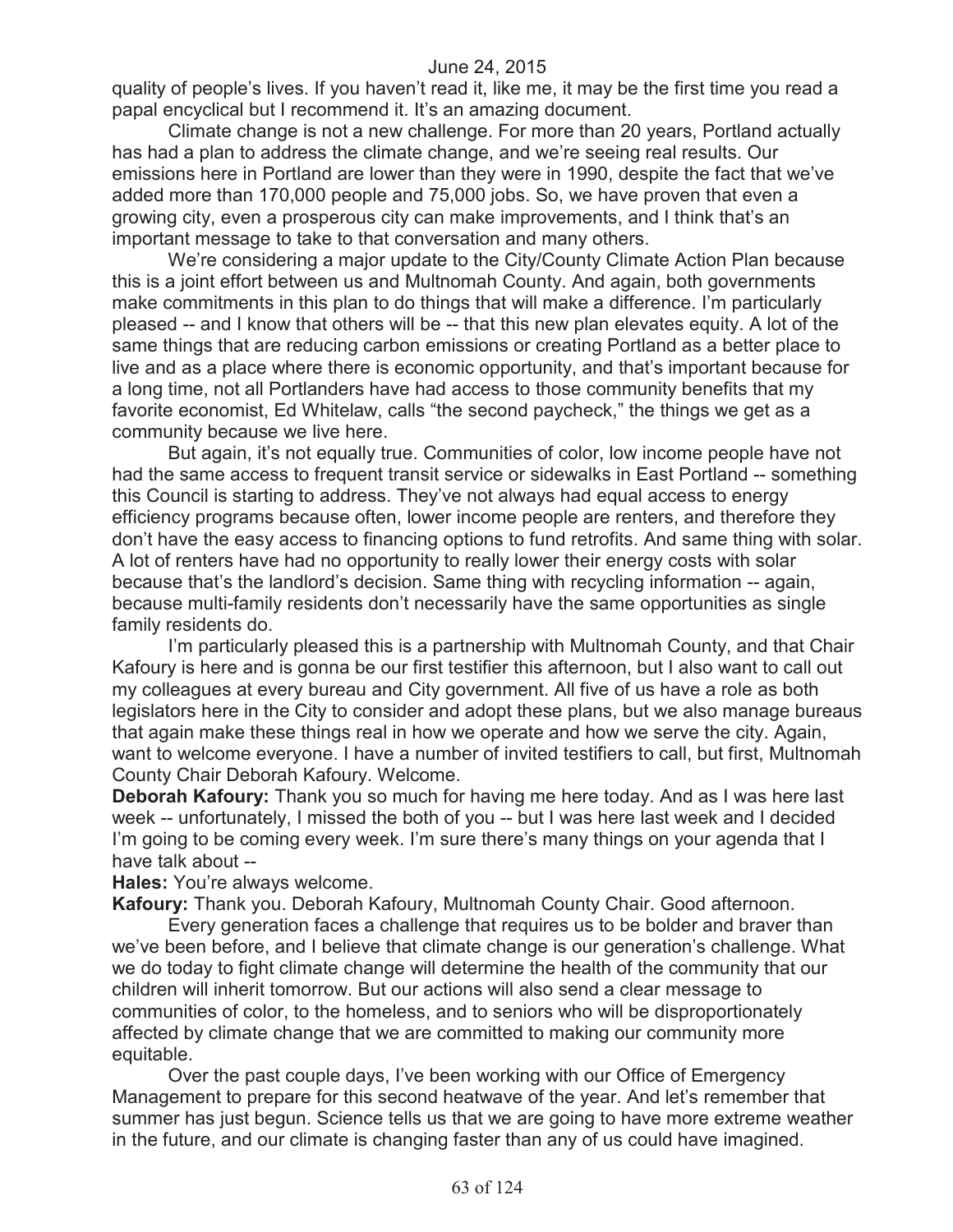quality of people's lives. If you haven't read it, like me, it may be the first time you read a papal encyclical but I recommend it. It's an amazing document.

Climate change is not a new challenge. For more than 20 years, Portland actually has had a plan to address the climate change, and we're seeing real results. Our emissions here in Portland are lower than they were in 1990, despite the fact that we've added more than 170,000 people and 75,000 jobs. So, we have proven that even a growing city, even a prosperous city can make improvements, and I think that's an important message to take to that conversation and many others.

We're considering a major update to the City/County Climate Action Plan because this is a joint effort between us and Multnomah County. And again, both governments make commitments in this plan to do things that will make a difference. I'm particularly pleased -- and I know that others will be -- that this new plan elevates equity. A lot of the same things that are reducing carbon emissions or creating Portland as a better place to live and as a place where there is economic opportunity, and that's important because for a long time, not all Portlanders have had access to those community benefits that my favorite economist, Ed Whitelaw, calls "the second paycheck," the things we get as a community because we live here.

But again, it's not equally true. Communities of color, low income people have not had the same access to frequent transit service or sidewalks in East Portland -- something this Council is starting to address. They've not always had equal access to energy efficiency programs because often, lower income people are renters, and therefore they don't have the easy access to financing options to fund retrofits. And same thing with solar. A lot of renters have had no opportunity to really lower their energy costs with solar because that's the landlord's decision. Same thing with recycling information -- again, because multi-family residents don't necessarily have the same opportunities as single family residents do.

I'm particularly pleased this is a partnership with Multnomah County, and that Chair Kafoury is here and is gonna be our first testifier this afternoon, but I also want to call out my colleagues at every bureau and City government. All five of us have a role as both legislators here in the City to consider and adopt these plans, but we also manage bureaus that again make these things real in how we operate and how we serve the city. Again, want to welcome everyone. I have a number of invited testifiers to call, but first, Multnomah County Chair Deborah Kafoury. Welcome.

**Deborah Kafoury:** Thank you so much for having me here today. And as I was here last week -- unfortunately, I missed the both of you -- but I was here last week and I decided I'm going to be coming every week. I'm sure there's many things on your agenda that I have talk about --

**Hales:** You're always welcome.

**Kafoury:** Thank you. Deborah Kafoury, Multnomah County Chair. Good afternoon.

Every generation faces a challenge that requires us to be bolder and braver than we've been before, and I believe that climate change is our generation's challenge. What we do today to fight climate change will determine the health of the community that our children will inherit tomorrow. But our actions will also send a clear message to communities of color, to the homeless, and to seniors who will be disproportionately affected by climate change that we are committed to making our community more equitable.

Over the past couple days, I've been working with our Office of Emergency Management to prepare for this second heatwave of the year. And let's remember that summer has just begun. Science tells us that we are going to have more extreme weather in the future, and our climate is changing faster than any of us could have imagined.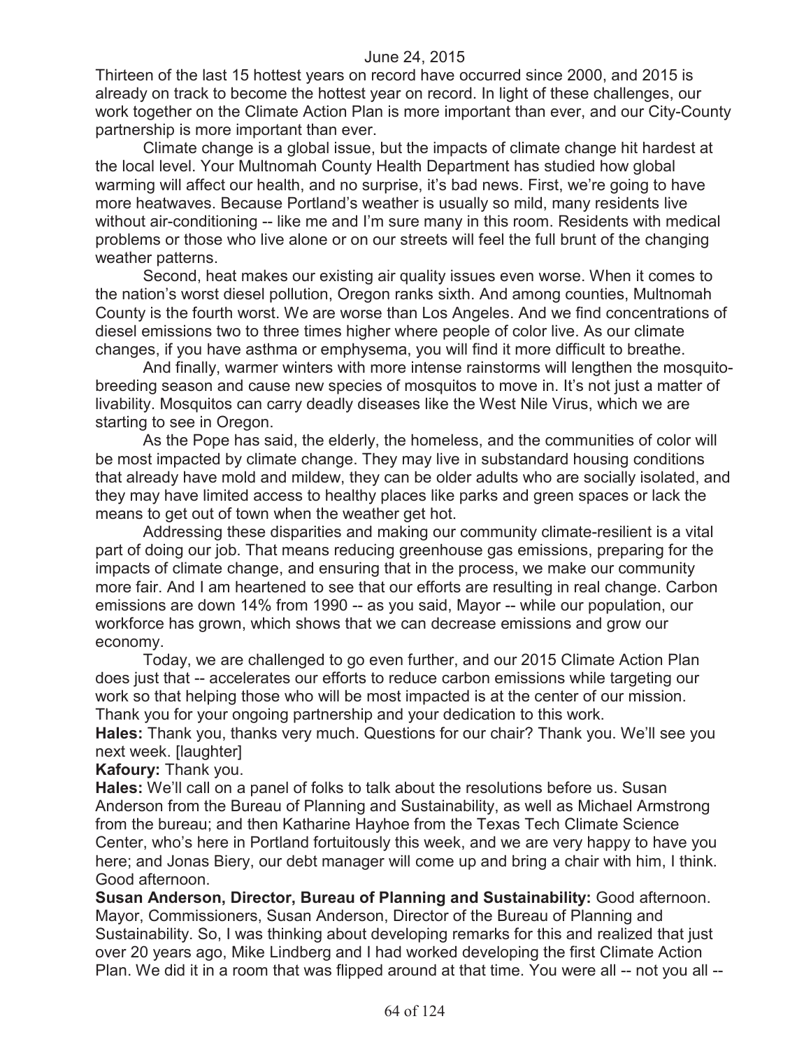Thirteen of the last 15 hottest years on record have occurred since 2000, and 2015 is already on track to become the hottest year on record. In light of these challenges, our work together on the Climate Action Plan is more important than ever, and our City-County partnership is more important than ever.

Climate change is a global issue, but the impacts of climate change hit hardest at the local level. Your Multnomah County Health Department has studied how global warming will affect our health, and no surprise, it's bad news. First, we're going to have more heatwaves. Because Portland's weather is usually so mild, many residents live without air-conditioning -- like me and I'm sure many in this room. Residents with medical problems or those who live alone or on our streets will feel the full brunt of the changing weather patterns.

Second, heat makes our existing air quality issues even worse. When it comes to the nation's worst diesel pollution, Oregon ranks sixth. And among counties, Multnomah County is the fourth worst. We are worse than Los Angeles. And we find concentrations of diesel emissions two to three times higher where people of color live. As our climate changes, if you have asthma or emphysema, you will find it more difficult to breathe.

And finally, warmer winters with more intense rainstorms will lengthen the mosquito-breeding season and cause new species of mosquitos to move in. It's not just a matter of livability. Mosquitos can carry deadly diseases like the West Nile Virus, which we are starting to see in Oregon.

As the Pope has said, the elderly, the homeless, and the communities of color will be most impacted by climate change. They may live in substandard housing conditions that already have mold and mildew, they can be older adults who are socially isolated, and they may have limited access to healthy places like parks and green spaces or lack the means to get out of town when the weather get hot.

Addressing these disparities and making our community climate-resilient is a vital part of doing our job. That means reducing greenhouse gas emissions, preparing for the impacts of climate change, and ensuring that in the process, we make our community more fair. And I am heartened to see that our efforts are resulting in real change. Carbon emissions are down 14% from 1990 -- as you said, Mayor -- while our population, our workforce has grown, which shows that we can decrease emissions and grow our economy.

Today, we are challenged to go even further, and our 2015 Climate Action Plan does just that -- accelerates our efforts to reduce carbon emissions while targeting our work so that helping those who will be most impacted is at the center of our mission. Thank you for your ongoing partnership and your dedication to this work.

**Hales:** Thank you, thanks very much. Questions for our chair? Thank you. We'll see you next week. [laughter]

**Kafoury:** Thank you.

**Hales:** We'll call on a panel of folks to talk about the resolutions before us. Susan Anderson from the Bureau of Planning and Sustainability, as well as Michael Armstrong from the bureau; and then Katharine Hayhoe from the Texas Tech Climate Science Center, who's here in Portland fortuitously this week, and we are very happy to have you here; and Jonas Biery, our debt manager will come up and bring a chair with him, I think. Good afternoon.

**Susan Anderson, Director, Bureau of Planning and Sustainability:** Good afternoon. Mayor, Commissioners, Susan Anderson, Director of the Bureau of Planning and Sustainability. So, I was thinking about developing remarks for this and realized that just over 20 years ago, Mike Lindberg and I had worked developing the first Climate Action Plan. We did it in a room that was flipped around at that time. You were all -- not you all --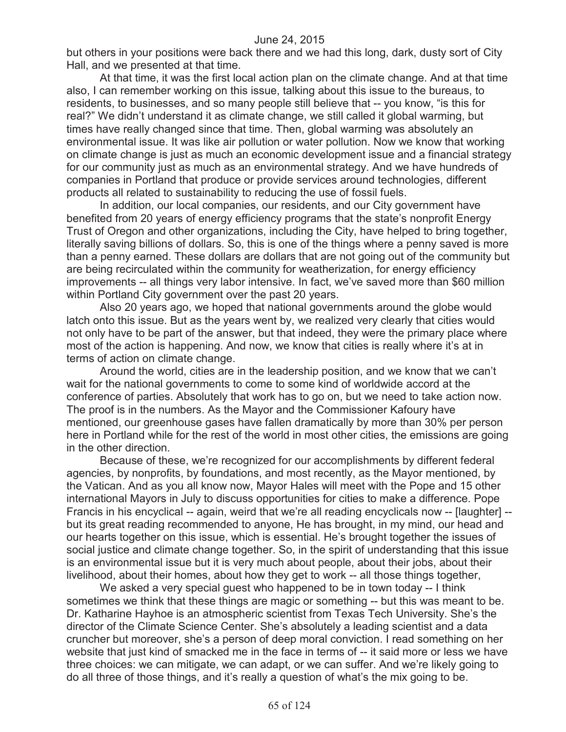but others in your positions were back there and we had this long, dark, dusty sort of City Hall, and we presented at that time.

At that time, it was the first local action plan on the climate change. And at that time also, I can remember working on this issue, talking about this issue to the bureaus, to residents, to businesses, and so many people still believe that -- you know, "is this for real?" We didn't understand it as climate change, we still called it global warming, but times have really changed since that time. Then, global warming was absolutely an environmental issue. It was like air pollution or water pollution. Now we know that working on climate change is just as much an economic development issue and a financial strategy for our community just as much as an environmental strategy. And we have hundreds of companies in Portland that produce or provide services around technologies, different products all related to sustainability to reducing the use of fossil fuels.

In addition, our local companies, our residents, and our City government have benefited from 20 years of energy efficiency programs that the state's nonprofit Energy Trust of Oregon and other organizations, including the City, have helped to bring together, literally saving billions of dollars. So, this is one of the things where a penny saved is more than a penny earned. These dollars are dollars that are not going out of the community but are being recirculated within the community for weatherization, for energy efficiency improvements -- all things very labor intensive. In fact, we've saved more than $60 million within Portland City government over the past 20 years.

Also 20 years ago, we hoped that national governments around the globe would latch onto this issue. But as the years went by, we realized very clearly that cities would not only have to be part of the answer, but that indeed, they were the primary place where most of the action is happening. And now, we know that cities is really where it's at in terms of action on climate change.

Around the world, cities are in the leadership position, and we know that we can't wait for the national governments to come to some kind of worldwide accord at the conference of parties. Absolutely that work has to go on, but we need to take action now. The proof is in the numbers. As the Mayor and the Commissioner Kafoury have mentioned, our greenhouse gases have fallen dramatically by more than 30% per person here in Portland while for the rest of the world in most other cities, the emissions are going in the other direction.

Because of these, we're recognized for our accomplishments by different federal agencies, by nonprofits, by foundations, and most recently, as the Mayor mentioned, by the Vatican. And as you all know now, Mayor Hales will meet with the Pope and 15 other international Mayors in July to discuss opportunities for cities to make a difference. Pope Francis in his encyclical -- again, weird that we're all reading encyclicals now -- [laughter] -- but its great reading recommended to anyone, He has brought, in my mind, our head and our hearts together on this issue, which is essential. He's brought together the issues of social justice and climate change together. So, in the spirit of understanding that this issue is an environmental issue but it is very much about people, about their jobs, about their livelihood, about their homes, about how they get to work -- all those things together,

We asked a very special guest who happened to be in town today -- I think sometimes we think that these things are magic or something -- but this was meant to be. Dr. Katharine Hayhoe is an atmospheric scientist from Texas Tech University. She's the director of the Climate Science Center. She's absolutely a leading scientist and a data cruncher but moreover, she's a person of deep moral conviction. I read something on her website that just kind of smacked me in the face in terms of -- it said more or less we have three choices: we can mitigate, we can adapt, or we can suffer. And we're likely going to do all three of those things, and it's really a question of what's the mix going to be.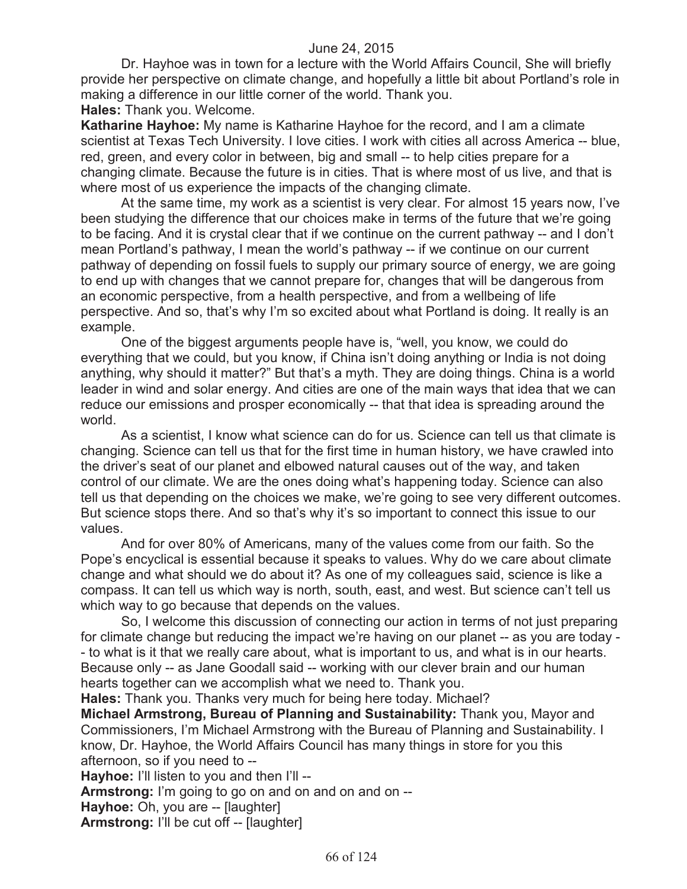June 24, 2015

Dr. Hayhoe was in town for a lecture with the World Affairs Council, She will briefly provide her perspective on climate change, and hopefully a little bit about Portland's role in making a difference in our little corner of the world. Thank you.

**Hales:** Thank you. Welcome.

**Katharine Hayhoe:** My name is Katharine Hayhoe for the record, and I am a climate scientist at Texas Tech University. I love cities. I work with cities all across America -- blue, red, green, and every color in between, big and small -- to help cities prepare for a changing climate. Because the future is in cities. That is where most of us live, and that is where most of us experience the impacts of the changing climate.

At the same time, my work as a scientist is very clear. For almost 15 years now, I've been studying the difference that our choices make in terms of the future that we're going to be facing. And it is crystal clear that if we continue on the current pathway -- and I don't mean Portland's pathway, I mean the world's pathway -- if we continue on our current pathway of depending on fossil fuels to supply our primary source of energy, we are going to end up with changes that we cannot prepare for, changes that will be dangerous from an economic perspective, from a health perspective, and from a wellbeing of life perspective. And so, that's why I'm so excited about what Portland is doing. It really is an example.

One of the biggest arguments people have is, "well, you know, we could do everything that we could, but you know, if China isn't doing anything or India is not doing anything, why should it matter?" But that's a myth. They are doing things. China is a world leader in wind and solar energy. And cities are one of the main ways that idea that we can reduce our emissions and prosper economically -- that that idea is spreading around the world.

As a scientist, I know what science can do for us. Science can tell us that climate is changing. Science can tell us that for the first time in human history, we have crawled into the driver's seat of our planet and elbowed natural causes out of the way, and taken control of our climate. We are the ones doing what's happening today. Science can also tell us that depending on the choices we make, we're going to see very different outcomes. But science stops there. And so that's why it's so important to connect this issue to our values.

And for over 80% of Americans, many of the values come from our faith. So the Pope's encyclical is essential because it speaks to values. Why do we care about climate change and what should we do about it? As one of my colleagues said, science is like a compass. It can tell us which way is north, south, east, and west. But science can't tell us which way to go because that depends on the values.

So, I welcome this discussion of connecting our action in terms of not just preparing for climate change but reducing the impact we're having on our planet -- as you are today -- to what is it that we really care about, what is important to us, and what is in our hearts. Because only -- as Jane Goodall said -- working with our clever brain and our human hearts together can we accomplish what we need to. Thank you.

**Hales:** Thank you. Thanks very much for being here today. Michael?

**Michael Armstrong, Bureau of Planning and Sustainability:** Thank you, Mayor and Commissioners, I'm Michael Armstrong with the Bureau of Planning and Sustainability. I know, Dr. Hayhoe, the World Affairs Council has many things in store for you this afternoon, so if you need to --

**Hayhoe:** I'll listen to you and then I'll --

**Armstrong:** I'm going to go on and on and on and on --

**Hayhoe:** Oh, you are -- [laughter]

**Armstrong:** I'll be cut off -- [laughter]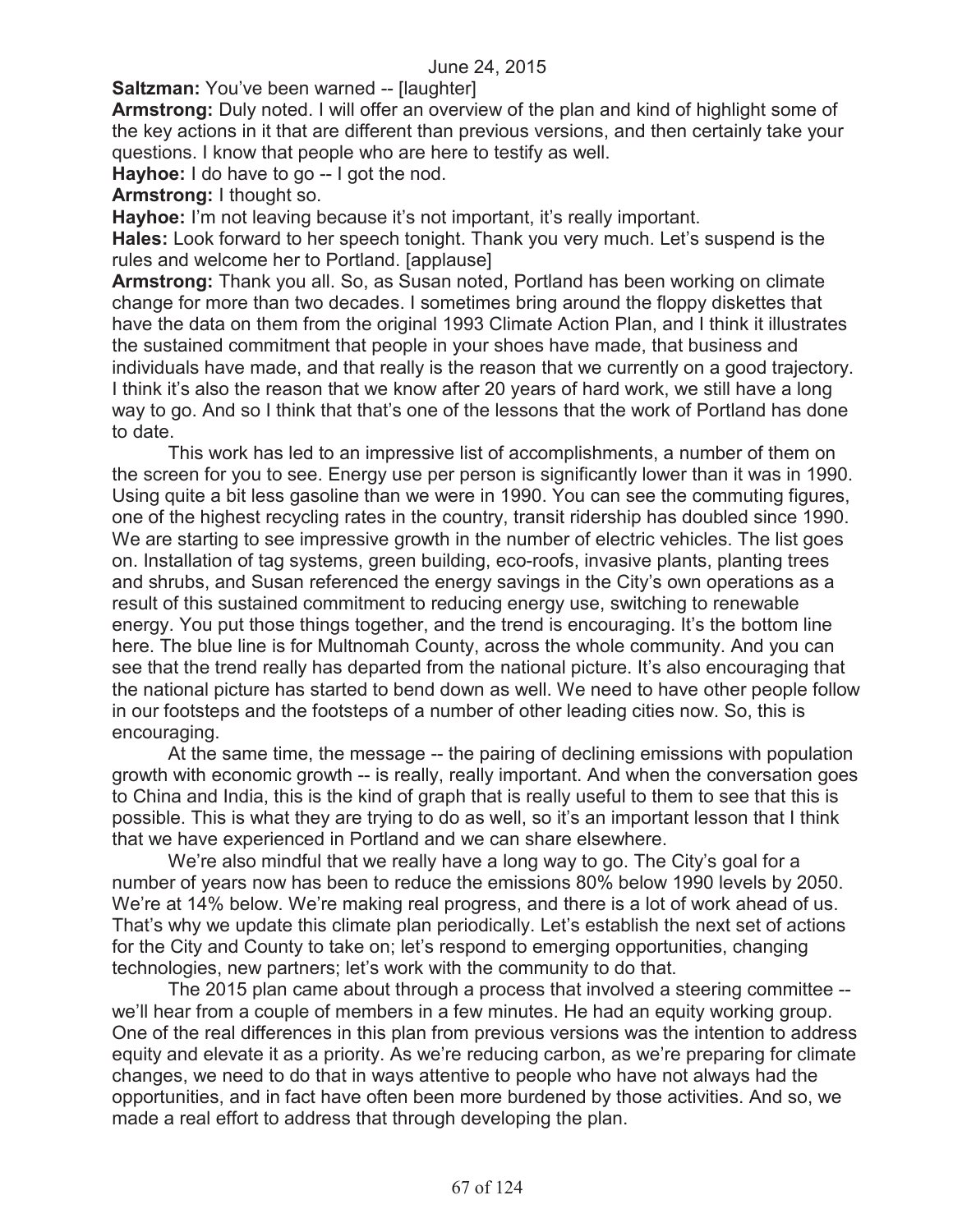**Saltzman:** You've been warned -- [laughter]

**Armstrong:** Duly noted. I will offer an overview of the plan and kind of highlight some of the key actions in it that are different than previous versions, and then certainly take your questions. I know that people who are here to testify as well.

**Hayhoe:** I do have to go -- I got the nod.

**Armstrong:** I thought so.

**Hayhoe:** I'm not leaving because it's not important, it's really important.

**Hales:** Look forward to her speech tonight. Thank you very much. Let's suspend is the rules and welcome her to Portland. [applause]

**Armstrong:** Thank you all. So, as Susan noted, Portland has been working on climate change for more than two decades. I sometimes bring around the floppy diskettes that have the data on them from the original 1993 Climate Action Plan, and I think it illustrates the sustained commitment that people in your shoes have made, that business and individuals have made, and that really is the reason that we currently on a good trajectory. I think it's also the reason that we know after 20 years of hard work, we still have a long way to go. And so I think that that's one of the lessons that the work of Portland has done to date.

This work has led to an impressive list of accomplishments, a number of them on the screen for you to see. Energy use per person is significantly lower than it was in 1990. Using quite a bit less gasoline than we were in 1990. You can see the commuting figures, one of the highest recycling rates in the country, transit ridership has doubled since 1990. We are starting to see impressive growth in the number of electric vehicles. The list goes on. Installation of tag systems, green building, eco-roofs, invasive plants, planting trees and shrubs, and Susan referenced the energy savings in the City's own operations as a result of this sustained commitment to reducing energy use, switching to renewable energy. You put those things together, and the trend is encouraging. It's the bottom line here. The blue line is for Multnomah County, across the whole community. And you can see that the trend really has departed from the national picture. It's also encouraging that the national picture has started to bend down as well. We need to have other people follow in our footsteps and the footsteps of a number of other leading cities now. So, this is encouraging.

At the same time, the message -- the pairing of declining emissions with population growth with economic growth -- is really, really important. And when the conversation goes to China and India, this is the kind of graph that is really useful to them to see that this is possible. This is what they are trying to do as well, so it's an important lesson that I think that we have experienced in Portland and we can share elsewhere.

We're also mindful that we really have a long way to go. The City's goal for a number of years now has been to reduce the emissions 80% below 1990 levels by 2050. We're at 14% below. We're making real progress, and there is a lot of work ahead of us. That's why we update this climate plan periodically. Let's establish the next set of actions for the City and County to take on; let's respond to emerging opportunities, changing technologies, new partners; let's work with the community to do that.

The 2015 plan came about through a process that involved a steering committee -- we'll hear from a couple of members in a few minutes. He had an equity working group. One of the real differences in this plan from previous versions was the intention to address equity and elevate it as a priority. As we're reducing carbon, as we're preparing for climate changes, we need to do that in ways attentive to people who have not always had the opportunities, and in fact have often been more burdened by those activities. And so, we made a real effort to address that through developing the plan.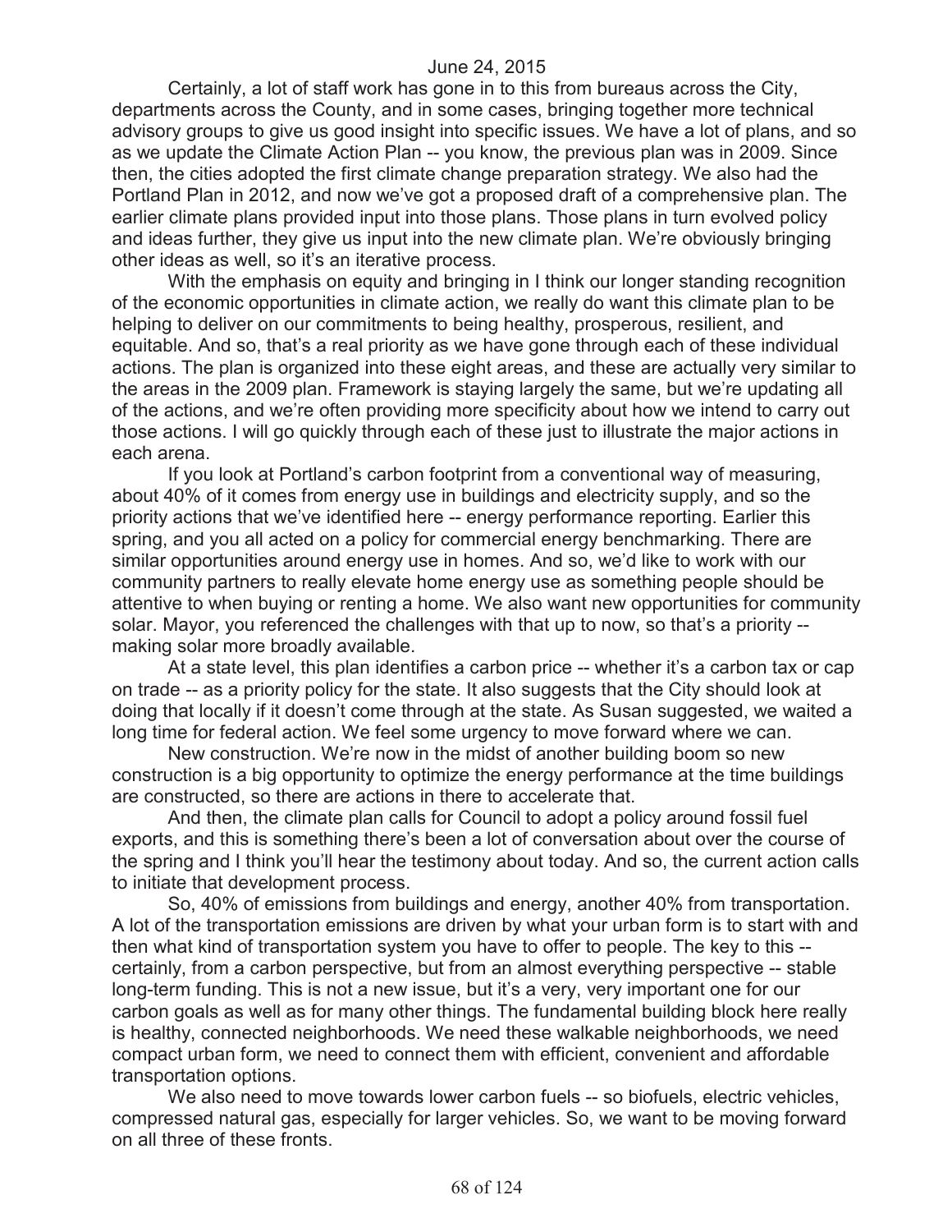June 24, 2015

Certainly, a lot of staff work has gone in to this from bureaus across the City, departments across the County, and in some cases, bringing together more technical advisory groups to give us good insight into specific issues. We have a lot of plans, and so as we update the Climate Action Plan -- you know, the previous plan was in 2009. Since then, the cities adopted the first climate change preparation strategy. We also had the Portland Plan in 2012, and now we've got a proposed draft of a comprehensive plan. The earlier climate plans provided input into those plans. Those plans in turn evolved policy and ideas further, they give us input into the new climate plan. We're obviously bringing other ideas as well, so it's an iterative process.

With the emphasis on equity and bringing in I think our longer standing recognition of the economic opportunities in climate action, we really do want this climate plan to be helping to deliver on our commitments to being healthy, prosperous, resilient, and equitable. And so, that's a real priority as we have gone through each of these individual actions. The plan is organized into these eight areas, and these are actually very similar to the areas in the 2009 plan. Framework is staying largely the same, but we're updating all of the actions, and we're often providing more specificity about how we intend to carry out those actions. I will go quickly through each of these just to illustrate the major actions in each arena.

If you look at Portland's carbon footprint from a conventional way of measuring, about 40% of it comes from energy use in buildings and electricity supply, and so the priority actions that we've identified here -- energy performance reporting. Earlier this spring, and you all acted on a policy for commercial energy benchmarking. There are similar opportunities around energy use in homes. And so, we'd like to work with our community partners to really elevate home energy use as something people should be attentive to when buying or renting a home. We also want new opportunities for community solar. Mayor, you referenced the challenges with that up to now, so that's a priority -- making solar more broadly available.

At a state level, this plan identifies a carbon price -- whether it's a carbon tax or cap on trade -- as a priority policy for the state. It also suggests that the City should look at doing that locally if it doesn't come through at the state. As Susan suggested, we waited a long time for federal action. We feel some urgency to move forward where we can.

New construction. We're now in the midst of another building boom so new construction is a big opportunity to optimize the energy performance at the time buildings are constructed, so there are actions in there to accelerate that.

And then, the climate plan calls for Council to adopt a policy around fossil fuel exports, and this is something there's been a lot of conversation about over the course of the spring and I think you'll hear the testimony about today. And so, the current action calls to initiate that development process.

So, 40% of emissions from buildings and energy, another 40% from transportation. A lot of the transportation emissions are driven by what your urban form is to start with and then what kind of transportation system you have to offer to people. The key to this -- certainly, from a carbon perspective, but from an almost everything perspective -- stable long-term funding. This is not a new issue, but it's a very, very important one for our carbon goals as well as for many other things. The fundamental building block here really is healthy, connected neighborhoods. We need these walkable neighborhoods, we need compact urban form, we need to connect them with efficient, convenient and affordable transportation options.

We also need to move towards lower carbon fuels -- so biofuels, electric vehicles, compressed natural gas, especially for larger vehicles. So, we want to be moving forward on all three of these fronts.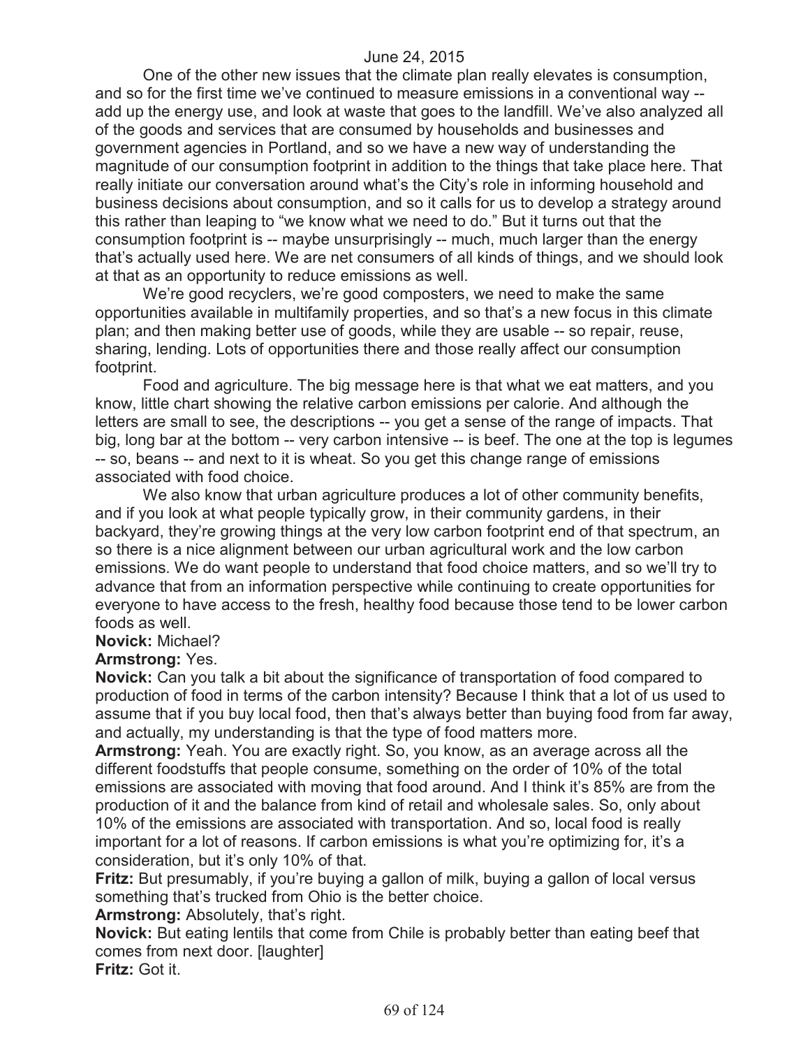One of the other new issues that the climate plan really elevates is consumption, and so for the first time we've continued to measure emissions in a conventional way -- add up the energy use, and look at waste that goes to the landfill. We've also analyzed all of the goods and services that are consumed by households and businesses and government agencies in Portland, and so we have a new way of understanding the magnitude of our consumption footprint in addition to the things that take place here. That really initiate our conversation around what's the City's role in informing household and business decisions about consumption, and so it calls for us to develop a strategy around this rather than leaping to "we know what we need to do." But it turns out that the consumption footprint is -- maybe unsurprisingly -- much, much larger than the energy that's actually used here. We are net consumers of all kinds of things, and we should look at that as an opportunity to reduce emissions as well.

We're good recyclers, we're good composters, we need to make the same opportunities available in multifamily properties, and so that's a new focus in this climate plan; and then making better use of goods, while they are usable -- so repair, reuse, sharing, lending. Lots of opportunities there and those really affect our consumption footprint.

Food and agriculture. The big message here is that what we eat matters, and you know, little chart showing the relative carbon emissions per calorie. And although the letters are small to see, the descriptions -- you get a sense of the range of impacts. That big, long bar at the bottom -- very carbon intensive -- is beef. The one at the top is legumes -- so, beans -- and next to it is wheat. So you get this change range of emissions associated with food choice.

We also know that urban agriculture produces a lot of other community benefits, and if you look at what people typically grow, in their community gardens, in their backyard, they're growing things at the very low carbon footprint end of that spectrum, an so there is a nice alignment between our urban agricultural work and the low carbon emissions. We do want people to understand that food choice matters, and so we'll try to advance that from an information perspective while continuing to create opportunities for everyone to have access to the fresh, healthy food because those tend to be lower carbon foods as well.

**Novick:** Michael?

**Armstrong:** Yes.

**Novick:** Can you talk a bit about the significance of transportation of food compared to production of food in terms of the carbon intensity? Because I think that a lot of us used to assume that if you buy local food, then that's always better than buying food from far away, and actually, my understanding is that the type of food matters more.

**Armstrong:** Yeah. You are exactly right. So, you know, as an average across all the different foodstuffs that people consume, something on the order of 10% of the total emissions are associated with moving that food around. And I think it's 85% are from the production of it and the balance from kind of retail and wholesale sales. So, only about 10% of the emissions are associated with transportation. And so, local food is really important for a lot of reasons. If carbon emissions is what you're optimizing for, it's a consideration, but it's only 10% of that.

**Fritz:** But presumably, if you're buying a gallon of milk, buying a gallon of local versus something that's trucked from Ohio is the better choice.

**Armstrong:** Absolutely, that's right.

**Novick:** But eating lentils that come from Chile is probably better than eating beef that comes from next door. [laughter]

**Fritz:** Got it.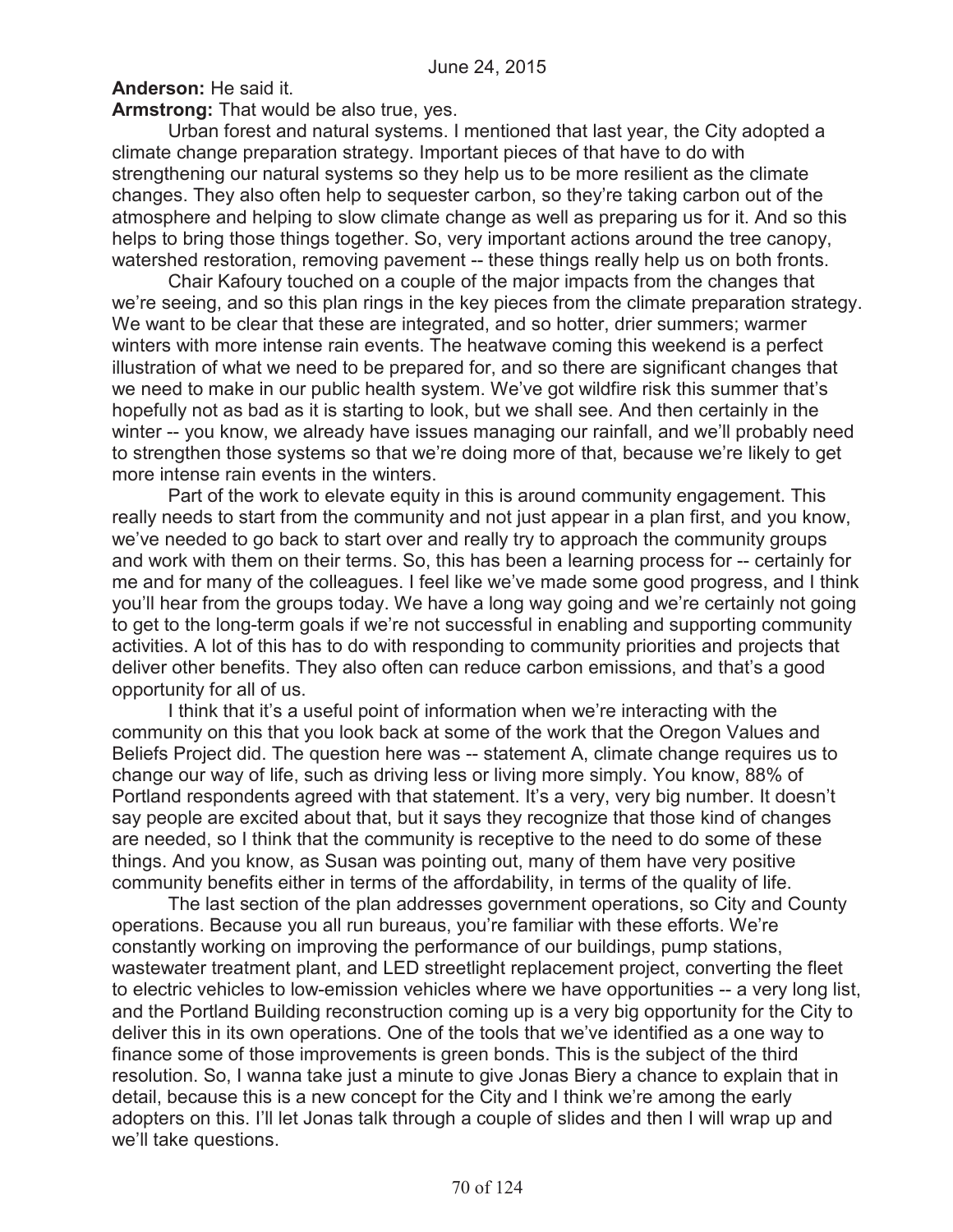**Anderson:** He said it.

**Armstrong:** That would be also true, yes.

Urban forest and natural systems. I mentioned that last year, the City adopted a climate change preparation strategy. Important pieces of that have to do with strengthening our natural systems so they help us to be more resilient as the climate changes. They also often help to sequester carbon, so they're taking carbon out of the atmosphere and helping to slow climate change as well as preparing us for it. And so this helps to bring those things together. So, very important actions around the tree canopy, watershed restoration, removing pavement -- these things really help us on both fronts.

Chair Kafoury touched on a couple of the major impacts from the changes that we're seeing, and so this plan rings in the key pieces from the climate preparation strategy. We want to be clear that these are integrated, and so hotter, drier summers; warmer winters with more intense rain events. The heatwave coming this weekend is a perfect illustration of what we need to be prepared for, and so there are significant changes that we need to make in our public health system. We've got wildfire risk this summer that's hopefully not as bad as it is starting to look, but we shall see. And then certainly in the winter -- you know, we already have issues managing our rainfall, and we'll probably need to strengthen those systems so that we're doing more of that, because we're likely to get more intense rain events in the winters.

Part of the work to elevate equity in this is around community engagement. This really needs to start from the community and not just appear in a plan first, and you know, we've needed to go back to start over and really try to approach the community groups and work with them on their terms. So, this has been a learning process for -- certainly for me and for many of the colleagues. I feel like we've made some good progress, and I think you'll hear from the groups today. We have a long way going and we're certainly not going to get to the long-term goals if we're not successful in enabling and supporting community activities. A lot of this has to do with responding to community priorities and projects that deliver other benefits. They also often can reduce carbon emissions, and that's a good opportunity for all of us.

I think that it's a useful point of information when we're interacting with the community on this that you look back at some of the work that the Oregon Values and Beliefs Project did. The question here was -- statement A, climate change requires us to change our way of life, such as driving less or living more simply. You know, 88% of Portland respondents agreed with that statement. It's a very, very big number. It doesn't say people are excited about that, but it says they recognize that those kind of changes are needed, so I think that the community is receptive to the need to do some of these things. And you know, as Susan was pointing out, many of them have very positive community benefits either in terms of the affordability, in terms of the quality of life.

The last section of the plan addresses government operations, so City and County operations. Because you all run bureaus, you're familiar with these efforts. We're constantly working on improving the performance of our buildings, pump stations, wastewater treatment plant, and LED streetlight replacement project, converting the fleet to electric vehicles to low-emission vehicles where we have opportunities -- a very long list, and the Portland Building reconstruction coming up is a very big opportunity for the City to deliver this in its own operations. One of the tools that we've identified as a one way to finance some of those improvements is green bonds. This is the subject of the third resolution. So, I wanna take just a minute to give Jonas Biery a chance to explain that in detail, because this is a new concept for the City and I think we're among the early adopters on this. I'll let Jonas talk through a couple of slides and then I will wrap up and we'll take questions.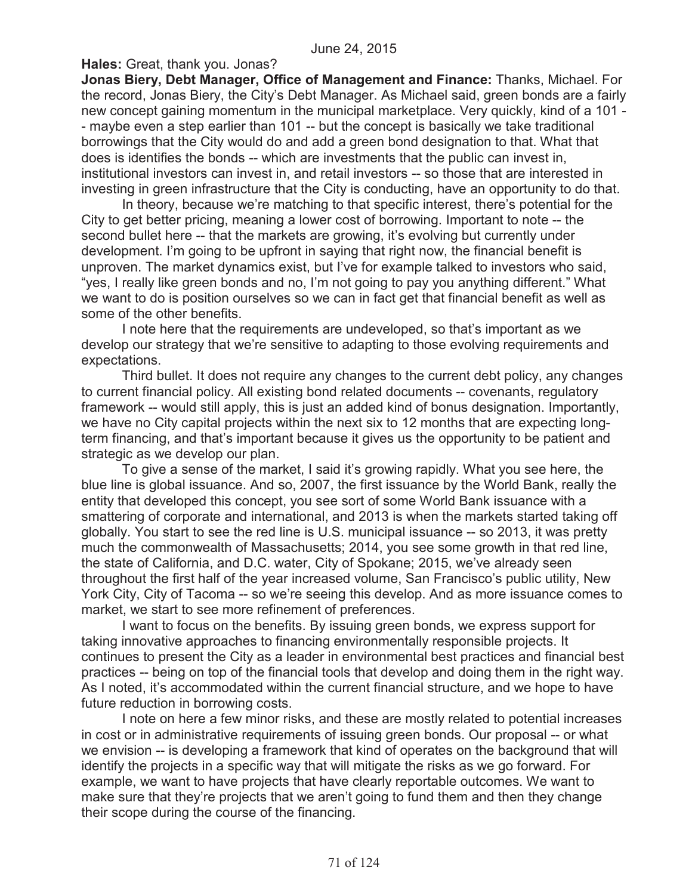**Hales:** Great, thank you. Jonas?

**Jonas Biery, Debt Manager, Office of Management and Finance:** Thanks, Michael. For the record, Jonas Biery, the City's Debt Manager. As Michael said, green bonds are a fairly new concept gaining momentum in the municipal marketplace. Very quickly, kind of a 101 -- maybe even a step earlier than 101 -- but the concept is basically we take traditional borrowings that the City would do and add a green bond designation to that. What that does is identifies the bonds -- which are investments that the public can invest in, institutional investors can invest in, and retail investors -- so those that are interested in investing in green infrastructure that the City is conducting, have an opportunity to do that.

In theory, because we're matching to that specific interest, there's potential for the City to get better pricing, meaning a lower cost of borrowing. Important to note -- the second bullet here -- that the markets are growing, it's evolving but currently under development. I'm going to be upfront in saying that right now, the financial benefit is unproven. The market dynamics exist, but I've for example talked to investors who said, "yes, I really like green bonds and no, I'm not going to pay you anything different." What we want to do is position ourselves so we can in fact get that financial benefit as well as some of the other benefits.

I note here that the requirements are undeveloped, so that's important as we develop our strategy that we're sensitive to adapting to those evolving requirements and expectations.

Third bullet. It does not require any changes to the current debt policy, any changes to current financial policy. All existing bond related documents -- covenants, regulatory framework -- would still apply, this is just an added kind of bonus designation. Importantly, we have no City capital projects within the next six to 12 months that are expecting long-term financing, and that's important because it gives us the opportunity to be patient and strategic as we develop our plan.

To give a sense of the market, I said it's growing rapidly. What you see here, the blue line is global issuance. And so, 2007, the first issuance by the World Bank, really the entity that developed this concept, you see sort of some World Bank issuance with a smattering of corporate and international, and 2013 is when the markets started taking off globally. You start to see the red line is U.S. municipal issuance -- so 2013, it was pretty much the commonwealth of Massachusetts; 2014, you see some growth in that red line, the state of California, and D.C. water, City of Spokane; 2015, we've already seen throughout the first half of the year increased volume, San Francisco's public utility, New York City, City of Tacoma -- so we're seeing this develop. And as more issuance comes to market, we start to see more refinement of preferences.

I want to focus on the benefits. By issuing green bonds, we express support for taking innovative approaches to financing environmentally responsible projects. It continues to present the City as a leader in environmental best practices and financial best practices -- being on top of the financial tools that develop and doing them in the right way. As I noted, it's accommodated within the current financial structure, and we hope to have future reduction in borrowing costs.

I note on here a few minor risks, and these are mostly related to potential increases in cost or in administrative requirements of issuing green bonds. Our proposal -- or what we envision -- is developing a framework that kind of operates on the background that will identify the projects in a specific way that will mitigate the risks as we go forward. For example, we want to have projects that have clearly reportable outcomes. We want to make sure that they're projects that we aren't going to fund them and then they change their scope during the course of the financing.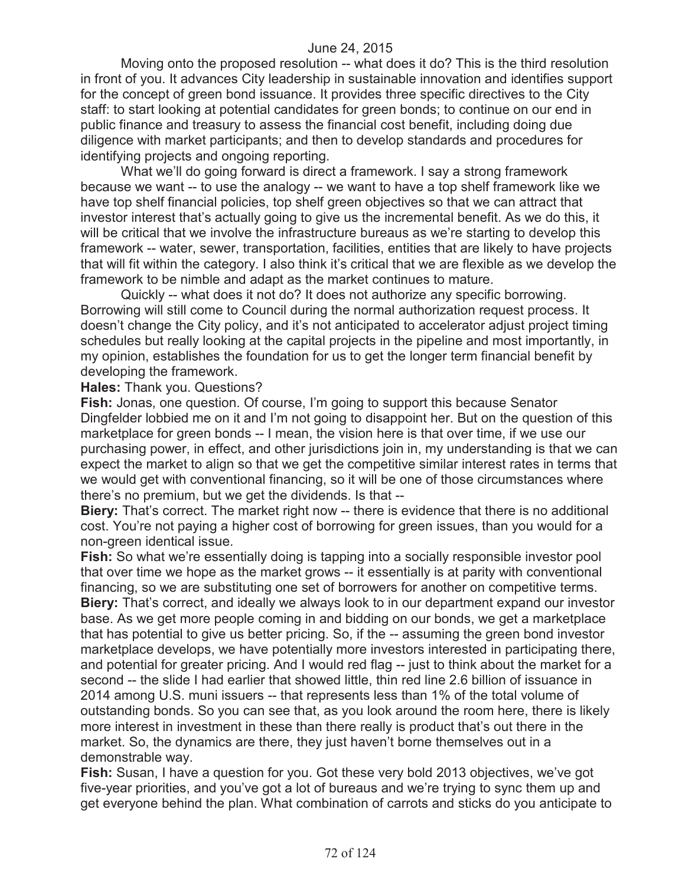Moving onto the proposed resolution -- what does it do? This is the third resolution in front of you. It advances City leadership in sustainable innovation and identifies support for the concept of green bond issuance. It provides three specific directives to the City staff: to start looking at potential candidates for green bonds; to continue on our end in public finance and treasury to assess the financial cost benefit, including doing due diligence with market participants; and then to develop standards and procedures for identifying projects and ongoing reporting.

What we'll do going forward is direct a framework. I say a strong framework because we want -- to use the analogy -- we want to have a top shelf framework like we have top shelf financial policies, top shelf green objectives so that we can attract that investor interest that's actually going to give us the incremental benefit. As we do this, it will be critical that we involve the infrastructure bureaus as we're starting to develop this framework -- water, sewer, transportation, facilities, entities that are likely to have projects that will fit within the category. I also think it's critical that we are flexible as we develop the framework to be nimble and adapt as the market continues to mature.

Quickly -- what does it not do? It does not authorize any specific borrowing. Borrowing will still come to Council during the normal authorization request process. It doesn't change the City policy, and it's not anticipated to accelerator adjust project timing schedules but really looking at the capital projects in the pipeline and most importantly, in my opinion, establishes the foundation for us to get the longer term financial benefit by developing the framework.

**Hales:** Thank you. Questions?

**Fish:** Jonas, one question. Of course, I'm going to support this because Senator Dingfelder lobbied me on it and I'm not going to disappoint her. But on the question of this marketplace for green bonds -- I mean, the vision here is that over time, if we use our purchasing power, in effect, and other jurisdictions join in, my understanding is that we can expect the market to align so that we get the competitive similar interest rates in terms that we would get with conventional financing, so it will be one of those circumstances where there's no premium, but we get the dividends. Is that --

**Biery:** That's correct. The market right now -- there is evidence that there is no additional cost. You're not paying a higher cost of borrowing for green issues, than you would for a non-green identical issue.

**Fish:** So what we're essentially doing is tapping into a socially responsible investor pool that over time we hope as the market grows -- it essentially is at parity with conventional financing, so we are substituting one set of borrowers for another on competitive terms.

**Biery:** That's correct, and ideally we always look to in our department expand our investor base. As we get more people coming in and bidding on our bonds, we get a marketplace that has potential to give us better pricing. So, if the -- assuming the green bond investor marketplace develops, we have potentially more investors interested in participating there, and potential for greater pricing. And I would red flag -- just to think about the market for a second -- the slide I had earlier that showed little, thin red line 2.6 billion of issuance in 2014 among U.S. muni issuers -- that represents less than 1% of the total volume of outstanding bonds. So you can see that, as you look around the room here, there is likely more interest in investment in these than there really is product that's out there in the market. So, the dynamics are there, they just haven't borne themselves out in a demonstrable way.

**Fish:** Susan, I have a question for you. Got these very bold 2013 objectives, we've got five-year priorities, and you've got a lot of bureaus and we're trying to sync them up and get everyone behind the plan. What combination of carrots and sticks do you anticipate to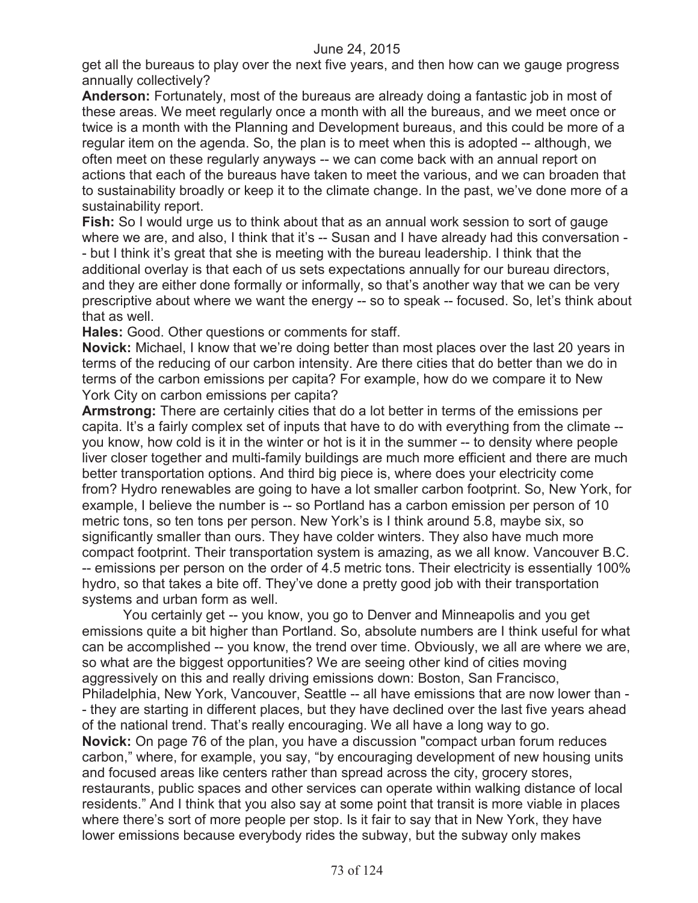get all the bureaus to play over the next five years, and then how can we gauge progress annually collectively?

**Anderson:** Fortunately, most of the bureaus are already doing a fantastic job in most of these areas. We meet regularly once a month with all the bureaus, and we meet once or twice is a month with the Planning and Development bureaus, and this could be more of a regular item on the agenda. So, the plan is to meet when this is adopted -- although, we often meet on these regularly anyways -- we can come back with an annual report on actions that each of the bureaus have taken to meet the various, and we can broaden that to sustainability broadly or keep it to the climate change. In the past, we've done more of a sustainability report.

**Fish:** So I would urge us to think about that as an annual work session to sort of gauge where we are, and also, I think that it's -- Susan and I have already had this conversation -- but I think it's great that she is meeting with the bureau leadership. I think that the additional overlay is that each of us sets expectations annually for our bureau directors, and they are either done formally or informally, so that's another way that we can be very prescriptive about where we want the energy -- so to speak -- focused. So, let's think about that as well.

**Hales:** Good. Other questions or comments for staff.

**Novick:** Michael, I know that we're doing better than most places over the last 20 years in terms of the reducing of our carbon intensity. Are there cities that do better than we do in terms of the carbon emissions per capita? For example, how do we compare it to New York City on carbon emissions per capita?

**Armstrong:** There are certainly cities that do a lot better in terms of the emissions per capita. It's a fairly complex set of inputs that have to do with everything from the climate -- you know, how cold is it in the winter or hot is it in the summer -- to density where people liver closer together and multi-family buildings are much more efficient and there are much better transportation options. And third big piece is, where does your electricity come from? Hydro renewables are going to have a lot smaller carbon footprint. So, New York, for example, I believe the number is -- so Portland has a carbon emission per person of 10 metric tons, so ten tons per person. New York's is I think around 5.8, maybe six, so significantly smaller than ours. They have colder winters. They also have much more compact footprint. Their transportation system is amazing, as we all know. Vancouver B.C. -- emissions per person on the order of 4.5 metric tons. Their electricity is essentially 100% hydro, so that takes a bite off. They've done a pretty good job with their transportation systems and urban form as well.

You certainly get -- you know, you go to Denver and Minneapolis and you get emissions quite a bit higher than Portland. So, absolute numbers are I think useful for what can be accomplished -- you know, the trend over time. Obviously, we all are where we are, so what are the biggest opportunities? We are seeing other kind of cities moving aggressively on this and really driving emissions down: Boston, San Francisco, Philadelphia, New York, Vancouver, Seattle -- all have emissions that are now lower than -- they are starting in different places, but they have declined over the last five years ahead of the national trend. That's really encouraging. We all have a long way to go.

**Novick:** On page 76 of the plan, you have a discussion "compact urban forum reduces carbon," where, for example, you say, "by encouraging development of new housing units and focused areas like centers rather than spread across the city, grocery stores, restaurants, public spaces and other services can operate within walking distance of local residents." And I think that you also say at some point that transit is more viable in places where there's sort of more people per stop. Is it fair to say that in New York, they have lower emissions because everybody rides the subway, but the subway only makes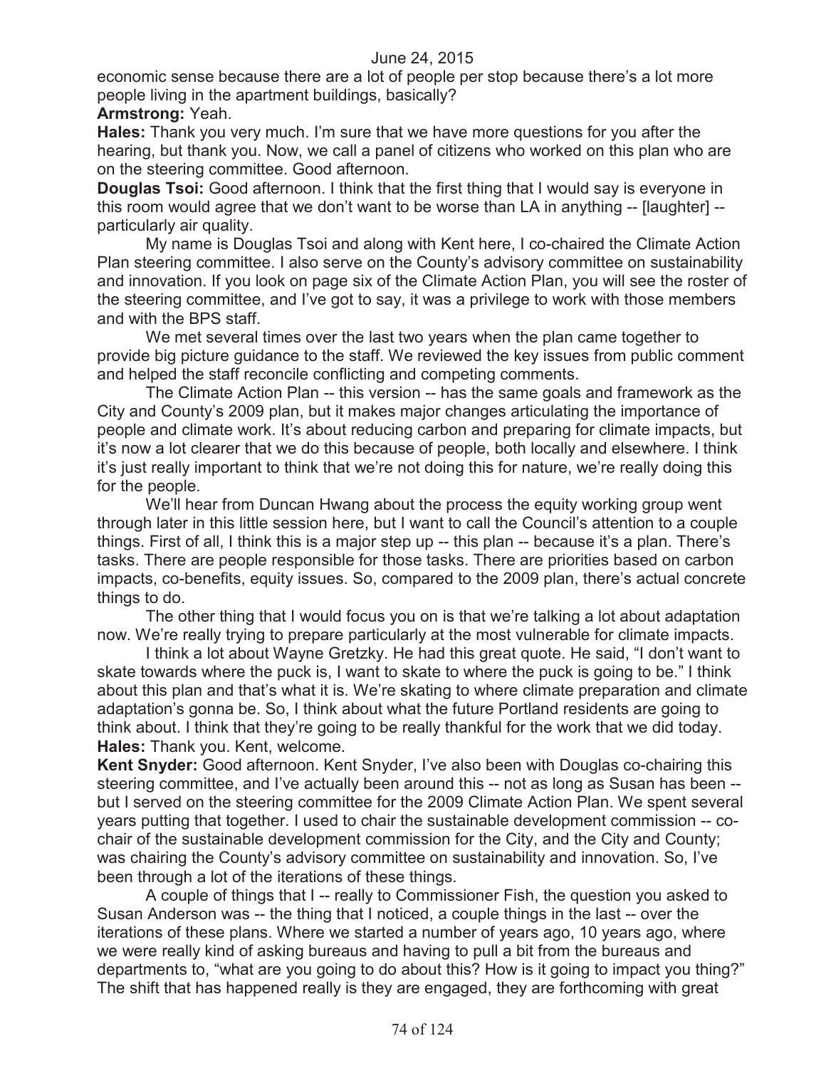economic sense because there are a lot of people per stop because there's a lot more people living in the apartment buildings, basically?

**Armstrong:** Yeah.

**Hales:** Thank you very much. I'm sure that we have more questions for you after the hearing, but thank you. Now, we call a panel of citizens who worked on this plan who are on the steering committee. Good afternoon.

**Douglas Tsoi:** Good afternoon. I think that the first thing that I would say is everyone in this room would agree that we don't want to be worse than LA in anything -- [laughter] -- particularly air quality.

My name is Douglas Tsoi and along with Kent here, I co-chaired the Climate Action Plan steering committee. I also serve on the County's advisory committee on sustainability and innovation. If you look on page six of the Climate Action Plan, you will see the roster of the steering committee, and I've got to say, it was a privilege to work with those members and with the BPS staff.

We met several times over the last two years when the plan came together to provide big picture guidance to the staff. We reviewed the key issues from public comment and helped the staff reconcile conflicting and competing comments.

The Climate Action Plan -- this version -- has the same goals and framework as the City and County's 2009 plan, but it makes major changes articulating the importance of people and climate work. It's about reducing carbon and preparing for climate impacts, but it's now a lot clearer that we do this because of people, both locally and elsewhere. I think it's just really important to think that we're not doing this for nature, we're really doing this for the people.

We'll hear from Duncan Hwang about the process the equity working group went through later in this little session here, but I want to call the Council's attention to a couple things. First of all, I think this is a major step up -- this plan -- because it's a plan. There's tasks. There are people responsible for those tasks. There are priorities based on carbon impacts, co-benefits, equity issues. So, compared to the 2009 plan, there's actual concrete things to do.

The other thing that I would focus you on is that we're talking a lot about adaptation now. We're really trying to prepare particularly at the most vulnerable for climate impacts.

I think a lot about Wayne Gretzky. He had this great quote. He said, "I don't want to skate towards where the puck is, I want to skate to where the puck is going to be." I think about this plan and that's what it is. We're skating to where climate preparation and climate adaptation's gonna be. So, I think about what the future Portland residents are going to think about. I think that they're going to be really thankful for the work that we did today.

**Hales:** Thank you. Kent, welcome.

**Kent Snyder:** Good afternoon. Kent Snyder, I've also been with Douglas co-chairing this steering committee, and I've actually been around this -- not as long as Susan has been -- but I served on the steering committee for the 2009 Climate Action Plan. We spent several years putting that together. I used to chair the sustainable development commission -- co-chair of the sustainable development commission for the City, and the City and County; was chairing the County's advisory committee on sustainability and innovation. So, I've been through a lot of the iterations of these things.

A couple of things that I -- really to Commissioner Fish, the question you asked to Susan Anderson was -- the thing that I noticed, a couple things in the last -- over the iterations of these plans. Where we started a number of years ago, 10 years ago, where we were really kind of asking bureaus and having to pull a bit from the bureaus and departments to, "what are you going to do about this? How is it going to impact you thing?" The shift that has happened really is they are engaged, they are forthcoming with great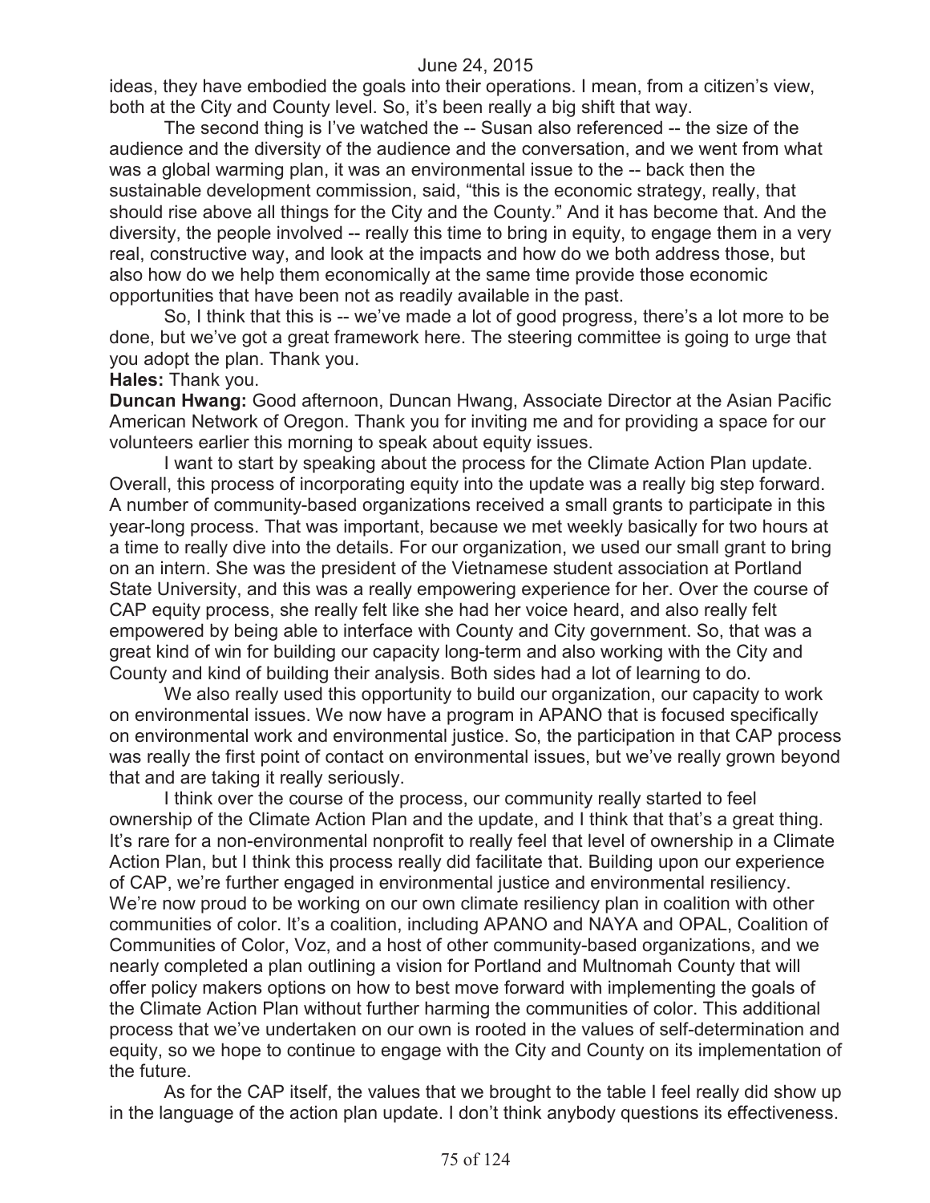ideas, they have embodied the goals into their operations. I mean, from a citizen's view, both at the City and County level. So, it's been really a big shift that way.

The second thing is I've watched the -- Susan also referenced -- the size of the audience and the diversity of the audience and the conversation, and we went from what was a global warming plan, it was an environmental issue to the -- back then the sustainable development commission, said, "this is the economic strategy, really, that should rise above all things for the City and the County." And it has become that. And the diversity, the people involved -- really this time to bring in equity, to engage them in a very real, constructive way, and look at the impacts and how do we both address those, but also how do we help them economically at the same time provide those economic opportunities that have been not as readily available in the past.

So, I think that this is -- we've made a lot of good progress, there's a lot more to be done, but we've got a great framework here. The steering committee is going to urge that you adopt the plan. Thank you.

**Hales:** Thank you.

**Duncan Hwang:** Good afternoon, Duncan Hwang, Associate Director at the Asian Pacific American Network of Oregon. Thank you for inviting me and for providing a space for our volunteers earlier this morning to speak about equity issues.

I want to start by speaking about the process for the Climate Action Plan update. Overall, this process of incorporating equity into the update was a really big step forward. A number of community-based organizations received a small grants to participate in this year-long process. That was important, because we met weekly basically for two hours at a time to really dive into the details. For our organization, we used our small grant to bring on an intern. She was the president of the Vietnamese student association at Portland State University, and this was a really empowering experience for her. Over the course of CAP equity process, she really felt like she had her voice heard, and also really felt empowered by being able to interface with County and City government. So, that was a great kind of win for building our capacity long-term and also working with the City and County and kind of building their analysis. Both sides had a lot of learning to do.

We also really used this opportunity to build our organization, our capacity to work on environmental issues. We now have a program in APANO that is focused specifically on environmental work and environmental justice. So, the participation in that CAP process was really the first point of contact on environmental issues, but we've really grown beyond that and are taking it really seriously.

I think over the course of the process, our community really started to feel ownership of the Climate Action Plan and the update, and I think that that's a great thing. It's rare for a non-environmental nonprofit to really feel that level of ownership in a Climate Action Plan, but I think this process really did facilitate that. Building upon our experience of CAP, we're further engaged in environmental justice and environmental resiliency. We're now proud to be working on our own climate resiliency plan in coalition with other communities of color. It's a coalition, including APANO and NAYA and OPAL, Coalition of Communities of Color, Voz, and a host of other community-based organizations, and we nearly completed a plan outlining a vision for Portland and Multnomah County that will offer policy makers options on how to best move forward with implementing the goals of the Climate Action Plan without further harming the communities of color. This additional process that we've undertaken on our own is rooted in the values of self-determination and equity, so we hope to continue to engage with the City and County on its implementation of the future.

As for the CAP itself, the values that we brought to the table I feel really did show up in the language of the action plan update. I don't think anybody questions its effectiveness.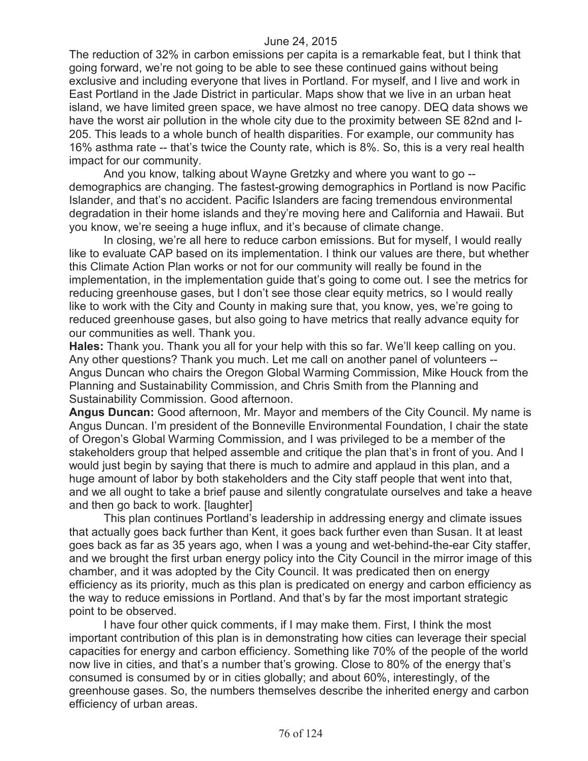June 24, 2015

The reduction of 32% in carbon emissions per capita is a remarkable feat, but I think that going forward, we're not going to be able to see these continued gains without being exclusive and including everyone that lives in Portland. For myself, and I live and work in East Portland in the Jade District in particular. Maps show that we live in an urban heat island, we have limited green space, we have almost no tree canopy. DEQ data shows we have the worst air pollution in the whole city due to the proximity between SE 82nd and I-205. This leads to a whole bunch of health disparities. For example, our community has 16% asthma rate -- that's twice the County rate, which is 8%. So, this is a very real health impact for our community.

And you know, talking about Wayne Gretzky and where you want to go -- demographics are changing. The fastest-growing demographics in Portland is now Pacific Islander, and that's no accident. Pacific Islanders are facing tremendous environmental degradation in their home islands and they're moving here and California and Hawaii. But you know, we're seeing a huge influx, and it's because of climate change.

In closing, we're all here to reduce carbon emissions. But for myself, I would really like to evaluate CAP based on its implementation. I think our values are there, but whether this Climate Action Plan works or not for our community will really be found in the implementation, in the implementation guide that's going to come out. I see the metrics for reducing greenhouse gases, but I don't see those clear equity metrics, so I would really like to work with the City and County in making sure that, you know, yes, we're going to reduced greenhouse gases, but also going to have metrics that really advance equity for our communities as well. Thank you.

**Hales:** Thank you. Thank you all for your help with this so far. We'll keep calling on you. Any other questions? Thank you much. Let me call on another panel of volunteers -- Angus Duncan who chairs the Oregon Global Warming Commission, Mike Houck from the Planning and Sustainability Commission, and Chris Smith from the Planning and Sustainability Commission. Good afternoon.

**Angus Duncan:** Good afternoon, Mr. Mayor and members of the City Council. My name is Angus Duncan. I'm president of the Bonneville Environmental Foundation, I chair the state of Oregon's Global Warming Commission, and I was privileged to be a member of the stakeholders group that helped assemble and critique the plan that's in front of you. And I would just begin by saying that there is much to admire and applaud in this plan, and a huge amount of labor by both stakeholders and the City staff people that went into that, and we all ought to take a brief pause and silently congratulate ourselves and take a heave and then go back to work. [laughter]

This plan continues Portland's leadership in addressing energy and climate issues that actually goes back further than Kent, it goes back further even than Susan. It at least goes back as far as 35 years ago, when I was a young and wet-behind-the-ear City staffer, and we brought the first urban energy policy into the City Council in the mirror image of this chamber, and it was adopted by the City Council. It was predicated then on energy efficiency as its priority, much as this plan is predicated on energy and carbon efficiency as the way to reduce emissions in Portland. And that's by far the most important strategic point to be observed.

I have four other quick comments, if I may make them. First, I think the most important contribution of this plan is in demonstrating how cities can leverage their special capacities for energy and carbon efficiency. Something like 70% of the people of the world now live in cities, and that's a number that's growing. Close to 80% of the energy that's consumed is consumed by or in cities globally; and about 60%, interestingly, of the greenhouse gases. So, the numbers themselves describe the inherited energy and carbon efficiency of urban areas.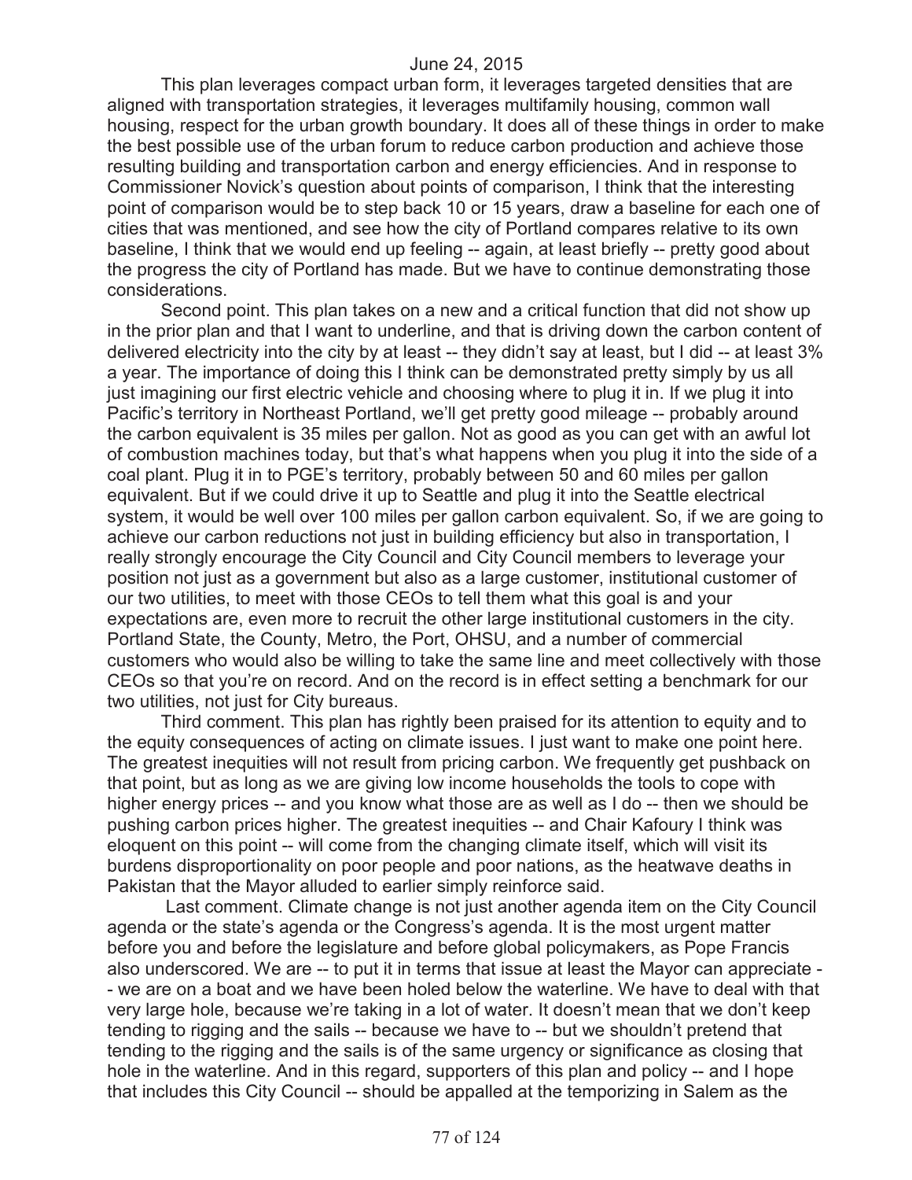This plan leverages compact urban form, it leverages targeted densities that are aligned with transportation strategies, it leverages multifamily housing, common wall housing, respect for the urban growth boundary. It does all of these things in order to make the best possible use of the urban forum to reduce carbon production and achieve those resulting building and transportation carbon and energy efficiencies. And in response to Commissioner Novick's question about points of comparison, I think that the interesting point of comparison would be to step back 10 or 15 years, draw a baseline for each one of cities that was mentioned, and see how the city of Portland compares relative to its own baseline, I think that we would end up feeling -- again, at least briefly -- pretty good about the progress the city of Portland has made. But we have to continue demonstrating those considerations.

Second point. This plan takes on a new and a critical function that did not show up in the prior plan and that I want to underline, and that is driving down the carbon content of delivered electricity into the city by at least -- they didn't say at least, but I did -- at least 3% a year. The importance of doing this I think can be demonstrated pretty simply by us all just imagining our first electric vehicle and choosing where to plug it in. If we plug it into Pacific's territory in Northeast Portland, we'll get pretty good mileage -- probably around the carbon equivalent is 35 miles per gallon. Not as good as you can get with an awful lot of combustion machines today, but that's what happens when you plug it into the side of a coal plant. Plug it in to PGE's territory, probably between 50 and 60 miles per gallon equivalent. But if we could drive it up to Seattle and plug it into the Seattle electrical system, it would be well over 100 miles per gallon carbon equivalent. So, if we are going to achieve our carbon reductions not just in building efficiency but also in transportation, I really strongly encourage the City Council and City Council members to leverage your position not just as a government but also as a large customer, institutional customer of our two utilities, to meet with those CEOs to tell them what this goal is and your expectations are, even more to recruit the other large institutional customers in the city. Portland State, the County, Metro, the Port, OHSU, and a number of commercial customers who would also be willing to take the same line and meet collectively with those CEOs so that you're on record. And on the record is in effect setting a benchmark for our two utilities, not just for City bureaus.

Third comment. This plan has rightly been praised for its attention to equity and to the equity consequences of acting on climate issues. I just want to make one point here. The greatest inequities will not result from pricing carbon. We frequently get pushback on that point, but as long as we are giving low income households the tools to cope with higher energy prices -- and you know what those are as well as I do -- then we should be pushing carbon prices higher. The greatest inequities -- and Chair Kafoury I think was eloquent on this point -- will come from the changing climate itself, which will visit its burdens disproportionality on poor people and poor nations, as the heatwave deaths in Pakistan that the Mayor alluded to earlier simply reinforce said.

Last comment. Climate change is not just another agenda item on the City Council agenda or the state's agenda or the Congress's agenda. It is the most urgent matter before you and before the legislature and before global policymakers, as Pope Francis also underscored. We are -- to put it in terms that issue at least the Mayor can appreciate -- we are on a boat and we have been holed below the waterline. We have to deal with that very large hole, because we're taking in a lot of water. It doesn't mean that we don't keep tending to rigging and the sails -- because we have to -- but we shouldn't pretend that tending to the rigging and the sails is of the same urgency or significance as closing that hole in the waterline. And in this regard, supporters of this plan and policy -- and I hope that includes this City Council -- should be appalled at the temporizing in Salem as the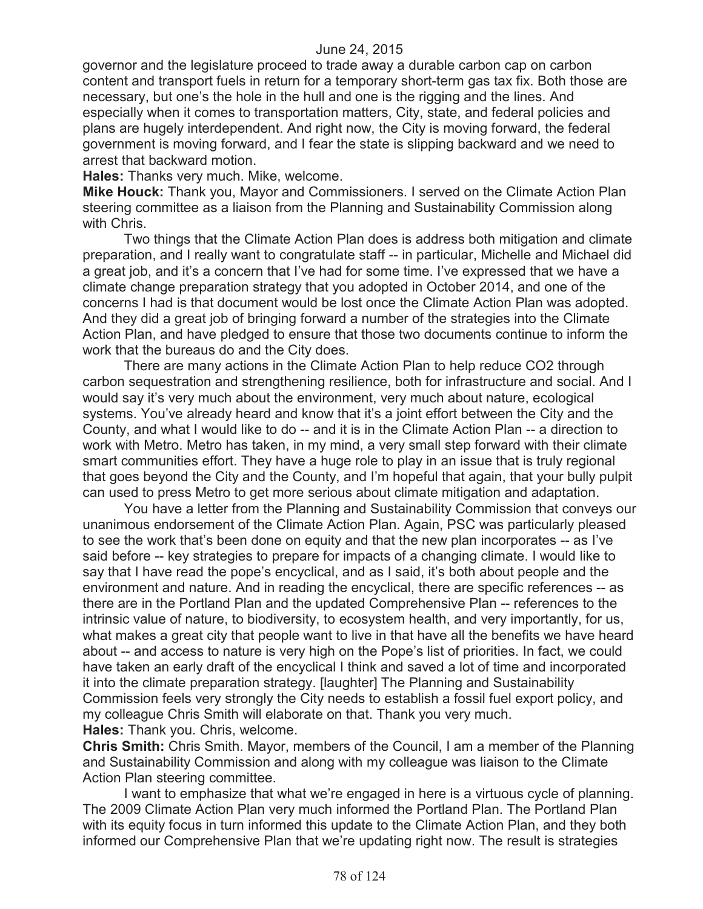governor and the legislature proceed to trade away a durable carbon cap on carbon content and transport fuels in return for a temporary short-term gas tax fix. Both those are necessary, but one's the hole in the hull and one is the rigging and the lines. And especially when it comes to transportation matters, City, state, and federal policies and plans are hugely interdependent. And right now, the City is moving forward, the federal government is moving forward, and I fear the state is slipping backward and we need to arrest that backward motion.

**Hales:** Thanks very much. Mike, welcome.

**Mike Houck:** Thank you, Mayor and Commissioners. I served on the Climate Action Plan steering committee as a liaison from the Planning and Sustainability Commission along with Chris.

Two things that the Climate Action Plan does is address both mitigation and climate preparation, and I really want to congratulate staff -- in particular, Michelle and Michael did a great job, and it's a concern that I've had for some time. I've expressed that we have a climate change preparation strategy that you adopted in October 2014, and one of the concerns I had is that document would be lost once the Climate Action Plan was adopted. And they did a great job of bringing forward a number of the strategies into the Climate Action Plan, and have pledged to ensure that those two documents continue to inform the work that the bureaus do and the City does.

There are many actions in the Climate Action Plan to help reduce $CO_2$ through carbon sequestration and strengthening resilience, both for infrastructure and social. And I would say it's very much about the environment, very much about nature, ecological systems. You've already heard and know that it's a joint effort between the City and the County, and what I would like to do -- and it is in the Climate Action Plan -- a direction to work with Metro. Metro has taken, in my mind, a very small step forward with their climate smart communities effort. They have a huge role to play in an issue that is truly regional that goes beyond the City and the County, and I'm hopeful that again, that your bully pulpit can used to press Metro to get more serious about climate mitigation and adaptation.

You have a letter from the Planning and Sustainability Commission that conveys our unanimous endorsement of the Climate Action Plan. Again, PSC was particularly pleased to see the work that's been done on equity and that the new plan incorporates -- as I've said before -- key strategies to prepare for impacts of a changing climate. I would like to say that I have read the pope's encyclical, and as I said, it's both about people and the environment and nature. And in reading the encyclical, there are specific references -- as there are in the Portland Plan and the updated Comprehensive Plan -- references to the intrinsic value of nature, to biodiversity, to ecosystem health, and very importantly, for us, what makes a great city that people want to live in that have all the benefits we have heard about -- and access to nature is very high on the Pope's list of priorities. In fact, we could have taken an early draft of the encyclical I think and saved a lot of time and incorporated it into the climate preparation strategy. [laughter] The Planning and Sustainability Commission feels very strongly the City needs to establish a fossil fuel export policy, and my colleague Chris Smith will elaborate on that. Thank you very much.

**Hales:** Thank you. Chris, welcome.

**Chris Smith:** Chris Smith. Mayor, members of the Council, I am a member of the Planning and Sustainability Commission and along with my colleague was liaison to the Climate Action Plan steering committee.

I want to emphasize that what we're engaged in here is a virtuous cycle of planning. The 2009 Climate Action Plan very much informed the Portland Plan. The Portland Plan with its equity focus in turn informed this update to the Climate Action Plan, and they both informed our Comprehensive Plan that we're updating right now. The result is strategies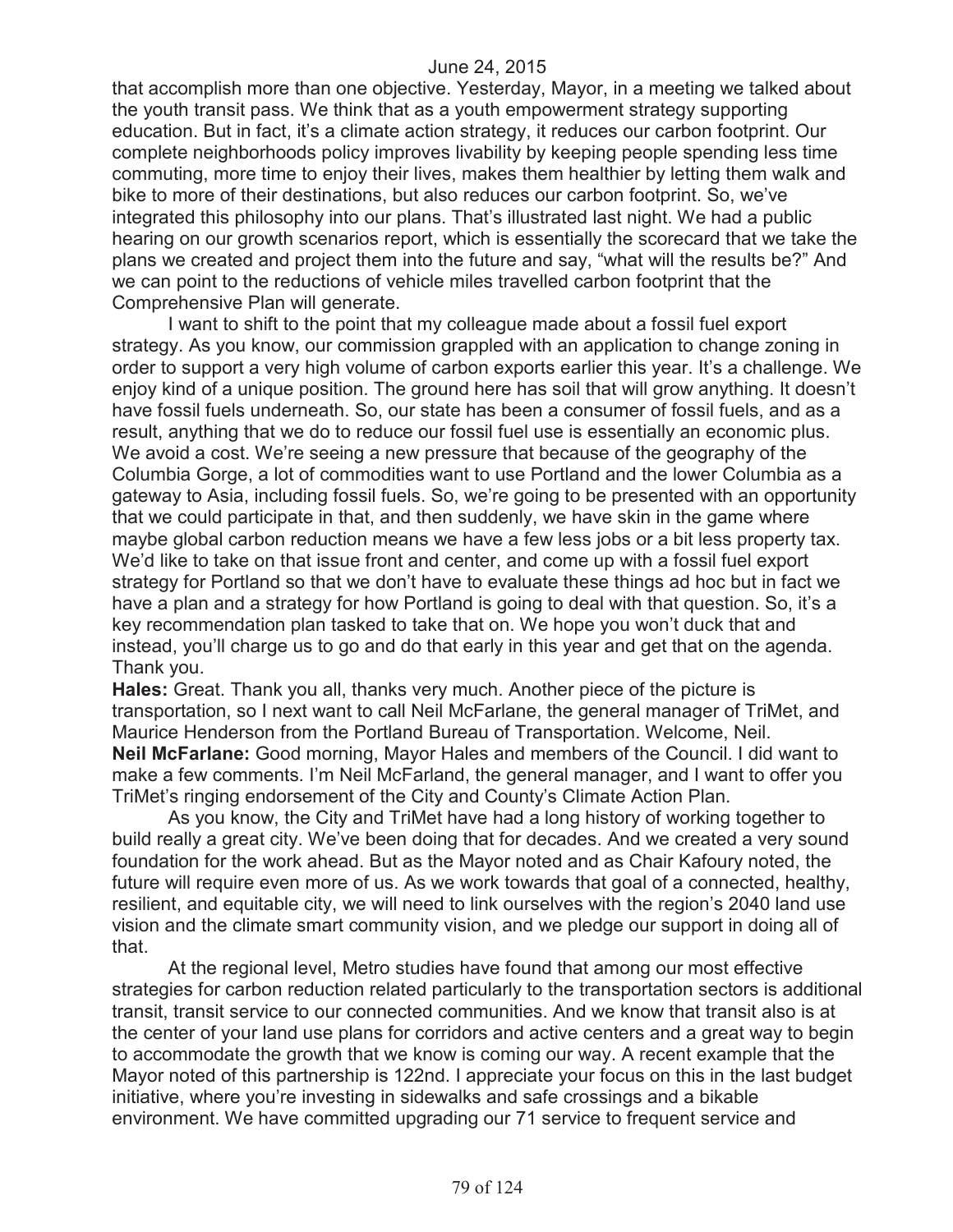that accomplish more than one objective. Yesterday, Mayor, in a meeting we talked about the youth transit pass. We think that as a youth empowerment strategy supporting education. But in fact, it's a climate action strategy, it reduces our carbon footprint. Our complete neighborhoods policy improves livability by keeping people spending less time commuting, more time to enjoy their lives, makes them healthier by letting them walk and bike to more of their destinations, but also reduces our carbon footprint. So, we've integrated this philosophy into our plans. That's illustrated last night. We had a public hearing on our growth scenarios report, which is essentially the scorecard that we take the plans we created and project them into the future and say, "what will the results be?" And we can point to the reductions of vehicle miles travelled carbon footprint that the Comprehensive Plan will generate.

I want to shift to the point that my colleague made about a fossil fuel export strategy. As you know, our commission grappled with an application to change zoning in order to support a very high volume of carbon exports earlier this year. It's a challenge. We enjoy kind of a unique position. The ground here has soil that will grow anything. It doesn't have fossil fuels underneath. So, our state has been a consumer of fossil fuels, and as a result, anything that we do to reduce our fossil fuel use is essentially an economic plus. We avoid a cost. We're seeing a new pressure that because of the geography of the Columbia Gorge, a lot of commodities want to use Portland and the lower Columbia as a gateway to Asia, including fossil fuels. So, we're going to be presented with an opportunity that we could participate in that, and then suddenly, we have skin in the game where maybe global carbon reduction means we have a few less jobs or a bit less property tax. We'd like to take on that issue front and center, and come up with a fossil fuel export strategy for Portland so that we don't have to evaluate these things ad hoc but in fact we have a plan and a strategy for how Portland is going to deal with that question. So, it's a key recommendation plan tasked to take that on. We hope you won't duck that and instead, you'll charge us to go and do that early in this year and get that on the agenda. Thank you.

**Hales:** Great. Thank you all, thanks very much. Another piece of the picture is transportation, so I next want to call Neil McFarlane, the general manager of TriMet, and Maurice Henderson from the Portland Bureau of Transportation. Welcome, Neil.

**Neil McFarlane:** Good morning, Mayor Hales and members of the Council. I did want to make a few comments. I'm Neil McFarland, the general manager, and I want to offer you TriMet's ringing endorsement of the City and County's Climate Action Plan.

As you know, the City and TriMet have had a long history of working together to build really a great city. We've been doing that for decades. And we created a very sound foundation for the work ahead. But as the Mayor noted and as Chair Kafoury noted, the future will require even more of us. As we work towards that goal of a connected, healthy, resilient, and equitable city, we will need to link ourselves with the region's 2040 land use vision and the climate smart community vision, and we pledge our support in doing all of that.

At the regional level, Metro studies have found that among our most effective strategies for carbon reduction related particularly to the transportation sectors is additional transit, transit service to our connected communities. And we know that transit also is at the center of your land use plans for corridors and active centers and a great way to begin to accommodate the growth that we know is coming our way. A recent example that the Mayor noted of this partnership is 122nd. I appreciate your focus on this in the last budget initiative, where you're investing in sidewalks and safe crossings and a bikable environment. We have committed upgrading our 71 service to frequent service and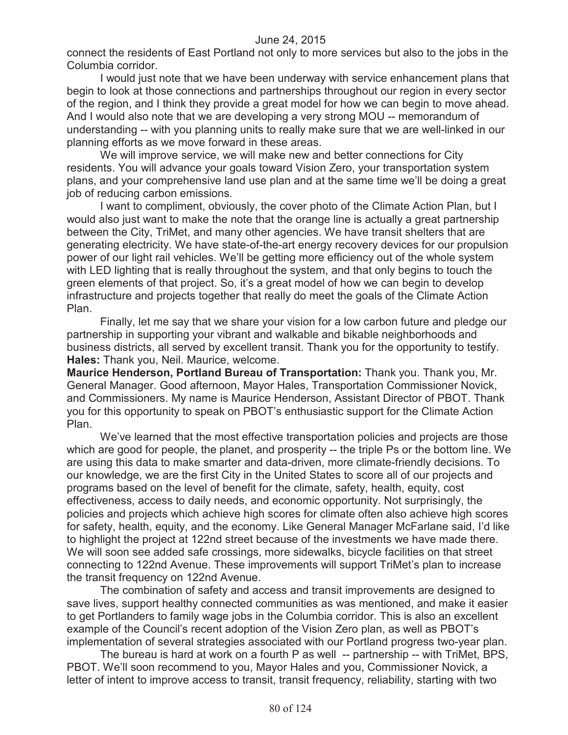connect the residents of East Portland not only to more services but also to the jobs in the Columbia corridor.

I would just note that we have been underway with service enhancement plans that begin to look at those connections and partnerships throughout our region in every sector of the region, and I think they provide a great model for how we can begin to move ahead. And I would also note that we are developing a very strong MOU -- memorandum of understanding -- with you planning units to really make sure that we are well-linked in our planning efforts as we move forward in these areas.

We will improve service, we will make new and better connections for City residents. You will advance your goals toward Vision Zero, your transportation system plans, and your comprehensive land use plan and at the same time we'll be doing a great job of reducing carbon emissions.

I want to compliment, obviously, the cover photo of the Climate Action Plan, but I would also just want to make the note that the orange line is actually a great partnership between the City, TriMet, and many other agencies. We have transit shelters that are generating electricity. We have state-of-the-art energy recovery devices for our propulsion power of our light rail vehicles. We'll be getting more efficiency out of the whole system with LED lighting that is really throughout the system, and that only begins to touch the green elements of that project. So, it's a great model of how we can begin to develop infrastructure and projects together that really do meet the goals of the Climate Action Plan.

Finally, let me say that we share your vision for a low carbon future and pledge our partnership in supporting your vibrant and walkable and bikable neighborhoods and business districts, all served by excellent transit. Thank you for the opportunity to testify.

**Hales:** Thank you, Neil. Maurice, welcome.

**Maurice Henderson, Portland Bureau of Transportation:** Thank you. Thank you, Mr. General Manager. Good afternoon, Mayor Hales, Transportation Commissioner Novick, and Commissioners. My name is Maurice Henderson, Assistant Director of PBOT. Thank you for this opportunity to speak on PBOT's enthusiastic support for the Climate Action Plan.

We've learned that the most effective transportation policies and projects are those which are good for people, the planet, and prosperity -- the triple Ps or the bottom line. We are using this data to make smarter and data-driven, more climate-friendly decisions. To our knowledge, we are the first City in the United States to score all of our projects and programs based on the level of benefit for the climate, safety, health, equity, cost effectiveness, access to daily needs, and economic opportunity. Not surprisingly, the policies and projects which achieve high scores for climate often also achieve high scores for safety, health, equity, and the economy. Like General Manager McFarlane said, I'd like to highlight the project at 122nd street because of the investments we have made there. We will soon see added safe crossings, more sidewalks, bicycle facilities on that street connecting to 122nd Avenue. These improvements will support TriMet's plan to increase the transit frequency on 122nd Avenue.

The combination of safety and access and transit improvements are designed to save lives, support healthy connected communities as was mentioned, and make it easier to get Portlanders to family wage jobs in the Columbia corridor. This is also an excellent example of the Council's recent adoption of the Vision Zero plan, as well as PBOT's implementation of several strategies associated with our Portland progress two-year plan.

The bureau is hard at work on a fourth P as well -- partnership -- with TriMet, BPS, PBOT. We'll soon recommend to you, Mayor Hales and you, Commissioner Novick, a letter of intent to improve access to transit, transit frequency, reliability, starting with two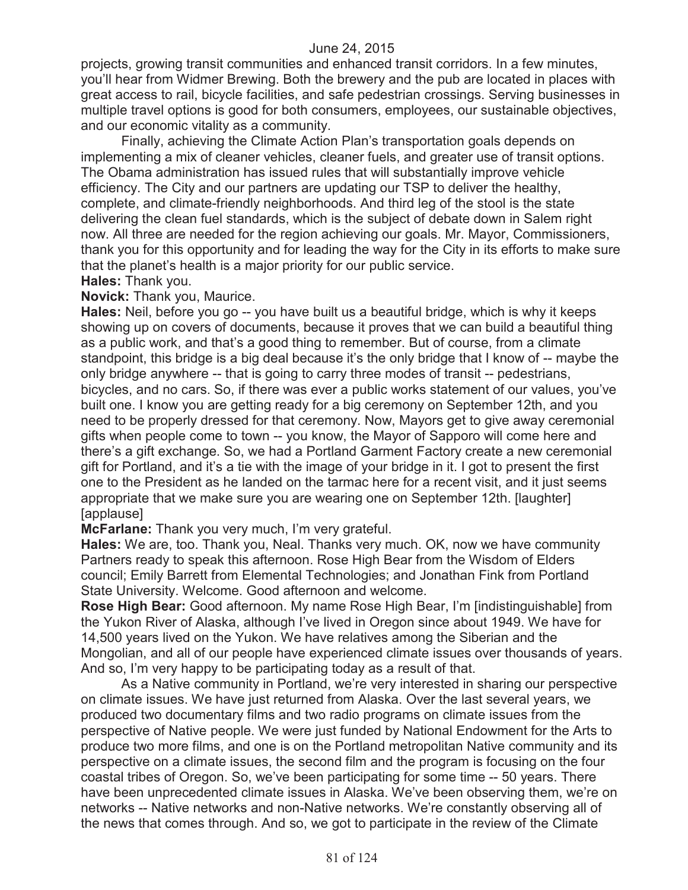projects, growing transit communities and enhanced transit corridors. In a few minutes, you'll hear from Widmer Brewing. Both the brewery and the pub are located in places with great access to rail, bicycle facilities, and safe pedestrian crossings. Serving businesses in multiple travel options is good for both consumers, employees, our sustainable objectives, and our economic vitality as a community.

Finally, achieving the Climate Action Plan's transportation goals depends on implementing a mix of cleaner vehicles, cleaner fuels, and greater use of transit options. The Obama administration has issued rules that will substantially improve vehicle efficiency. The City and our partners are updating our TSP to deliver the healthy, complete, and climate-friendly neighborhoods. And third leg of the stool is the state delivering the clean fuel standards, which is the subject of debate down in Salem right now. All three are needed for the region achieving our goals. Mr. Mayor, Commissioners, thank you for this opportunity and for leading the way for the City in its efforts to make sure that the planet's health is a major priority for our public service.

**Hales:** Thank you.

**Novick:** Thank you, Maurice.

**Hales:** Neil, before you go -- you have built us a beautiful bridge, which is why it keeps showing up on covers of documents, because it proves that we can build a beautiful thing as a public work, and that's a good thing to remember. But of course, from a climate standpoint, this bridge is a big deal because it's the only bridge that I know of -- maybe the only bridge anywhere -- that is going to carry three modes of transit -- pedestrians, bicycles, and no cars. So, if there was ever a public works statement of our values, you've built one. I know you are getting ready for a big ceremony on September 12th, and you need to be properly dressed for that ceremony. Now, Mayors get to give away ceremonial gifts when people come to town -- you know, the Mayor of Sapporo will come here and there's a gift exchange. So, we had a Portland Garment Factory create a new ceremonial gift for Portland, and it's a tie with the image of your bridge in it. I got to present the first one to the President as he landed on the tarmac here for a recent visit, and it just seems appropriate that we make sure you are wearing one on September 12th. [laughter] [applause]

**McFarlane:** Thank you very much, I'm very grateful.

**Hales:** We are, too. Thank you, Neal. Thanks very much. OK, now we have community Partners ready to speak this afternoon. Rose High Bear from the Wisdom of Elders council; Emily Barrett from Elemental Technologies; and Jonathan Fink from Portland State University. Welcome. Good afternoon and welcome.

**Rose High Bear:** Good afternoon. My name Rose High Bear, I'm [indistinguishable] from the Yukon River of Alaska, although I've lived in Oregon since about 1949. We have for 14,500 years lived on the Yukon. We have relatives among the Siberian and the Mongolian, and all of our people have experienced climate issues over thousands of years. And so, I'm very happy to be participating today as a result of that.

As a Native community in Portland, we're very interested in sharing our perspective on climate issues. We have just returned from Alaska. Over the last several years, we produced two documentary films and two radio programs on climate issues from the perspective of Native people. We were just funded by National Endowment for the Arts to produce two more films, and one is on the Portland metropolitan Native community and its perspective on a climate issues, the second film and the program is focusing on the four coastal tribes of Oregon. So, we've been participating for some time -- 50 years. There have been unprecedented climate issues in Alaska. We've been observing them, we're on networks -- Native networks and non-Native networks. We're constantly observing all of the news that comes through. And so, we got to participate in the review of the Climate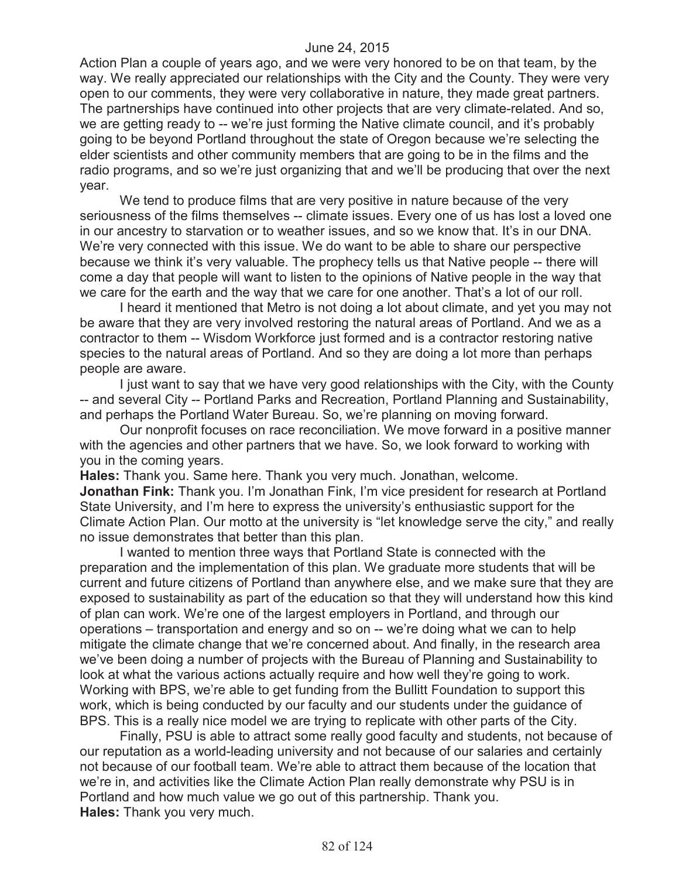Action Plan a couple of years ago, and we were very honored to be on that team, by the way. We really appreciated our relationships with the City and the County. They were very open to our comments, they were very collaborative in nature, they made great partners. The partnerships have continued into other projects that are very climate-related. And so, we are getting ready to -- we're just forming the Native climate council, and it's probably going to be beyond Portland throughout the state of Oregon because we're selecting the elder scientists and other community members that are going to be in the films and the radio programs, and so we're just organizing that and we'll be producing that over the next year.

We tend to produce films that are very positive in nature because of the very seriousness of the films themselves -- climate issues. Every one of us has lost a loved one in our ancestry to starvation or to weather issues, and so we know that. It's in our DNA. We're very connected with this issue. We do want to be able to share our perspective because we think it's very valuable. The prophecy tells us that Native people -- there will come a day that people will want to listen to the opinions of Native people in the way that we care for the earth and the way that we care for one another. That's a lot of our roll.

I heard it mentioned that Metro is not doing a lot about climate, and yet you may not be aware that they are very involved restoring the natural areas of Portland. And we as a contractor to them -- Wisdom Workforce just formed and is a contractor restoring native species to the natural areas of Portland. And so they are doing a lot more than perhaps people are aware.

I just want to say that we have very good relationships with the City, with the County -- and several City -- Portland Parks and Recreation, Portland Planning and Sustainability, and perhaps the Portland Water Bureau. So, we're planning on moving forward.

Our nonprofit focuses on race reconciliation. We move forward in a positive manner with the agencies and other partners that we have. So, we look forward to working with you in the coming years.

**Hales:** Thank you. Same here. Thank you very much. Jonathan, welcome.

**Jonathan Fink:** Thank you. I'm Jonathan Fink, I'm vice president for research at Portland State University, and I'm here to express the university's enthusiastic support for the Climate Action Plan. Our motto at the university is "let knowledge serve the city," and really no issue demonstrates that better than this plan.

I wanted to mention three ways that Portland State is connected with the preparation and the implementation of this plan. We graduate more students that will be current and future citizens of Portland than anywhere else, and we make sure that they are exposed to sustainability as part of the education so that they will understand how this kind of plan can work. We're one of the largest employers in Portland, and through our operations – transportation and energy and so on -- we're doing what we can to help mitigate the climate change that we're concerned about. And finally, in the research area we've been doing a number of projects with the Bureau of Planning and Sustainability to look at what the various actions actually require and how well they're going to work. Working with BPS, we're able to get funding from the Bullitt Foundation to support this work, which is being conducted by our faculty and our students under the guidance of BPS. This is a really nice model we are trying to replicate with other parts of the City.

Finally, PSU is able to attract some really good faculty and students, not because of our reputation as a world-leading university and not because of our salaries and certainly not because of our football team. We're able to attract them because of the location that we're in, and activities like the Climate Action Plan really demonstrate why PSU is in Portland and how much value we go out of this partnership. Thank you.

**Hales:** Thank you very much.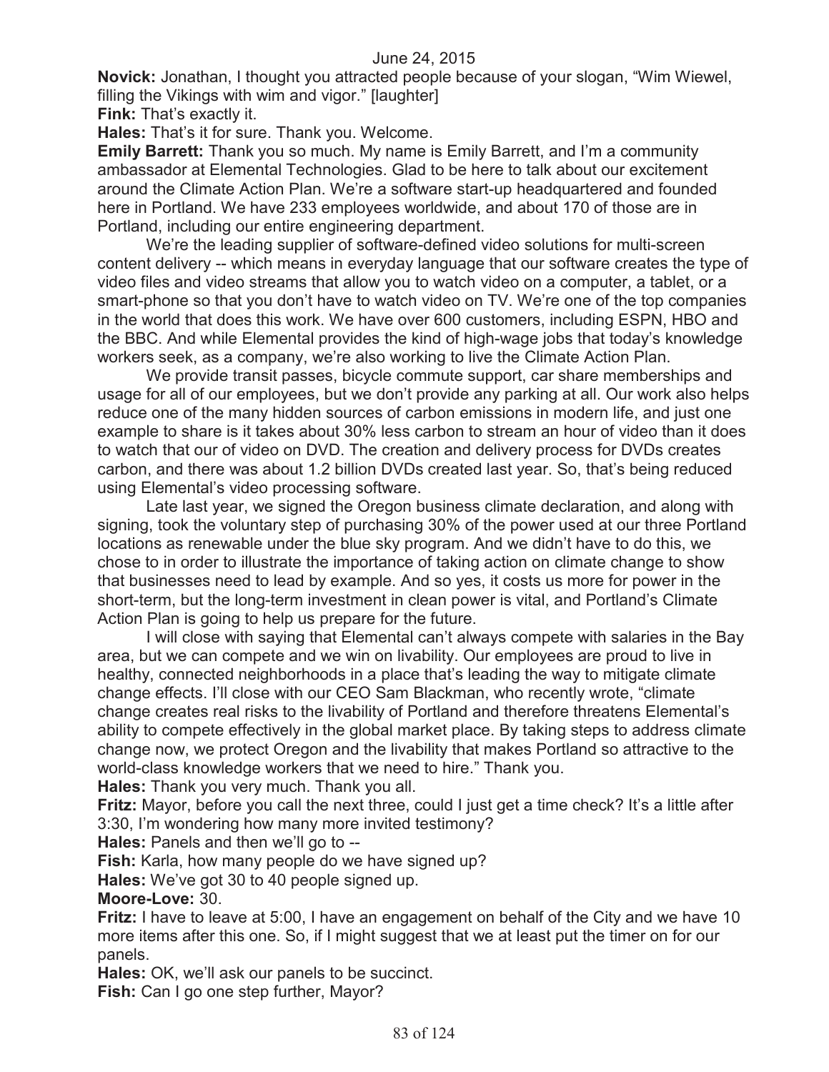**Novick:** Jonathan, I thought you attracted people because of your slogan, "Wim Wiewel, filling the Vikings with wim and vigor." [laughter]

**Fink:** That's exactly it.

**Hales:** That's it for sure. Thank you. Welcome.

**Emily Barrett:** Thank you so much. My name is Emily Barrett, and I'm a community ambassador at Elemental Technologies. Glad to be here to talk about our excitement around the Climate Action Plan. We're a software start-up headquartered and founded here in Portland. We have 233 employees worldwide, and about 170 of those are in Portland, including our entire engineering department.

We're the leading supplier of software-defined video solutions for multi-screen content delivery -- which means in everyday language that our software creates the type of video files and video streams that allow you to watch video on a computer, a tablet, or a smart-phone so that you don't have to watch video on TV. We're one of the top companies in the world that does this work. We have over 600 customers, including ESPN, HBO and the BBC. And while Elemental provides the kind of high-wage jobs that today's knowledge workers seek, as a company, we're also working to live the Climate Action Plan.

We provide transit passes, bicycle commute support, car share memberships and usage for all of our employees, but we don't provide any parking at all. Our work also helps reduce one of the many hidden sources of carbon emissions in modern life, and just one example to share is it takes about 30% less carbon to stream an hour of video than it does to watch that our of video on DVD. The creation and delivery process for DVDs creates carbon, and there was about 1.2 billion DVDs created last year. So, that's being reduced using Elemental's video processing software.

Late last year, we signed the Oregon business climate declaration, and along with signing, took the voluntary step of purchasing 30% of the power used at our three Portland locations as renewable under the blue sky program. And we didn't have to do this, we chose to in order to illustrate the importance of taking action on climate change to show that businesses need to lead by example. And so yes, it costs us more for power in the short-term, but the long-term investment in clean power is vital, and Portland's Climate Action Plan is going to help us prepare for the future.

I will close with saying that Elemental can't always compete with salaries in the Bay area, but we can compete and we win on livability. Our employees are proud to live in healthy, connected neighborhoods in a place that's leading the way to mitigate climate change effects. I'll close with our CEO Sam Blackman, who recently wrote, "climate change creates real risks to the livability of Portland and therefore threatens Elemental's ability to compete effectively in the global market place. By taking steps to address climate change now, we protect Oregon and the livability that makes Portland so attractive to the world-class knowledge workers that we need to hire." Thank you.

**Hales:** Thank you very much. Thank you all.

**Fritz:** Mayor, before you call the next three, could I just get a time check? It's a little after 3:30, I'm wondering how many more invited testimony?

**Hales:** Panels and then we'll go to --

**Fish:** Karla, how many people do we have signed up?

**Hales:** We've got 30 to 40 people signed up.

**Moore-Love:** 30.

**Fritz:** I have to leave at 5:00, I have an engagement on behalf of the City and we have 10 more items after this one. So, if I might suggest that we at least put the timer on for our panels.

**Hales:** OK, we'll ask our panels to be succinct.

**Fish:** Can I go one step further, Mayor?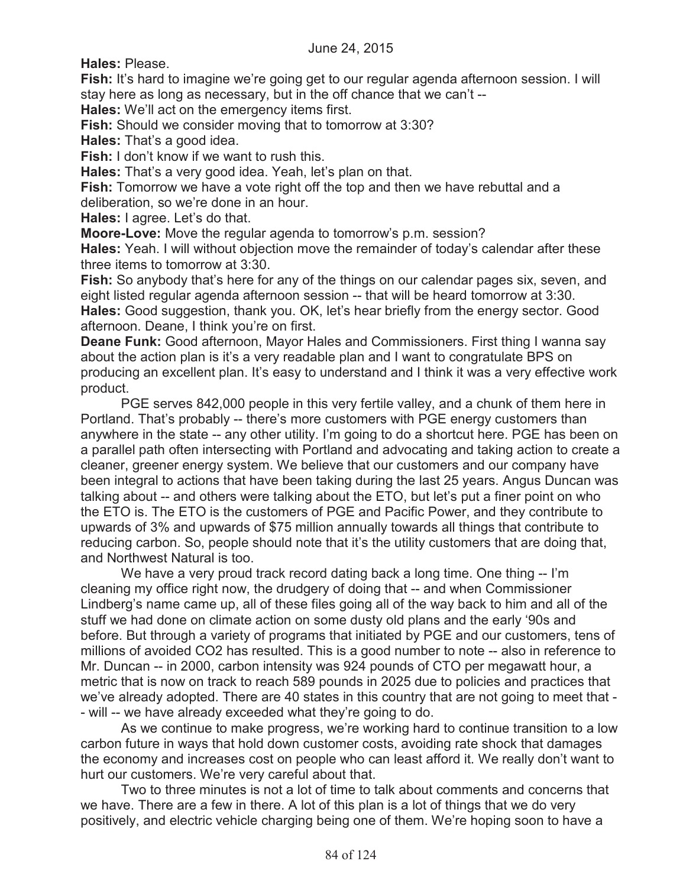**Hales:** Please.

**Fish:** It's hard to imagine we're going get to our regular agenda afternoon session. I will stay here as long as necessary, but in the off chance that we can't --

**Hales:** We'll act on the emergency items first.

**Fish:** Should we consider moving that to tomorrow at 3:30?

**Hales:** That's a good idea.

**Fish:** I don't know if we want to rush this.

**Hales:** That's a very good idea. Yeah, let's plan on that.

**Fish:** Tomorrow we have a vote right off the top and then we have rebuttal and a deliberation, so we're done in an hour.

**Hales:** I agree. Let's do that.

**Moore-Love:** Move the regular agenda to tomorrow's p.m. session?

**Hales:** Yeah. I will without objection move the remainder of today's calendar after these three items to tomorrow at 3:30.

**Fish:** So anybody that's here for any of the things on our calendar pages six, seven, and eight listed regular agenda afternoon session -- that will be heard tomorrow at 3:30.

**Hales:** Good suggestion, thank you. OK, let's hear briefly from the energy sector. Good afternoon. Deane, I think you're on first.

**Deane Funk:** Good afternoon, Mayor Hales and Commissioners. First thing I wanna say about the action plan is it's a very readable plan and I want to congratulate BPS on producing an excellent plan. It's easy to understand and I think it was a very effective work product.

PGE serves 842,000 people in this very fertile valley, and a chunk of them here in Portland. That's probably -- there's more customers with PGE energy customers than anywhere in the state -- any other utility. I'm going to do a shortcut here. PGE has been on a parallel path often intersecting with Portland and advocating and taking action to create a cleaner, greener energy system. We believe that our customers and our company have been integral to actions that have been taking during the last 25 years. Angus Duncan was talking about -- and others were talking about the ETO, but let's put a finer point on who the ETO is. The ETO is the customers of PGE and Pacific Power, and they contribute to upwards of 3% and upwards of $75 million annually towards all things that contribute to reducing carbon. So, people should note that it's the utility customers that are doing that, and Northwest Natural is too.

We have a very proud track record dating back a long time. One thing -- I'm cleaning my office right now, the drudgery of doing that -- and when Commissioner Lindberg's name came up, all of these files going all of the way back to him and all of the stuff we had done on climate action on some dusty old plans and the early '90s and before. But through a variety of programs that initiated by PGE and our customers, tens of millions of avoided CO2 has resulted. This is a good number to note -- also in reference to Mr. Duncan -- in 2000, carbon intensity was 924 pounds of CTO per megawatt hour, a metric that is now on track to reach 589 pounds in 2025 due to policies and practices that we've already adopted. There are 40 states in this country that are not going to meet that -- will -- we have already exceeded what they're going to do.

As we continue to make progress, we're working hard to continue transition to a low carbon future in ways that hold down customer costs, avoiding rate shock that damages the economy and increases cost on people who can least afford it. We really don't want to hurt our customers. We're very careful about that.

Two to three minutes is not a lot of time to talk about comments and concerns that we have. There are a few in there. A lot of this plan is a lot of things that we do very positively, and electric vehicle charging being one of them. We're hoping soon to have a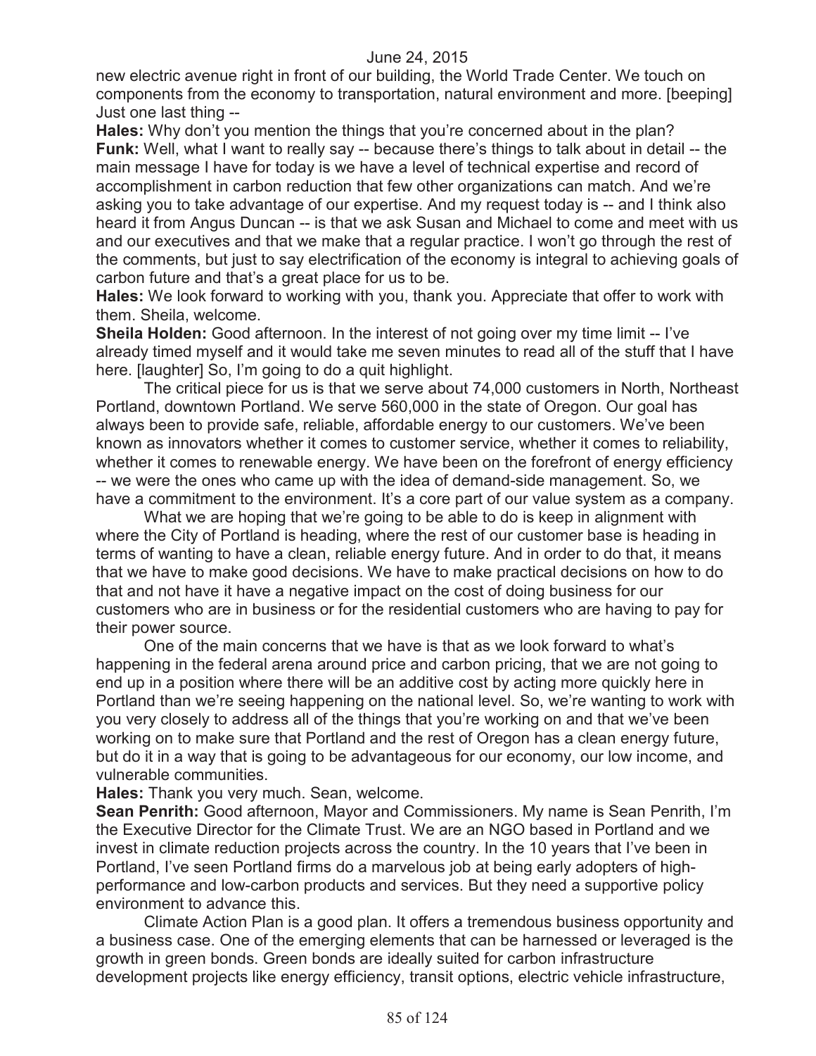new electric avenue right in front of our building, the World Trade Center. We touch on components from the economy to transportation, natural environment and more. [beeping] Just one last thing --

**Hales:** Why don't you mention the things that you're concerned about in the plan?

**Funk:** Well, what I want to really say -- because there's things to talk about in detail -- the main message I have for today is we have a level of technical expertise and record of accomplishment in carbon reduction that few other organizations can match. And we're asking you to take advantage of our expertise. And my request today is -- and I think also heard it from Angus Duncan -- is that we ask Susan and Michael to come and meet with us and our executives and that we make that a regular practice. I won't go through the rest of the comments, but just to say electrification of the economy is integral to achieving goals of carbon future and that's a great place for us to be.

**Hales:** We look forward to working with you, thank you. Appreciate that offer to work with them. Sheila, welcome.

**Sheila Holden:** Good afternoon. In the interest of not going over my time limit -- I've already timed myself and it would take me seven minutes to read all of the stuff that I have here. [laughter] So, I'm going to do a quit highlight.

The critical piece for us is that we serve about 74,000 customers in North, Northeast Portland, downtown Portland. We serve 560,000 in the state of Oregon. Our goal has always been to provide safe, reliable, affordable energy to our customers. We've been known as innovators whether it comes to customer service, whether it comes to reliability, whether it comes to renewable energy. We have been on the forefront of energy efficiency -- we were the ones who came up with the idea of demand-side management. So, we have a commitment to the environment. It's a core part of our value system as a company.

What we are hoping that we're going to be able to do is keep in alignment with where the City of Portland is heading, where the rest of our customer base is heading in terms of wanting to have a clean, reliable energy future. And in order to do that, it means that we have to make good decisions. We have to make practical decisions on how to do that and not have it have a negative impact on the cost of doing business for our customers who are in business or for the residential customers who are having to pay for their power source.

One of the main concerns that we have is that as we look forward to what's happening in the federal arena around price and carbon pricing, that we are not going to end up in a position where there will be an additive cost by acting more quickly here in Portland than we're seeing happening on the national level. So, we're wanting to work with you very closely to address all of the things that you're working on and that we've been working on to make sure that Portland and the rest of Oregon has a clean energy future, but do it in a way that is going to be advantageous for our economy, our low income, and vulnerable communities.

**Hales:** Thank you very much. Sean, welcome.

**Sean Penrith:** Good afternoon, Mayor and Commissioners. My name is Sean Penrith, I'm the Executive Director for the Climate Trust. We are an NGO based in Portland and we invest in climate reduction projects across the country. In the 10 years that I've been in Portland, I've seen Portland firms do a marvelous job at being early adopters of high-performance and low-carbon products and services. But they need a supportive policy environment to advance this.

Climate Action Plan is a good plan. It offers a tremendous business opportunity and a business case. One of the emerging elements that can be harnessed or leveraged is the growth in green bonds. Green bonds are ideally suited for carbon infrastructure development projects like energy efficiency, transit options, electric vehicle infrastructure,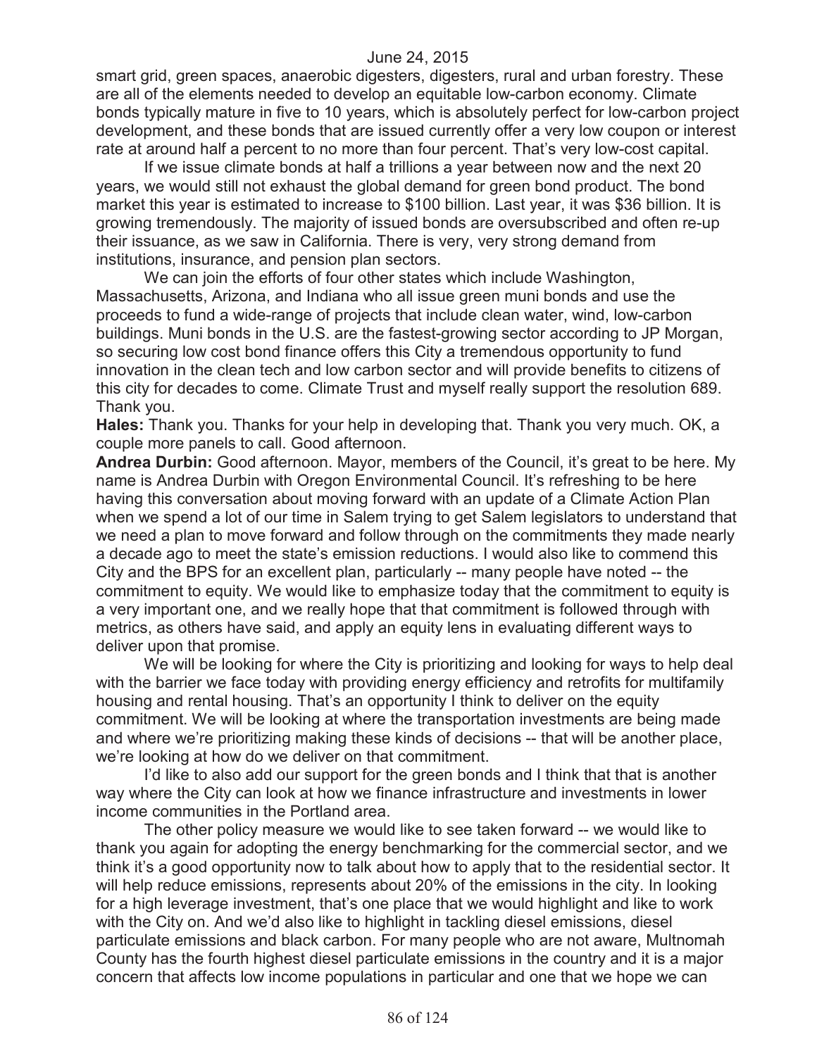smart grid, green spaces, anaerobic digesters, digesters, rural and urban forestry. These are all of the elements needed to develop an equitable low-carbon economy. Climate bonds typically mature in five to 10 years, which is absolutely perfect for low-carbon project development, and these bonds that are issued currently offer a very low coupon or interest rate at around half a percent to no more than four percent. That's very low-cost capital.

If we issue climate bonds at half a trillions a year between now and the next 20 years, we would still not exhaust the global demand for green bond product. The bond market this year is estimated to increase to $100 billion. Last year, it was $36 billion. It is growing tremendously. The majority of issued bonds are oversubscribed and often re-up their issuance, as we saw in California. There is very, very strong demand from institutions, insurance, and pension plan sectors.

We can join the efforts of four other states which include Washington, Massachusetts, Arizona, and Indiana who all issue green muni bonds and use the proceeds to fund a wide-range of projects that include clean water, wind, low-carbon buildings. Muni bonds in the U.S. are the fastest-growing sector according to JP Morgan, so securing low cost bond finance offers this City a tremendous opportunity to fund innovation in the clean tech and low carbon sector and will provide benefits to citizens of this city for decades to come. Climate Trust and myself really support the resolution 689. Thank you.

**Hales:** Thank you. Thanks for your help in developing that. Thank you very much. OK, a couple more panels to call. Good afternoon.

**Andrea Durbin:** Good afternoon. Mayor, members of the Council, it's great to be here. My name is Andrea Durbin with Oregon Environmental Council. It's refreshing to be here having this conversation about moving forward with an update of a Climate Action Plan when we spend a lot of our time in Salem trying to get Salem legislators to understand that we need a plan to move forward and follow through on the commitments they made nearly a decade ago to meet the state's emission reductions. I would also like to commend this City and the BPS for an excellent plan, particularly -- many people have noted -- the commitment to equity. We would like to emphasize today that the commitment to equity is a very important one, and we really hope that that commitment is followed through with metrics, as others have said, and apply an equity lens in evaluating different ways to deliver upon that promise.

We will be looking for where the City is prioritizing and looking for ways to help deal with the barrier we face today with providing energy efficiency and retrofits for multifamily housing and rental housing. That's an opportunity I think to deliver on the equity commitment. We will be looking at where the transportation investments are being made and where we're prioritizing making these kinds of decisions -- that will be another place, we're looking at how do we deliver on that commitment.

I'd like to also add our support for the green bonds and I think that that is another way where the City can look at how we finance infrastructure and investments in lower income communities in the Portland area.

The other policy measure we would like to see taken forward -- we would like to thank you again for adopting the energy benchmarking for the commercial sector, and we think it's a good opportunity now to talk about how to apply that to the residential sector. It will help reduce emissions, represents about 20% of the emissions in the city. In looking for a high leverage investment, that's one place that we would highlight and like to work with the City on. And we'd also like to highlight in tackling diesel emissions, diesel particulate emissions and black carbon. For many people who are not aware, Multnomah County has the fourth highest diesel particulate emissions in the country and it is a major concern that affects low income populations in particular and one that we hope we can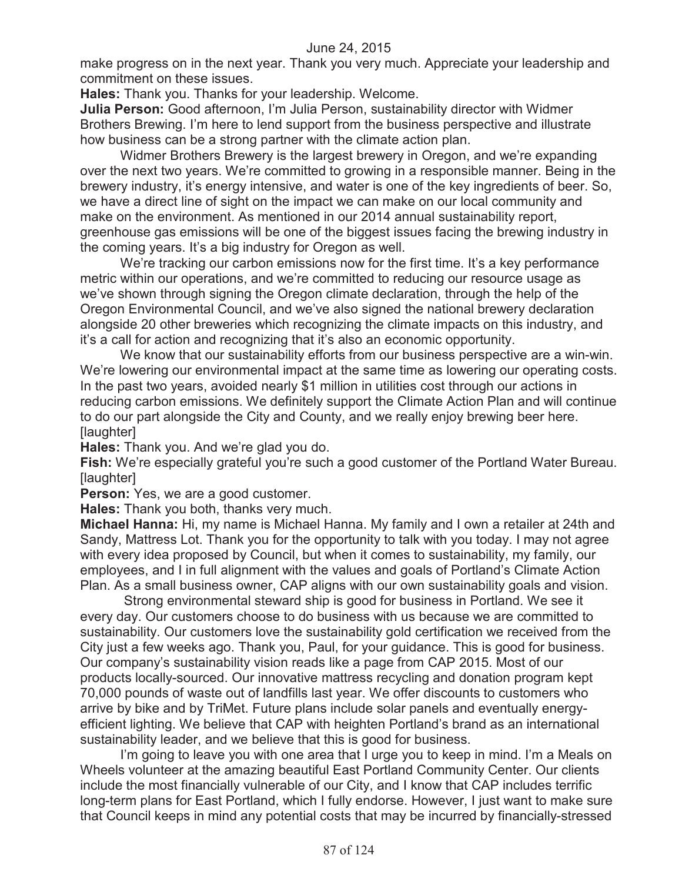make progress on in the next year. Thank you very much. Appreciate your leadership and commitment on these issues.

**Hales:** Thank you. Thanks for your leadership. Welcome.

**Julia Person:** Good afternoon, I'm Julia Person, sustainability director with Widmer Brothers Brewing. I'm here to lend support from the business perspective and illustrate how business can be a strong partner with the climate action plan.

Widmer Brothers Brewery is the largest brewery in Oregon, and we're expanding over the next two years. We're committed to growing in a responsible manner. Being in the brewery industry, it's energy intensive, and water is one of the key ingredients of beer. So, we have a direct line of sight on the impact we can make on our local community and make on the environment. As mentioned in our 2014 annual sustainability report, greenhouse gas emissions will be one of the biggest issues facing the brewing industry in the coming years. It's a big industry for Oregon as well.

We're tracking our carbon emissions now for the first time. It's a key performance metric within our operations, and we're committed to reducing our resource usage as we've shown through signing the Oregon climate declaration, through the help of the Oregon Environmental Council, and we've also signed the national brewery declaration alongside 20 other breweries which recognizing the climate impacts on this industry, and it's a call for action and recognizing that it's also an economic opportunity.

We know that our sustainability efforts from our business perspective are a win-win. We're lowering our environmental impact at the same time as lowering our operating costs. In the past two years, avoided nearly $1 million in utilities cost through our actions in reducing carbon emissions. We definitely support the Climate Action Plan and will continue to do our part alongside the City and County, and we really enjoy brewing beer here. [laughter]

**Hales:** Thank you. And we're glad you do.

**Fish:** We're especially grateful you're such a good customer of the Portland Water Bureau. [laughter]

**Person:** Yes, we are a good customer.

**Hales:** Thank you both, thanks very much.

**Michael Hanna:** Hi, my name is Michael Hanna. My family and I own a retailer at 24th and Sandy, Mattress Lot. Thank you for the opportunity to talk with you today. I may not agree with every idea proposed by Council, but when it comes to sustainability, my family, our employees, and I in full alignment with the values and goals of Portland's Climate Action Plan. As a small business owner, CAP aligns with our own sustainability goals and vision.

Strong environmental steward ship is good for business in Portland. We see it every day. Our customers choose to do business with us because we are committed to sustainability. Our customers love the sustainability gold certification we received from the City just a few weeks ago. Thank you, Paul, for your guidance. This is good for business. Our company's sustainability vision reads like a page from CAP 2015. Most of our products locally-sourced. Our innovative mattress recycling and donation program kept 70,000 pounds of waste out of landfills last year. We offer discounts to customers who arrive by bike and by TriMet. Future plans include solar panels and eventually energy-efficient lighting. We believe that CAP with heighten Portland's brand as an international sustainability leader, and we believe that this is good for business.

I'm going to leave you with one area that I urge you to keep in mind. I'm a Meals on Wheels volunteer at the amazing beautiful East Portland Community Center. Our clients include the most financially vulnerable of our City, and I know that CAP includes terrific long-term plans for East Portland, which I fully endorse. However, I just want to make sure that Council keeps in mind any potential costs that may be incurred by financially-stressed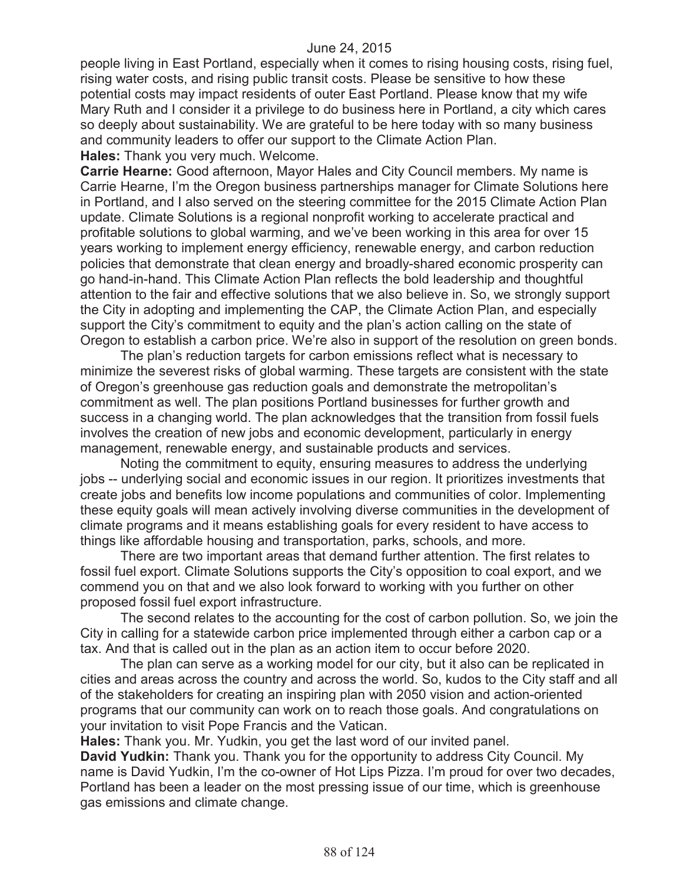people living in East Portland, especially when it comes to rising housing costs, rising fuel, rising water costs, and rising public transit costs. Please be sensitive to how these potential costs may impact residents of outer East Portland. Please know that my wife Mary Ruth and I consider it a privilege to do business here in Portland, a city which cares so deeply about sustainability. We are grateful to be here today with so many business and community leaders to offer our support to the Climate Action Plan.

**Hales:** Thank you very much. Welcome.

**Carrie Hearne:** Good afternoon, Mayor Hales and City Council members. My name is Carrie Hearne, I'm the Oregon business partnerships manager for Climate Solutions here in Portland, and I also served on the steering committee for the 2015 Climate Action Plan update. Climate Solutions is a regional nonprofit working to accelerate practical and profitable solutions to global warming, and we've been working in this area for over 15 years working to implement energy efficiency, renewable energy, and carbon reduction policies that demonstrate that clean energy and broadly-shared economic prosperity can go hand-in-hand. This Climate Action Plan reflects the bold leadership and thoughtful attention to the fair and effective solutions that we also believe in. So, we strongly support the City in adopting and implementing the CAP, the Climate Action Plan, and especially support the City's commitment to equity and the plan's action calling on the state of Oregon to establish a carbon price. We're also in support of the resolution on green bonds.

The plan's reduction targets for carbon emissions reflect what is necessary to minimize the severest risks of global warming. These targets are consistent with the state of Oregon's greenhouse gas reduction goals and demonstrate the metropolitan's commitment as well. The plan positions Portland businesses for further growth and success in a changing world. The plan acknowledges that the transition from fossil fuels involves the creation of new jobs and economic development, particularly in energy management, renewable energy, and sustainable products and services.

Noting the commitment to equity, ensuring measures to address the underlying jobs -- underlying social and economic issues in our region. It prioritizes investments that create jobs and benefits low income populations and communities of color. Implementing these equity goals will mean actively involving diverse communities in the development of climate programs and it means establishing goals for every resident to have access to things like affordable housing and transportation, parks, schools, and more.

There are two important areas that demand further attention. The first relates to fossil fuel export. Climate Solutions supports the City's opposition to coal export, and we commend you on that and we also look forward to working with you further on other proposed fossil fuel export infrastructure.

The second relates to the accounting for the cost of carbon pollution. So, we join the City in calling for a statewide carbon price implemented through either a carbon cap or a tax. And that is called out in the plan as an action item to occur before 2020.

The plan can serve as a working model for our city, but it also can be replicated in cities and areas across the country and across the world. So, kudos to the City staff and all of the stakeholders for creating an inspiring plan with 2050 vision and action-oriented programs that our community can work on to reach those goals. And congratulations on your invitation to visit Pope Francis and the Vatican.

**Hales:** Thank you. Mr. Yudkin, you get the last word of our invited panel.

**David Yudkin:** Thank you. Thank you for the opportunity to address City Council. My name is David Yudkin, I'm the co-owner of Hot Lips Pizza. I'm proud for over two decades, Portland has been a leader on the most pressing issue of our time, which is greenhouse gas emissions and climate change.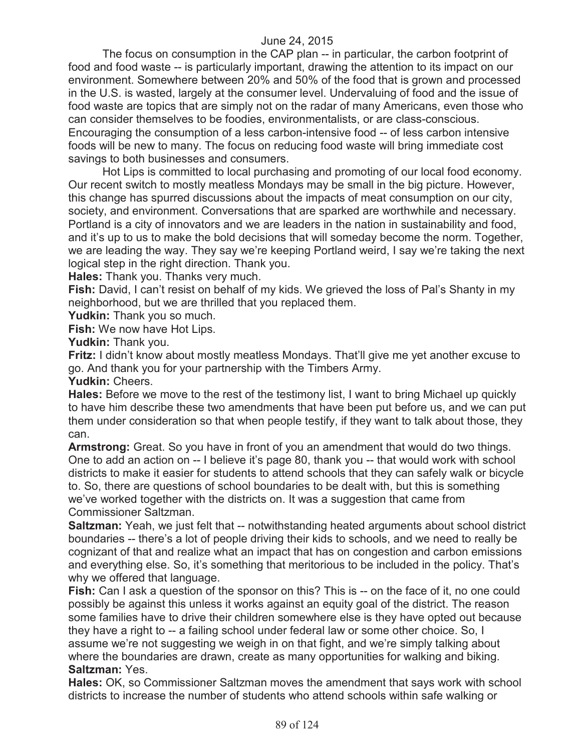The focus on consumption in the CAP plan -- in particular, the carbon footprint of food and food waste -- is particularly important, drawing the attention to its impact on our environment. Somewhere between 20% and 50% of the food that is grown and processed in the U.S. is wasted, largely at the consumer level. Undervaluing of food and the issue of food waste are topics that are simply not on the radar of many Americans, even those who can consider themselves to be foodies, environmentalists, or are class-conscious. Encouraging the consumption of a less carbon-intensive food -- of less carbon intensive foods will be new to many. The focus on reducing food waste will bring immediate cost savings to both businesses and consumers.

Hot Lips is committed to local purchasing and promoting of our local food economy. Our recent switch to mostly meatless Mondays may be small in the big picture. However, this change has spurred discussions about the impacts of meat consumption on our city, society, and environment. Conversations that are sparked are worthwhile and necessary. Portland is a city of innovators and we are leaders in the nation in sustainability and food, and it's up to us to make the bold decisions that will someday become the norm. Together, we are leading the way. They say we're keeping Portland weird, I say we're taking the next logical step in the right direction. Thank you.

**Hales:** Thank you. Thanks very much.

**Fish:** David, I can't resist on behalf of my kids. We grieved the loss of Pal's Shanty in my neighborhood, but we are thrilled that you replaced them.

**Yudkin:** Thank you so much.

**Fish:** We now have Hot Lips.

**Yudkin:** Thank you.

**Fritz:** I didn't know about mostly meatless Mondays. That'll give me yet another excuse to go. And thank you for your partnership with the Timbers Army.

**Yudkin:** Cheers.

**Hales:** Before we move to the rest of the testimony list, I want to bring Michael up quickly to have him describe these two amendments that have been put before us, and we can put them under consideration so that when people testify, if they want to talk about those, they can.

**Armstrong:** Great. So you have in front of you an amendment that would do two things. One to add an action on -- I believe it's page 80, thank you -- that would work with school districts to make it easier for students to attend schools that they can safely walk or bicycle to. So, there are questions of school boundaries to be dealt with, but this is something we've worked together with the districts on. It was a suggestion that came from Commissioner Saltzman.

**Saltzman:** Yeah, we just felt that -- notwithstanding heated arguments about school district boundaries -- there's a lot of people driving their kids to schools, and we need to really be cognizant of that and realize what an impact that has on congestion and carbon emissions and everything else. So, it's something that meritorious to be included in the policy. That's why we offered that language.

**Fish:** Can I ask a question of the sponsor on this? This is -- on the face of it, no one could possibly be against this unless it works against an equity goal of the district. The reason some families have to drive their children somewhere else is they have opted out because they have a right to -- a failing school under federal law or some other choice. So, I assume we're not suggesting we weigh in on that fight, and we're simply talking about where the boundaries are drawn, create as many opportunities for walking and biking.

**Saltzman:** Yes.

**Hales:** OK, so Commissioner Saltzman moves the amendment that says work with school districts to increase the number of students who attend schools within safe walking or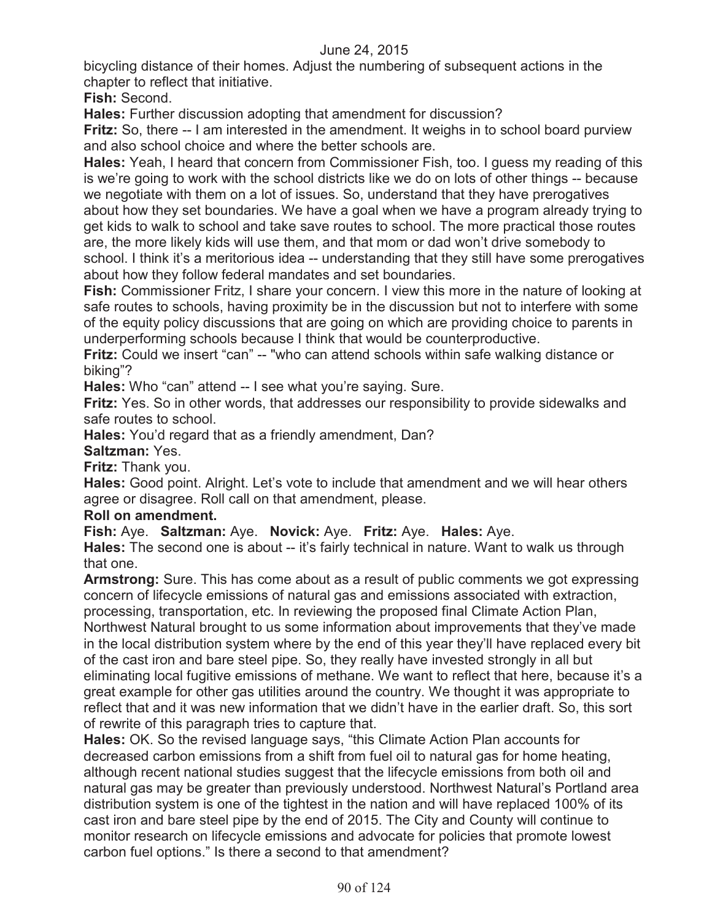bicycling distance of their homes. Adjust the numbering of subsequent actions in the chapter to reflect that initiative.

**Fish:** Second.

**Hales:** Further discussion adopting that amendment for discussion?

**Fritz:** So, there -- I am interested in the amendment. It weighs in to school board purview and also school choice and where the better schools are.

**Hales:** Yeah, I heard that concern from Commissioner Fish, too. I guess my reading of this is we're going to work with the school districts like we do on lots of other things -- because we negotiate with them on a lot of issues. So, understand that they have prerogatives about how they set boundaries. We have a goal when we have a program already trying to get kids to walk to school and take save routes to school. The more practical those routes are, the more likely kids will use them, and that mom or dad won't drive somebody to school. I think it's a meritorious idea -- understanding that they still have some prerogatives about how they follow federal mandates and set boundaries.

**Fish:** Commissioner Fritz, I share your concern. I view this more in the nature of looking at safe routes to schools, having proximity be in the discussion but not to interfere with some of the equity policy discussions that are going on which are providing choice to parents in underperforming schools because I think that would be counterproductive.

**Fritz:** Could we insert "can" -- "who can attend schools within safe walking distance or biking"?

**Hales:** Who "can" attend -- I see what you're saying. Sure.

**Fritz:** Yes. So in other words, that addresses our responsibility to provide sidewalks and safe routes to school.

**Hales:** You'd regard that as a friendly amendment, Dan?

**Saltzman:** Yes.

**Fritz:** Thank you.

**Hales:** Good point. Alright. Let's vote to include that amendment and we will hear others agree or disagree. Roll call on that amendment, please.

**Roll on amendment.**

**Fish:** Aye. **Saltzman:** Aye. **Novick:** Aye. **Fritz:** Aye. **Hales:** Aye.

**Hales:** The second one is about -- it's fairly technical in nature. Want to walk us through that one.

**Armstrong:** Sure. This has come about as a result of public comments we got expressing concern of lifecycle emissions of natural gas and emissions associated with extraction, processing, transportation, etc. In reviewing the proposed final Climate Action Plan, Northwest Natural brought to us some information about improvements that they've made in the local distribution system where by the end of this year they'll have replaced every bit of the cast iron and bare steel pipe. So, they really have invested strongly in all but eliminating local fugitive emissions of methane. We want to reflect that here, because it's a great example for other gas utilities around the country. We thought it was appropriate to reflect that and it was new information that we didn't have in the earlier draft. So, this sort of rewrite of this paragraph tries to capture that.

**Hales:** OK. So the revised language says, "this Climate Action Plan accounts for decreased carbon emissions from a shift from fuel oil to natural gas for home heating, although recent national studies suggest that the lifecycle emissions from both oil and natural gas may be greater than previously understood. Northwest Natural's Portland area distribution system is one of the tightest in the nation and will have replaced 100% of its cast iron and bare steel pipe by the end of 2015. The City and County will continue to monitor research on lifecycle emissions and advocate for policies that promote lowest carbon fuel options." Is there a second to that amendment?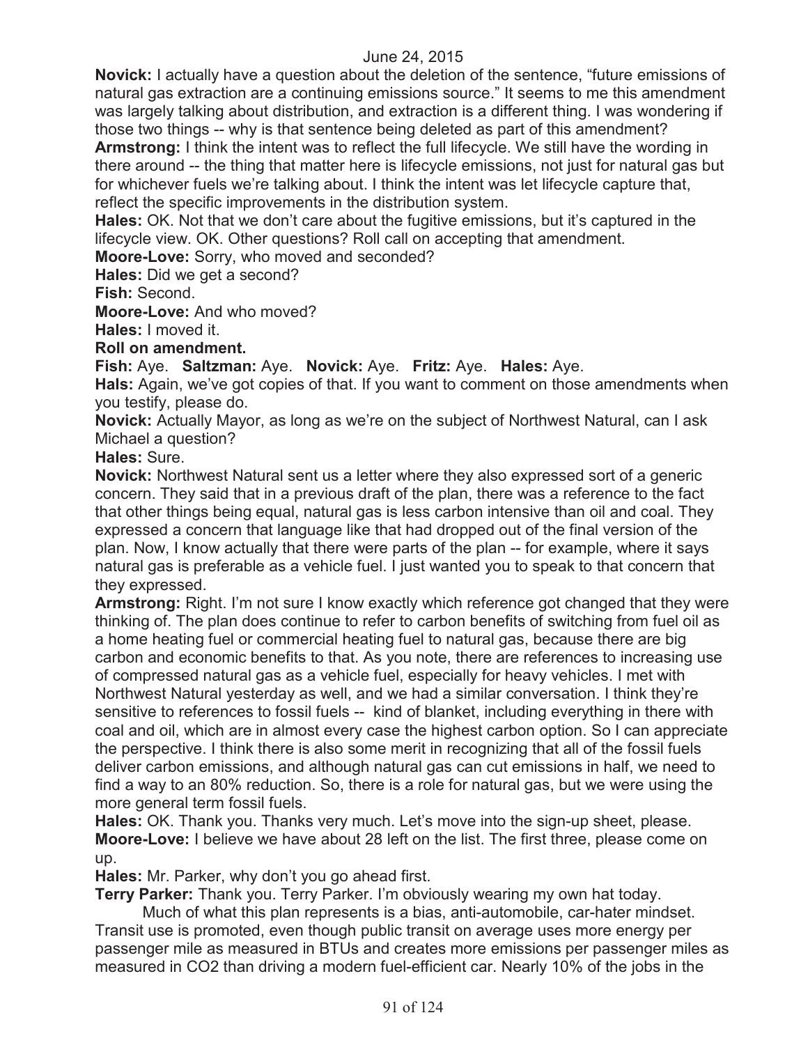**Novick:** I actually have a question about the deletion of the sentence, "future emissions of natural gas extraction are a continuing emissions source." It seems to me this amendment was largely talking about distribution, and extraction is a different thing. I was wondering if those two things -- why is that sentence being deleted as part of this amendment?

**Armstrong:** I think the intent was to reflect the full lifecycle. We still have the wording in there around -- the thing that matter here is lifecycle emissions, not just for natural gas but for whichever fuels we're talking about. I think the intent was let lifecycle capture that, reflect the specific improvements in the distribution system.

**Hales:** OK. Not that we don't care about the fugitive emissions, but it's captured in the lifecycle view. OK. Other questions? Roll call on accepting that amendment.

**Moore-Love:** Sorry, who moved and seconded?

**Hales:** Did we get a second?

**Fish:** Second.

**Moore-Love:** And who moved?

**Hales:** I moved it.

**Roll on amendment.**

**Fish:** Aye. **Saltzman:** Aye. **Novick:** Aye. **Fritz:** Aye. **Hales:** Aye.

**Hals:** Again, we've got copies of that. If you want to comment on those amendments when you testify, please do.

**Novick:** Actually Mayor, as long as we're on the subject of Northwest Natural, can I ask Michael a question?

**Hales:** Sure.

**Novick:** Northwest Natural sent us a letter where they also expressed sort of a generic concern. They said that in a previous draft of the plan, there was a reference to the fact that other things being equal, natural gas is less carbon intensive than oil and coal. They expressed a concern that language like that had dropped out of the final version of the plan. Now, I know actually that there were parts of the plan -- for example, where it says natural gas is preferable as a vehicle fuel. I just wanted you to speak to that concern that they expressed.

**Armstrong:** Right. I'm not sure I know exactly which reference got changed that they were thinking of. The plan does continue to refer to carbon benefits of switching from fuel oil as a home heating fuel or commercial heating fuel to natural gas, because there are big carbon and economic benefits to that. As you note, there are references to increasing use of compressed natural gas as a vehicle fuel, especially for heavy vehicles. I met with Northwest Natural yesterday as well, and we had a similar conversation. I think they're sensitive to references to fossil fuels -- kind of blanket, including everything in there with coal and oil, which are in almost every case the highest carbon option. So I can appreciate the perspective. I think there is also some merit in recognizing that all of the fossil fuels deliver carbon emissions, and although natural gas can cut emissions in half, we need to find a way to an 80% reduction. So, there is a role for natural gas, but we were using the more general term fossil fuels.

**Hales:** OK. Thank you. Thanks very much. Let's move into the sign-up sheet, please.

**Moore-Love:** I believe we have about 28 left on the list. The first three, please come on up.

**Hales:** Mr. Parker, why don't you go ahead first.

**Terry Parker:** Thank you. Terry Parker. I'm obviously wearing my own hat today.

Much of what this plan represents is a bias, anti-automobile, car-hater mindset. Transit use is promoted, even though public transit on average uses more energy per passenger mile as measured in BTUs and creates more emissions per passenger miles as measured in CO2 than driving a modern fuel-efficient car. Nearly 10% of the jobs in the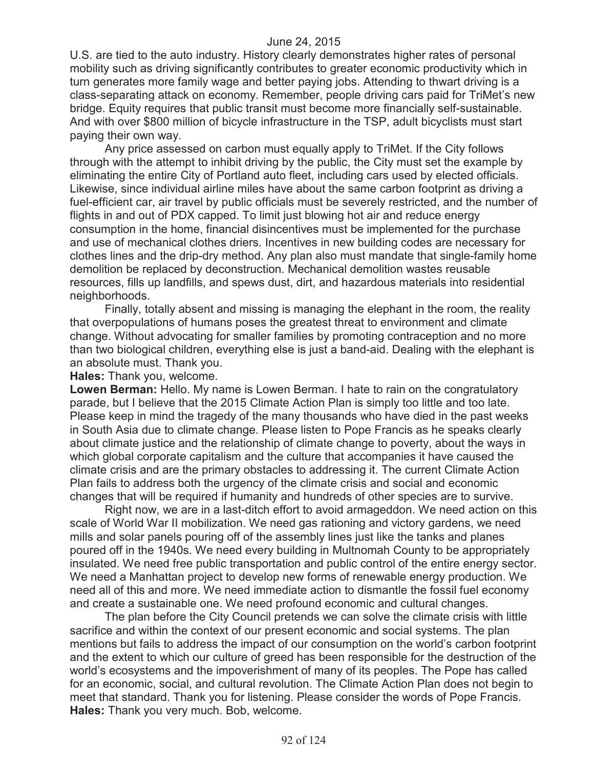U.S. are tied to the auto industry. History clearly demonstrates higher rates of personal mobility such as driving significantly contributes to greater economic productivity which in turn generates more family wage and better paying jobs. Attending to thwart driving is a class-separating attack on economy. Remember, people driving cars paid for TriMet's new bridge. Equity requires that public transit must become more financially self-sustainable. And with over $800 million of bicycle infrastructure in the TSP, adult bicyclists must start paying their own way.

Any price assessed on carbon must equally apply to TriMet. If the City follows through with the attempt to inhibit driving by the public, the City must set the example by eliminating the entire City of Portland auto fleet, including cars used by elected officials. Likewise, since individual airline miles have about the same carbon footprint as driving a fuel-efficient car, air travel by public officials must be severely restricted, and the number of flights in and out of PDX capped. To limit just blowing hot air and reduce energy consumption in the home, financial disincentives must be implemented for the purchase and use of mechanical clothes driers. Incentives in new building codes are necessary for clothes lines and the drip-dry method. Any plan also must mandate that single-family home demolition be replaced by deconstruction. Mechanical demolition wastes reusable resources, fills up landfills, and spews dust, dirt, and hazardous materials into residential neighborhoods.

Finally, totally absent and missing is managing the elephant in the room, the reality that overpopulations of humans poses the greatest threat to environment and climate change. Without advocating for smaller families by promoting contraception and no more than two biological children, everything else is just a band-aid. Dealing with the elephant is an absolute must. Thank you.

**Hales:** Thank you, welcome.

**Lowen Berman:** Hello. My name is Lowen Berman. I hate to rain on the congratulatory parade, but I believe that the 2015 Climate Action Plan is simply too little and too late. Please keep in mind the tragedy of the many thousands who have died in the past weeks in South Asia due to climate change. Please listen to Pope Francis as he speaks clearly about climate justice and the relationship of climate change to poverty, about the ways in which global corporate capitalism and the culture that accompanies it have caused the climate crisis and are the primary obstacles to addressing it. The current Climate Action Plan fails to address both the urgency of the climate crisis and social and economic changes that will be required if humanity and hundreds of other species are to survive.

Right now, we are in a last-ditch effort to avoid armageddon. We need action on this scale of World War II mobilization. We need gas rationing and victory gardens, we need mills and solar panels pouring off of the assembly lines just like the tanks and planes poured off in the 1940s. We need every building in Multnomah County to be appropriately insulated. We need free public transportation and public control of the entire energy sector. We need a Manhattan project to develop new forms of renewable energy production. We need all of this and more. We need immediate action to dismantle the fossil fuel economy and create a sustainable one. We need profound economic and cultural changes.

The plan before the City Council pretends we can solve the climate crisis with little sacrifice and within the context of our present economic and social systems. The plan mentions but fails to address the impact of our consumption on the world's carbon footprint and the extent to which our culture of greed has been responsible for the destruction of the world's ecosystems and the impoverishment of many of its peoples. The Pope has called for an economic, social, and cultural revolution. The Climate Action Plan does not begin to meet that standard. Thank you for listening. Please consider the words of Pope Francis.

**Hales:** Thank you very much. Bob, welcome.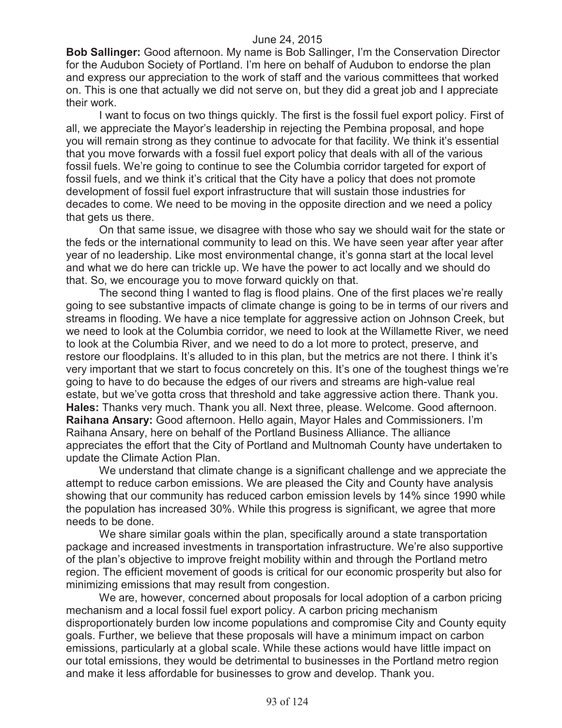**Bob Sallinger:** Good afternoon. My name is Bob Sallinger, I'm the Conservation Director for the Audubon Society of Portland. I'm here on behalf of Audubon to endorse the plan and express our appreciation to the work of staff and the various committees that worked on. This is one that actually we did not serve on, but they did a great job and I appreciate their work.

I want to focus on two things quickly. The first is the fossil fuel export policy. First of all, we appreciate the Mayor's leadership in rejecting the Pembina proposal, and hope you will remain strong as they continue to advocate for that facility. We think it's essential that you move forwards with a fossil fuel export policy that deals with all of the various fossil fuels. We're going to continue to see the Columbia corridor targeted for export of fossil fuels, and we think it's critical that the City have a policy that does not promote development of fossil fuel export infrastructure that will sustain those industries for decades to come. We need to be moving in the opposite direction and we need a policy that gets us there.

On that same issue, we disagree with those who say we should wait for the state or the feds or the international community to lead on this. We have seen year after year after year of no leadership. Like most environmental change, it's gonna start at the local level and what we do here can trickle up. We have the power to act locally and we should do that. So, we encourage you to move forward quickly on that.

The second thing I wanted to flag is flood plains. One of the first places we're really going to see substantive impacts of climate change is going to be in terms of our rivers and streams in flooding. We have a nice template for aggressive action on Johnson Creek, but we need to look at the Columbia corridor, we need to look at the Willamette River, we need to look at the Columbia River, and we need to do a lot more to protect, preserve, and restore our floodplains. It's alluded to in this plan, but the metrics are not there. I think it's very important that we start to focus concretely on this. It's one of the toughest things we're going to have to do because the edges of our rivers and streams are high-value real estate, but we've gotta cross that threshold and take aggressive action there. Thank you.

**Hales:** Thanks very much. Thank you all. Next three, please. Welcome. Good afternoon.

**Raihana Ansary:** Good afternoon. Hello again, Mayor Hales and Commissioners. I'm Raihana Ansary, here on behalf of the Portland Business Alliance. The alliance appreciates the effort that the City of Portland and Multnomah County have undertaken to update the Climate Action Plan.

We understand that climate change is a significant challenge and we appreciate the attempt to reduce carbon emissions. We are pleased the City and County have analysis showing that our community has reduced carbon emission levels by 14% since 1990 while the population has increased 30%. While this progress is significant, we agree that more needs to be done.

We share similar goals within the plan, specifically around a state transportation package and increased investments in transportation infrastructure. We're also supportive of the plan's objective to improve freight mobility within and through the Portland metro region. The efficient movement of goods is critical for our economic prosperity but also for minimizing emissions that may result from congestion.

We are, however, concerned about proposals for local adoption of a carbon pricing mechanism and a local fossil fuel export policy. A carbon pricing mechanism disproportionately burden low income populations and compromise City and County equity goals. Further, we believe that these proposals will have a minimum impact on carbon emissions, particularly at a global scale. While these actions would have little impact on our total emissions, they would be detrimental to businesses in the Portland metro region and make it less affordable for businesses to grow and develop. Thank you.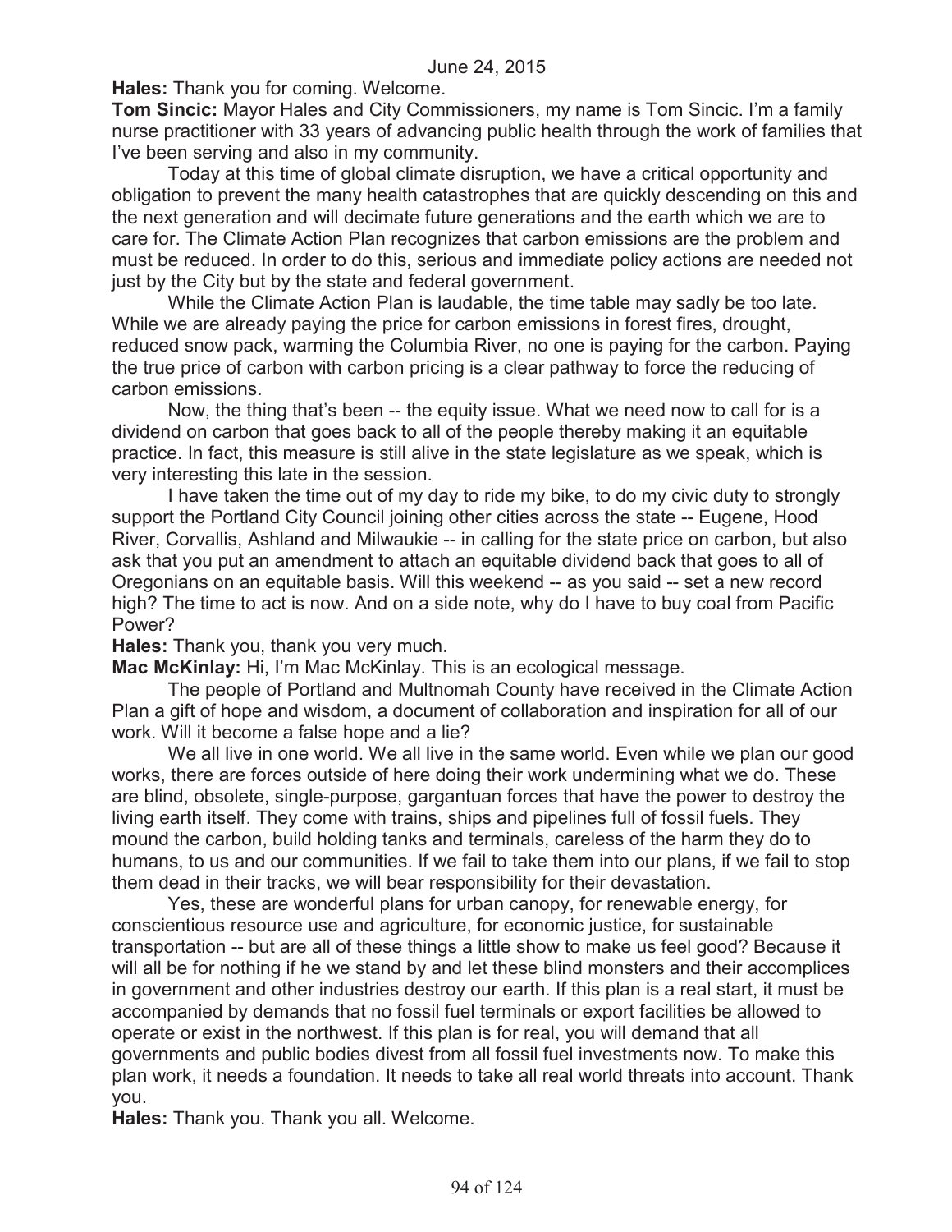June 24, 2015

**Hales:** Thank you for coming. Welcome.

**Tom Sincic:** Mayor Hales and City Commissioners, my name is Tom Sincic. I'm a family nurse practitioner with 33 years of advancing public health through the work of families that I've been serving and also in my community.

Today at this time of global climate disruption, we have a critical opportunity and obligation to prevent the many health catastrophes that are quickly descending on this and the next generation and will decimate future generations and the earth which we are to care for. The Climate Action Plan recognizes that carbon emissions are the problem and must be reduced. In order to do this, serious and immediate policy actions are needed not just by the City but by the state and federal government.

While the Climate Action Plan is laudable, the time table may sadly be too late. While we are already paying the price for carbon emissions in forest fires, drought, reduced snow pack, warming the Columbia River, no one is paying for the carbon. Paying the true price of carbon with carbon pricing is a clear pathway to force the reducing of carbon emissions.

Now, the thing that's been -- the equity issue. What we need now to call for is a dividend on carbon that goes back to all of the people thereby making it an equitable practice. In fact, this measure is still alive in the state legislature as we speak, which is very interesting this late in the session.

I have taken the time out of my day to ride my bike, to do my civic duty to strongly support the Portland City Council joining other cities across the state -- Eugene, Hood River, Corvallis, Ashland and Milwaukie -- in calling for the state price on carbon, but also ask that you put an amendment to attach an equitable dividend back that goes to all of Oregonians on an equitable basis. Will this weekend -- as you said -- set a new record high? The time to act is now. And on a side note, why do I have to buy coal from Pacific Power?

**Hales:** Thank you, thank you very much.

**Mac McKinlay:** Hi, I'm Mac McKinlay. This is an ecological message.

The people of Portland and Multnomah County have received in the Climate Action Plan a gift of hope and wisdom, a document of collaboration and inspiration for all of our work. Will it become a false hope and a lie?

We all live in one world. We all live in the same world. Even while we plan our good works, there are forces outside of here doing their work undermining what we do. These are blind, obsolete, single-purpose, gargantuan forces that have the power to destroy the living earth itself. They come with trains, ships and pipelines full of fossil fuels. They mound the carbon, build holding tanks and terminals, careless of the harm they do to humans, to us and our communities. If we fail to take them into our plans, if we fail to stop them dead in their tracks, we will bear responsibility for their devastation.

Yes, these are wonderful plans for urban canopy, for renewable energy, for conscientious resource use and agriculture, for economic justice, for sustainable transportation -- but are all of these things a little show to make us feel good? Because it will all be for nothing if he we stand by and let these blind monsters and their accomplices in government and other industries destroy our earth. If this plan is a real start, it must be accompanied by demands that no fossil fuel terminals or export facilities be allowed to operate or exist in the northwest. If this plan is for real, you will demand that all governments and public bodies divest from all fossil fuel investments now. To make this plan work, it needs a foundation. It needs to take all real world threats into account. Thank you.

**Hales:** Thank you. Thank you all. Welcome.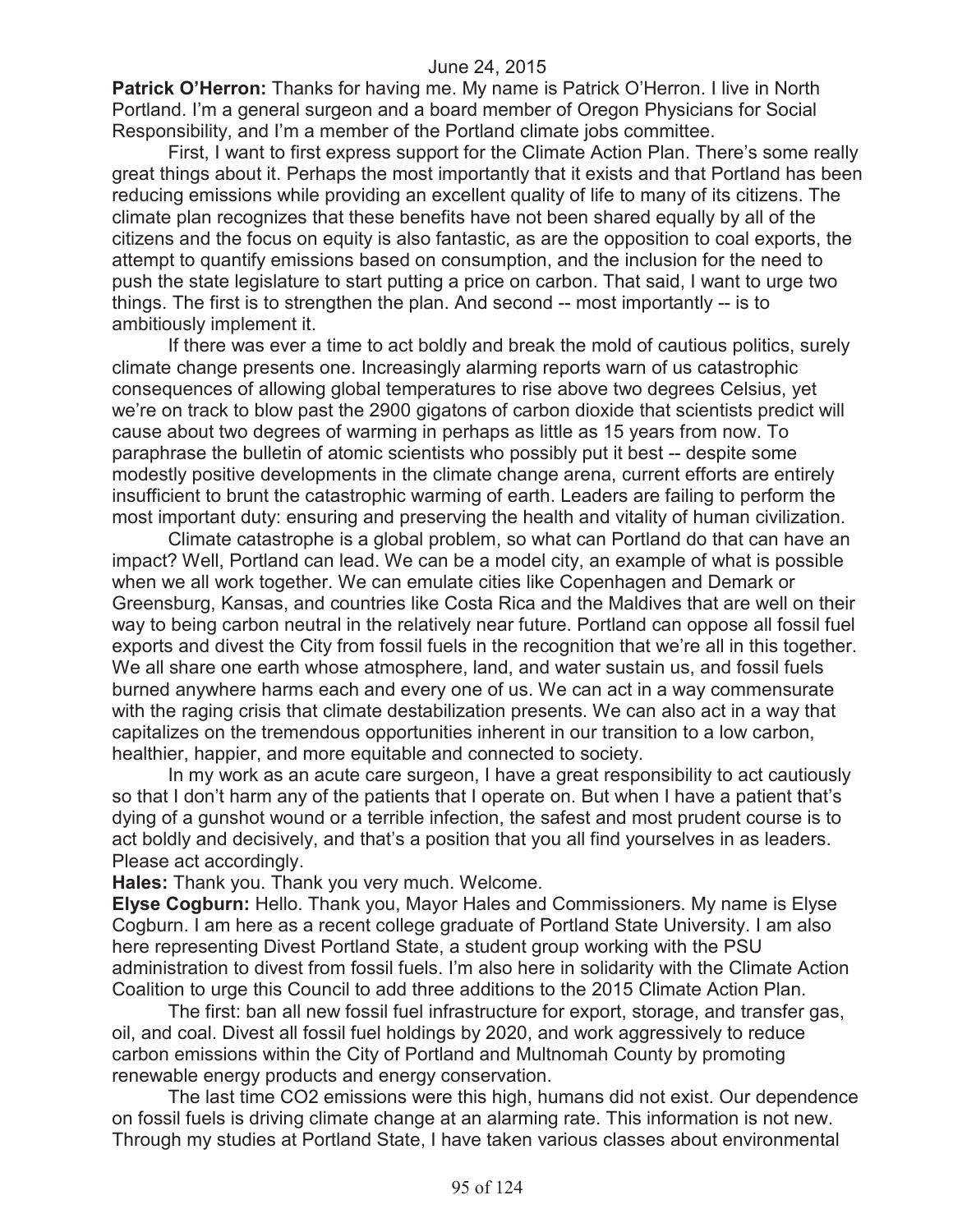**Patrick O'Herron:** Thanks for having me. My name is Patrick O'Herron. I live in North Portland. I'm a general surgeon and a board member of Oregon Physicians for Social Responsibility, and I'm a member of the Portland climate jobs committee.

First, I want to first express support for the Climate Action Plan. There's some really great things about it. Perhaps the most importantly that it exists and that Portland has been reducing emissions while providing an excellent quality of life to many of its citizens. The climate plan recognizes that these benefits have not been shared equally by all of the citizens and the focus on equity is also fantastic, as are the opposition to coal exports, the attempt to quantify emissions based on consumption, and the inclusion for the need to push the state legislature to start putting a price on carbon. That said, I want to urge two things. The first is to strengthen the plan. And second -- most importantly -- is to ambitiously implement it.

If there was ever a time to act boldly and break the mold of cautious politics, surely climate change presents one. Increasingly alarming reports warn of us catastrophic consequences of allowing global temperatures to rise above two degrees Celsius, yet we're on track to blow past the 2900 gigatons of carbon dioxide that scientists predict will cause about two degrees of warming in perhaps as little as 15 years from now. To paraphrase the bulletin of atomic scientists who possibly put it best -- despite some modestly positive developments in the climate change arena, current efforts are entirely insufficient to brunt the catastrophic warming of earth. Leaders are failing to perform the most important duty: ensuring and preserving the health and vitality of human civilization.

Climate catastrophe is a global problem, so what can Portland do that can have an impact? Well, Portland can lead. We can be a model city, an example of what is possible when we all work together. We can emulate cities like Copenhagen and Demark or Greensburg, Kansas, and countries like Costa Rica and the Maldives that are well on their way to being carbon neutral in the relatively near future. Portland can oppose all fossil fuel exports and divest the City from fossil fuels in the recognition that we're all in this together. We all share one earth whose atmosphere, land, and water sustain us, and fossil fuels burned anywhere harms each and every one of us. We can act in a way commensurate with the raging crisis that climate destabilization presents. We can also act in a way that capitalizes on the tremendous opportunities inherent in our transition to a low carbon, healthier, happier, and more equitable and connected to society.

In my work as an acute care surgeon, I have a great responsibility to act cautiously so that I don't harm any of the patients that I operate on. But when I have a patient that's dying of a gunshot wound or a terrible infection, the safest and most prudent course is to act boldly and decisively, and that's a position that you all find yourselves in as leaders. Please act accordingly.

**Hales:** Thank you. Thank you very much. Welcome.

**Elyse Cogburn:** Hello. Thank you, Mayor Hales and Commissioners. My name is Elyse Cogburn. I am here as a recent college graduate of Portland State University. I am also here representing Divest Portland State, a student group working with the PSU administration to divest from fossil fuels. I'm also here in solidarity with the Climate Action Coalition to urge this Council to add three additions to the 2015 Climate Action Plan.

The first: ban all new fossil fuel infrastructure for export, storage, and transfer gas, oil, and coal. Divest all fossil fuel holdings by 2020, and work aggressively to reduce carbon emissions within the City of Portland and Multnomah County by promoting renewable energy products and energy conservation.

The last time $CO_2$ emissions were this high, humans did not exist. Our dependence on fossil fuels is driving climate change at an alarming rate. This information is not new. Through my studies at Portland State, I have taken various classes about environmental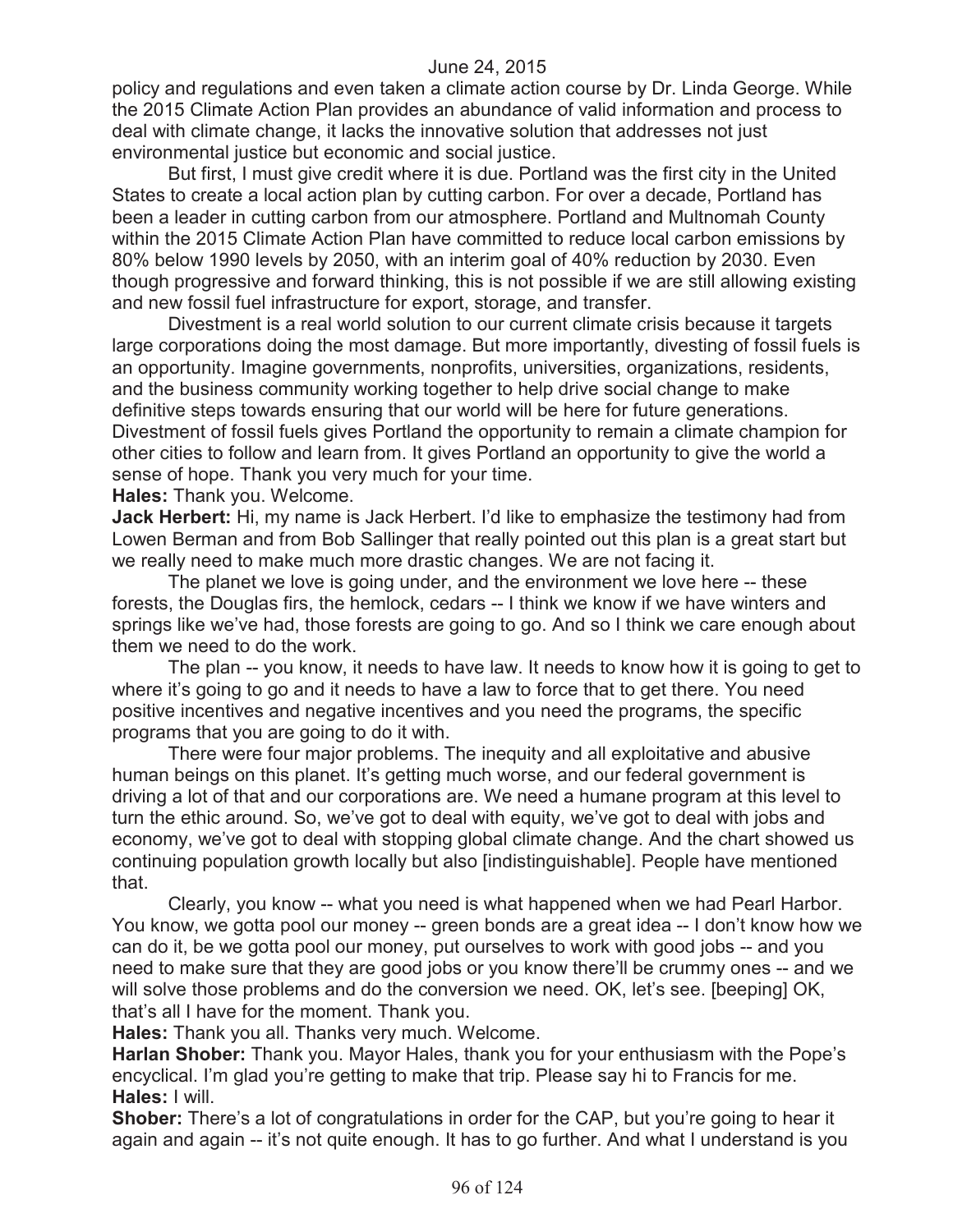policy and regulations and even taken a climate action course by Dr. Linda George. While the 2015 Climate Action Plan provides an abundance of valid information and process to deal with climate change, it lacks the innovative solution that addresses not just environmental justice but economic and social justice.

But first, I must give credit where it is due. Portland was the first city in the United States to create a local action plan by cutting carbon. For over a decade, Portland has been a leader in cutting carbon from our atmosphere. Portland and Multnomah County within the 2015 Climate Action Plan have committed to reduce local carbon emissions by 80% below 1990 levels by 2050, with an interim goal of 40% reduction by 2030. Even though progressive and forward thinking, this is not possible if we are still allowing existing and new fossil fuel infrastructure for export, storage, and transfer.

Divestment is a real world solution to our current climate crisis because it targets large corporations doing the most damage. But more importantly, divesting of fossil fuels is an opportunity. Imagine governments, nonprofits, universities, organizations, residents, and the business community working together to help drive social change to make definitive steps towards ensuring that our world will be here for future generations. Divestment of fossil fuels gives Portland the opportunity to remain a climate champion for other cities to follow and learn from. It gives Portland an opportunity to give the world a sense of hope. Thank you very much for your time.

**Hales:** Thank you. Welcome.

**Jack Herbert:** Hi, my name is Jack Herbert. I'd like to emphasize the testimony had from Lowen Berman and from Bob Sallinger that really pointed out this plan is a great start but we really need to make much more drastic changes. We are not facing it.

The planet we love is going under, and the environment we love here -- these forests, the Douglas firs, the hemlock, cedars -- I think we know if we have winters and springs like we've had, those forests are going to go. And so I think we care enough about them we need to do the work.

The plan -- you know, it needs to have law. It needs to know how it is going to get to where it's going to go and it needs to have a law to force that to get there. You need positive incentives and negative incentives and you need the programs, the specific programs that you are going to do it with.

There were four major problems. The inequity and all exploitative and abusive human beings on this planet. It's getting much worse, and our federal government is driving a lot of that and our corporations are. We need a humane program at this level to turn the ethic around. So, we've got to deal with equity, we've got to deal with jobs and economy, we've got to deal with stopping global climate change. And the chart showed us continuing population growth locally but also [indistinguishable]. People have mentioned that.

Clearly, you know -- what you need is what happened when we had Pearl Harbor. You know, we gotta pool our money -- green bonds are a great idea -- I don't know how we can do it, be we gotta pool our money, put ourselves to work with good jobs -- and you need to make sure that they are good jobs or you know there'll be crummy ones -- and we will solve those problems and do the conversion we need. OK, let's see. [beeping] OK, that's all I have for the moment. Thank you.

**Hales:** Thank you all. Thanks very much. Welcome.

**Harlan Shober:** Thank you. Mayor Hales, thank you for your enthusiasm with the Pope's encyclical. I'm glad you're getting to make that trip. Please say hi to Francis for me.

**Hales:** I will.

**Shober:** There's a lot of congratulations in order for the CAP, but you're going to hear it again and again -- it's not quite enough. It has to go further. And what I understand is you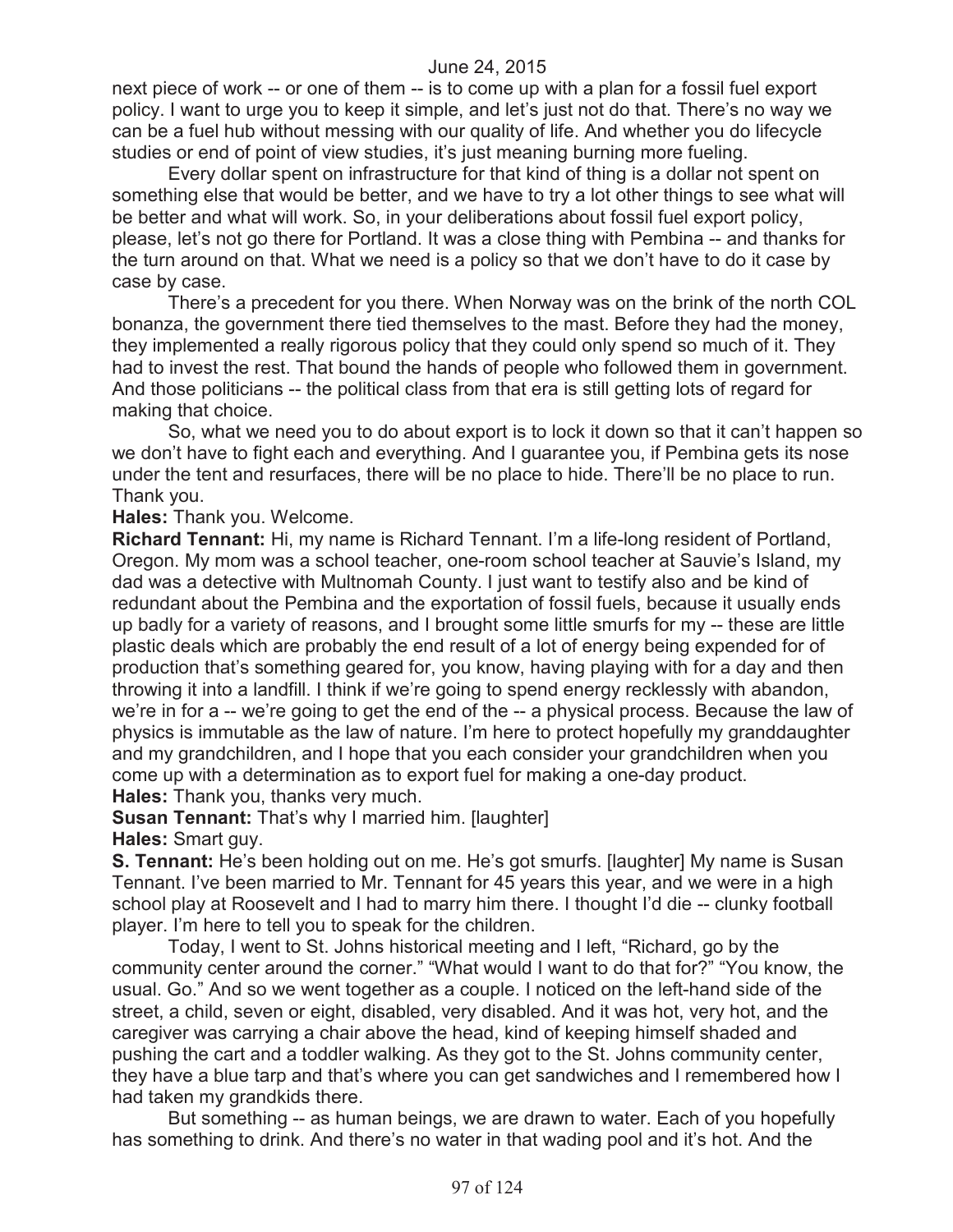next piece of work -- or one of them -- is to come up with a plan for a fossil fuel export policy. I want to urge you to keep it simple, and let's just not do that. There's no way we can be a fuel hub without messing with our quality of life. And whether you do lifecycle studies or end of point of view studies, it's just meaning burning more fueling.

Every dollar spent on infrastructure for that kind of thing is a dollar not spent on something else that would be better, and we have to try a lot other things to see what will be better and what will work. So, in your deliberations about fossil fuel export policy, please, let's not go there for Portland. It was a close thing with Pembina -- and thanks for the turn around on that. What we need is a policy so that we don't have to do it case by case by case.

There's a precedent for you there. When Norway was on the brink of the north COL bonanza, the government there tied themselves to the mast. Before they had the money, they implemented a really rigorous policy that they could only spend so much of it. They had to invest the rest. That bound the hands of people who followed them in government. And those politicians -- the political class from that era is still getting lots of regard for making that choice.

So, what we need you to do about export is to lock it down so that it can't happen so we don't have to fight each and everything. And I guarantee you, if Pembina gets its nose under the tent and resurfaces, there will be no place to hide. There'll be no place to run. Thank you.

**Hales:** Thank you. Welcome.

**Richard Tennant:** Hi, my name is Richard Tennant. I'm a life-long resident of Portland, Oregon. My mom was a school teacher, one-room school teacher at Sauvie's Island, my dad was a detective with Multnomah County. I just want to testify also and be kind of redundant about the Pembina and the exportation of fossil fuels, because it usually ends up badly for a variety of reasons, and I brought some little smurfs for my -- these are little plastic deals which are probably the end result of a lot of energy being expended for of production that's something geared for, you know, having playing with for a day and then throwing it into a landfill. I think if we're going to spend energy recklessly with abandon, we're in for a -- we're going to get the end of the -- a physical process. Because the law of physics is immutable as the law of nature. I'm here to protect hopefully my granddaughter and my grandchildren, and I hope that you each consider your grandchildren when you come up with a determination as to export fuel for making a one-day product.

**Hales:** Thank you, thanks very much.

**Susan Tennant:** That's why I married him. [laughter]

**Hales:** Smart guy.

**S. Tennant:** He's been holding out on me. He's got smurfs. [laughter] My name is Susan Tennant. I've been married to Mr. Tennant for 45 years this year, and we were in a high school play at Roosevelt and I had to marry him there. I thought I'd die -- clunky football player. I'm here to tell you to speak for the children.

Today, I went to St. Johns historical meeting and I left, "Richard, go by the community center around the corner." "What would I want to do that for?" "You know, the usual. Go." And so we went together as a couple. I noticed on the left-hand side of the street, a child, seven or eight, disabled, very disabled. And it was hot, very hot, and the caregiver was carrying a chair above the head, kind of keeping himself shaded and pushing the cart and a toddler walking. As they got to the St. Johns community center, they have a blue tarp and that's where you can get sandwiches and I remembered how I had taken my grandkids there.

But something -- as human beings, we are drawn to water. Each of you hopefully has something to drink. And there's no water in that wading pool and it's hot. And the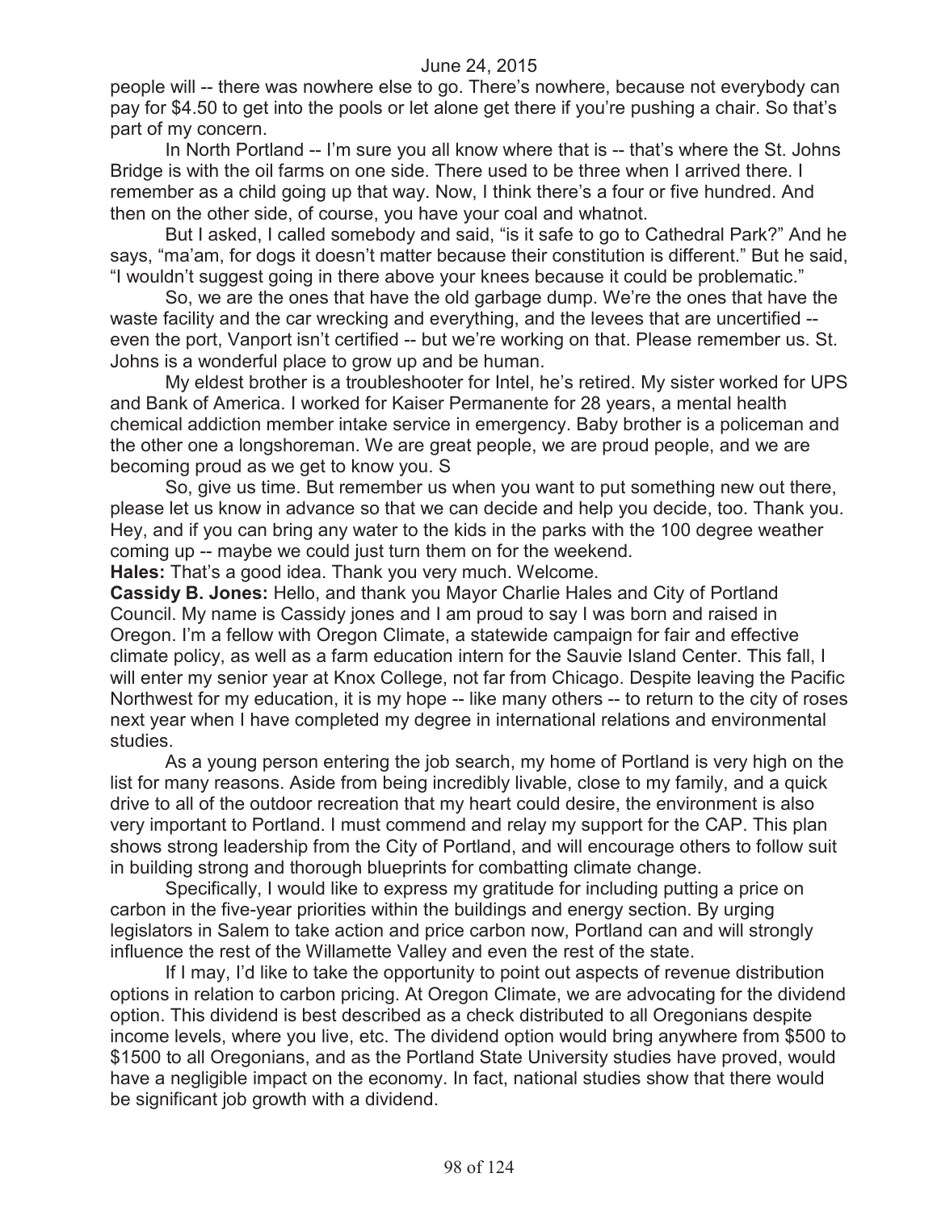people will -- there was nowhere else to go. There's nowhere, because not everybody can pay for $4.50 to get into the pools or let alone get there if you're pushing a chair. So that's part of my concern.

In North Portland -- I'm sure you all know where that is -- that's where the St. Johns Bridge is with the oil farms on one side. There used to be three when I arrived there. I remember as a child going up that way. Now, I think there's a four or five hundred. And then on the other side, of course, you have your coal and whatnot.

But I asked, I called somebody and said, "is it safe to go to Cathedral Park?" And he says, "ma'am, for dogs it doesn't matter because their constitution is different." But he said, "I wouldn't suggest going in there above your knees because it could be problematic."

So, we are the ones that have the old garbage dump. We're the ones that have the waste facility and the car wrecking and everything, and the levees that are uncertified -- even the port, Vanport isn't certified -- but we're working on that. Please remember us. St. Johns is a wonderful place to grow up and be human.

My eldest brother is a troubleshooter for Intel, he's retired. My sister worked for UPS and Bank of America. I worked for Kaiser Permanente for 28 years, a mental health chemical addiction member intake service in emergency. Baby brother is a policeman and the other one a longshoreman. We are great people, we are proud people, and we are becoming proud as we get to know you. S

So, give us time. But remember us when you want to put something new out there, please let us know in advance so that we can decide and help you decide, too. Thank you. Hey, and if you can bring any water to the kids in the parks with the 100 degree weather coming up -- maybe we could just turn them on for the weekend.

**Hales:** That's a good idea. Thank you very much. Welcome.

**Cassidy B. Jones:** Hello, and thank you Mayor Charlie Hales and City of Portland Council. My name is Cassidy jones and I am proud to say I was born and raised in Oregon. I'm a fellow with Oregon Climate, a statewide campaign for fair and effective climate policy, as well as a farm education intern for the Sauvie Island Center. This fall, I will enter my senior year at Knox College, not far from Chicago. Despite leaving the Pacific Northwest for my education, it is my hope -- like many others -- to return to the city of roses next year when I have completed my degree in international relations and environmental studies.

As a young person entering the job search, my home of Portland is very high on the list for many reasons. Aside from being incredibly livable, close to my family, and a quick drive to all of the outdoor recreation that my heart could desire, the environment is also very important to Portland. I must commend and relay my support for the CAP. This plan shows strong leadership from the City of Portland, and will encourage others to follow suit in building strong and thorough blueprints for combatting climate change.

Specifically, I would like to express my gratitude for including putting a price on carbon in the five-year priorities within the buildings and energy section. By urging legislators in Salem to take action and price carbon now, Portland can and will strongly influence the rest of the Willamette Valley and even the rest of the state.

If I may, I'd like to take the opportunity to point out aspects of revenue distribution options in relation to carbon pricing. At Oregon Climate, we are advocating for the dividend option. This dividend is best described as a check distributed to all Oregonians despite income levels, where you live, etc. The dividend option would bring anywhere from $500 to $1500 to all Oregonians, and as the Portland State University studies have proved, would have a negligible impact on the economy. In fact, national studies show that there would be significant job growth with a dividend.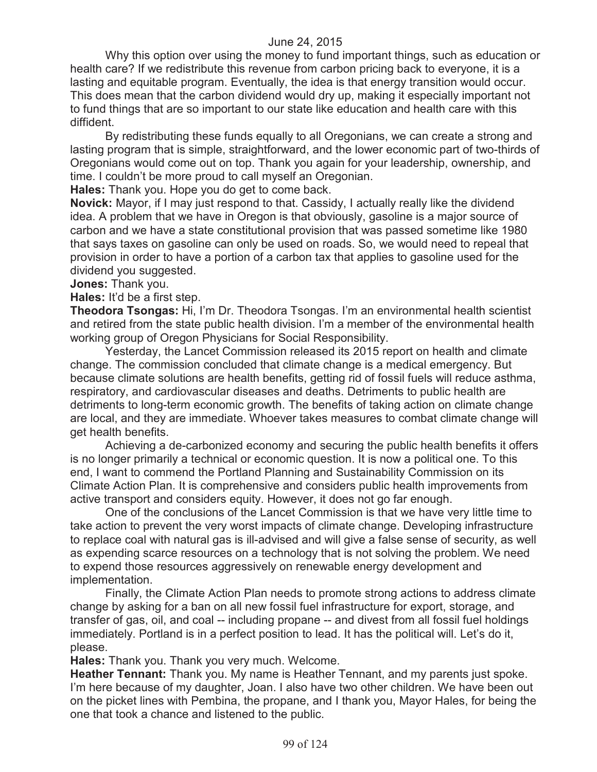Why this option over using the money to fund important things, such as education or health care? If we redistribute this revenue from carbon pricing back to everyone, it is a lasting and equitable program. Eventually, the idea is that energy transition would occur. This does mean that the carbon dividend would dry up, making it especially important not to fund things that are so important to our state like education and health care with this diffident.

By redistributing these funds equally to all Oregonians, we can create a strong and lasting program that is simple, straightforward, and the lower economic part of two-thirds of Oregonians would come out on top. Thank you again for your leadership, ownership, and time. I couldn't be more proud to call myself an Oregonian.

**Hales:** Thank you. Hope you do get to come back.

**Novick:** Mayor, if I may just respond to that. Cassidy, I actually really like the dividend idea. A problem that we have in Oregon is that obviously, gasoline is a major source of carbon and we have a state constitutional provision that was passed sometime like 1980 that says taxes on gasoline can only be used on roads. So, we would need to repeal that provision in order to have a portion of a carbon tax that applies to gasoline used for the dividend you suggested.

**Jones:** Thank you.

**Hales:** It'd be a first step.

**Theodora Tsongas:** Hi, I'm Dr. Theodora Tsongas. I'm an environmental health scientist and retired from the state public health division. I'm a member of the environmental health working group of Oregon Physicians for Social Responsibility.

Yesterday, the Lancet Commission released its 2015 report on health and climate change. The commission concluded that climate change is a medical emergency. But because climate solutions are health benefits, getting rid of fossil fuels will reduce asthma, respiratory, and cardiovascular diseases and deaths. Detriments to public health are detriments to long-term economic growth. The benefits of taking action on climate change are local, and they are immediate. Whoever takes measures to combat climate change will get health benefits.

Achieving a de-carbonized economy and securing the public health benefits it offers is no longer primarily a technical or economic question. It is now a political one. To this end, I want to commend the Portland Planning and Sustainability Commission on its Climate Action Plan. It is comprehensive and considers public health improvements from active transport and considers equity. However, it does not go far enough.

One of the conclusions of the Lancet Commission is that we have very little time to take action to prevent the very worst impacts of climate change. Developing infrastructure to replace coal with natural gas is ill-advised and will give a false sense of security, as well as expending scarce resources on a technology that is not solving the problem. We need to expend those resources aggressively on renewable energy development and implementation.

Finally, the Climate Action Plan needs to promote strong actions to address climate change by asking for a ban on all new fossil fuel infrastructure for export, storage, and transfer of gas, oil, and coal -- including propane -- and divest from all fossil fuel holdings immediately. Portland is in a perfect position to lead. It has the political will. Let's do it, please.

**Hales:** Thank you. Thank you very much. Welcome.

**Heather Tennant:** Thank you. My name is Heather Tennant, and my parents just spoke. I'm here because of my daughter, Joan. I also have two other children. We have been out on the picket lines with Pembina, the propane, and I thank you, Mayor Hales, for being the one that took a chance and listened to the public.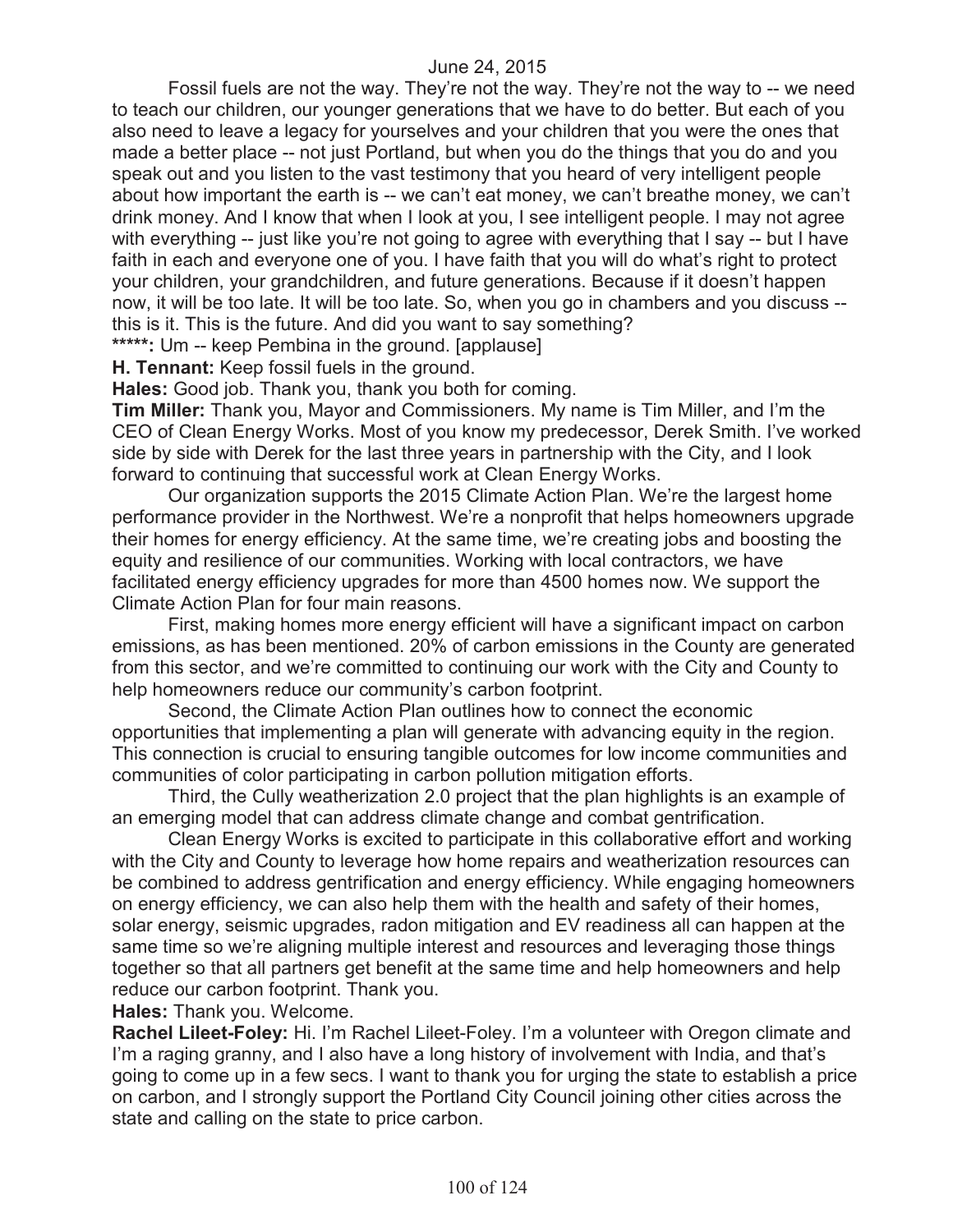Fossil fuels are not the way. They're not the way. They're not the way to -- we need to teach our children, our younger generations that we have to do better. But each of you also need to leave a legacy for yourselves and your children that you were the ones that made a better place -- not just Portland, but when you do the things that you do and you speak out and you listen to the vast testimony that you heard of very intelligent people about how important the earth is -- we can't eat money, we can't breathe money, we can't drink money. And I know that when I look at you, I see intelligent people. I may not agree with everything -- just like you're not going to agree with everything that I say -- but I have faith in each and everyone one of you. I have faith that you will do what's right to protect your children, your grandchildren, and future generations. Because if it doesn't happen now, it will be too late. It will be too late. So, when you go in chambers and you discuss -- this is it. This is the future. And did you want to say something?

**\*\*\*\*\*:** Um -- keep Pembina in the ground. [applause]

**H. Tennant:** Keep fossil fuels in the ground.

**Hales:** Good job. Thank you, thank you both for coming.

**Tim Miller:** Thank you, Mayor and Commissioners. My name is Tim Miller, and I'm the CEO of Clean Energy Works. Most of you know my predecessor, Derek Smith. I've worked side by side with Derek for the last three years in partnership with the City, and I look forward to continuing that successful work at Clean Energy Works.

Our organization supports the 2015 Climate Action Plan. We're the largest home performance provider in the Northwest. We're a nonprofit that helps homeowners upgrade their homes for energy efficiency. At the same time, we're creating jobs and boosting the equity and resilience of our communities. Working with local contractors, we have facilitated energy efficiency upgrades for more than 4500 homes now. We support the Climate Action Plan for four main reasons.

First, making homes more energy efficient will have a significant impact on carbon emissions, as has been mentioned. 20% of carbon emissions in the County are generated from this sector, and we're committed to continuing our work with the City and County to help homeowners reduce our community's carbon footprint.

Second, the Climate Action Plan outlines how to connect the economic opportunities that implementing a plan will generate with advancing equity in the region. This connection is crucial to ensuring tangible outcomes for low income communities and communities of color participating in carbon pollution mitigation efforts.

Third, the Cully weatherization 2.0 project that the plan highlights is an example of an emerging model that can address climate change and combat gentrification.

Clean Energy Works is excited to participate in this collaborative effort and working with the City and County to leverage how home repairs and weatherization resources can be combined to address gentrification and energy efficiency. While engaging homeowners on energy efficiency, we can also help them with the health and safety of their homes, solar energy, seismic upgrades, radon mitigation and EV readiness all can happen at the same time so we're aligning multiple interest and resources and leveraging those things together so that all partners get benefit at the same time and help homeowners and help reduce our carbon footprint. Thank you.

**Hales:** Thank you. Welcome.

**Rachel Lileet-Foley:** Hi. I'm Rachel Lileet-Foley. I'm a volunteer with Oregon climate and I'm a raging granny, and I also have a long history of involvement with India, and that's going to come up in a few secs. I want to thank you for urging the state to establish a price on carbon, and I strongly support the Portland City Council joining other cities across the state and calling on the state to price carbon.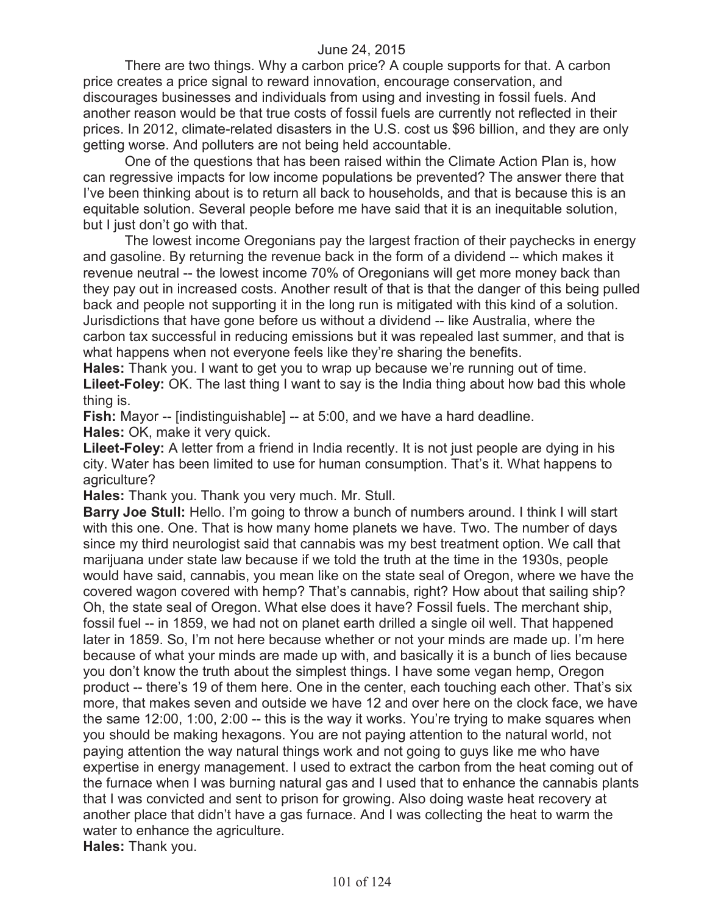June 24, 2015

There are two things. Why a carbon price? A couple supports for that. A carbon price creates a price signal to reward innovation, encourage conservation, and discourages businesses and individuals from using and investing in fossil fuels. And another reason would be that true costs of fossil fuels are currently not reflected in their prices. In 2012, climate-related disasters in the U.S. cost us $96 billion, and they are only getting worse. And polluters are not being held accountable.

One of the questions that has been raised within the Climate Action Plan is, how can regressive impacts for low income populations be prevented? The answer there that I've been thinking about is to return all back to households, and that is because this is an equitable solution. Several people before me have said that it is an inequitable solution, but I just don't go with that.

The lowest income Oregonians pay the largest fraction of their paychecks in energy and gasoline. By returning the revenue back in the form of a dividend -- which makes it revenue neutral -- the lowest income 70% of Oregonians will get more money back than they pay out in increased costs. Another result of that is that the danger of this being pulled back and people not supporting it in the long run is mitigated with this kind of a solution. Jurisdictions that have gone before us without a dividend -- like Australia, where the carbon tax successful in reducing emissions but it was repealed last summer, and that is what happens when not everyone feels like they're sharing the benefits.

**Hales:** Thank you. I want to get you to wrap up because we're running out of time.

**Lileet-Foley:** OK. The last thing I want to say is the India thing about how bad this whole thing is.

**Fish:** Mayor -- [indistinguishable] -- at 5:00, and we have a hard deadline.

**Hales:** OK, make it very quick.

**Lileet-Foley:** A letter from a friend in India recently. It is not just people are dying in his city. Water has been limited to use for human consumption. That's it. What happens to agriculture?

**Hales:** Thank you. Thank you very much. Mr. Stull.

**Barry Joe Stull:** Hello. I'm going to throw a bunch of numbers around. I think I will start with this one. One. That is how many home planets we have. Two. The number of days since my third neurologist said that cannabis was my best treatment option. We call that marijuana under state law because if we told the truth at the time in the 1930s, people would have said, cannabis, you mean like on the state seal of Oregon, where we have the covered wagon covered with hemp? That's cannabis, right? How about that sailing ship? Oh, the state seal of Oregon. What else does it have? Fossil fuels. The merchant ship, fossil fuel -- in 1859, we had not on planet earth drilled a single oil well. That happened later in 1859. So, I'm not here because whether or not your minds are made up. I'm here because of what your minds are made up with, and basically it is a bunch of lies because you don't know the truth about the simplest things. I have some vegan hemp, Oregon product -- there's 19 of them here. One in the center, each touching each other. That's six more, that makes seven and outside we have 12 and over here on the clock face, we have the same 12:00, 1:00, 2:00 -- this is the way it works. You're trying to make squares when you should be making hexagons. You are not paying attention to the natural world, not paying attention the way natural things work and not going to guys like me who have expertise in energy management. I used to extract the carbon from the heat coming out of the furnace when I was burning natural gas and I used that to enhance the cannabis plants that I was convicted and sent to prison for growing. Also doing waste heat recovery at another place that didn't have a gas furnace. And I was collecting the heat to warm the water to enhance the agriculture.

**Hales:** Thank you.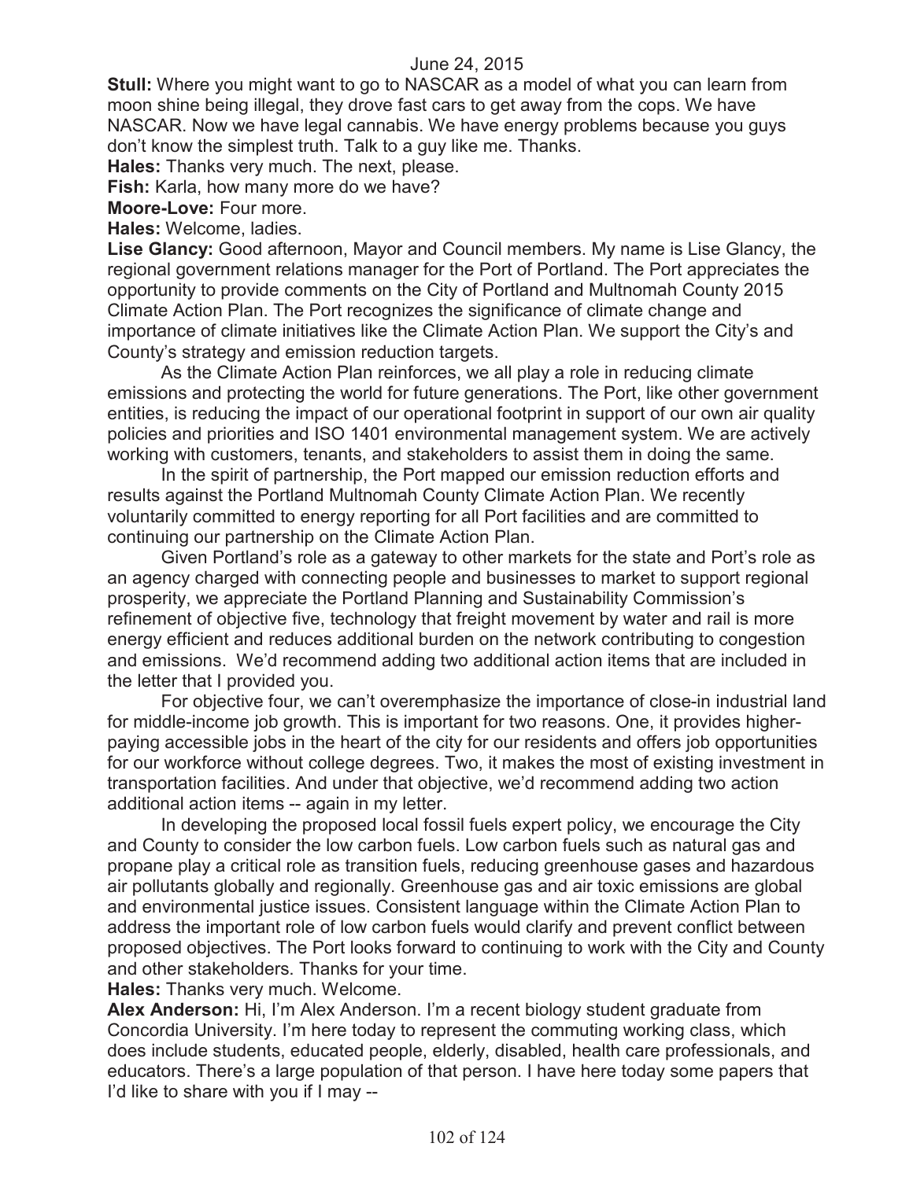June 24, 2015

**Stull:** Where you might want to go to NASCAR as a model of what you can learn from moon shine being illegal, they drove fast cars to get away from the cops. We have NASCAR. Now we have legal cannabis. We have energy problems because you guys don't know the simplest truth. Talk to a guy like me. Thanks.

**Hales:** Thanks very much. The next, please.

**Fish:** Karla, how many more do we have?

**Moore-Love:** Four more.

**Hales:** Welcome, ladies.

**Lise Glancy:** Good afternoon, Mayor and Council members. My name is Lise Glancy, the regional government relations manager for the Port of Portland. The Port appreciates the opportunity to provide comments on the City of Portland and Multnomah County 2015 Climate Action Plan. The Port recognizes the significance of climate change and importance of climate initiatives like the Climate Action Plan. We support the City's and County's strategy and emission reduction targets.

As the Climate Action Plan reinforces, we all play a role in reducing climate emissions and protecting the world for future generations. The Port, like other government entities, is reducing the impact of our operational footprint in support of our own air quality policies and priorities and ISO 1401 environmental management system. We are actively working with customers, tenants, and stakeholders to assist them in doing the same.

In the spirit of partnership, the Port mapped our emission reduction efforts and results against the Portland Multnomah County Climate Action Plan. We recently voluntarily committed to energy reporting for all Port facilities and are committed to continuing our partnership on the Climate Action Plan.

Given Portland's role as a gateway to other markets for the state and Port's role as an agency charged with connecting people and businesses to market to support regional prosperity, we appreciate the Portland Planning and Sustainability Commission's refinement of objective five, technology that freight movement by water and rail is more energy efficient and reduces additional burden on the network contributing to congestion and emissions. We'd recommend adding two additional action items that are included in the letter that I provided you.

For objective four, we can't overemphasize the importance of close-in industrial land for middle-income job growth. This is important for two reasons. One, it provides higher-paying accessible jobs in the heart of the city for our residents and offers job opportunities for our workforce without college degrees. Two, it makes the most of existing investment in transportation facilities. And under that objective, we'd recommend adding two action additional action items -- again in my letter.

In developing the proposed local fossil fuels expert policy, we encourage the City and County to consider the low carbon fuels. Low carbon fuels such as natural gas and propane play a critical role as transition fuels, reducing greenhouse gases and hazardous air pollutants globally and regionally. Greenhouse gas and air toxic emissions are global and environmental justice issues. Consistent language within the Climate Action Plan to address the important role of low carbon fuels would clarify and prevent conflict between proposed objectives. The Port looks forward to continuing to work with the City and County and other stakeholders. Thanks for your time.

**Hales:** Thanks very much. Welcome.

**Alex Anderson:** Hi, I'm Alex Anderson. I'm a recent biology student graduate from Concordia University. I'm here today to represent the commuting working class, which does include students, educated people, elderly, disabled, health care professionals, and educators. There's a large population of that person. I have here today some papers that I'd like to share with you if I may --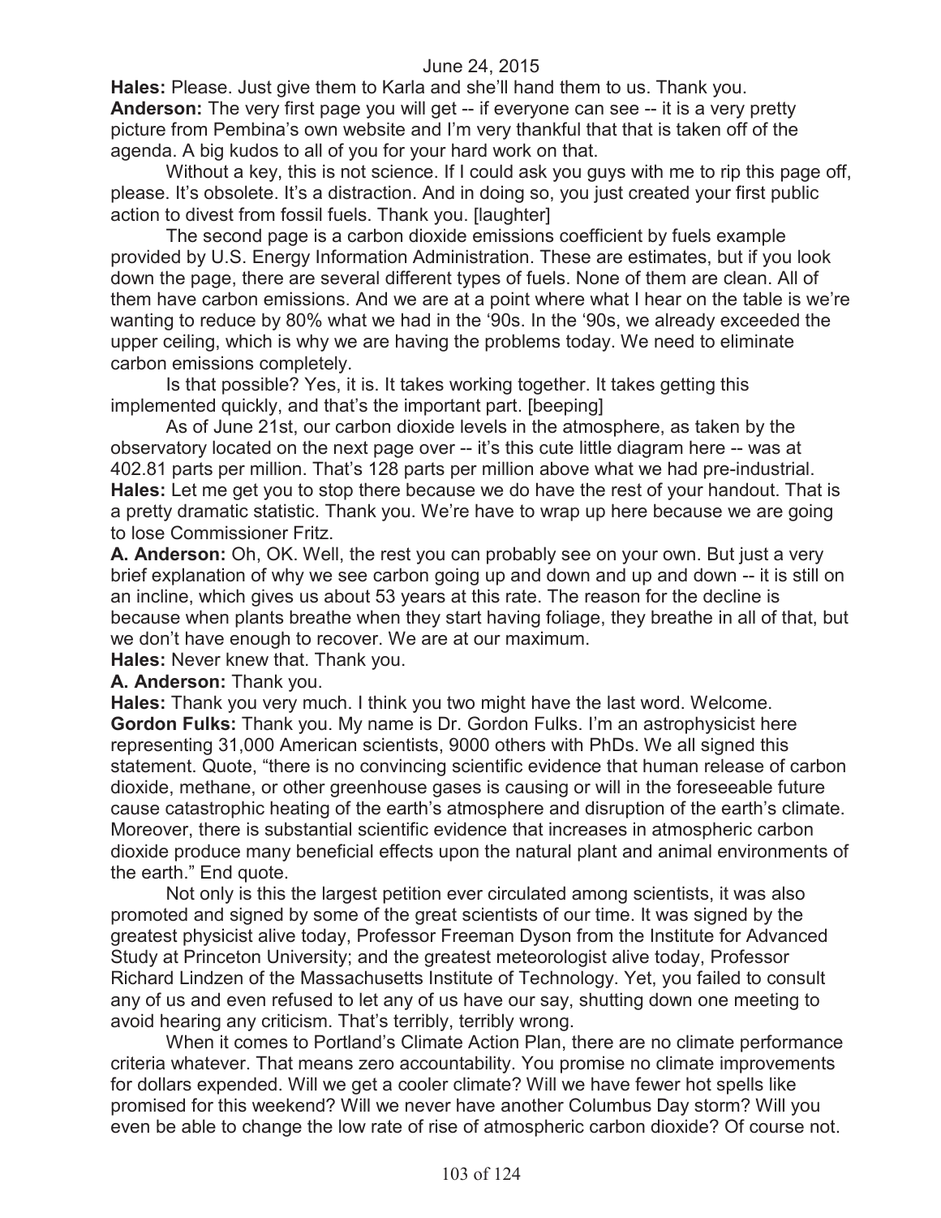June 24, 2015

**Hales:** Please. Just give them to Karla and she'll hand them to us. Thank you.

**Anderson:** The very first page you will get -- if everyone can see -- it is a very pretty picture from Pembina's own website and I'm very thankful that that is taken off of the agenda. A big kudos to all of you for your hard work on that.

Without a key, this is not science. If I could ask you guys with me to rip this page off, please. It's obsolete. It's a distraction. And in doing so, you just created your first public action to divest from fossil fuels. Thank you. [laughter]

The second page is a carbon dioxide emissions coefficient by fuels example provided by U.S. Energy Information Administration. These are estimates, but if you look down the page, there are several different types of fuels. None of them are clean. All of them have carbon emissions. And we are at a point where what I hear on the table is we're wanting to reduce by 80% what we had in the '90s. In the '90s, we already exceeded the upper ceiling, which is why we are having the problems today. We need to eliminate carbon emissions completely.

Is that possible? Yes, it is. It takes working together. It takes getting this implemented quickly, and that's the important part. [beeping]

As of June 21st, our carbon dioxide levels in the atmosphere, as taken by the observatory located on the next page over -- it's this cute little diagram here -- was at 402.81 parts per million. That's 128 parts per million above what we had pre-industrial.

**Hales:** Let me get you to stop there because we do have the rest of your handout. That is a pretty dramatic statistic. Thank you. We're have to wrap up here because we are going to lose Commissioner Fritz.

**A. Anderson:** Oh, OK. Well, the rest you can probably see on your own. But just a very brief explanation of why we see carbon going up and down and up and down -- it is still on an incline, which gives us about 53 years at this rate. The reason for the decline is because when plants breathe when they start having foliage, they breathe in all of that, but we don't have enough to recover. We are at our maximum.

**Hales:** Never knew that. Thank you.

**A. Anderson:** Thank you.

**Hales:** Thank you very much. I think you two might have the last word. Welcome.

**Gordon Fulks:** Thank you. My name is Dr. Gordon Fulks. I'm an astrophysicist here representing 31,000 American scientists, 9000 others with PhDs. We all signed this statement. Quote, "there is no convincing scientific evidence that human release of carbon dioxide, methane, or other greenhouse gases is causing or will in the foreseeable future cause catastrophic heating of the earth's atmosphere and disruption of the earth's climate. Moreover, there is substantial scientific evidence that increases in atmospheric carbon dioxide produce many beneficial effects upon the natural plant and animal environments of the earth." End quote.

Not only is this the largest petition ever circulated among scientists, it was also promoted and signed by some of the great scientists of our time. It was signed by the greatest physicist alive today, Professor Freeman Dyson from the Institute for Advanced Study at Princeton University; and the greatest meteorologist alive today, Professor Richard Lindzen of the Massachusetts Institute of Technology. Yet, you failed to consult any of us and even refused to let any of us have our say, shutting down one meeting to avoid hearing any criticism. That's terribly, terribly wrong.

When it comes to Portland's Climate Action Plan, there are no climate performance criteria whatever. That means zero accountability. You promise no climate improvements for dollars expended. Will we get a cooler climate? Will we have fewer hot spells like promised for this weekend? Will we never have another Columbus Day storm? Will you even be able to change the low rate of rise of atmospheric carbon dioxide? Of course not.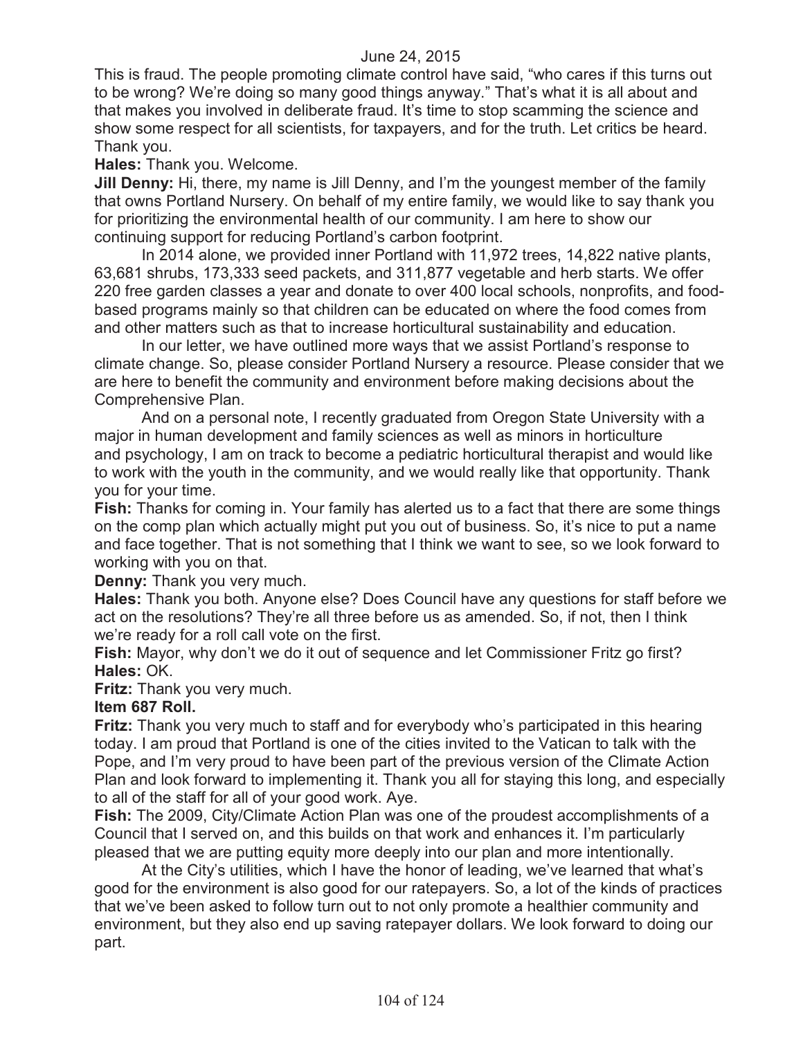This is fraud. The people promoting climate control have said, "who cares if this turns out to be wrong? We're doing so many good things anyway." That's what it is all about and that makes you involved in deliberate fraud. It's time to stop scamming the science and show some respect for all scientists, for taxpayers, and for the truth. Let critics be heard. Thank you.

**Hales:** Thank you. Welcome.

**Jill Denny:** Hi, there, my name is Jill Denny, and I'm the youngest member of the family that owns Portland Nursery. On behalf of my entire family, we would like to say thank you for prioritizing the environmental health of our community. I am here to show our continuing support for reducing Portland's carbon footprint.

In 2014 alone, we provided inner Portland with 11,972 trees, 14,822 native plants, 63,681 shrubs, 173,333 seed packets, and 311,877 vegetable and herb starts. We offer 220 free garden classes a year and donate to over 400 local schools, nonprofits, and food-based programs mainly so that children can be educated on where the food comes from and other matters such as that to increase horticultural sustainability and education.

In our letter, we have outlined more ways that we assist Portland's response to climate change. So, please consider Portland Nursery a resource. Please consider that we are here to benefit the community and environment before making decisions about the Comprehensive Plan.

And on a personal note, I recently graduated from Oregon State University with a major in human development and family sciences as well as minors in horticulture and psychology, I am on track to become a pediatric horticultural therapist and would like to work with the youth in the community, and we would really like that opportunity. Thank you for your time.

**Fish:** Thanks for coming in. Your family has alerted us to a fact that there are some things on the comp plan which actually might put you out of business. So, it's nice to put a name and face together. That is not something that I think we want to see, so we look forward to working with you on that.

**Denny:** Thank you very much.

**Hales:** Thank you both. Anyone else? Does Council have any questions for staff before we act on the resolutions? They're all three before us as amended. So, if not, then I think we're ready for a roll call vote on the first.

**Fish:** Mayor, why don't we do it out of sequence and let Commissioner Fritz go first?

**Hales:** OK.

**Fritz:** Thank you very much.

**Item 687 Roll.**

**Fritz:** Thank you very much to staff and for everybody who's participated in this hearing today. I am proud that Portland is one of the cities invited to the Vatican to talk with the Pope, and I'm very proud to have been part of the previous version of the Climate Action Plan and look forward to implementing it. Thank you all for staying this long, and especially to all of the staff for all of your good work. Aye.

**Fish:** The 2009, City/Climate Action Plan was one of the proudest accomplishments of a Council that I served on, and this builds on that work and enhances it. I'm particularly pleased that we are putting equity more deeply into our plan and more intentionally.

At the City's utilities, which I have the honor of leading, we've learned that what's good for the environment is also good for our ratepayers. So, a lot of the kinds of practices that we've been asked to follow turn out to not only promote a healthier community and environment, but they also end up saving ratepayer dollars. We look forward to doing our part.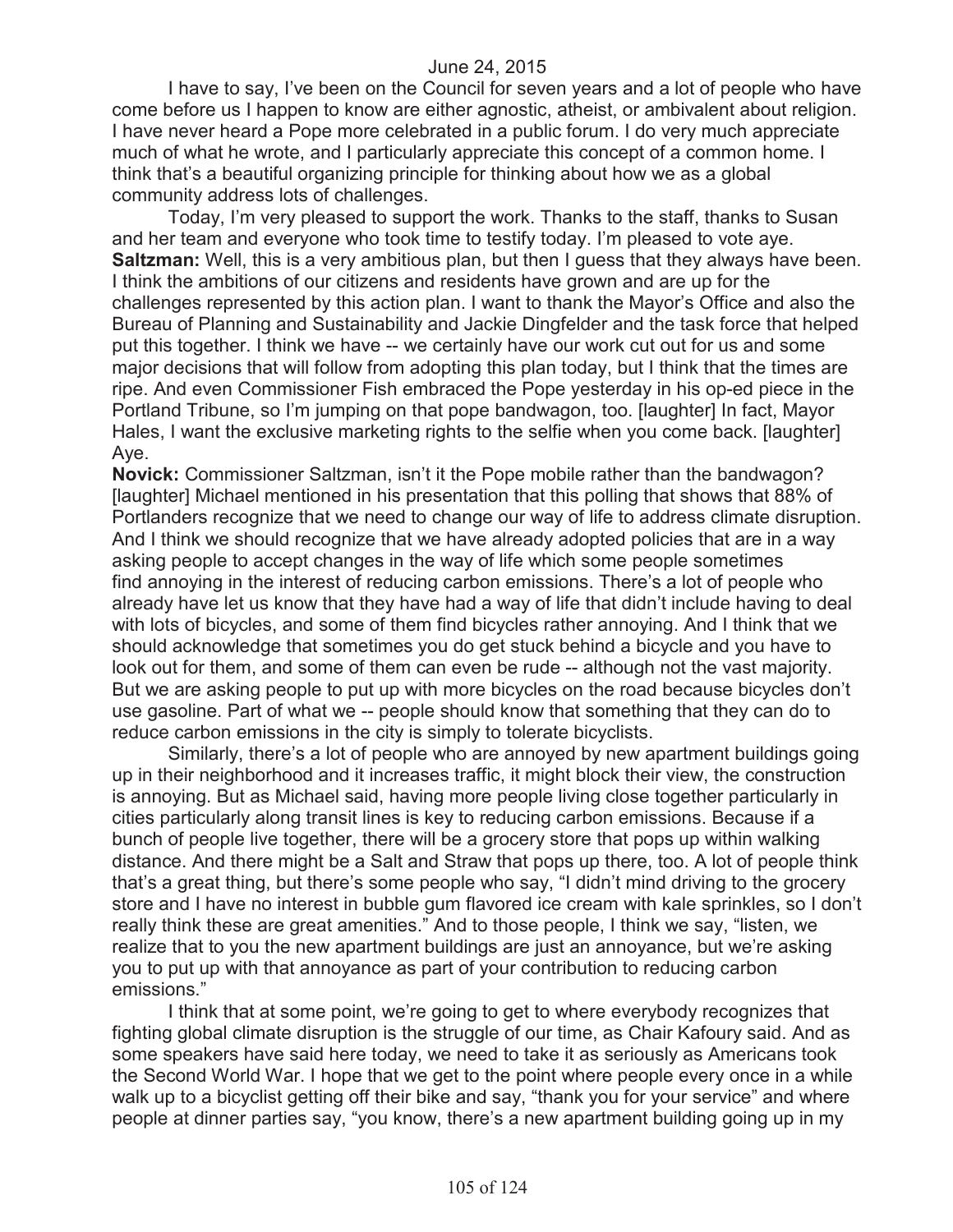I have to say, I've been on the Council for seven years and a lot of people who have come before us I happen to know are either agnostic, atheist, or ambivalent about religion. I have never heard a Pope more celebrated in a public forum. I do very much appreciate much of what he wrote, and I particularly appreciate this concept of a common home. I think that's a beautiful organizing principle for thinking about how we as a global community address lots of challenges.

Today, I'm very pleased to support the work. Thanks to the staff, thanks to Susan and her team and everyone who took time to testify today. I'm pleased to vote aye.

**Saltzman:** Well, this is a very ambitious plan, but then I guess that they always have been. I think the ambitions of our citizens and residents have grown and are up for the challenges represented by this action plan. I want to thank the Mayor's Office and also the Bureau of Planning and Sustainability and Jackie Dingfelder and the task force that helped put this together. I think we have -- we certainly have our work cut out for us and some major decisions that will follow from adopting this plan today, but I think that the times are ripe. And even Commissioner Fish embraced the Pope yesterday in his op-ed piece in the Portland Tribune, so I'm jumping on that pope bandwagon, too. [laughter] In fact, Mayor Hales, I want the exclusive marketing rights to the selfie when you come back. [laughter] Aye.

**Novick:** Commissioner Saltzman, isn't it the Pope mobile rather than the bandwagon? [laughter] Michael mentioned in his presentation that this polling that shows that 88% of Portlanders recognize that we need to change our way of life to address climate disruption. And I think we should recognize that we have already adopted policies that are in a way asking people to accept changes in the way of life which some people sometimes find annoying in the interest of reducing carbon emissions. There's a lot of people who already have let us know that they have had a way of life that didn't include having to deal with lots of bicycles, and some of them find bicycles rather annoying. And I think that we should acknowledge that sometimes you do get stuck behind a bicycle and you have to look out for them, and some of them can even be rude -- although not the vast majority. But we are asking people to put up with more bicycles on the road because bicycles don't use gasoline. Part of what we -- people should know that something that they can do to reduce carbon emissions in the city is simply to tolerate bicyclists.

Similarly, there's a lot of people who are annoyed by new apartment buildings going up in their neighborhood and it increases traffic, it might block their view, the construction is annoying. But as Michael said, having more people living close together particularly in cities particularly along transit lines is key to reducing carbon emissions. Because if a bunch of people live together, there will be a grocery store that pops up within walking distance. And there might be a Salt and Straw that pops up there, too. A lot of people think that's a great thing, but there's some people who say, "I didn't mind driving to the grocery store and I have no interest in bubble gum flavored ice cream with kale sprinkles, so I don't really think these are great amenities." And to those people, I think we say, "listen, we realize that to you the new apartment buildings are just an annoyance, but we're asking you to put up with that annoyance as part of your contribution to reducing carbon emissions."

I think that at some point, we're going to get to where everybody recognizes that fighting global climate disruption is the struggle of our time, as Chair Kafoury said. And as some speakers have said here today, we need to take it as seriously as Americans took the Second World War. I hope that we get to the point where people every once in a while walk up to a bicyclist getting off their bike and say, "thank you for your service" and where people at dinner parties say, "you know, there's a new apartment building going up in my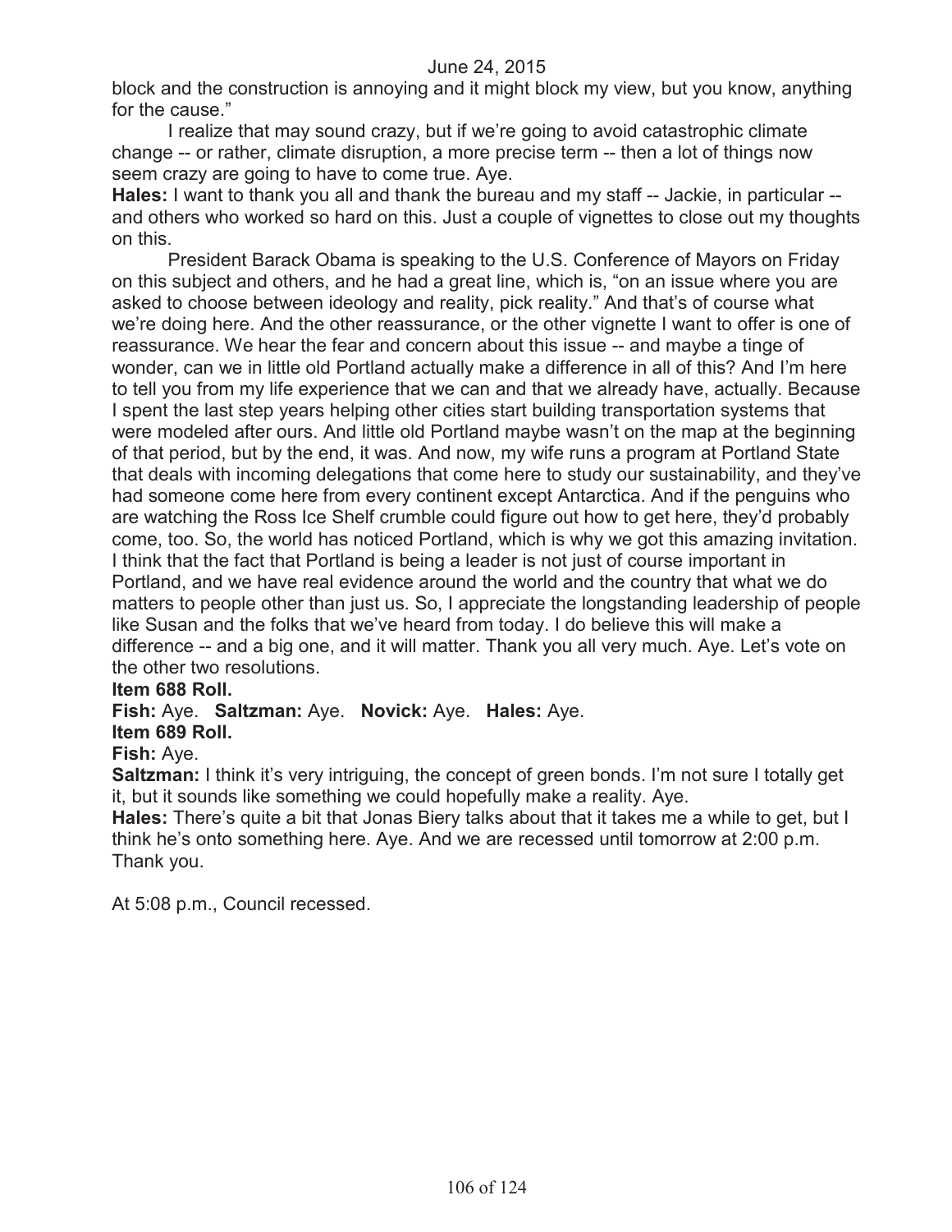block and the construction is annoying and it might block my view, but you know, anything for the cause."

I realize that may sound crazy, but if we're going to avoid catastrophic climate change -- or rather, climate disruption, a more precise term -- then a lot of things now seem crazy are going to have to come true. Aye.

**Hales:** I want to thank you all and thank the bureau and my staff -- Jackie, in particular -- and others who worked so hard on this. Just a couple of vignettes to close out my thoughts on this.

President Barack Obama is speaking to the U.S. Conference of Mayors on Friday on this subject and others, and he had a great line, which is, "on an issue where you are asked to choose between ideology and reality, pick reality." And that's of course what we're doing here. And the other reassurance, or the other vignette I want to offer is one of reassurance. We hear the fear and concern about this issue -- and maybe a tinge of wonder, can we in little old Portland actually make a difference in all of this? And I'm here to tell you from my life experience that we can and that we already have, actually. Because I spent the last step years helping other cities start building transportation systems that were modeled after ours. And little old Portland maybe wasn't on the map at the beginning of that period, but by the end, it was. And now, my wife runs a program at Portland State that deals with incoming delegations that come here to study our sustainability, and they've had someone come here from every continent except Antarctica. And if the penguins who are watching the Ross Ice Shelf crumble could figure out how to get here, they'd probably come, too. So, the world has noticed Portland, which is why we got this amazing invitation. I think that the fact that Portland is being a leader is not just of course important in Portland, and we have real evidence around the world and the country that what we do matters to people other than just us. So, I appreciate the longstanding leadership of people like Susan and the folks that we've heard from today. I do believe this will make a difference -- and a big one, and it will matter. Thank you all very much. Aye. Let's vote on the other two resolutions.

**Item 688 Roll.**

**Fish:** Aye. **Saltzman:** Aye. **Novick:** Aye. **Hales:** Aye.

**Item 689 Roll.**

**Fish:** Aye.

**Saltzman:** I think it's very intriguing, the concept of green bonds. I'm not sure I totally get it, but it sounds like something we could hopefully make a reality. Aye.

**Hales:** There's quite a bit that Jonas Biery talks about that it takes me a while to get, but I think he's onto something here. Aye. And we are recessed until tomorrow at 2:00 p.m. Thank you.

At 5:08 p.m., Council recessed.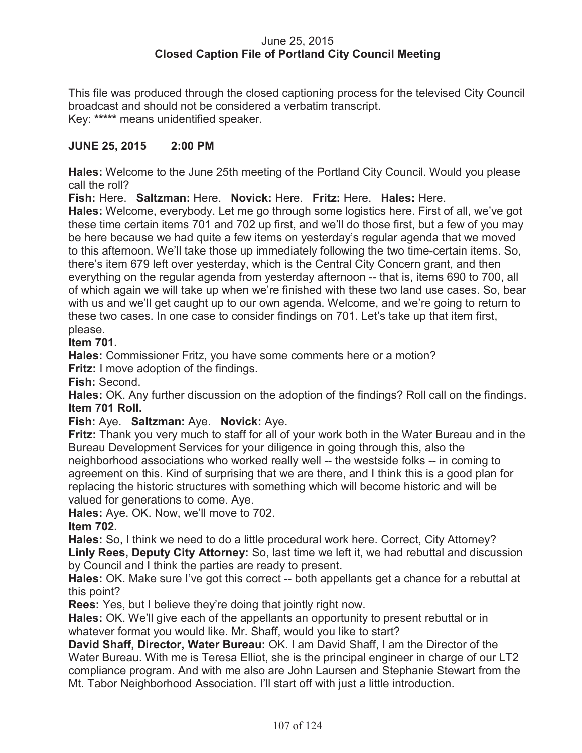June 25, 2015
**Closed Caption File of Portland City Council Meeting**

This file was produced through the closed captioning process for the televised City Council broadcast and should not be considered a verbatim transcript.
Key: ***** means unidentified speaker.

**JUNE 25, 2015 2:00 PM**

**Hales:** Welcome to the June 25th meeting of the Portland City Council. Would you please call the roll?
**Fish:** Here. **Saltzman:** Here. **Novick:** Here. **Fritz:** Here. **Hales:** Here.
**Hales:** Welcome, everybody. Let me go through some logistics here. First of all, we've got these time certain items 701 and 702 up first, and we'll do those first, but a few of you may be here because we had quite a few items on yesterday's regular agenda that we moved to this afternoon. We'll take those up immediately following the two time-certain items. So, there's item 679 left over yesterday, which is the Central City Concern grant, and then everything on the regular agenda from yesterday afternoon -- that is, items 690 to 700, all of which again we will take up when we're finished with these two land use cases. So, bear with us and we'll get caught up to our own agenda. Welcome, and we're going to return to these two cases. In one case to consider findings on 701. Let's take up that item first, please.
**Item 701.**
**Hales:** Commissioner Fritz, you have some comments here or a motion?
**Fritz:** I move adoption of the findings.
**Fish:** Second.
**Hales:** OK. Any further discussion on the adoption of the findings? Roll call on the findings.
**Item 701 Roll.**
**Fish:** Aye. **Saltzman:** Aye. **Novick:** Aye.
**Fritz:** Thank you very much to staff for all of your work both in the Water Bureau and in the Bureau Development Services for your diligence in going through this, also the neighborhood associations who worked really well -- the westside folks -- in coming to agreement on this. Kind of surprising that we are there, and I think this is a good plan for replacing the historic structures with something which will become historic and will be valued for generations to come. Aye.
**Hales:** Aye. OK. Now, we'll move to 702.
**Item 702.**
**Hales:** So, I think we need to do a little procedural work here. Correct, City Attorney?
**Linly Rees, Deputy City Attorney:** So, last time we left it, we had rebuttal and discussion by Council and I think the parties are ready to present.
**Hales:** OK. Make sure I've got this correct -- both appellants get a chance for a rebuttal at this point?
**Rees:** Yes, but I believe they're doing that jointly right now.
**Hales:** OK. We'll give each of the appellants an opportunity to present rebuttal or in whatever format you would like. Mr. Shaff, would you like to start?
**David Shaff, Director, Water Bureau:** OK. I am David Shaff, I am the Director of the Water Bureau. With me is Teresa Elliot, she is the principal engineer in charge of our LT2 compliance program. And with me also are John Laursen and Stephanie Stewart from the Mt. Tabor Neighborhood Association. I'll start off with just a little introduction.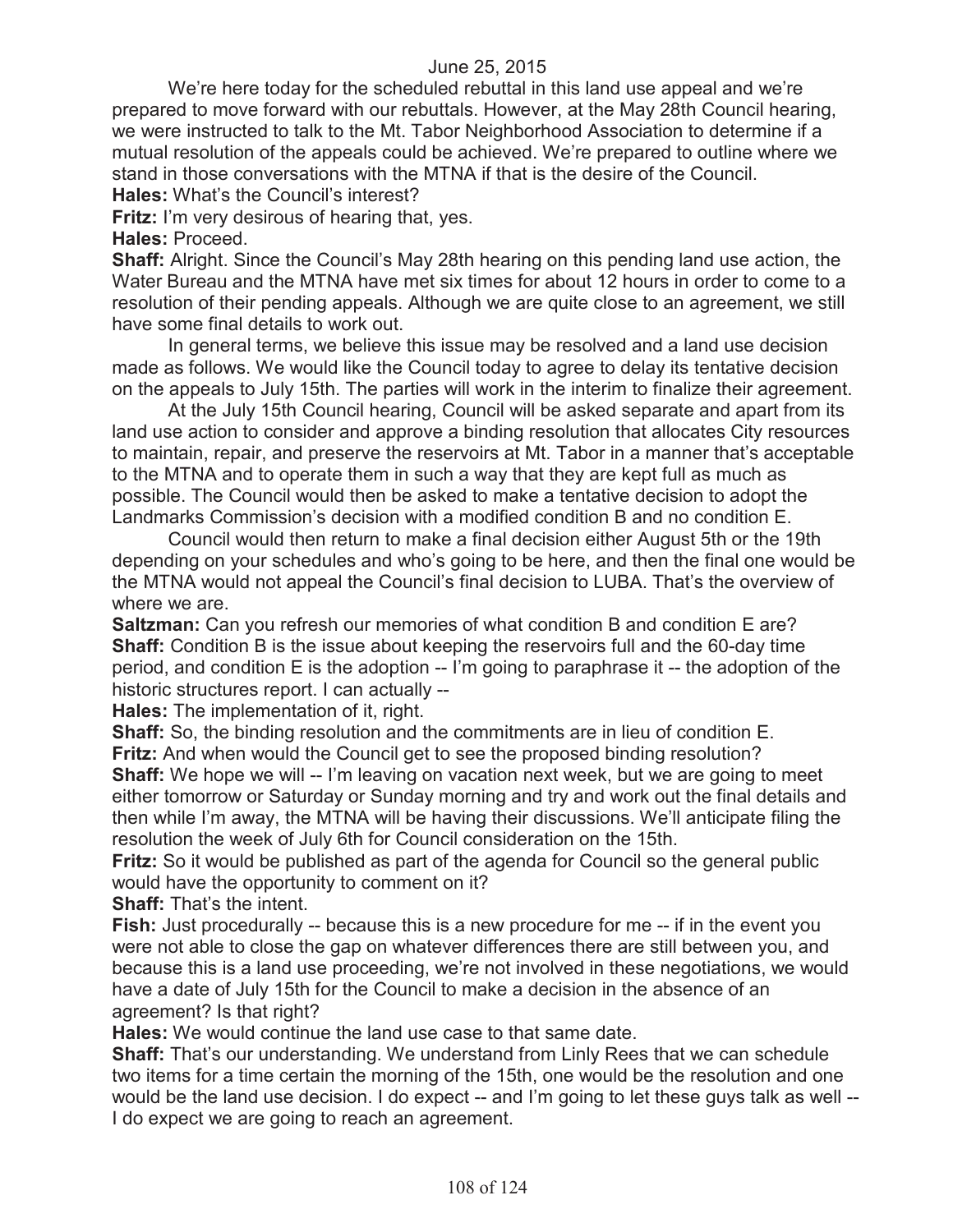We're here today for the scheduled rebuttal in this land use appeal and we're prepared to move forward with our rebuttals. However, at the May 28th Council hearing, we were instructed to talk to the Mt. Tabor Neighborhood Association to determine if a mutual resolution of the appeals could be achieved. We're prepared to outline where we stand in those conversations with the MTNA if that is the desire of the Council.

**Hales:** What's the Council's interest?

**Fritz:** I'm very desirous of hearing that, yes.

**Hales:** Proceed.

**Shaff:** Alright. Since the Council's May 28th hearing on this pending land use action, the Water Bureau and the MTNA have met six times for about 12 hours in order to come to a resolution of their pending appeals. Although we are quite close to an agreement, we still have some final details to work out.

In general terms, we believe this issue may be resolved and a land use decision made as follows. We would like the Council today to agree to delay its tentative decision on the appeals to July 15th. The parties will work in the interim to finalize their agreement.

At the July 15th Council hearing, Council will be asked separate and apart from its land use action to consider and approve a binding resolution that allocates City resources to maintain, repair, and preserve the reservoirs at Mt. Tabor in a manner that's acceptable to the MTNA and to operate them in such a way that they are kept full as much as possible. The Council would then be asked to make a tentative decision to adopt the Landmarks Commission's decision with a modified condition B and no condition E.

Council would then return to make a final decision either August 5th or the 19th depending on your schedules and who's going to be here, and then the final one would be the MTNA would not appeal the Council's final decision to LUBA. That's the overview of where we are.

**Saltzman:** Can you refresh our memories of what condition B and condition E are?

**Shaff:** Condition B is the issue about keeping the reservoirs full and the 60-day time period, and condition E is the adoption -- I'm going to paraphrase it -- the adoption of the historic structures report. I can actually --

**Hales:** The implementation of it, right.

**Shaff:** So, the binding resolution and the commitments are in lieu of condition E.

**Fritz:** And when would the Council get to see the proposed binding resolution?

**Shaff:** We hope we will -- I'm leaving on vacation next week, but we are going to meet either tomorrow or Saturday or Sunday morning and try and work out the final details and then while I'm away, the MTNA will be having their discussions. We'll anticipate filing the resolution the week of July 6th for Council consideration on the 15th.

**Fritz:** So it would be published as part of the agenda for Council so the general public would have the opportunity to comment on it?

**Shaff:** That's the intent.

**Fish:** Just procedurally -- because this is a new procedure for me -- if in the event you were not able to close the gap on whatever differences there are still between you, and because this is a land use proceeding, we're not involved in these negotiations, we would have a date of July 15th for the Council to make a decision in the absence of an agreement? Is that right?

**Hales:** We would continue the land use case to that same date.

**Shaff:** That's our understanding. We understand from Linly Rees that we can schedule two items for a time certain the morning of the 15th, one would be the resolution and one would be the land use decision. I do expect -- and I'm going to let these guys talk as well -- I do expect we are going to reach an agreement.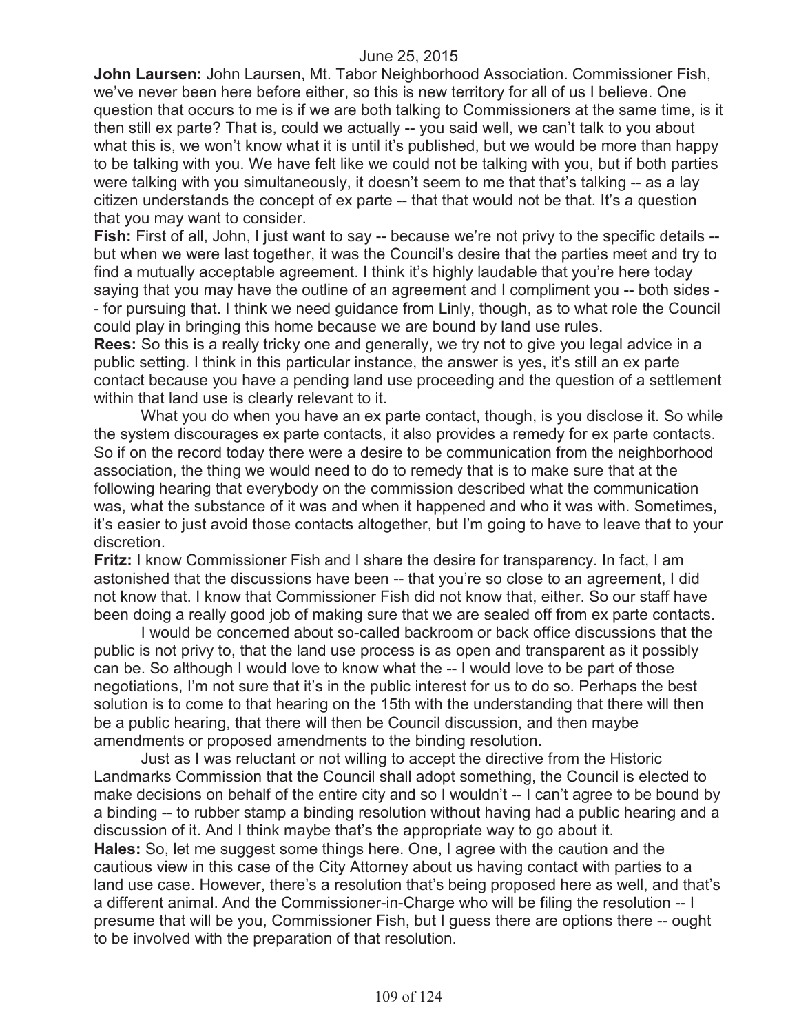June 25, 2015

**John Laursen:** John Laursen, Mt. Tabor Neighborhood Association. Commissioner Fish, we've never been here before either, so this is new territory for all of us I believe. One question that occurs to me is if we are both talking to Commissioners at the same time, is it then still ex parte? That is, could we actually -- you said well, we can't talk to you about what this is, we won't know what it is until it's published, but we would be more than happy to be talking with you. We have felt like we could not be talking with you, but if both parties were talking with you simultaneously, it doesn't seem to me that that's talking -- as a lay citizen understands the concept of ex parte -- that that would not be that. It's a question that you may want to consider.

**Fish:** First of all, John, I just want to say -- because we're not privy to the specific details -- but when we were last together, it was the Council's desire that the parties meet and try to find a mutually acceptable agreement. I think it's highly laudable that you're here today saying that you may have the outline of an agreement and I compliment you -- both sides -- for pursuing that. I think we need guidance from Linly, though, as to what role the Council could play in bringing this home because we are bound by land use rules.

**Rees:** So this is a really tricky one and generally, we try not to give you legal advice in a public setting. I think in this particular instance, the answer is yes, it's still an ex parte contact because you have a pending land use proceeding and the question of a settlement within that land use is clearly relevant to it.

What you do when you have an ex parte contact, though, is you disclose it. So while the system discourages ex parte contacts, it also provides a remedy for ex parte contacts. So if on the record today there were a desire to be communication from the neighborhood association, the thing we would need to do to remedy that is to make sure that at the following hearing that everybody on the commission described what the communication was, what the substance of it was and when it happened and who it was with. Sometimes, it's easier to just avoid those contacts altogether, but I'm going to have to leave that to your discretion.

**Fritz:** I know Commissioner Fish and I share the desire for transparency. In fact, I am astonished that the discussions have been -- that you're so close to an agreement, I did not know that. I know that Commissioner Fish did not know that, either. So our staff have been doing a really good job of making sure that we are sealed off from ex parte contacts.

I would be concerned about so-called backroom or back office discussions that the public is not privy to, that the land use process is as open and transparent as it possibly can be. So although I would love to know what the -- I would love to be part of those negotiations, I'm not sure that it's in the public interest for us to do so. Perhaps the best solution is to come to that hearing on the 15th with the understanding that there will then be a public hearing, that there will then be Council discussion, and then maybe amendments or proposed amendments to the binding resolution.

Just as I was reluctant or not willing to accept the directive from the Historic Landmarks Commission that the Council shall adopt something, the Council is elected to make decisions on behalf of the entire city and so I wouldn't -- I can't agree to be bound by a binding -- to rubber stamp a binding resolution without having had a public hearing and a discussion of it. And I think maybe that's the appropriate way to go about it.

**Hales:** So, let me suggest some things here. One, I agree with the caution and the cautious view in this case of the City Attorney about us having contact with parties to a land use case. However, there's a resolution that's being proposed here as well, and that's a different animal. And the Commissioner-in-Charge who will be filing the resolution -- I presume that will be you, Commissioner Fish, but I guess there are options there -- ought to be involved with the preparation of that resolution.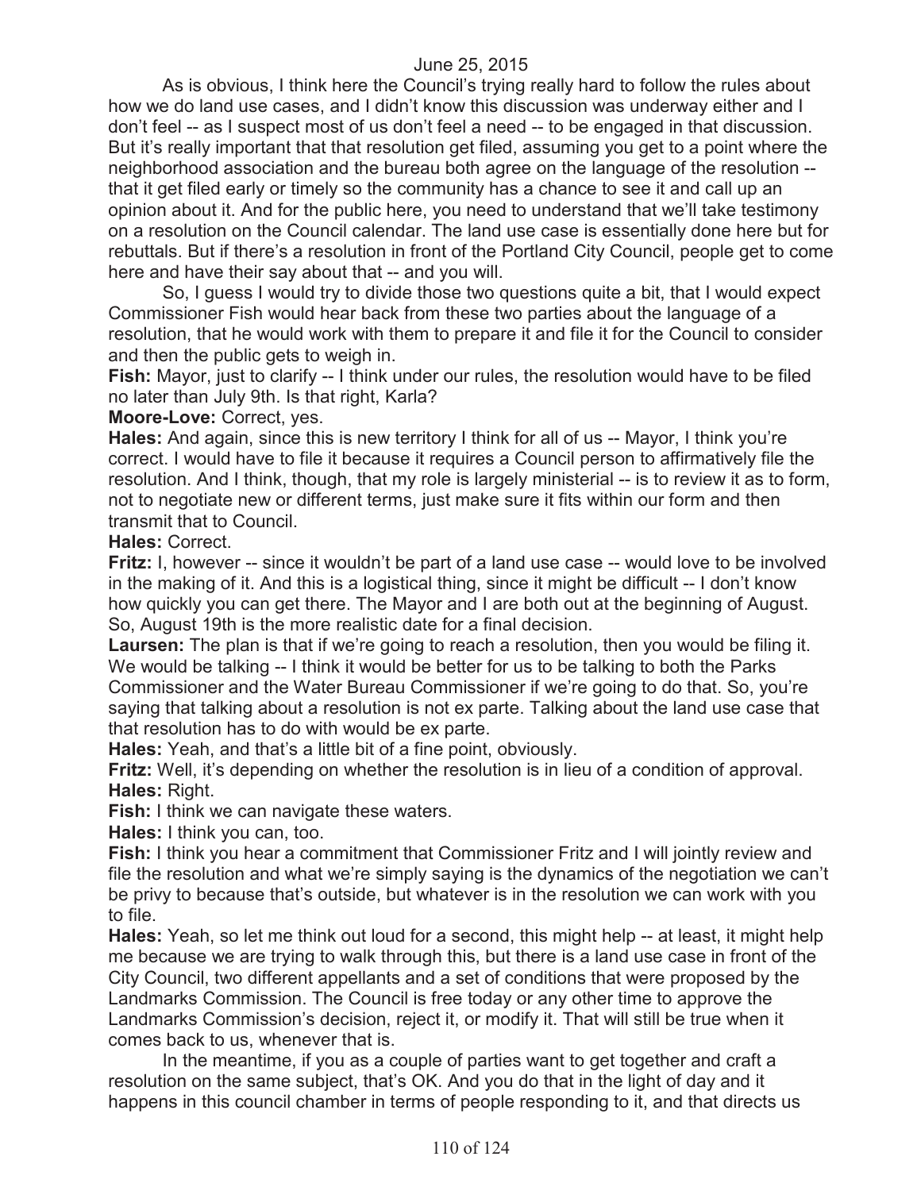As is obvious, I think here the Council's trying really hard to follow the rules about how we do land use cases, and I didn't know this discussion was underway either and I don't feel -- as I suspect most of us don't feel a need -- to be engaged in that discussion. But it's really important that that resolution get filed, assuming you get to a point where the neighborhood association and the bureau both agree on the language of the resolution -- that it get filed early or timely so the community has a chance to see it and call up an opinion about it. And for the public here, you need to understand that we'll take testimony on a resolution on the Council calendar. The land use case is essentially done here but for rebuttals. But if there's a resolution in front of the Portland City Council, people get to come here and have their say about that -- and you will.

So, I guess I would try to divide those two questions quite a bit, that I would expect Commissioner Fish would hear back from these two parties about the language of a resolution, that he would work with them to prepare it and file it for the Council to consider and then the public gets to weigh in.

**Fish:** Mayor, just to clarify -- I think under our rules, the resolution would have to be filed no later than July 9th. Is that right, Karla?

**Moore-Love:** Correct, yes.

**Hales:** And again, since this is new territory I think for all of us -- Mayor, I think you're correct. I would have to file it because it requires a Council person to affirmatively file the resolution. And I think, though, that my role is largely ministerial -- is to review it as to form, not to negotiate new or different terms, just make sure it fits within our form and then transmit that to Council.

**Hales:** Correct.

**Fritz:** I, however -- since it wouldn't be part of a land use case -- would love to be involved in the making of it. And this is a logistical thing, since it might be difficult -- I don't know how quickly you can get there. The Mayor and I are both out at the beginning of August. So, August 19th is the more realistic date for a final decision.

**Laursen:** The plan is that if we're going to reach a resolution, then you would be filing it. We would be talking -- I think it would be better for us to be talking to both the Parks Commissioner and the Water Bureau Commissioner if we're going to do that. So, you're saying that talking about a resolution is not ex parte. Talking about the land use case that that resolution has to do with would be ex parte.

**Hales:** Yeah, and that's a little bit of a fine point, obviously.

**Fritz:** Well, it's depending on whether the resolution is in lieu of a condition of approval.

**Hales:** Right.

**Fish:** I think we can navigate these waters.

**Hales:** I think you can, too.

**Fish:** I think you hear a commitment that Commissioner Fritz and I will jointly review and file the resolution and what we're simply saying is the dynamics of the negotiation we can't be privy to because that's outside, but whatever is in the resolution we can work with you to file.

**Hales:** Yeah, so let me think out loud for a second, this might help -- at least, it might help me because we are trying to walk through this, but there is a land use case in front of the City Council, two different appellants and a set of conditions that were proposed by the Landmarks Commission. The Council is free today or any other time to approve the Landmarks Commission's decision, reject it, or modify it. That will still be true when it comes back to us, whenever that is.

In the meantime, if you as a couple of parties want to get together and craft a resolution on the same subject, that's OK. And you do that in the light of day and it happens in this council chamber in terms of people responding to it, and that directs us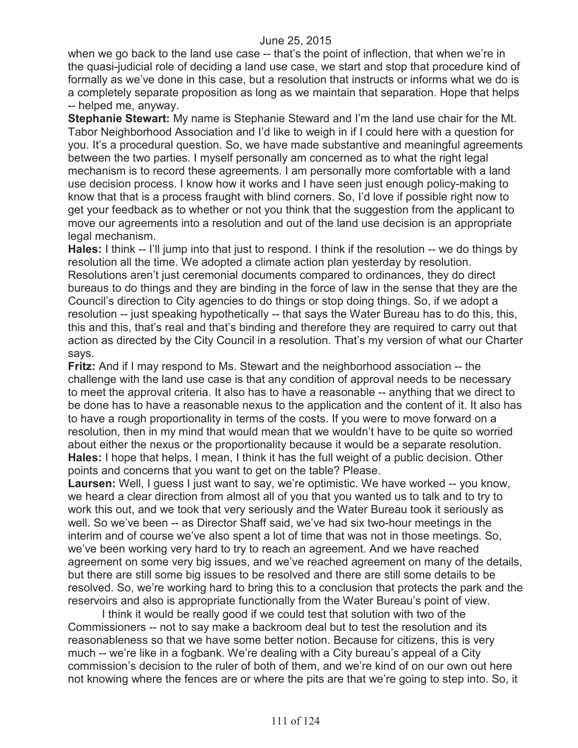when we go back to the land use case -- that's the point of inflection, that when we're in the quasi-judicial role of deciding a land use case, we start and stop that procedure kind of formally as we've done in this case, but a resolution that instructs or informs what we do is a completely separate proposition as long as we maintain that separation. Hope that helps -- helped me, anyway.

**Stephanie Stewart:** My name is Stephanie Steward and I'm the land use chair for the Mt. Tabor Neighborhood Association and I'd like to weigh in if I could here with a question for you. It's a procedural question. So, we have made substantive and meaningful agreements between the two parties. I myself personally am concerned as to what the right legal mechanism is to record these agreements. I am personally more comfortable with a land use decision process. I know how it works and I have seen just enough policy-making to know that that is a process fraught with blind corners. So, I'd love if possible right now to get your feedback as to whether or not you think that the suggestion from the applicant to move our agreements into a resolution and out of the land use decision is an appropriate legal mechanism.

**Hales:** I think -- I'll jump into that just to respond. I think if the resolution -- we do things by resolution all the time. We adopted a climate action plan yesterday by resolution. Resolutions aren't just ceremonial documents compared to ordinances, they do direct bureaus to do things and they are binding in the force of law in the sense that they are the Council's direction to City agencies to do things or stop doing things. So, if we adopt a resolution -- just speaking hypothetically -- that says the Water Bureau has to do this, this, this and this, that's real and that's binding and therefore they are required to carry out that action as directed by the City Council in a resolution. That's my version of what our Charter says.

**Fritz:** And if I may respond to Ms. Stewart and the neighborhood association -- the challenge with the land use case is that any condition of approval needs to be necessary to meet the approval criteria. It also has to have a reasonable -- anything that we direct to be done has to have a reasonable nexus to the application and the content of it. It also has to have a rough proportionality in terms of the costs. If you were to move forward on a resolution, then in my mind that would mean that we wouldn't have to be quite so worried about either the nexus or the proportionality because it would be a separate resolution.

**Hales:** I hope that helps. I mean, I think it has the full weight of a public decision. Other points and concerns that you want to get on the table? Please.

**Laursen:** Well, I guess I just want to say, we're optimistic. We have worked -- you know, we heard a clear direction from almost all of you that you wanted us to talk and to try to work this out, and we took that very seriously and the Water Bureau took it seriously as well. So we've been -- as Director Shaff said, we've had six two-hour meetings in the interim and of course we've also spent a lot of time that was not in those meetings. So, we've been working very hard to try to reach an agreement. And we have reached agreement on some very big issues, and we've reached agreement on many of the details, but there are still some big issues to be resolved and there are still some details to be resolved. So, we're working hard to bring this to a conclusion that protects the park and the reservoirs and also is appropriate functionally from the Water Bureau's point of view.

I think it would be really good if we could test that solution with two of the Commissioners -- not to say make a backroom deal but to test the resolution and its reasonableness so that we have some better notion. Because for citizens, this is very much -- we're like in a fogbank. We're dealing with a City bureau's appeal of a City commission's decision to the ruler of both of them, and we're kind of on our own out here not knowing where the fences are or where the pits are that we're going to step into. So, it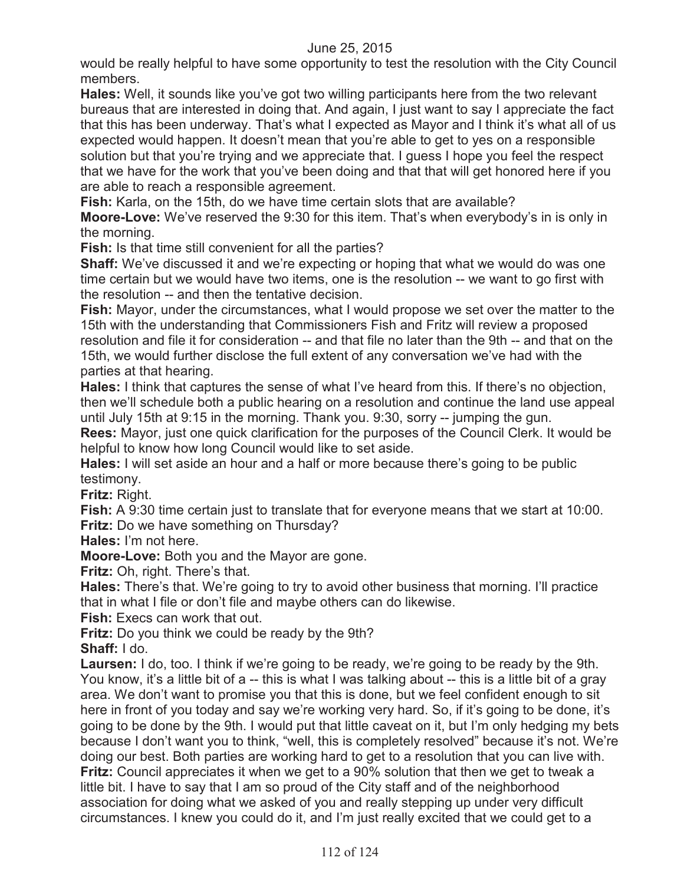would be really helpful to have some opportunity to test the resolution with the City Council members.

**Hales:** Well, it sounds like you've got two willing participants here from the two relevant bureaus that are interested in doing that. And again, I just want to say I appreciate the fact that this has been underway. That's what I expected as Mayor and I think it's what all of us expected would happen. It doesn't mean that you're able to get to yes on a responsible solution but that you're trying and we appreciate that. I guess I hope you feel the respect that we have for the work that you've been doing and that that will get honored here if you are able to reach a responsible agreement.

**Fish:** Karla, on the 15th, do we have time certain slots that are available?

**Moore-Love:** We've reserved the 9:30 for this item. That's when everybody's in is only in the morning.

**Fish:** Is that time still convenient for all the parties?

**Shaff:** We've discussed it and we're expecting or hoping that what we would do was one time certain but we would have two items, one is the resolution -- we want to go first with the resolution -- and then the tentative decision.

**Fish:** Mayor, under the circumstances, what I would propose we set over the matter to the 15th with the understanding that Commissioners Fish and Fritz will review a proposed resolution and file it for consideration -- and that file no later than the 9th -- and that on the 15th, we would further disclose the full extent of any conversation we've had with the parties at that hearing.

**Hales:** I think that captures the sense of what I've heard from this. If there's no objection, then we'll schedule both a public hearing on a resolution and continue the land use appeal until July 15th at 9:15 in the morning. Thank you. 9:30, sorry -- jumping the gun.

**Rees:** Mayor, just one quick clarification for the purposes of the Council Clerk. It would be helpful to know how long Council would like to set aside.

**Hales:** I will set aside an hour and a half or more because there's going to be public testimony.

**Fritz:** Right.

**Fish:** A 9:30 time certain just to translate that for everyone means that we start at 10:00.

**Fritz:** Do we have something on Thursday?

**Hales:** I'm not here.

**Moore-Love:** Both you and the Mayor are gone.

**Fritz:** Oh, right. There's that.

**Hales:** There's that. We're going to try to avoid other business that morning. I'll practice that in what I file or don't file and maybe others can do likewise.

**Fish:** Execs can work that out.

**Fritz:** Do you think we could be ready by the 9th?

**Shaff:** I do.

**Laursen:** I do, too. I think if we're going to be ready, we're going to be ready by the 9th. You know, it's a little bit of a -- this is what I was talking about -- this is a little bit of a gray area. We don't want to promise you that this is done, but we feel confident enough to sit here in front of you today and say we're working very hard. So, if it's going to be done, it's going to be done by the 9th. I would put that little caveat on it, but I'm only hedging my bets because I don't want you to think, "well, this is completely resolved" because it's not. We're doing our best. Both parties are working hard to get to a resolution that you can live with.

**Fritz:** Council appreciates it when we get to a 90% solution that then we get to tweak a little bit. I have to say that I am so proud of the City staff and of the neighborhood association for doing what we asked of you and really stepping up under very difficult circumstances. I knew you could do it, and I'm just really excited that we could get to a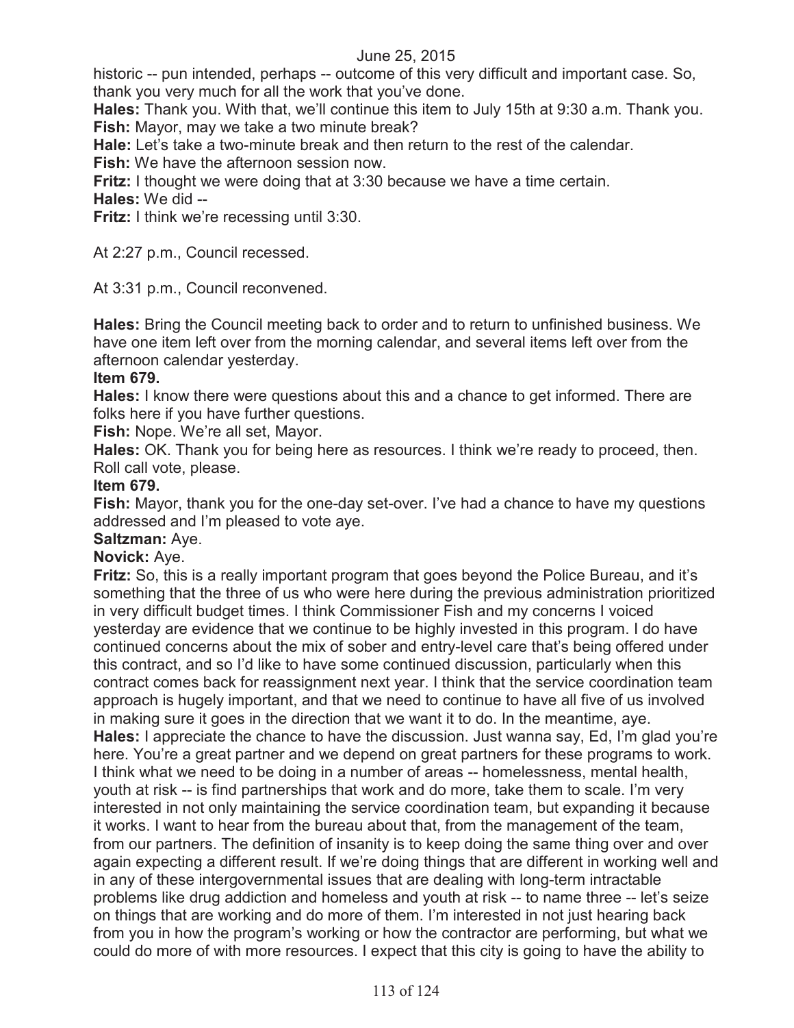historic -- pun intended, perhaps -- outcome of this very difficult and important case. So, thank you very much for all the work that you've done.

**Hales:** Thank you. With that, we'll continue this item to July 15th at 9:30 a.m. Thank you.

**Fish:** Mayor, may we take a two minute break?

**Hale:** Let's take a two-minute break and then return to the rest of the calendar.

**Fish:** We have the afternoon session now.

**Fritz:** I thought we were doing that at 3:30 because we have a time certain.

**Hales:** We did --

**Fritz:** I think we're recessing until 3:30.

At 2:27 p.m., Council recessed.

At 3:31 p.m., Council reconvened.

**Hales:** Bring the Council meeting back to order and to return to unfinished business. We have one item left over from the morning calendar, and several items left over from the afternoon calendar yesterday.

**Item 679.**

**Hales:** I know there were questions about this and a chance to get informed. There are folks here if you have further questions.

**Fish:** Nope. We're all set, Mayor.

**Hales:** OK. Thank you for being here as resources. I think we're ready to proceed, then. Roll call vote, please.

**Item 679.**

**Fish:** Mayor, thank you for the one-day set-over. I've had a chance to have my questions addressed and I'm pleased to vote aye.

**Saltzman:** Aye.

**Novick:** Aye.

**Fritz:** So, this is a really important program that goes beyond the Police Bureau, and it's something that the three of us who were here during the previous administration prioritized in very difficult budget times. I think Commissioner Fish and my concerns I voiced yesterday are evidence that we continue to be highly invested in this program. I do have continued concerns about the mix of sober and entry-level care that's being offered under this contract, and so I'd like to have some continued discussion, particularly when this contract comes back for reassignment next year. I think that the service coordination team approach is hugely important, and that we need to continue to have all five of us involved in making sure it goes in the direction that we want it to do. In the meantime, aye.

**Hales:** I appreciate the chance to have the discussion. Just wanna say, Ed, I'm glad you're here. You're a great partner and we depend on great partners for these programs to work. I think what we need to be doing in a number of areas -- homelessness, mental health, youth at risk -- is find partnerships that work and do more, take them to scale. I'm very interested in not only maintaining the service coordination team, but expanding it because it works. I want to hear from the bureau about that, from the management of the team, from our partners. The definition of insanity is to keep doing the same thing over and over again expecting a different result. If we're doing things that are different in working well and in any of these intergovernmental issues that are dealing with long-term intractable problems like drug addiction and homeless and youth at risk -- to name three -- let's seize on things that are working and do more of them. I'm interested in not just hearing back from you in how the program's working or how the contractor are performing, but what we could do more of with more resources. I expect that this city is going to have the ability to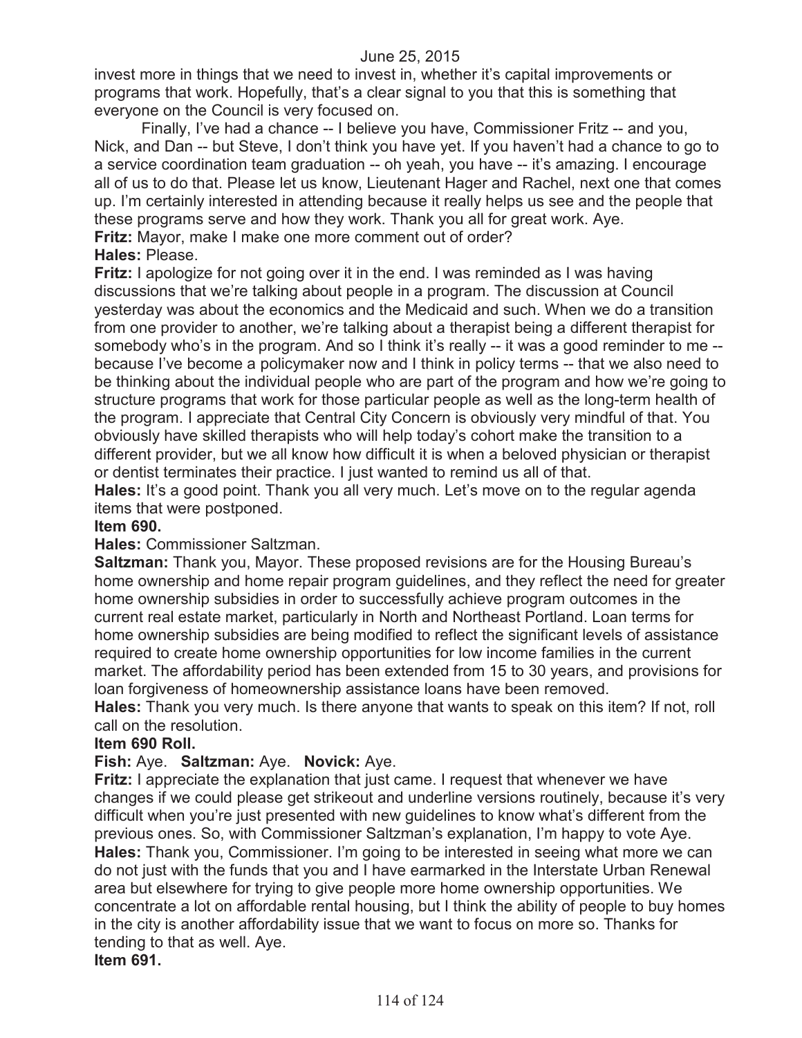invest more in things that we need to invest in, whether it's capital improvements or programs that work. Hopefully, that's a clear signal to you that this is something that everyone on the Council is very focused on.

Finally, I've had a chance -- I believe you have, Commissioner Fritz -- and you, Nick, and Dan -- but Steve, I don't think you have yet. If you haven't had a chance to go to a service coordination team graduation -- oh yeah, you have -- it's amazing. I encourage all of us to do that. Please let us know, Lieutenant Hager and Rachel, next one that comes up. I'm certainly interested in attending because it really helps us see and the people that these programs serve and how they work. Thank you all for great work. Aye.

**Fritz:** Mayor, make I make one more comment out of order?

**Hales:** Please.

**Fritz:** I apologize for not going over it in the end. I was reminded as I was having discussions that we're talking about people in a program. The discussion at Council yesterday was about the economics and the Medicaid and such. When we do a transition from one provider to another, we're talking about a therapist being a different therapist for somebody who's in the program. And so I think it's really -- it was a good reminder to me -- because I've become a policymaker now and I think in policy terms -- that we also need to be thinking about the individual people who are part of the program and how we're going to structure programs that work for those particular people as well as the long-term health of the program. I appreciate that Central City Concern is obviously very mindful of that. You obviously have skilled therapists who will help today's cohort make the transition to a different provider, but we all know how difficult it is when a beloved physician or therapist or dentist terminates their practice. I just wanted to remind us all of that.

**Hales:** It's a good point. Thank you all very much. Let's move on to the regular agenda items that were postponed.

**Item 690.**

**Hales:** Commissioner Saltzman.

**Saltzman:** Thank you, Mayor. These proposed revisions are for the Housing Bureau's home ownership and home repair program guidelines, and they reflect the need for greater home ownership subsidies in order to successfully achieve program outcomes in the current real estate market, particularly in North and Northeast Portland. Loan terms for home ownership subsidies are being modified to reflect the significant levels of assistance required to create home ownership opportunities for low income families in the current market. The affordability period has been extended from 15 to 30 years, and provisions for loan forgiveness of homeownership assistance loans have been removed.

**Hales:** Thank you very much. Is there anyone that wants to speak on this item? If not, roll call on the resolution.

**Item 690 Roll.**

**Fish:** Aye. **Saltzman:** Aye. **Novick:** Aye.

**Fritz:** I appreciate the explanation that just came. I request that whenever we have changes if we could please get strikeout and underline versions routinely, because it's very difficult when you're just presented with new guidelines to know what's different from the previous ones. So, with Commissioner Saltzman's explanation, I'm happy to vote Aye.

**Hales:** Thank you, Commissioner. I'm going to be interested in seeing what more we can do not just with the funds that you and I have earmarked in the Interstate Urban Renewal area but elsewhere for trying to give people more home ownership opportunities. We concentrate a lot on affordable rental housing, but I think the ability of people to buy homes in the city is another affordability issue that we want to focus on more so. Thanks for tending to that as well. Aye.

**Item 691.**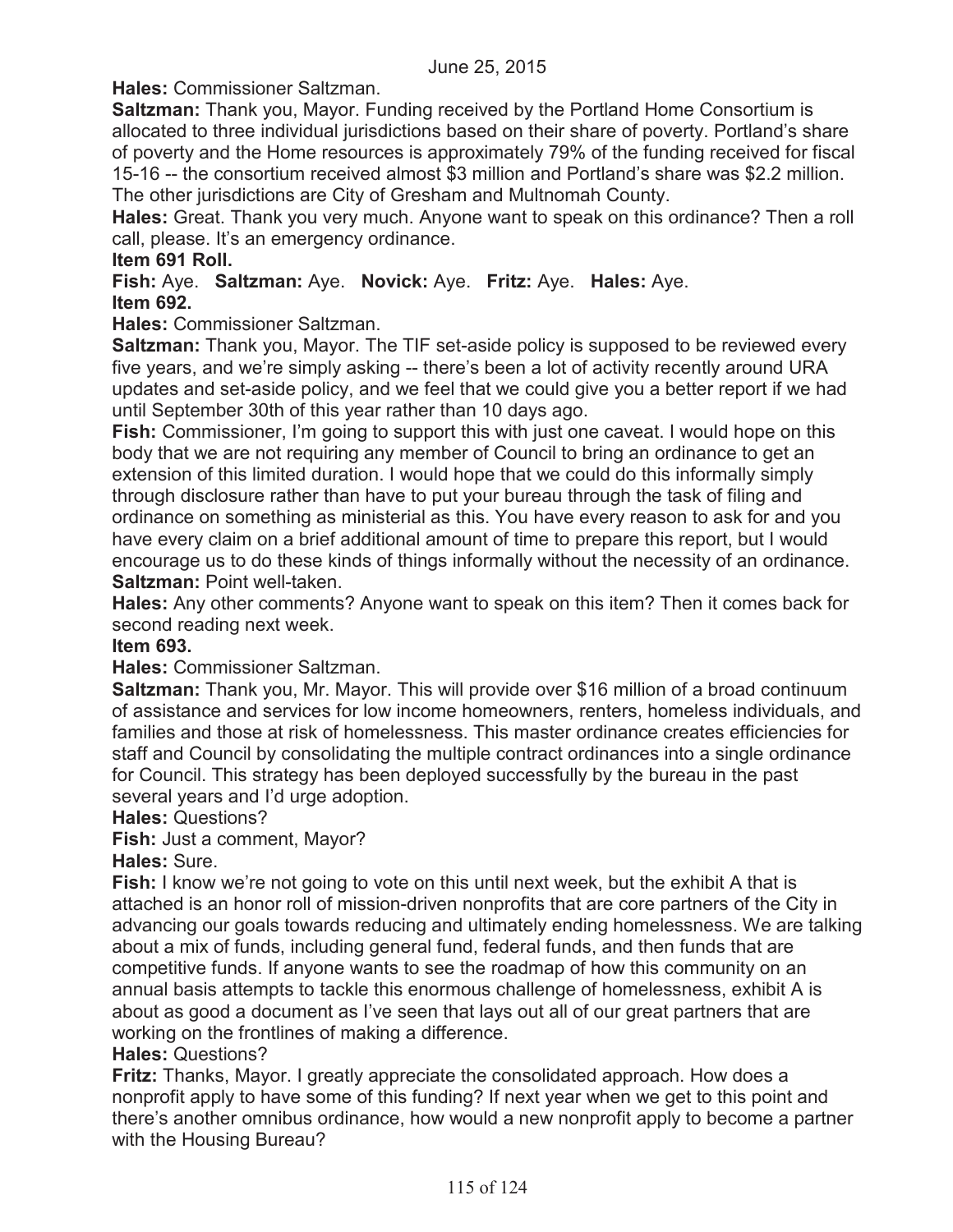**Hales:** Commissioner Saltzman.

**Saltzman:** Thank you, Mayor. Funding received by the Portland Home Consortium is allocated to three individual jurisdictions based on their share of poverty. Portland's share of poverty and the Home resources is approximately 79% of the funding received for fiscal 15-16 -- the consortium received almost $3 million and Portland's share was $2.2 million. The other jurisdictions are City of Gresham and Multnomah County.

**Hales:** Great. Thank you very much. Anyone want to speak on this ordinance? Then a roll call, please. It's an emergency ordinance.

**Item 691 Roll.**

**Fish:** Aye. **Saltzman:** Aye. **Novick:** Aye. **Fritz:** Aye. **Hales:** Aye.

**Item 692.**

**Hales:** Commissioner Saltzman.

**Saltzman:** Thank you, Mayor. The TIF set-aside policy is supposed to be reviewed every five years, and we're simply asking -- there's been a lot of activity recently around URA updates and set-aside policy, and we feel that we could give you a better report if we had until September 30th of this year rather than 10 days ago.

**Fish:** Commissioner, I'm going to support this with just one caveat. I would hope on this body that we are not requiring any member of Council to bring an ordinance to get an extension of this limited duration. I would hope that we could do this informally simply through disclosure rather than have to put your bureau through the task of filing and ordinance on something as ministerial as this. You have every reason to ask for and you have every claim on a brief additional amount of time to prepare this report, but I would encourage us to do these kinds of things informally without the necessity of an ordinance.

**Saltzman:** Point well-taken.

**Hales:** Any other comments? Anyone want to speak on this item? Then it comes back for second reading next week.

**Item 693.**

**Hales:** Commissioner Saltzman.

**Saltzman:** Thank you, Mr. Mayor. This will provide over $16 million of a broad continuum of assistance and services for low income homeowners, renters, homeless individuals, and families and those at risk of homelessness. This master ordinance creates efficiencies for staff and Council by consolidating the multiple contract ordinances into a single ordinance for Council. This strategy has been deployed successfully by the bureau in the past several years and I'd urge adoption.

**Hales:** Questions?

**Fish:** Just a comment, Mayor?

**Hales:** Sure.

**Fish:** I know we're not going to vote on this until next week, but the exhibit A that is attached is an honor roll of mission-driven nonprofits that are core partners of the City in advancing our goals towards reducing and ultimately ending homelessness. We are talking about a mix of funds, including general fund, federal funds, and then funds that are competitive funds. If anyone wants to see the roadmap of how this community on an annual basis attempts to tackle this enormous challenge of homelessness, exhibit A is about as good a document as I've seen that lays out all of our great partners that are working on the frontlines of making a difference.

**Hales:** Questions?

**Fritz:** Thanks, Mayor. I greatly appreciate the consolidated approach. How does a nonprofit apply to have some of this funding? If next year when we get to this point and there's another omnibus ordinance, how would a new nonprofit apply to become a partner with the Housing Bureau?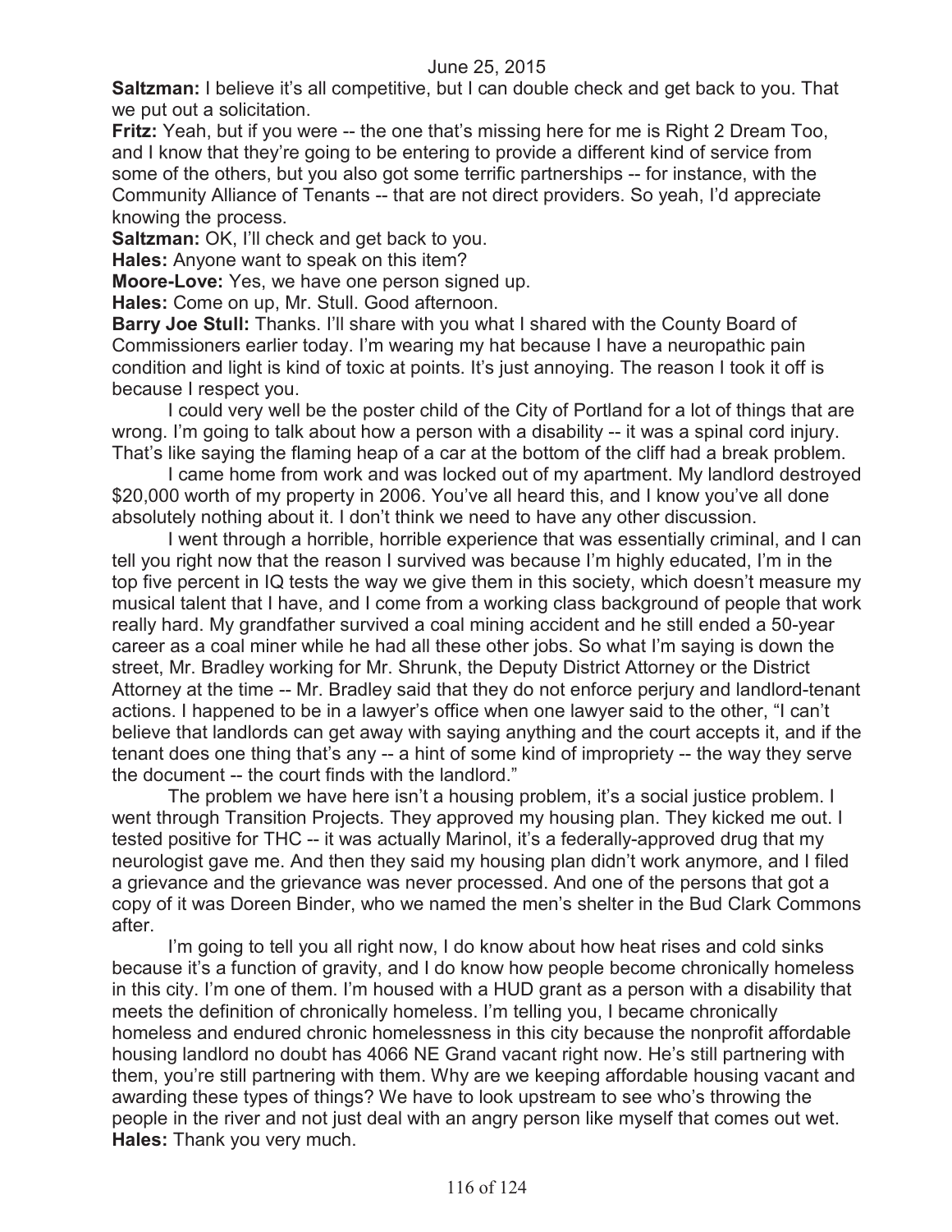**Saltzman:** I believe it's all competitive, but I can double check and get back to you. That we put out a solicitation.

**Fritz:** Yeah, but if you were -- the one that's missing here for me is Right 2 Dream Too, and I know that they're going to be entering to provide a different kind of service from some of the others, but you also got some terrific partnerships -- for instance, with the Community Alliance of Tenants -- that are not direct providers. So yeah, I'd appreciate knowing the process.

**Saltzman:** OK, I'll check and get back to you.

**Hales:** Anyone want to speak on this item?

**Moore-Love:** Yes, we have one person signed up.

**Hales:** Come on up, Mr. Stull. Good afternoon.

**Barry Joe Stull:** Thanks. I'll share with you what I shared with the County Board of Commissioners earlier today. I'm wearing my hat because I have a neuropathic pain condition and light is kind of toxic at points. It's just annoying. The reason I took it off is because I respect you.

I could very well be the poster child of the City of Portland for a lot of things that are wrong. I'm going to talk about how a person with a disability -- it was a spinal cord injury. That's like saying the flaming heap of a car at the bottom of the cliff had a break problem.

I came home from work and was locked out of my apartment. My landlord destroyed \$20,000 worth of my property in 2006. You've all heard this, and I know you've all done absolutely nothing about it. I don't think we need to have any other discussion.

I went through a horrible, horrible experience that was essentially criminal, and I can tell you right now that the reason I survived was because I'm highly educated, I'm in the top five percent in IQ tests the way we give them in this society, which doesn't measure my musical talent that I have, and I come from a working class background of people that work really hard. My grandfather survived a coal mining accident and he still ended a 50-year career as a coal miner while he had all these other jobs. So what I'm saying is down the street, Mr. Bradley working for Mr. Shrunk, the Deputy District Attorney or the District Attorney at the time -- Mr. Bradley said that they do not enforce perjury and landlord-tenant actions. I happened to be in a lawyer's office when one lawyer said to the other, "I can't believe that landlords can get away with saying anything and the court accepts it, and if the tenant does one thing that's any -- a hint of some kind of impropriety -- the way they serve the document -- the court finds with the landlord."

The problem we have here isn't a housing problem, it's a social justice problem. I went through Transition Projects. They approved my housing plan. They kicked me out. I tested positive for THC -- it was actually Marinol, it's a federally-approved drug that my neurologist gave me. And then they said my housing plan didn't work anymore, and I filed a grievance and the grievance was never processed. And one of the persons that got a copy of it was Doreen Binder, who we named the men's shelter in the Bud Clark Commons after.

I'm going to tell you all right now, I do know about how heat rises and cold sinks because it's a function of gravity, and I do know how people become chronically homeless in this city. I'm one of them. I'm housed with a HUD grant as a person with a disability that meets the definition of chronically homeless. I'm telling you, I became chronically homeless and endured chronic homelessness in this city because the nonprofit affordable housing landlord no doubt has 4066 NE Grand vacant right now. He's still partnering with them, you're still partnering with them. Why are we keeping affordable housing vacant and awarding these types of things? We have to look upstream to see who's throwing the people in the river and not just deal with an angry person like myself that comes out wet.

**Hales:** Thank you very much.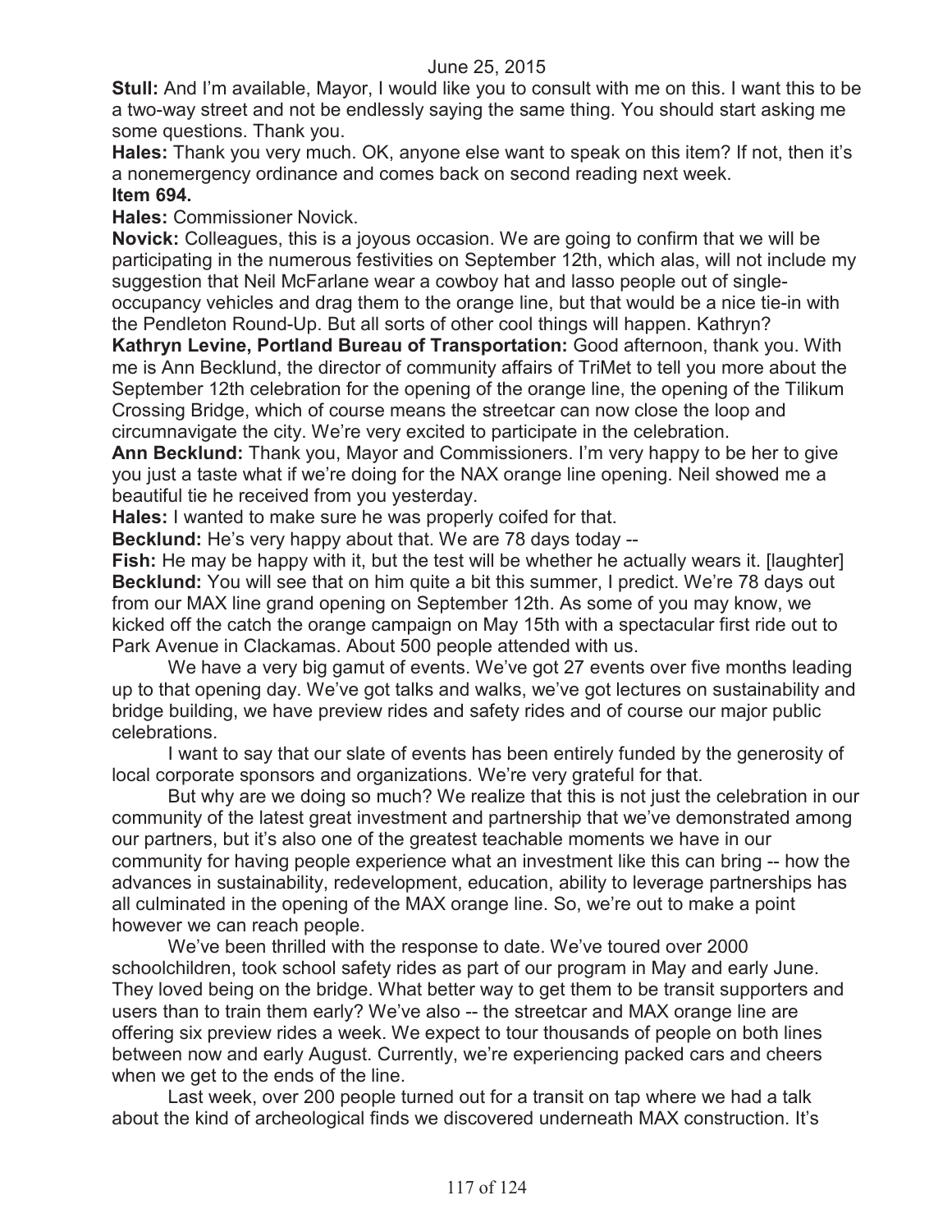**Stull:** And I'm available, Mayor, I would like you to consult with me on this. I want this to be a two-way street and not be endlessly saying the same thing. You should start asking me some questions. Thank you.

**Hales:** Thank you very much. OK, anyone else want to speak on this item? If not, then it's a nonemergency ordinance and comes back on second reading next week.

**Item 694.**

**Hales:** Commissioner Novick.

**Novick:** Colleagues, this is a joyous occasion. We are going to confirm that we will be participating in the numerous festivities on September 12th, which alas, will not include my suggestion that Neil McFarlane wear a cowboy hat and lasso people out of single-occupancy vehicles and drag them to the orange line, but that would be a nice tie-in with the Pendleton Round-Up. But all sorts of other cool things will happen. Kathryn?

**Kathryn Levine, Portland Bureau of Transportation:** Good afternoon, thank you. With me is Ann Becklund, the director of community affairs of TriMet to tell you more about the September 12th celebration for the opening of the orange line, the opening of the Tilikum Crossing Bridge, which of course means the streetcar can now close the loop and circumnavigate the city. We're very excited to participate in the celebration.

**Ann Becklund:** Thank you, Mayor and Commissioners. I'm very happy to be her to give you just a taste what if we're doing for the NAX orange line opening. Neil showed me a beautiful tie he received from you yesterday.

**Hales:** I wanted to make sure he was properly coifed for that.

**Becklund:** He's very happy about that. We are 78 days today --

**Fish:** He may be happy with it, but the test will be whether he actually wears it. [laughter]

**Becklund:** You will see that on him quite a bit this summer, I predict. We're 78 days out from our MAX line grand opening on September 12th. As some of you may know, we kicked off the catch the orange campaign on May 15th with a spectacular first ride out to Park Avenue in Clackamas. About 500 people attended with us.

We have a very big gamut of events. We've got 27 events over five months leading up to that opening day. We've got talks and walks, we've got lectures on sustainability and bridge building, we have preview rides and safety rides and of course our major public celebrations.

I want to say that our slate of events has been entirely funded by the generosity of local corporate sponsors and organizations. We're very grateful for that.

But why are we doing so much? We realize that this is not just the celebration in our community of the latest great investment and partnership that we've demonstrated among our partners, but it's also one of the greatest teachable moments we have in our community for having people experience what an investment like this can bring -- how the advances in sustainability, redevelopment, education, ability to leverage partnerships has all culminated in the opening of the MAX orange line. So, we're out to make a point however we can reach people.

We've been thrilled with the response to date. We've toured over 2000 schoolchildren, took school safety rides as part of our program in May and early June. They loved being on the bridge. What better way to get them to be transit supporters and users than to train them early? We've also -- the streetcar and MAX orange line are offering six preview rides a week. We expect to tour thousands of people on both lines between now and early August. Currently, we're experiencing packed cars and cheers when we get to the ends of the line.

Last week, over 200 people turned out for a transit on tap where we had a talk about the kind of archeological finds we discovered underneath MAX construction. It's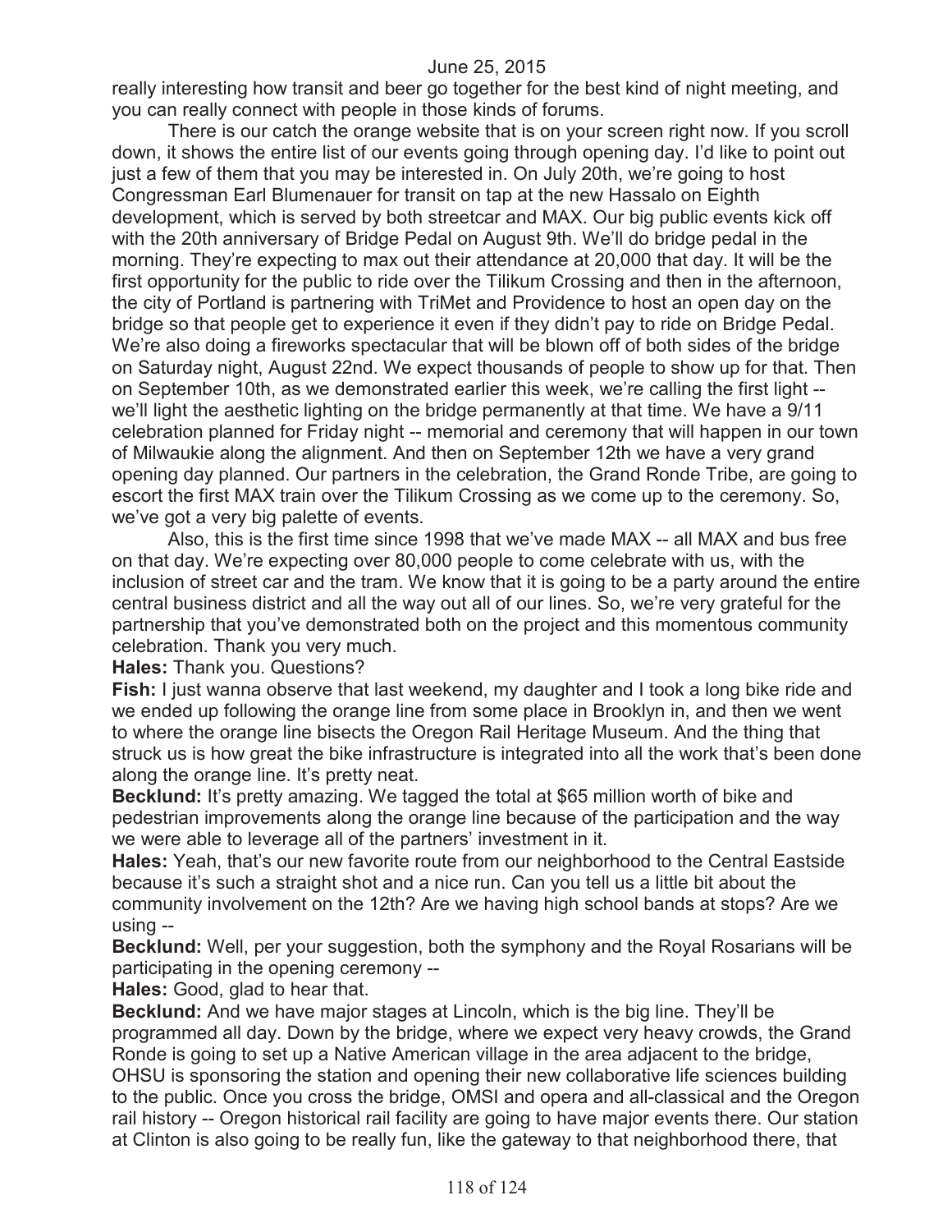really interesting how transit and beer go together for the best kind of night meeting, and you can really connect with people in those kinds of forums.

There is our catch the orange website that is on your screen right now. If you scroll down, it shows the entire list of our events going through opening day. I'd like to point out just a few of them that you may be interested in. On July 20th, we're going to host Congressman Earl Blumenauer for transit on tap at the new Hassalo on Eighth development, which is served by both streetcar and MAX. Our big public events kick off with the 20th anniversary of Bridge Pedal on August 9th. We'll do bridge pedal in the morning. They're expecting to max out their attendance at 20,000 that day. It will be the first opportunity for the public to ride over the Tilikum Crossing and then in the afternoon, the city of Portland is partnering with TriMet and Providence to host an open day on the bridge so that people get to experience it even if they didn't pay to ride on Bridge Pedal. We're also doing a fireworks spectacular that will be blown off of both sides of the bridge on Saturday night, August 22nd. We expect thousands of people to show up for that. Then on September 10th, as we demonstrated earlier this week, we're calling the first light -- we'll light the aesthetic lighting on the bridge permanently at that time. We have a 9/11 celebration planned for Friday night -- memorial and ceremony that will happen in our town of Milwaukie along the alignment. And then on September 12th we have a very grand opening day planned. Our partners in the celebration, the Grand Ronde Tribe, are going to escort the first MAX train over the Tilikum Crossing as we come up to the ceremony. So, we've got a very big palette of events.

Also, this is the first time since 1998 that we've made MAX -- all MAX and bus free on that day. We're expecting over 80,000 people to come celebrate with us, with the inclusion of street car and the tram. We know that it is going to be a party around the entire central business district and all the way out all of our lines. So, we're very grateful for the partnership that you've demonstrated both on the project and this momentous community celebration. Thank you very much.

**Hales:** Thank you. Questions?

**Fish:** I just wanna observe that last weekend, my daughter and I took a long bike ride and we ended up following the orange line from some place in Brooklyn in, and then we went to where the orange line bisects the Oregon Rail Heritage Museum. And the thing that struck us is how great the bike infrastructure is integrated into all the work that's been done along the orange line. It's pretty neat.

**Becklund:** It's pretty amazing. We tagged the total at $65 million worth of bike and pedestrian improvements along the orange line because of the participation and the way we were able to leverage all of the partners' investment in it.

**Hales:** Yeah, that's our new favorite route from our neighborhood to the Central Eastside because it's such a straight shot and a nice run. Can you tell us a little bit about the community involvement on the 12th? Are we having high school bands at stops? Are we using --

**Becklund:** Well, per your suggestion, both the symphony and the Royal Rosarians will be participating in the opening ceremony --

**Hales:** Good, glad to hear that.

**Becklund:** And we have major stages at Lincoln, which is the big line. They'll be programmed all day. Down by the bridge, where we expect very heavy crowds, the Grand Ronde is going to set up a Native American village in the area adjacent to the bridge, OHSU is sponsoring the station and opening their new collaborative life sciences building to the public. Once you cross the bridge, OMSI and opera and all-classical and the Oregon rail history -- Oregon historical rail facility are going to have major events there. Our station at Clinton is also going to be really fun, like the gateway to that neighborhood there, that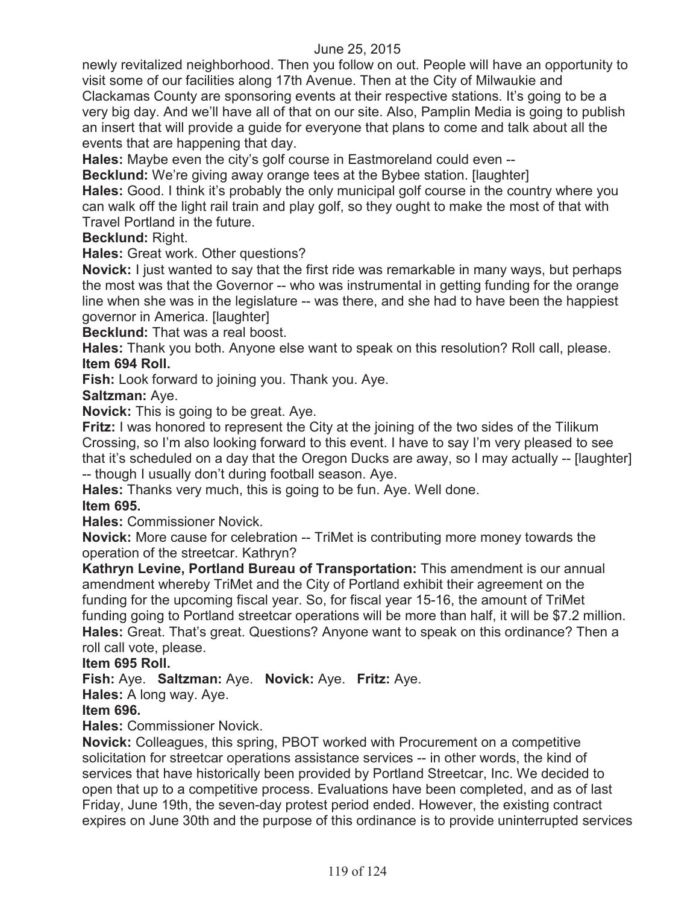newly revitalized neighborhood. Then you follow on out. People will have an opportunity to visit some of our facilities along 17th Avenue. Then at the City of Milwaukie and Clackamas County are sponsoring events at their respective stations. It's going to be a very big day. And we'll have all of that on our site. Also, Pamplin Media is going to publish an insert that will provide a guide for everyone that plans to come and talk about all the events that are happening that day.

**Hales:** Maybe even the city's golf course in Eastmoreland could even --

**Becklund:** We're giving away orange tees at the Bybee station. [laughter]

**Hales:** Good. I think it's probably the only municipal golf course in the country where you can walk off the light rail train and play golf, so they ought to make the most of that with Travel Portland in the future.

**Becklund:** Right.

**Hales:** Great work. Other questions?

**Novick:** I just wanted to say that the first ride was remarkable in many ways, but perhaps the most was that the Governor -- who was instrumental in getting funding for the orange line when she was in the legislature -- was there, and she had to have been the happiest governor in America. [laughter]

**Becklund:** That was a real boost.

**Hales:** Thank you both. Anyone else want to speak on this resolution? Roll call, please.

**Item 694 Roll.**

**Fish:** Look forward to joining you. Thank you. Aye.

**Saltzman:** Aye.

**Novick:** This is going to be great. Aye.

**Fritz:** I was honored to represent the City at the joining of the two sides of the Tilikum Crossing, so I'm also looking forward to this event. I have to say I'm very pleased to see that it's scheduled on a day that the Oregon Ducks are away, so I may actually -- [laughter] -- though I usually don't during football season. Aye.

**Hales:** Thanks very much, this is going to be fun. Aye. Well done.

**Item 695.**

**Hales:** Commissioner Novick.

**Novick:** More cause for celebration -- TriMet is contributing more money towards the operation of the streetcar. Kathryn?

**Kathryn Levine, Portland Bureau of Transportation:** This amendment is our annual amendment whereby TriMet and the City of Portland exhibit their agreement on the funding for the upcoming fiscal year. So, for fiscal year 15-16, the amount of TriMet funding going to Portland streetcar operations will be more than half, it will be $7.2 million.

**Hales:** Great. That's great. Questions? Anyone want to speak on this ordinance? Then a roll call vote, please.

**Item 695 Roll.**

**Fish:** Aye. **Saltzman:** Aye. **Novick:** Aye. **Fritz:** Aye.

**Hales:** A long way. Aye.

**Item 696.**

**Hales:** Commissioner Novick.

**Novick:** Colleagues, this spring, PBOT worked with Procurement on a competitive solicitation for streetcar operations assistance services -- in other words, the kind of services that have historically been provided by Portland Streetcar, Inc. We decided to open that up to a competitive process. Evaluations have been completed, and as of last Friday, June 19th, the seven-day protest period ended. However, the existing contract expires on June 30th and the purpose of this ordinance is to provide uninterrupted services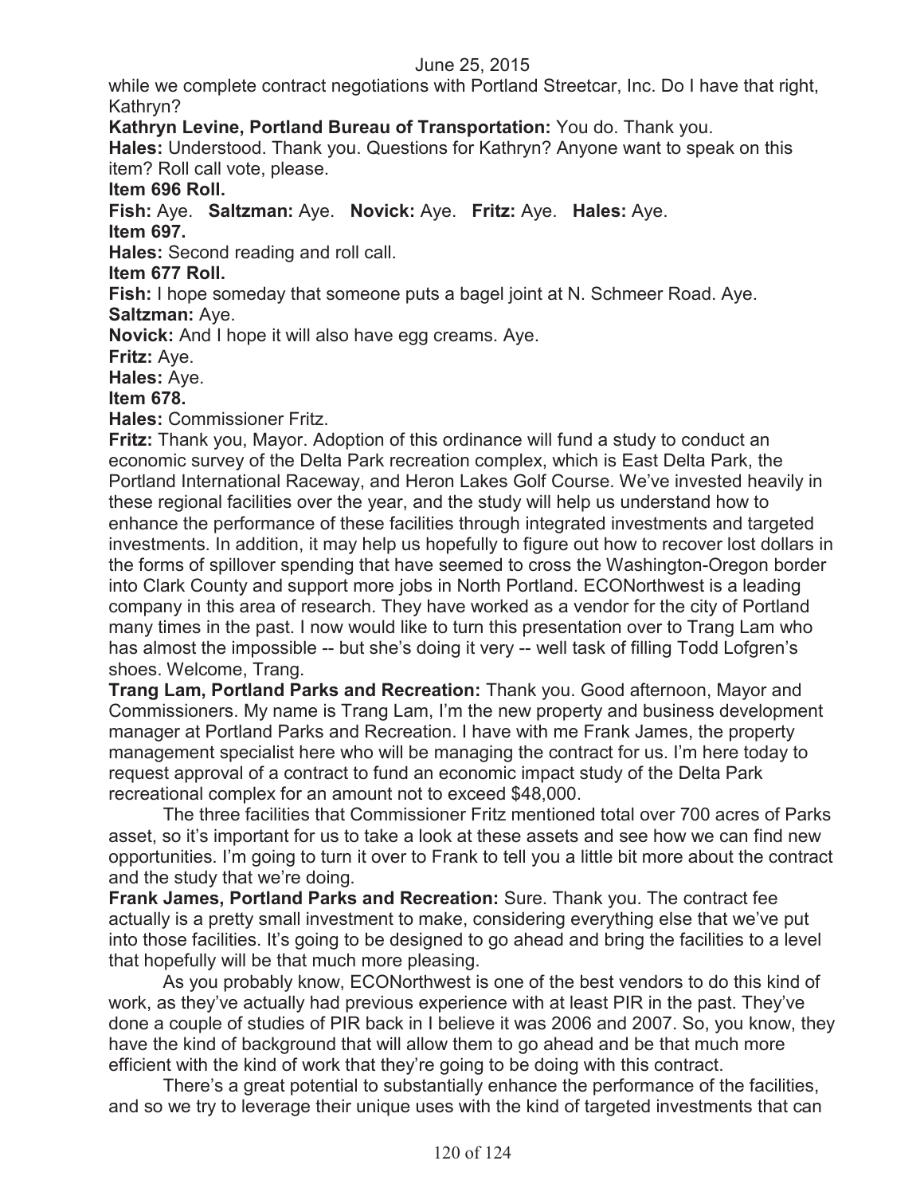while we complete contract negotiations with Portland Streetcar, Inc. Do I have that right, Kathryn?

**Kathryn Levine, Portland Bureau of Transportation:** You do. Thank you.

**Hales:** Understood. Thank you. Questions for Kathryn? Anyone want to speak on this item? Roll call vote, please.

**Item 696 Roll.**

**Fish:** Aye. **Saltzman:** Aye. **Novick:** Aye. **Fritz:** Aye. **Hales:** Aye.

**Item 697.**

**Hales:** Second reading and roll call.

**Item 677 Roll.**

**Fish:** I hope someday that someone puts a bagel joint at N. Schmeer Road. Aye.

**Saltzman:** Aye.

**Novick:** And I hope it will also have egg creams. Aye.

**Fritz:** Aye.

**Hales:** Aye.

**Item 678.**

**Hales:** Commissioner Fritz.

**Fritz:** Thank you, Mayor. Adoption of this ordinance will fund a study to conduct an economic survey of the Delta Park recreation complex, which is East Delta Park, the Portland International Raceway, and Heron Lakes Golf Course. We've invested heavily in these regional facilities over the year, and the study will help us understand how to enhance the performance of these facilities through integrated investments and targeted investments. In addition, it may help us hopefully to figure out how to recover lost dollars in the forms of spillover spending that have seemed to cross the Washington-Oregon border into Clark County and support more jobs in North Portland. ECONorthwest is a leading company in this area of research. They have worked as a vendor for the city of Portland many times in the past. I now would like to turn this presentation over to Trang Lam who has almost the impossible -- but she's doing it very -- well task of filling Todd Lofgren's shoes. Welcome, Trang.

**Trang Lam, Portland Parks and Recreation:** Thank you. Good afternoon, Mayor and Commissioners. My name is Trang Lam, I'm the new property and business development manager at Portland Parks and Recreation. I have with me Frank James, the property management specialist here who will be managing the contract for us. I'm here today to request approval of a contract to fund an economic impact study of the Delta Park recreational complex for an amount not to exceed $48,000.

The three facilities that Commissioner Fritz mentioned total over 700 acres of Parks asset, so it's important for us to take a look at these assets and see how we can find new opportunities. I'm going to turn it over to Frank to tell you a little bit more about the contract and the study that we're doing.

**Frank James, Portland Parks and Recreation:** Sure. Thank you. The contract fee actually is a pretty small investment to make, considering everything else that we've put into those facilities. It's going to be designed to go ahead and bring the facilities to a level that hopefully will be that much more pleasing.

As you probably know, ECONorthwest is one of the best vendors to do this kind of work, as they've actually had previous experience with at least PIR in the past. They've done a couple of studies of PIR back in I believe it was 2006 and 2007. So, you know, they have the kind of background that will allow them to go ahead and be that much more efficient with the kind of work that they're going to be doing with this contract.

There's a great potential to substantially enhance the performance of the facilities, and so we try to leverage their unique uses with the kind of targeted investments that can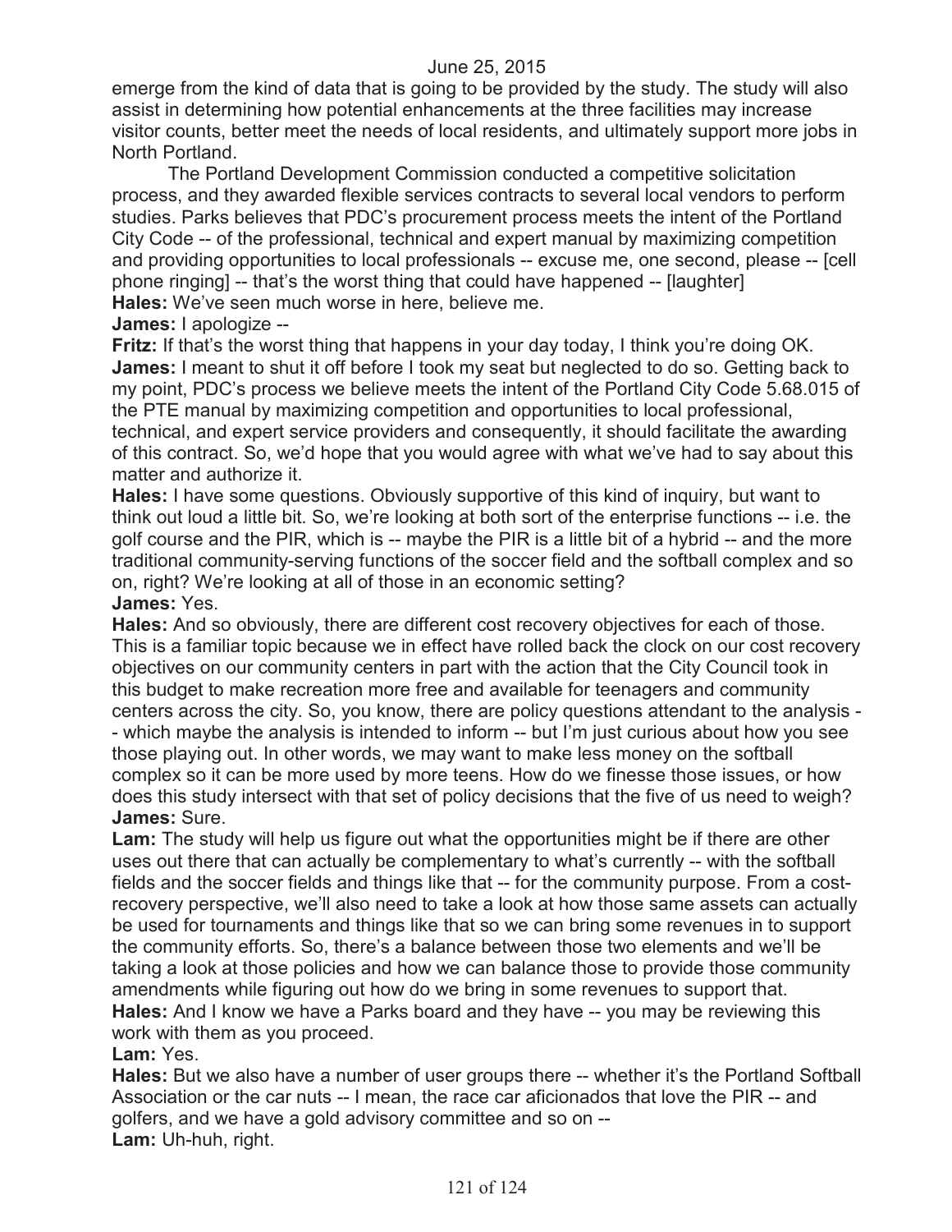emerge from the kind of data that is going to be provided by the study. The study will also assist in determining how potential enhancements at the three facilities may increase visitor counts, better meet the needs of local residents, and ultimately support more jobs in North Portland.

The Portland Development Commission conducted a competitive solicitation process, and they awarded flexible services contracts to several local vendors to perform studies. Parks believes that PDC's procurement process meets the intent of the Portland City Code -- of the professional, technical and expert manual by maximizing competition and providing opportunities to local professionals -- excuse me, one second, please -- [cell phone ringing] -- that's the worst thing that could have happened -- [laughter]

**Hales:** We've seen much worse in here, believe me.

**James:** I apologize --

**Fritz:** If that's the worst thing that happens in your day today, I think you're doing OK.

**James:** I meant to shut it off before I took my seat but neglected to do so. Getting back to my point, PDC's process we believe meets the intent of the Portland City Code 5.68.015 of the PTE manual by maximizing competition and opportunities to local professional, technical, and expert service providers and consequently, it should facilitate the awarding of this contract. So, we'd hope that you would agree with what we've had to say about this matter and authorize it.

**Hales:** I have some questions. Obviously supportive of this kind of inquiry, but want to think out loud a little bit. So, we're looking at both sort of the enterprise functions -- i.e. the golf course and the PIR, which is -- maybe the PIR is a little bit of a hybrid -- and the more traditional community-serving functions of the soccer field and the softball complex and so on, right? We're looking at all of those in an economic setting?

**James:** Yes.

**Hales:** And so obviously, there are different cost recovery objectives for each of those. This is a familiar topic because we in effect have rolled back the clock on our cost recovery objectives on our community centers in part with the action that the City Council took in this budget to make recreation more free and available for teenagers and community centers across the city. So, you know, there are policy questions attendant to the analysis -- which maybe the analysis is intended to inform -- but I'm just curious about how you see those playing out. In other words, we may want to make less money on the softball complex so it can be more used by more teens. How do we finesse those issues, or how does this study intersect with that set of policy decisions that the five of us need to weigh?

**James:** Sure.

**Lam:** The study will help us figure out what the opportunities might be if there are other uses out there that can actually be complementary to what's currently -- with the softball fields and the soccer fields and things like that -- for the community purpose. From a cost-recovery perspective, we'll also need to take a look at how those same assets can actually be used for tournaments and things like that so we can bring some revenues in to support the community efforts. So, there's a balance between those two elements and we'll be taking a look at those policies and how we can balance those to provide those community amendments while figuring out how do we bring in some revenues to support that.

**Hales:** And I know we have a Parks board and they have -- you may be reviewing this work with them as you proceed.

**Lam:** Yes.

**Hales:** But we also have a number of user groups there -- whether it's the Portland Softball Association or the car nuts -- I mean, the race car aficionados that love the PIR -- and golfers, and we have a gold advisory committee and so on --

**Lam:** Uh-huh, right.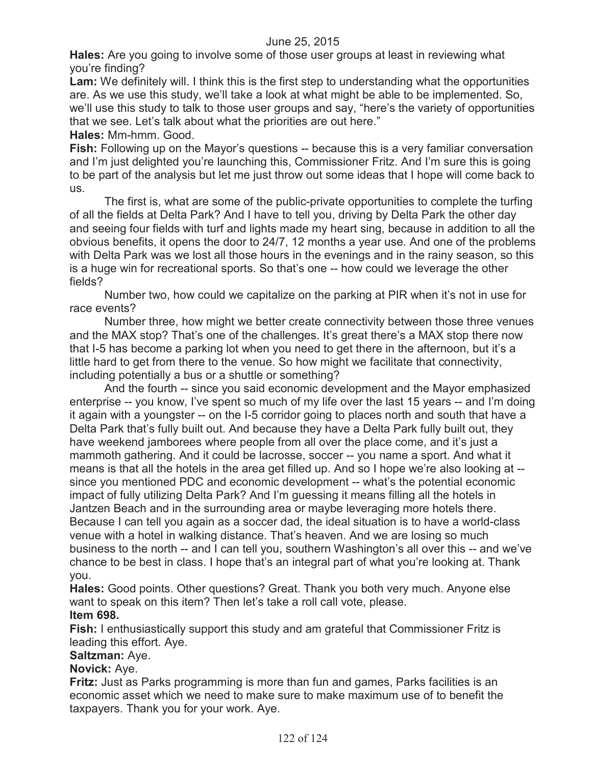**Hales:** Are you going to involve some of those user groups at least in reviewing what you're finding?

**Lam:** We definitely will. I think this is the first step to understanding what the opportunities are. As we use this study, we'll take a look at what might be able to be implemented. So, we'll use this study to talk to those user groups and say, "here's the variety of opportunities that we see. Let's talk about what the priorities are out here."

**Hales:** Mm-hmm. Good.

**Fish:** Following up on the Mayor's questions -- because this is a very familiar conversation and I'm just delighted you're launching this, Commissioner Fritz. And I'm sure this is going to be part of the analysis but let me just throw out some ideas that I hope will come back to us.

The first is, what are some of the public-private opportunities to complete the turfing of all the fields at Delta Park? And I have to tell you, driving by Delta Park the other day and seeing four fields with turf and lights made my heart sing, because in addition to all the obvious benefits, it opens the door to 24/7, 12 months a year use. And one of the problems with Delta Park was we lost all those hours in the evenings and in the rainy season, so this is a huge win for recreational sports. So that's one -- how could we leverage the other fields?

Number two, how could we capitalize on the parking at PIR when it's not in use for race events?

Number three, how might we better create connectivity between those three venues and the MAX stop? That's one of the challenges. It's great there's a MAX stop there now that I-5 has become a parking lot when you need to get there in the afternoon, but it's a little hard to get from there to the venue. So how might we facilitate that connectivity, including potentially a bus or a shuttle or something?

And the fourth -- since you said economic development and the Mayor emphasized enterprise -- you know, I've spent so much of my life over the last 15 years -- and I'm doing it again with a youngster -- on the I-5 corridor going to places north and south that have a Delta Park that's fully built out. And because they have a Delta Park fully built out, they have weekend jamborees where people from all over the place come, and it's just a mammoth gathering. And it could be lacrosse, soccer -- you name a sport. And what it means is that all the hotels in the area get filled up. And so I hope we're also looking at -- since you mentioned PDC and economic development -- what's the potential economic impact of fully utilizing Delta Park? And I'm guessing it means filling all the hotels in Jantzen Beach and in the surrounding area or maybe leveraging more hotels there. Because I can tell you again as a soccer dad, the ideal situation is to have a world-class venue with a hotel in walking distance. That's heaven. And we are losing so much business to the north -- and I can tell you, southern Washington's all over this -- and we've chance to be best in class. I hope that's an integral part of what you're looking at. Thank you.

**Hales:** Good points. Other questions? Great. Thank you both very much. Anyone else want to speak on this item? Then let's take a roll call vote, please.

**Item 698.**

**Fish:** I enthusiastically support this study and am grateful that Commissioner Fritz is leading this effort. Aye.

**Saltzman:** Aye.

**Novick:** Aye.

**Fritz:** Just as Parks programming is more than fun and games, Parks facilities is an economic asset which we need to make sure to make maximum use of to benefit the taxpayers. Thank you for your work. Aye.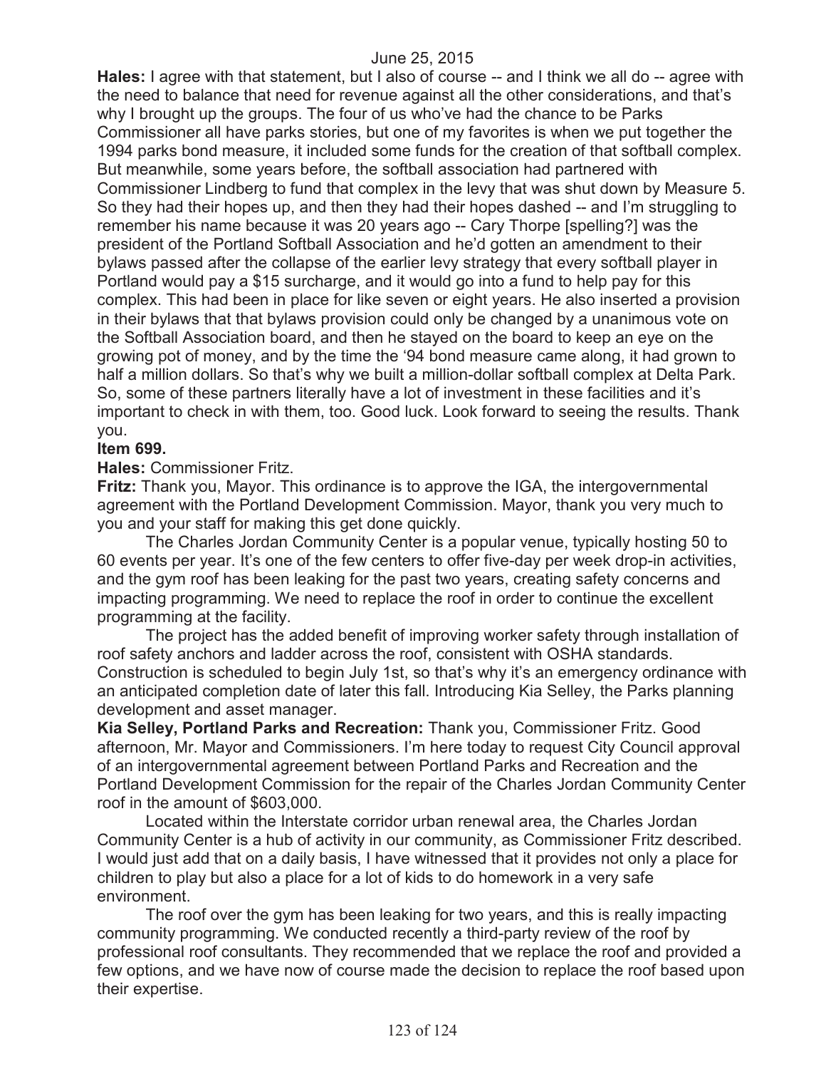**Hales:** I agree with that statement, but I also of course -- and I think we all do -- agree with the need to balance that need for revenue against all the other considerations, and that's why I brought up the groups. The four of us who've had the chance to be Parks Commissioner all have parks stories, but one of my favorites is when we put together the 1994 parks bond measure, it included some funds for the creation of that softball complex. But meanwhile, some years before, the softball association had partnered with Commissioner Lindberg to fund that complex in the levy that was shut down by Measure 5. So they had their hopes up, and then they had their hopes dashed -- and I'm struggling to remember his name because it was 20 years ago -- Cary Thorpe [spelling?] was the president of the Portland Softball Association and he'd gotten an amendment to their bylaws passed after the collapse of the earlier levy strategy that every softball player in Portland would pay a $15 surcharge, and it would go into a fund to help pay for this complex. This had been in place for like seven or eight years. He also inserted a provision in their bylaws that that bylaws provision could only be changed by a unanimous vote on the Softball Association board, and then he stayed on the board to keep an eye on the growing pot of money, and by the time the '94 bond measure came along, it had grown to half a million dollars. So that's why we built a million-dollar softball complex at Delta Park. So, some of these partners literally have a lot of investment in these facilities and it's important to check in with them, too. Good luck. Look forward to seeing the results. Thank you.

**Item 699.**

**Hales:** Commissioner Fritz.

**Fritz:** Thank you, Mayor. This ordinance is to approve the IGA, the intergovernmental agreement with the Portland Development Commission. Mayor, thank you very much to you and your staff for making this get done quickly.

The Charles Jordan Community Center is a popular venue, typically hosting 50 to 60 events per year. It's one of the few centers to offer five-day per week drop-in activities, and the gym roof has been leaking for the past two years, creating safety concerns and impacting programming. We need to replace the roof in order to continue the excellent programming at the facility.

The project has the added benefit of improving worker safety through installation of roof safety anchors and ladder across the roof, consistent with OSHA standards. Construction is scheduled to begin July 1st, so that's why it's an emergency ordinance with an anticipated completion date of later this fall. Introducing Kia Selley, the Parks planning development and asset manager.

**Kia Selley, Portland Parks and Recreation:** Thank you, Commissioner Fritz. Good afternoon, Mr. Mayor and Commissioners. I'm here today to request City Council approval of an intergovernmental agreement between Portland Parks and Recreation and the Portland Development Commission for the repair of the Charles Jordan Community Center roof in the amount of $603,000.

Located within the Interstate corridor urban renewal area, the Charles Jordan Community Center is a hub of activity in our community, as Commissioner Fritz described. I would just add that on a daily basis, I have witnessed that it provides not only a place for children to play but also a place for a lot of kids to do homework in a very safe environment.

The roof over the gym has been leaking for two years, and this is really impacting community programming. We conducted recently a third-party review of the roof by professional roof consultants. They recommended that we replace the roof and provided a few options, and we have now of course made the decision to replace the roof based upon their expertise.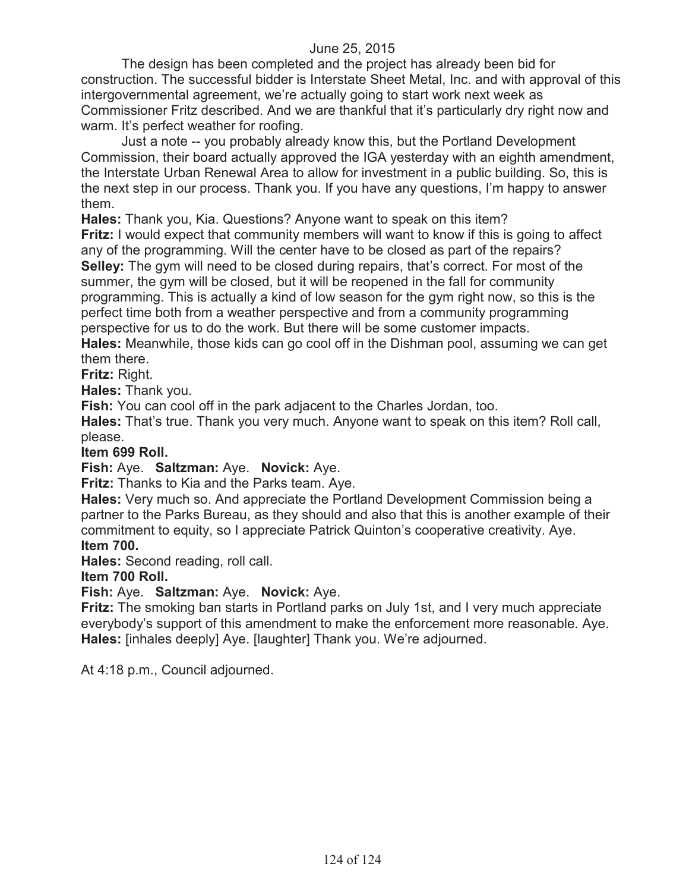The design has been completed and the project has already been bid for construction. The successful bidder is Interstate Sheet Metal, Inc. and with approval of this intergovernmental agreement, we're actually going to start work next week as Commissioner Fritz described. And we are thankful that it's particularly dry right now and warm. It's perfect weather for roofing.

Just a note -- you probably already know this, but the Portland Development Commission, their board actually approved the IGA yesterday with an eighth amendment, the Interstate Urban Renewal Area to allow for investment in a public building. So, this is the next step in our process. Thank you. If you have any questions, I'm happy to answer them.

**Hales:** Thank you, Kia. Questions? Anyone want to speak on this item?

**Fritz:** I would expect that community members will want to know if this is going to affect any of the programming. Will the center have to be closed as part of the repairs?

**Selley:** The gym will need to be closed during repairs, that's correct. For most of the summer, the gym will be closed, but it will be reopened in the fall for community programming. This is actually a kind of low season for the gym right now, so this is the perfect time both from a weather perspective and from a community programming perspective for us to do the work. But there will be some customer impacts.

**Hales:** Meanwhile, those kids can go cool off in the Dishman pool, assuming we can get them there.

**Fritz:** Right.

**Hales:** Thank you.

**Fish:** You can cool off in the park adjacent to the Charles Jordan, too.

**Hales:** That's true. Thank you very much. Anyone want to speak on this item? Roll call, please.

**Item 699 Roll.**

**Fish:** Aye. **Saltzman:** Aye. **Novick:** Aye.

**Fritz:** Thanks to Kia and the Parks team. Aye.

**Hales:** Very much so. And appreciate the Portland Development Commission being a partner to the Parks Bureau, as they should and also that this is another example of their commitment to equity, so I appreciate Patrick Quinton's cooperative creativity. Aye.

**Item 700.**

**Hales:** Second reading, roll call.

**Item 700 Roll.**

**Fish:** Aye. **Saltzman:** Aye. **Novick:** Aye.

**Fritz:** The smoking ban starts in Portland parks on July 1st, and I very much appreciate everybody's support of this amendment to make the enforcement more reasonable. Aye.

**Hales:** [inhales deeply] Aye. [laughter] Thank you. We're adjourned.

At 4:18 p.m., Council adjourned.